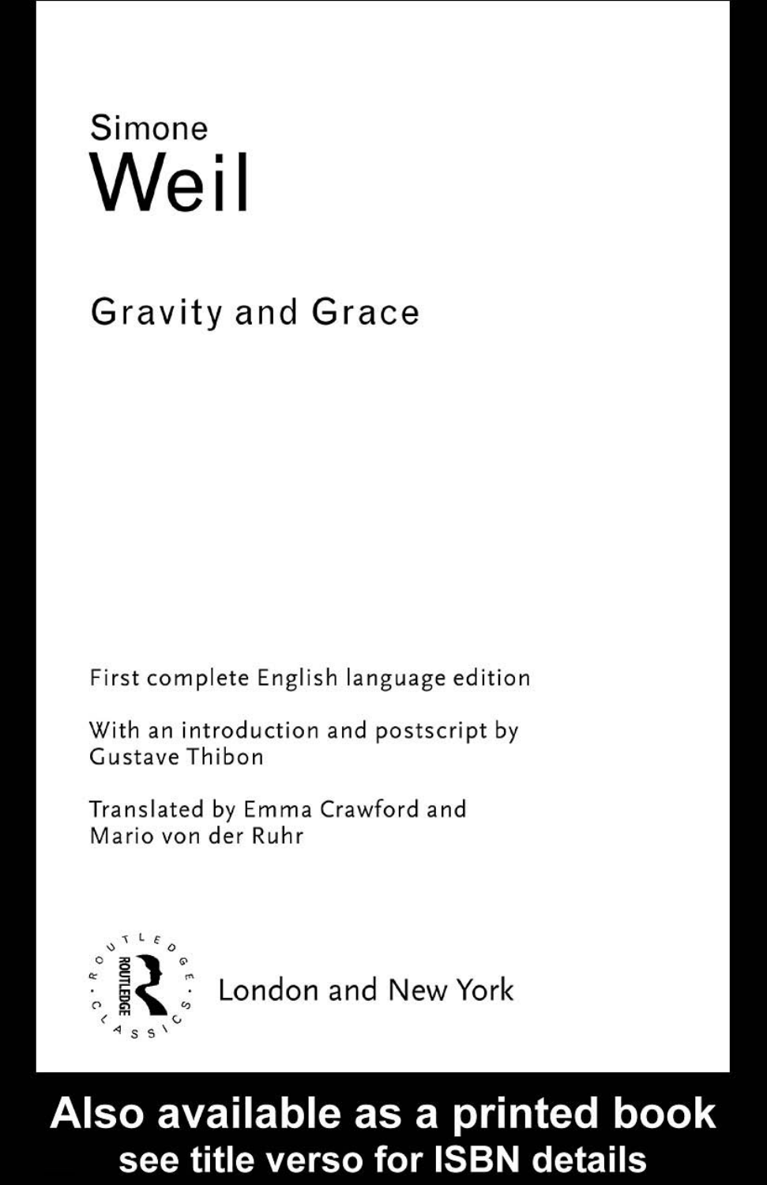Simone

# Weil

## Gravity and Grace

First complete English language edition

With an introduction and postscript by Gustave Thibon

Translated by Emma Crawford and Mario von der Ruhr

ROUTLEDGE CLASSICS

London and New York

**Also available as a printed book see title verso for ISBN details**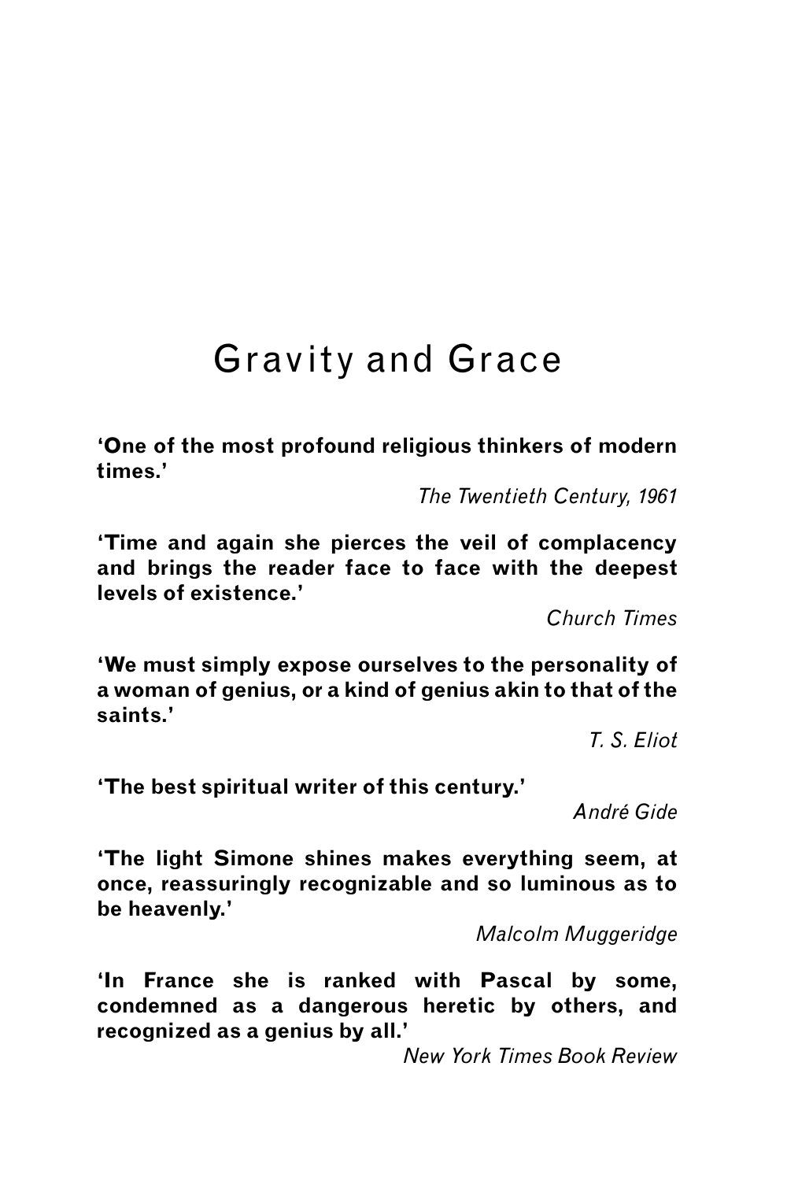# Gravity and Grace

**'One of the most profound religious thinkers of modern times.'**

*The Twentieth Century, 1961*

**'Time and again she pierces the veil of complacency and brings the reader face to face with the deepest levels of existence.'**

*Church Times*

**'We must simply expose ourselves to the personality of a woman of genius, or a kind of genius akin to that of the saints.'**

*T. S. Eliot*

**'The best spiritual writer of this century.'**

*André Gide*

**'The light Simone shines makes everything seem, at once, reassuringly recognizable and so luminous as to be heavenly.'**

*Malcolm Muggeridge*

**'In France she is ranked with Pascal by some, condemned as a dangerous heretic by others, and recognized as a genius by all.'**

*New York Times Book Review*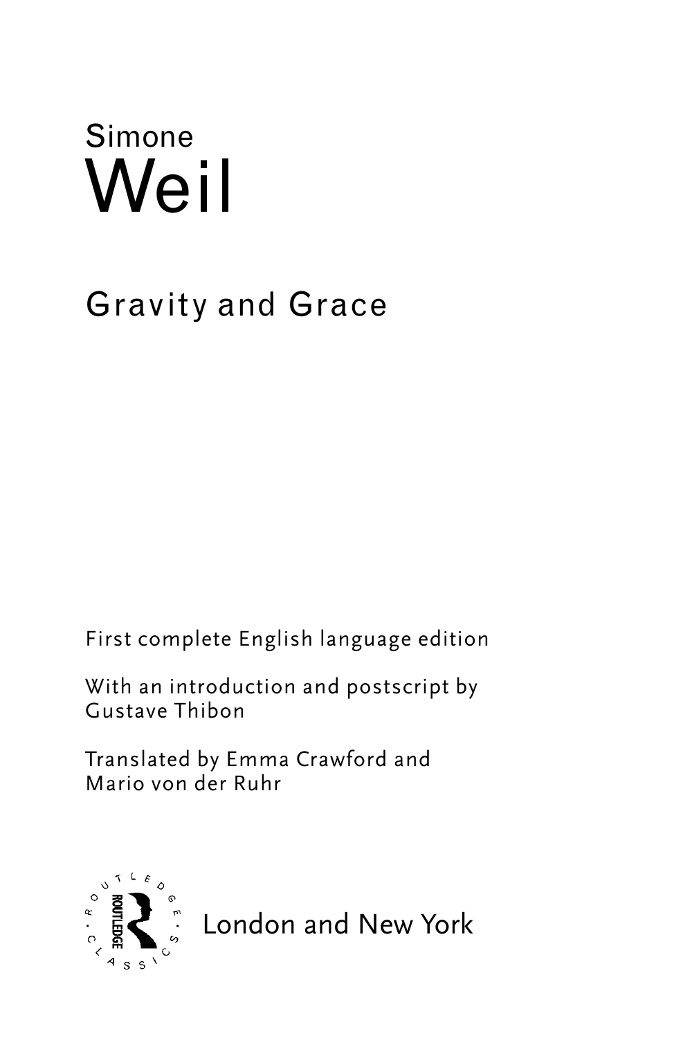Simone

# Weil

## Gravity and Grace

First complete English language edition

With an introduction and postscript by Gustave Thibon

Translated by Emma Crawford and Mario von der Ruhr

London and New York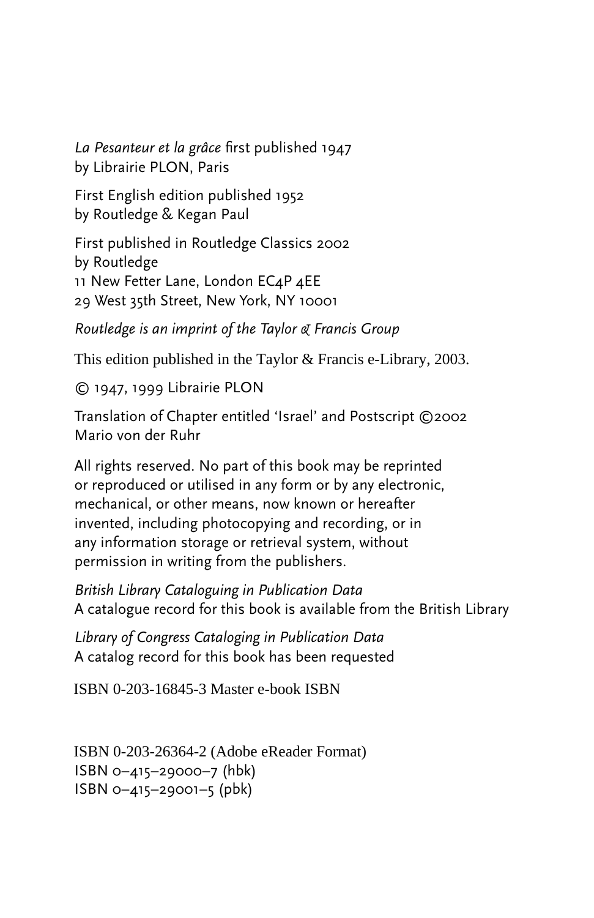*La Pesanteur et la grâce* first published 1947
by Librairie PLON, Paris

First English edition published 1952
by Routledge & Kegan Paul

First published in Routledge Classics 2002
by Routledge
11 New Fetter Lane, London EC4P 4EE
29 West 35th Street, New York, NY 10001

*Routledge is an imprint of the Taylor & Francis Group*

This edition published in the Taylor & Francis e-Library, 2003.

© 1947, 1999 Librairie PLON

Translation of Chapter entitled 'Israel' and Postscript ©2002
Mario von der Ruhr

All rights reserved. No part of this book may be reprinted
or reproduced or utilised in any form or by any electronic,
mechanical, or other means, now known or hereafter
invented, including photocopying and recording, or in
any information storage or retrieval system, without
permission in writing from the publishers.

*British Library Cataloguing in Publication Data*
A catalogue record for this book is available from the British Library

*Library of Congress Cataloging in Publication Data*
A catalog record for this book has been requested

ISBN 0-203-16845-3 Master e-book ISBN

ISBN 0-203-26364-2 (Adobe eReader Format)
ISBN 0–415–29000–7 (hbk)
ISBN 0–415–29001–5 (pbk)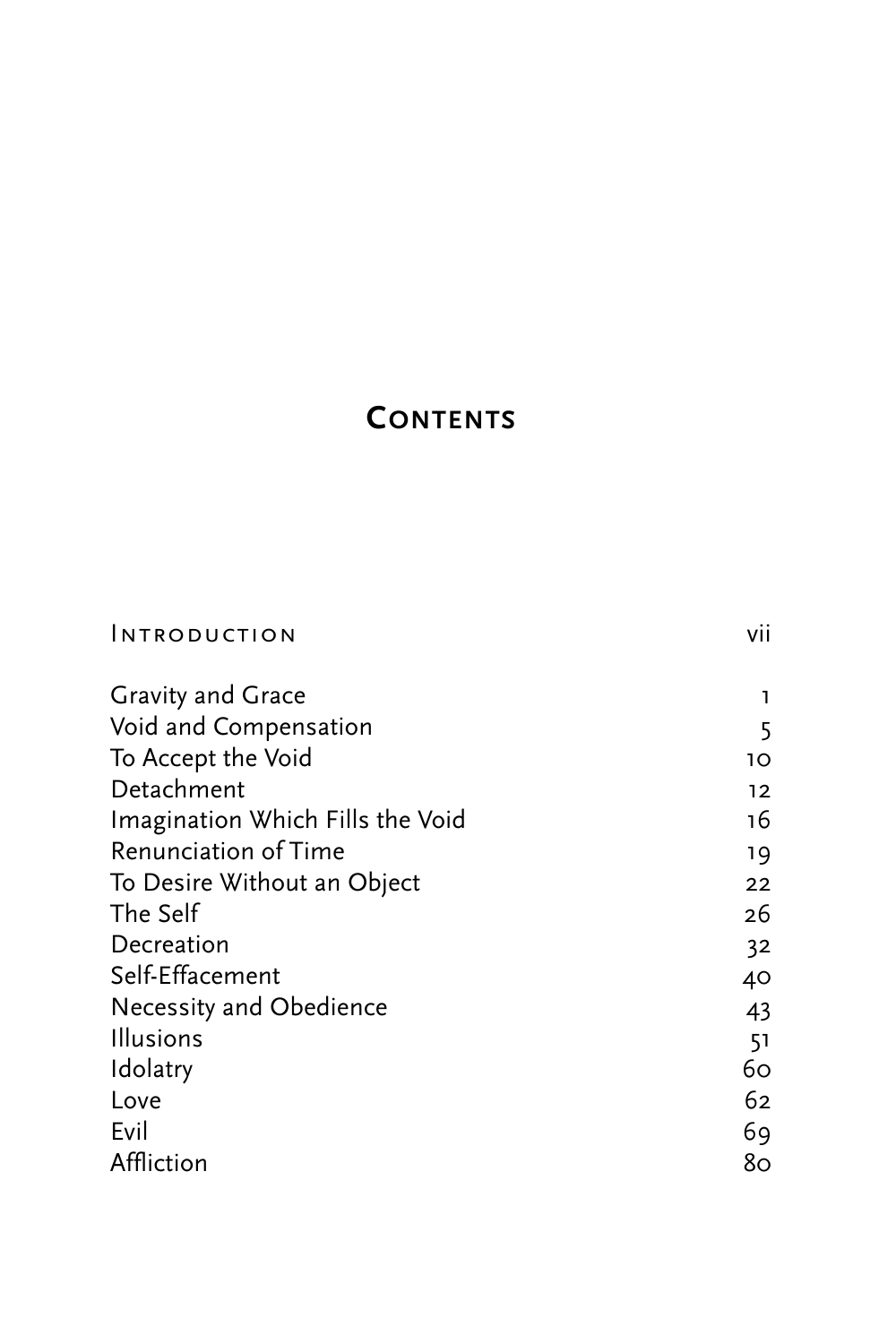# Contents

| | |
|---|---|
| Introduction | vii |
| Gravity and Grace | 1 |
| Void and Compensation | 5 |
| To Accept the Void | 10 |
| Detachment | 12 |
| Imagination Which Fills the Void | 16 |
| Renunciation of Time | 19 |
| To Desire Without an Object | 22 |
| The Self | 26 |
| Decreation | 32 |
| Self-Effacement | 40 |
| Necessity and Obedience | 43 |
| Illusions | 51 |
| Idolatry | 60 |
| Love | 62 |
| Evil | 69 |
| Affliction | 80 |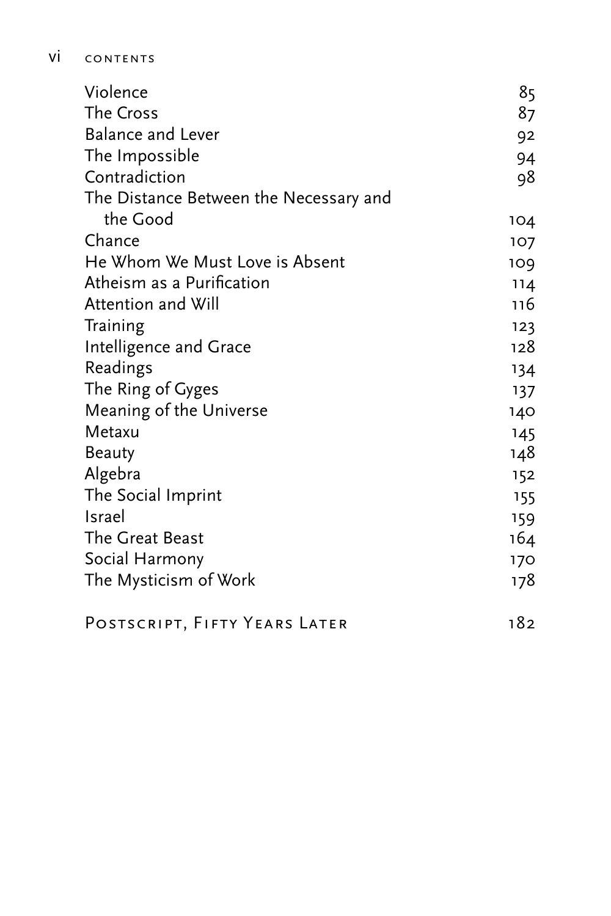| | |
|---|---|
| Violence | 85 |
| The Cross | 87 |
| Balance and Lever | 92 |
| The Impossible | 94 |
| Contradiction | 98 |
| The Distance Between the Necessary and the Good | 104 |
| Chance | 107 |
| He Whom We Must Love is Absent | 109 |
| Atheism as a Purification | 114 |
| Attention and Will | 116 |
| Training | 123 |
| Intelligence and Grace | 128 |
| Readings | 134 |
| The Ring of Gyges | 137 |
| Meaning of the Universe | 140 |
| Metaxu | 145 |
| Beauty | 148 |
| Algebra | 152 |
| The Social Imprint | 155 |
| Israel | 159 |
| The Great Beast | 164 |
| Social Harmony | 170 |
| The Mysticism of Work | 178 |
| POSTSCRIPT, FIFTY YEARS LATER | 182 |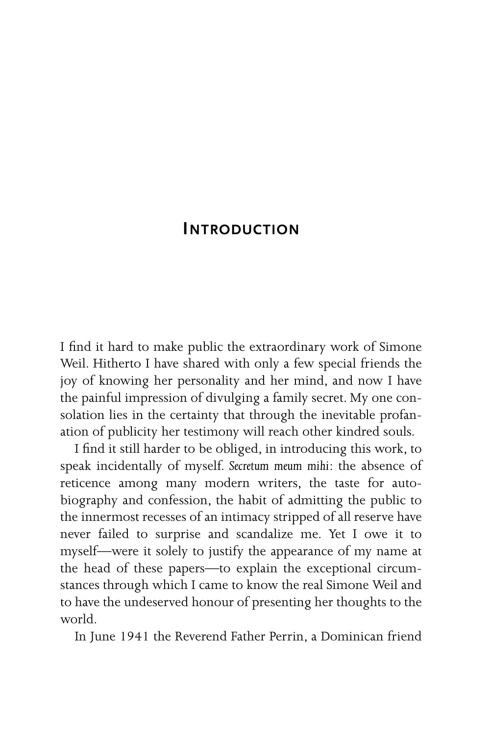# Introduction

I find it hard to make public the extraordinary work of Simone Weil. Hitherto I have shared with only a few special friends the joy of knowing her personality and her mind, and now I have the painful impression of divulging a family secret. My one consolation lies in the certainty that through the inevitable profanation of publicity her testimony will reach other kindred souls.

I find it still harder to be obliged, in introducing this work, to speak incidentally of myself. *Secretum meum mihi*: the absence of reticence among many modern writers, the taste for autobiography and confession, the habit of admitting the public to the innermost recesses of an intimacy stripped of all reserve have never failed to surprise and scandalize me. Yet I owe it to myself—were it solely to justify the appearance of my name at the head of these papers—to explain the exceptional circumstances through which I came to know the real Simone Weil and to have the undeserved honour of presenting her thoughts to the world.

In June 1941 the Reverend Father Perrin, a Dominican friend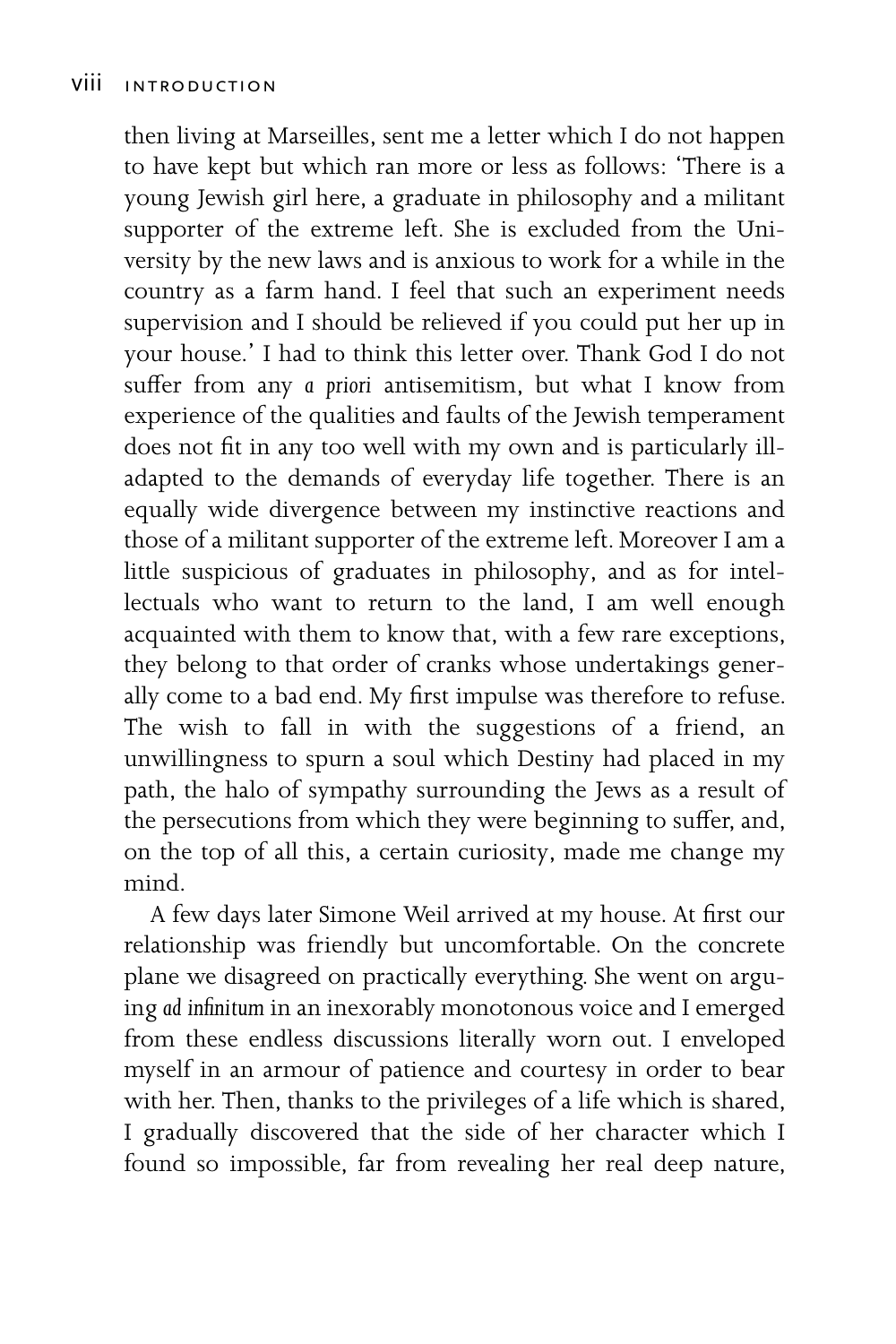then living at Marseilles, sent me a letter which I do not happen to have kept but which ran more or less as follows: 'There is a young Jewish girl here, a graduate in philosophy and a militant supporter of the extreme left. She is excluded from the University by the new laws and is anxious to work for a while in the country as a farm hand. I feel that such an experiment needs supervision and I should be relieved if you could put her up in your house.' I had to think this letter over. Thank God I do not suffer from any *a priori* antisemitism, but what I know from experience of the qualities and faults of the Jewish temperament does not fit in any too well with my own and is particularly ill-adapted to the demands of everyday life together. There is an equally wide divergence between my instinctive reactions and those of a militant supporter of the extreme left. Moreover I am a little suspicious of graduates in philosophy, and as for intellectuals who want to return to the land, I am well enough acquainted with them to know that, with a few rare exceptions, they belong to that order of cranks whose undertakings generally come to a bad end. My first impulse was therefore to refuse. The wish to fall in with the suggestions of a friend, an unwillingness to spurn a soul which Destiny had placed in my path, the halo of sympathy surrounding the Jews as a result of the persecutions from which they were beginning to suffer, and, on the top of all this, a certain curiosity, made me change my mind.

A few days later Simone Weil arrived at my house. At first our relationship was friendly but uncomfortable. On the concrete plane we disagreed on practically everything. She went on arguing *ad infinitum* in an inexorably monotonous voice and I emerged from these endless discussions literally worn out. I enveloped myself in an armour of patience and courtesy in order to bear with her. Then, thanks to the privileges of a life which is shared, I gradually discovered that the side of her character which I found so impossible, far from revealing her real deep nature,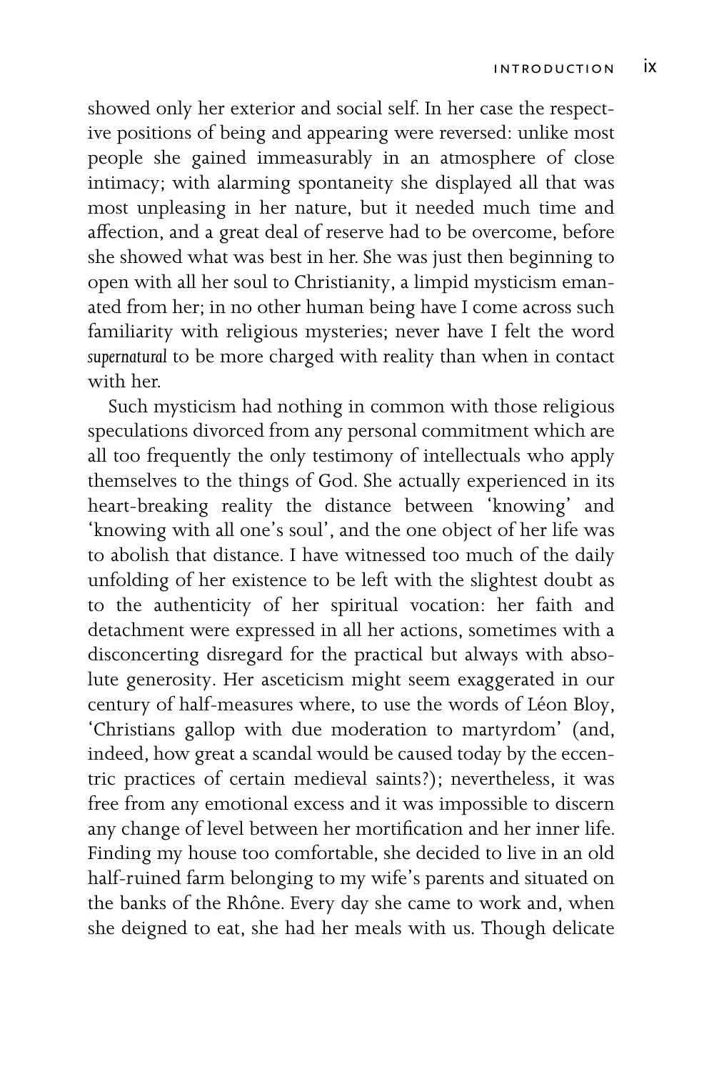showed only her exterior and social self. In her case the respective positions of being and appearing were reversed: unlike most people she gained immeasurably in an atmosphere of close intimacy; with alarming spontaneity she displayed all that was most unpleasing in her nature, but it needed much time and affection, and a great deal of reserve had to be overcome, before she showed what was best in her. She was just then beginning to open with all her soul to Christianity, a limpid mysticism emanated from her; in no other human being have I come across such familiarity with religious mysteries; never have I felt the word *supernatural* to be more charged with reality than when in contact with her.

Such mysticism had nothing in common with those religious speculations divorced from any personal commitment which are all too frequently the only testimony of intellectuals who apply themselves to the things of God. She actually experienced in its heart-breaking reality the distance between 'knowing' and 'knowing with all one's soul', and the one object of her life was to abolish that distance. I have witnessed too much of the daily unfolding of her existence to be left with the slightest doubt as to the authenticity of her spiritual vocation: her faith and detachment were expressed in all her actions, sometimes with a disconcerting disregard for the practical but always with absolute generosity. Her asceticism might seem exaggerated in our century of half-measures where, to use the words of Léon Bloy, 'Christians gallop with due moderation to martyrdom' (and, indeed, how great a scandal would be caused today by the eccentric practices of certain medieval saints?); nevertheless, it was free from any emotional excess and it was impossible to discern any change of level between her mortification and her inner life. Finding my house too comfortable, she decided to live in an old half-ruined farm belonging to my wife's parents and situated on the banks of the Rhône. Every day she came to work and, when she deigned to eat, she had her meals with us. Though delicate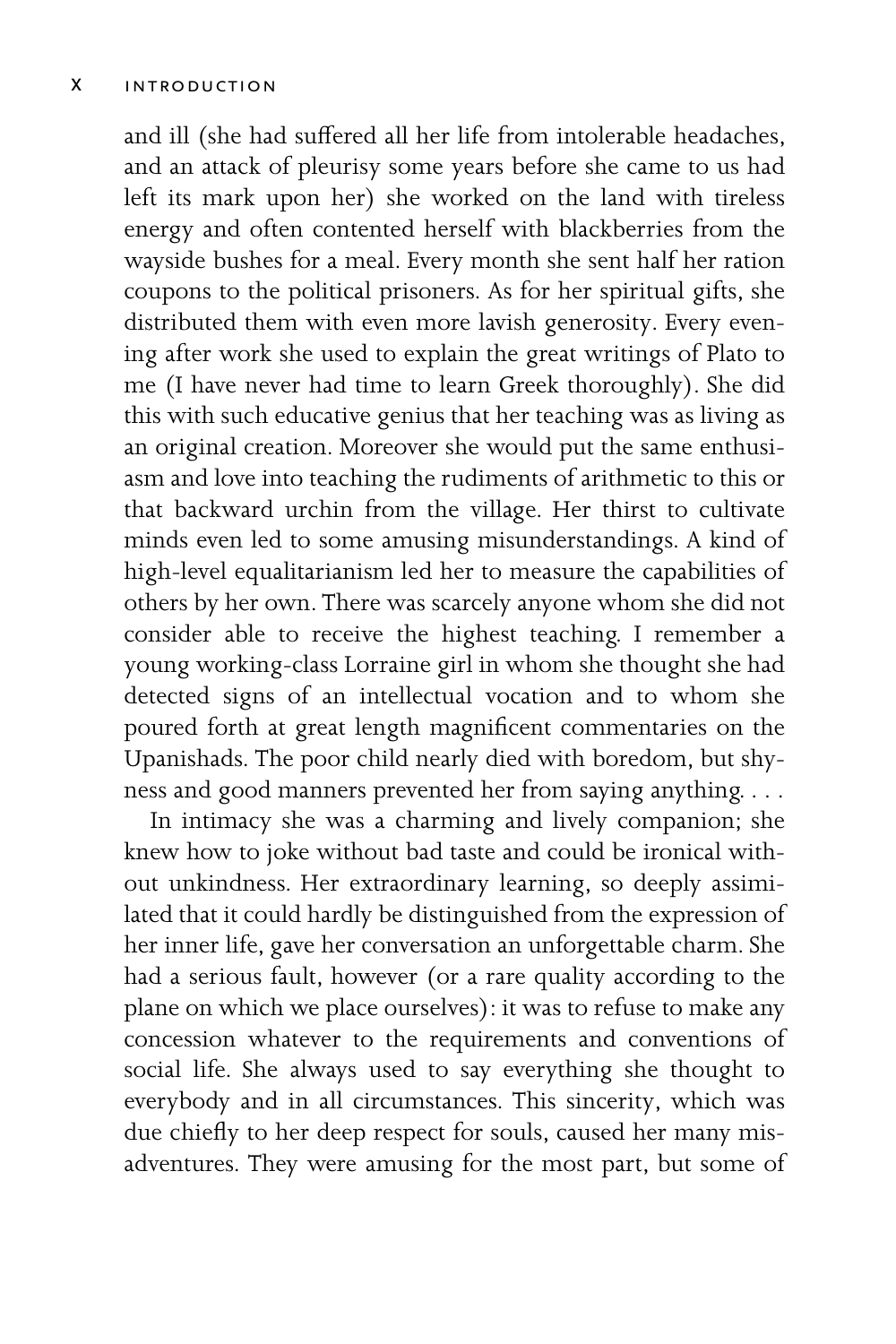and ill (she had suffered all her life from intolerable headaches, and an attack of pleurisy some years before she came to us had left its mark upon her) she worked on the land with tireless energy and often contented herself with blackberries from the wayside bushes for a meal. Every month she sent half her ration coupons to the political prisoners. As for her spiritual gifts, she distributed them with even more lavish generosity. Every evening after work she used to explain the great writings of Plato to me (I have never had time to learn Greek thoroughly). She did this with such educative genius that her teaching was as living as an original creation. Moreover she would put the same enthusiasm and love into teaching the rudiments of arithmetic to this or that backward urchin from the village. Her thirst to cultivate minds even led to some amusing misunderstandings. A kind of high-level equalitarianism led her to measure the capabilities of others by her own. There was scarcely anyone whom she did not consider able to receive the highest teaching. I remember a young working-class Lorraine girl in whom she thought she had detected signs of an intellectual vocation and to whom she poured forth at great length magnificent commentaries on the Upanishads. The poor child nearly died with boredom, but shyness and good manners prevented her from saying anything. . . .

In intimacy she was a charming and lively companion; she knew how to joke without bad taste and could be ironical without unkindness. Her extraordinary learning, so deeply assimilated that it could hardly be distinguished from the expression of her inner life, gave her conversation an unforgettable charm. She had a serious fault, however (or a rare quality according to the plane on which we place ourselves): it was to refuse to make any concession whatever to the requirements and conventions of social life. She always used to say everything she thought to everybody and in all circumstances. This sincerity, which was due chiefly to her deep respect for souls, caused her many misadventures. They were amusing for the most part, but some of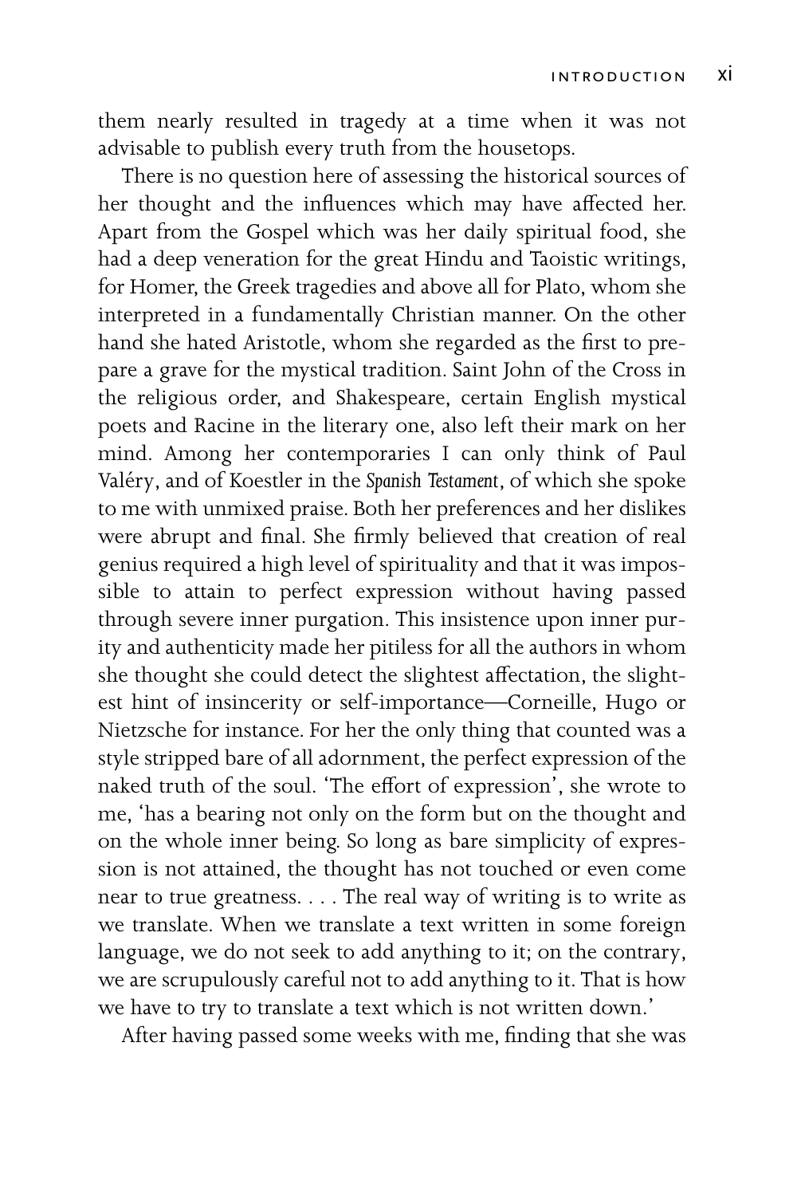them nearly resulted in tragedy at a time when it was not advisable to publish every truth from the housetops.

There is no question here of assessing the historical sources of her thought and the influences which may have affected her. Apart from the Gospel which was her daily spiritual food, she had a deep veneration for the great Hindu and Taoistic writings, for Homer, the Greek tragedies and above all for Plato, whom she interpreted in a fundamentally Christian manner. On the other hand she hated Aristotle, whom she regarded as the first to prepare a grave for the mystical tradition. Saint John of the Cross in the religious order, and Shakespeare, certain English mystical poets and Racine in the literary one, also left their mark on her mind. Among her contemporaries I can only think of Paul Valéry, and of Koestler in the *Spanish Testament*, of which she spoke to me with unmixed praise. Both her preferences and her dislikes were abrupt and final. She firmly believed that creation of real genius required a high level of spirituality and that it was impossible to attain to perfect expression without having passed through severe inner purgation. This insistence upon inner purity and authenticity made her pitiless for all the authors in whom she thought she could detect the slightest affectation, the slightest hint of insincerity or self-importance—Corneille, Hugo or Nietzsche for instance. For her the only thing that counted was a style stripped bare of all adornment, the perfect expression of the naked truth of the soul. 'The effort of expression', she wrote to me, 'has a bearing not only on the form but on the thought and on the whole inner being. So long as bare simplicity of expression is not attained, the thought has not touched or even come near to true greatness. . . . The real way of writing is to write as we translate. When we translate a text written in some foreign language, we do not seek to add anything to it; on the contrary, we are scrupulously careful not to add anything to it. That is how we have to try to translate a text which is not written down.'

After having passed some weeks with me, finding that she was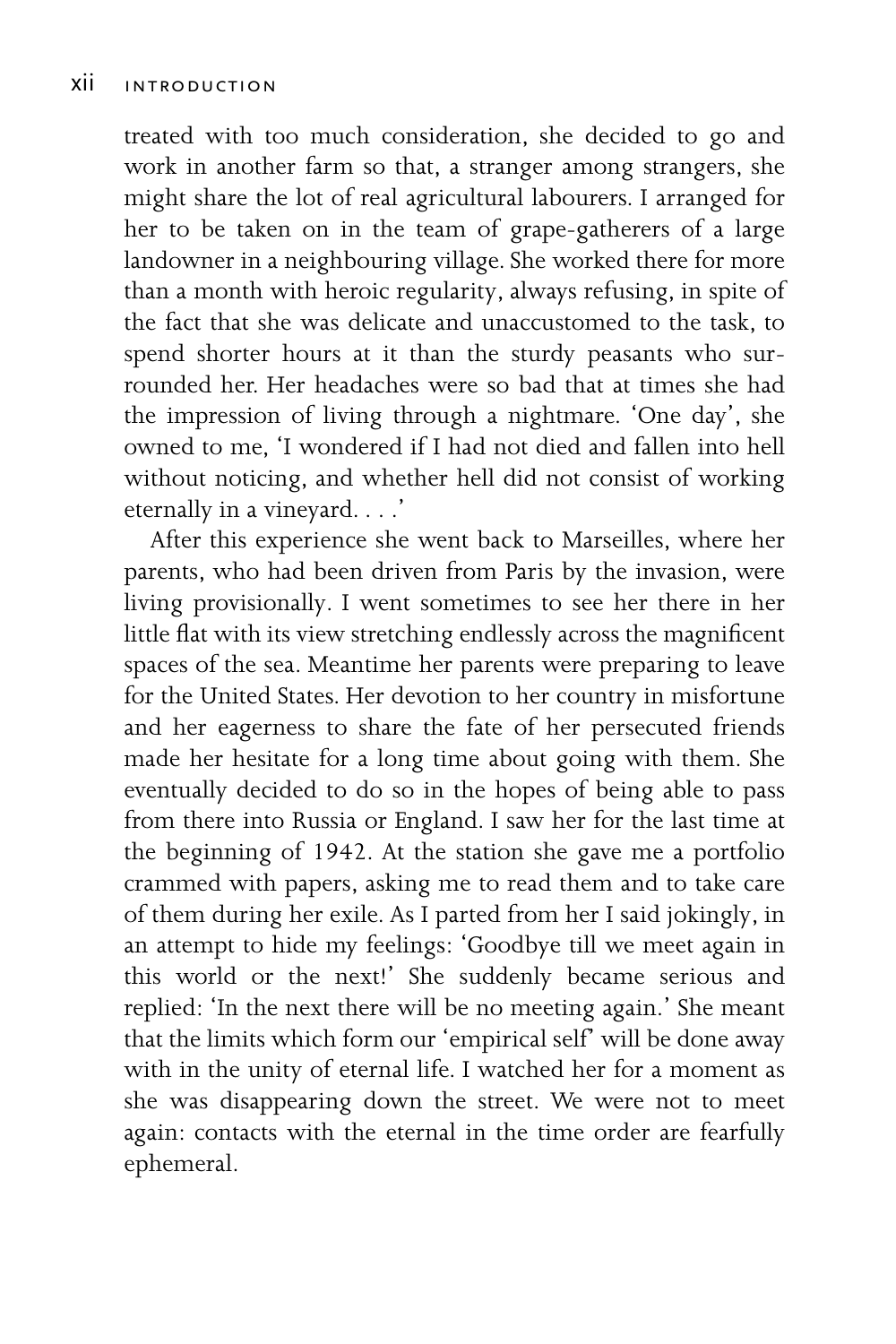treated with too much consideration, she decided to go and work in another farm so that, a stranger among strangers, she might share the lot of real agricultural labourers. I arranged for her to be taken on in the team of grape-gatherers of a large landowner in a neighbouring village. She worked there for more than a month with heroic regularity, always refusing, in spite of the fact that she was delicate and unaccustomed to the task, to spend shorter hours at it than the sturdy peasants who surrounded her. Her headaches were so bad that at times she had the impression of living through a nightmare. 'One day', she owned to me, 'I wondered if I had not died and fallen into hell without noticing, and whether hell did not consist of working eternally in a vineyard. . . .'

After this experience she went back to Marseilles, where her parents, who had been driven from Paris by the invasion, were living provisionally. I went sometimes to see her there in her little flat with its view stretching endlessly across the magnificent spaces of the sea. Meantime her parents were preparing to leave for the United States. Her devotion to her country in misfortune and her eagerness to share the fate of her persecuted friends made her hesitate for a long time about going with them. She eventually decided to do so in the hopes of being able to pass from there into Russia or England. I saw her for the last time at the beginning of 1942. At the station she gave me a portfolio crammed with papers, asking me to read them and to take care of them during her exile. As I parted from her I said jokingly, in an attempt to hide my feelings: 'Goodbye till we meet again in this world or the next!' She suddenly became serious and replied: 'In the next there will be no meeting again.' She meant that the limits which form our 'empirical self' will be done away with in the unity of eternal life. I watched her for a moment as she was disappearing down the street. We were not to meet again: contacts with the eternal in the time order are fearfully ephemeral.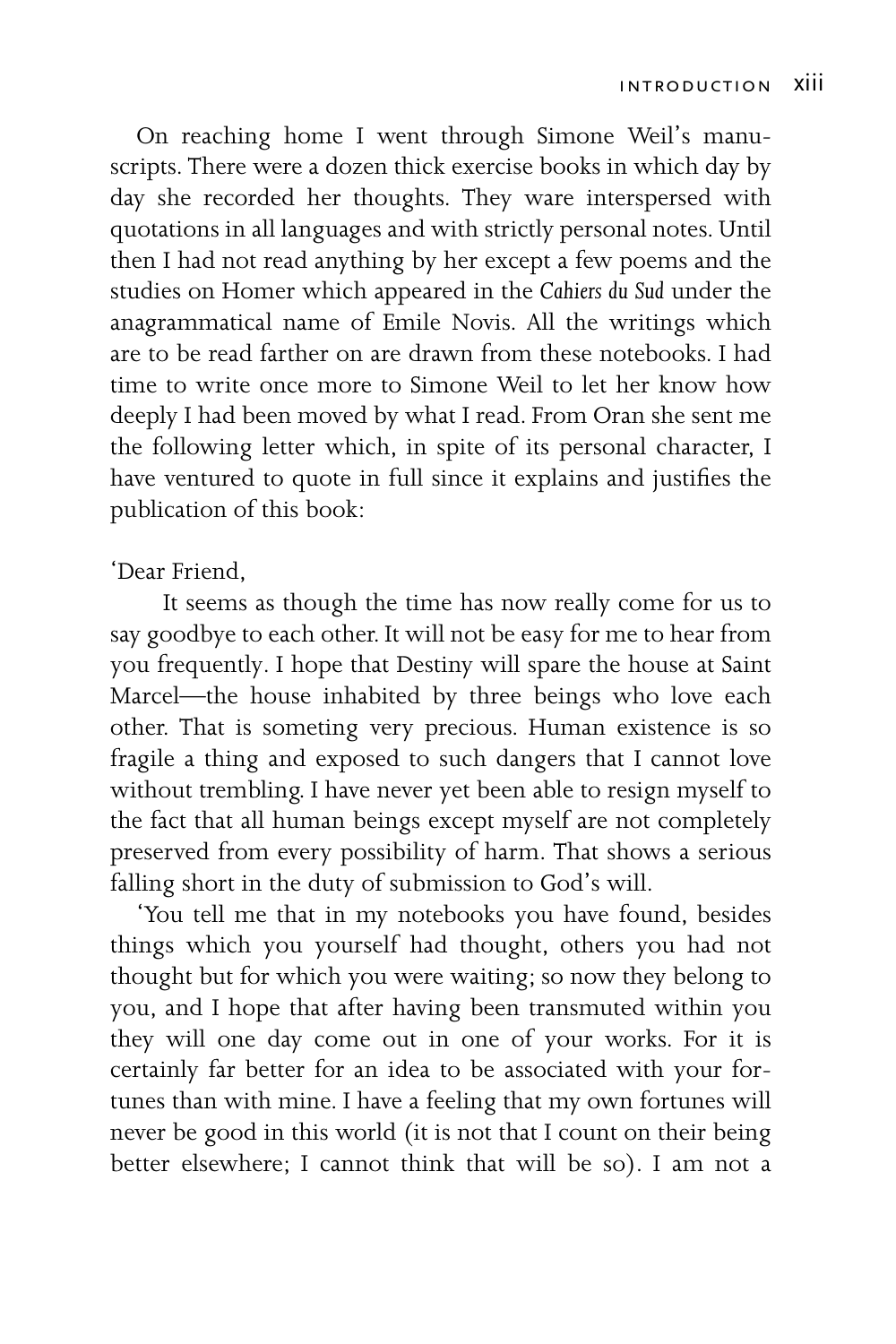On reaching home I went through Simone Weil's manuscripts. There were a dozen thick exercise books in which day by day she recorded her thoughts. They ware interspersed with quotations in all languages and with strictly personal notes. Until then I had not read anything by her except a few poems and the studies on Homer which appeared in the *Cahiers du Sud* under the anagrammatical name of Emile Novis. All the writings which are to be read farther on are drawn from these notebooks. I had time to write once more to Simone Weil to let her know how deeply I had been moved by what I read. From Oran she sent me the following letter which, in spite of its personal character, I have ventured to quote in full since it explains and justifies the publication of this book:

'Dear Friend,

It seems as though the time has now really come for us to say goodbye to each other. It will not be easy for me to hear from you frequently. I hope that Destiny will spare the house at Saint Marcel—the house inhabited by three beings who love each other. That is someting very precious. Human existence is so fragile a thing and exposed to such dangers that I cannot love without trembling. I have never yet been able to resign myself to the fact that all human beings except myself are not completely preserved from every possibility of harm. That shows a serious falling short in the duty of submission to God's will.

'You tell me that in my notebooks you have found, besides things which you yourself had thought, others you had not thought but for which you were waiting; so now they belong to you, and I hope that after having been transmuted within you they will one day come out in one of your works. For it is certainly far better for an idea to be associated with your fortunes than with mine. I have a feeling that my own fortunes will never be good in this world (it is not that I count on their being better elsewhere; I cannot think that will be so). I am not a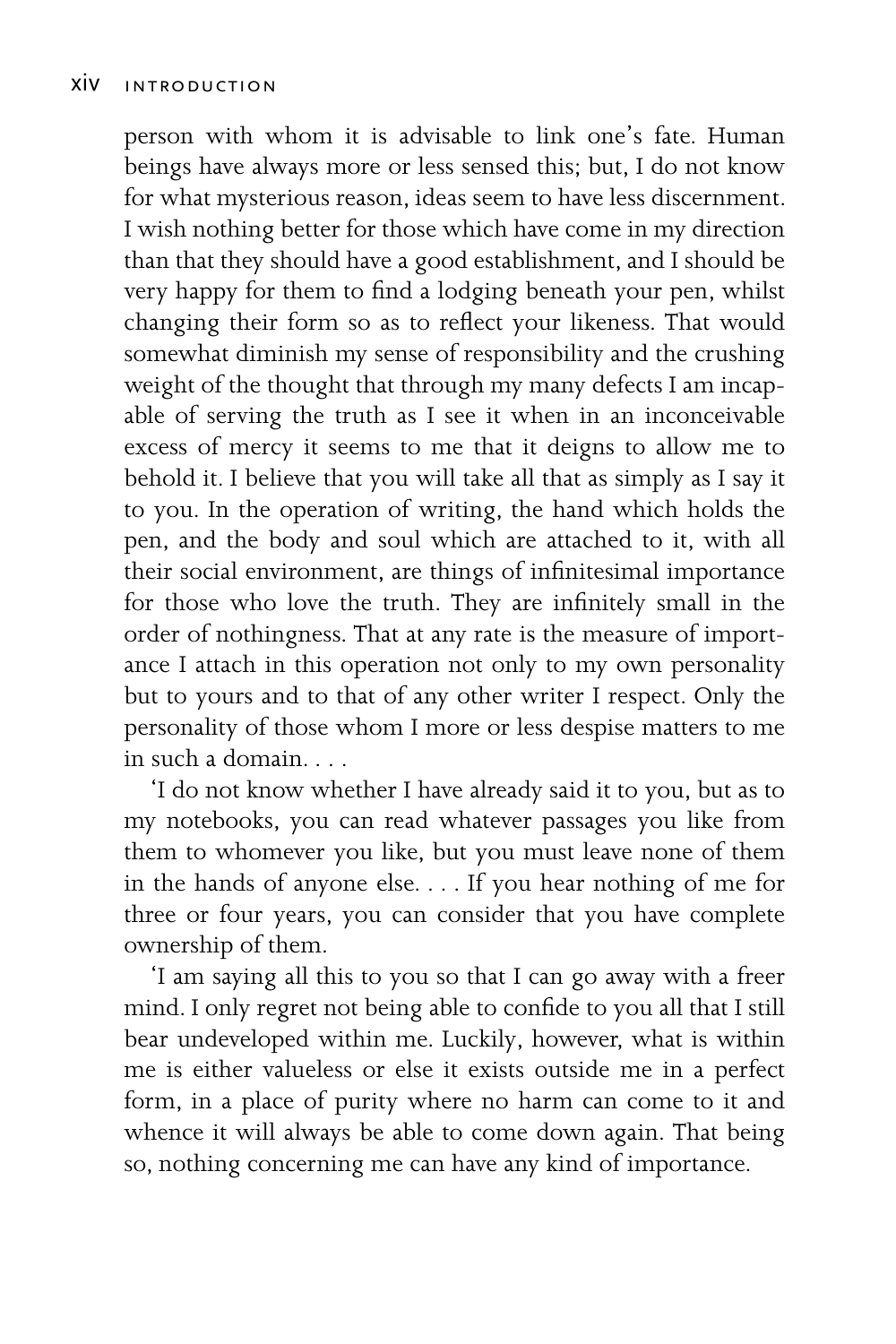person with whom it is advisable to link one's fate. Human beings have always more or less sensed this; but, I do not know for what mysterious reason, ideas seem to have less discernment. I wish nothing better for those which have come in my direction than that they should have a good establishment, and I should be very happy for them to find a lodging beneath your pen, whilst changing their form so as to reflect your likeness. That would somewhat diminish my sense of responsibility and the crushing weight of the thought that through my many defects I am incapable of serving the truth as I see it when in an inconceivable excess of mercy it seems to me that it deigns to allow me to behold it. I believe that you will take all that as simply as I say it to you. In the operation of writing, the hand which holds the pen, and the body and soul which are attached to it, with all their social environment, are things of infinitesimal importance for those who love the truth. They are infinitely small in the order of nothingness. That at any rate is the measure of importance I attach in this operation not only to my own personality but to yours and to that of any other writer I respect. Only the personality of those whom I more or less despise matters to me in such a domain. . . .

'I do not know whether I have already said it to you, but as to my notebooks, you can read whatever passages you like from them to whomever you like, but you must leave none of them in the hands of anyone else. . . . If you hear nothing of me for three or four years, you can consider that you have complete ownership of them.

'I am saying all this to you so that I can go away with a freer mind. I only regret not being able to confide to you all that I still bear undeveloped within me. Luckily, however, what is within me is either valueless or else it exists outside me in a perfect form, in a place of purity where no harm can come to it and whence it will always be able to come down again. That being so, nothing concerning me can have any kind of importance.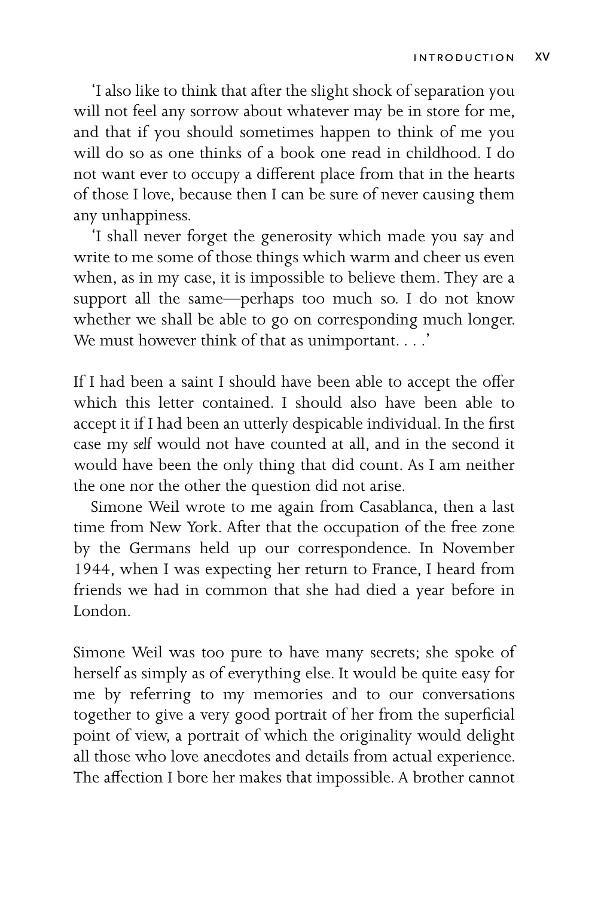'I also like to think that after the slight shock of separation you will not feel any sorrow about whatever may be in store for me, and that if you should sometimes happen to think of me you will do so as one thinks of a book one read in childhood. I do not want ever to occupy a different place from that in the hearts of those I love, because then I can be sure of never causing them any unhappiness.

'I shall never forget the generosity which made you say and write to me some of those things which warm and cheer us even when, as in my case, it is impossible to believe them. They are a support all the same—perhaps too much so. I do not know whether we shall be able to go on corresponding much longer. We must however think of that as unimportant. . . .'

If I had been a saint I should have been able to accept the offer which this letter contained. I should also have been able to accept it if I had been an utterly despicable individual. In the first case my *self* would not have counted at all, and in the second it would have been the only thing that did count. As I am neither the one nor the other the question did not arise.

Simone Weil wrote to me again from Casablanca, then a last time from New York. After that the occupation of the free zone by the Germans held up our correspondence. In November 1944, when I was expecting her return to France, I heard from friends we had in common that she had died a year before in London.

Simone Weil was too pure to have many secrets; she spoke of herself as simply as of everything else. It would be quite easy for me by referring to my memories and to our conversations together to give a very good portrait of her from the superficial point of view, a portrait of which the originality would delight all those who love anecdotes and details from actual experience. The affection I bore her makes that impossible. A brother cannot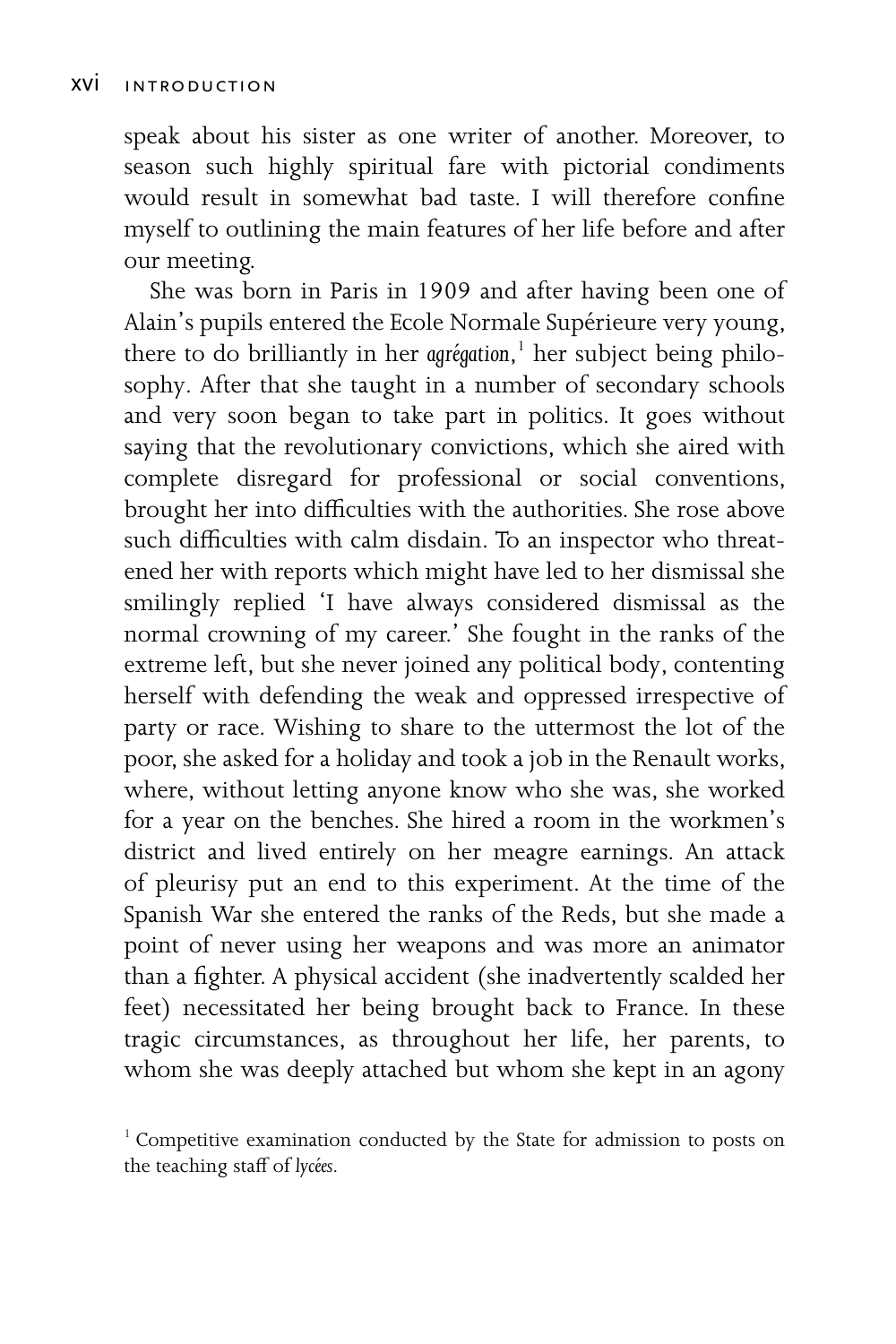speak about his sister as one writer of another. Moreover, to season such highly spiritual fare with pictorial condiments would result in somewhat bad taste. I will therefore confine myself to outlining the main features of her life before and after our meeting.

She was born in Paris in 1909 and after having been one of Alain's pupils entered the Ecole Normale Supérieure very young, there to do brilliantly in her *agrégation*,[1] her subject being philosophy. After that she taught in a number of secondary schools and very soon began to take part in politics. It goes without saying that the revolutionary convictions, which she aired with complete disregard for professional or social conventions, brought her into difficulties with the authorities. She rose above such difficulties with calm disdain. To an inspector who threatened her with reports which might have led to her dismissal she smilingly replied 'I have always considered dismissal as the normal crowning of my career.' She fought in the ranks of the extreme left, but she never joined any political body, contenting herself with defending the weak and oppressed irrespective of party or race. Wishing to share to the uttermost the lot of the poor, she asked for a holiday and took a job in the Renault works, where, without letting anyone know who she was, she worked for a year on the benches. She hired a room in the workmen's district and lived entirely on her meagre earnings. An attack of pleurisy put an end to this experiment. At the time of the Spanish War she entered the ranks of the Reds, but she made a point of never using her weapons and was more an animator than a fighter. A physical accident (she inadvertently scalded her feet) necessitated her being brought back to France. In these tragic circumstances, as throughout her life, her parents, to whom she was deeply attached but whom she kept in an agony

[1] Competitive examination conducted by the State for admission to posts on the teaching staff of *lycées*.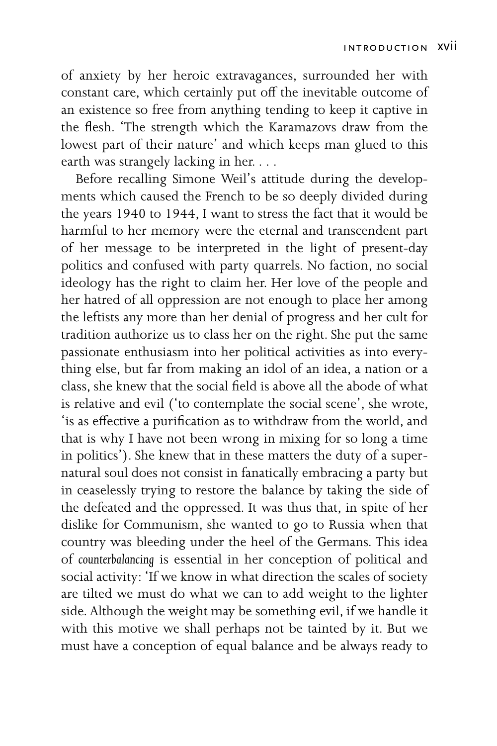of anxiety by her heroic extravagances, surrounded her with constant care, which certainly put off the inevitable outcome of an existence so free from anything tending to keep it captive in the flesh. 'The strength which the Karamazovs draw from the lowest part of their nature' and which keeps man glued to this earth was strangely lacking in her. . . .

Before recalling Simone Weil's attitude during the developments which caused the French to be so deeply divided during the years 1940 to 1944, I want to stress the fact that it would be harmful to her memory were the eternal and transcendent part of her message to be interpreted in the light of present-day politics and confused with party quarrels. No faction, no social ideology has the right to claim her. Her love of the people and her hatred of all oppression are not enough to place her among the leftists any more than her denial of progress and her cult for tradition authorize us to class her on the right. She put the same passionate enthusiasm into her political activities as into everything else, but far from making an idol of an idea, a nation or a class, she knew that the social field is above all the abode of what is relative and evil ('to contemplate the social scene', she wrote, 'is as effective a purification as to withdraw from the world, and that is why I have not been wrong in mixing for so long a time in politics'). She knew that in these matters the duty of a supernatural soul does not consist in fanatically embracing a party but in ceaselessly trying to restore the balance by taking the side of the defeated and the oppressed. It was thus that, in spite of her dislike for Communism, she wanted to go to Russia when that country was bleeding under the heel of the Germans. This idea of *counterbalancing* is essential in her conception of political and social activity: 'If we know in what direction the scales of society are tilted we must do what we can to add weight to the lighter side. Although the weight may be something evil, if we handle it with this motive we shall perhaps not be tainted by it. But we must have a conception of equal balance and be always ready to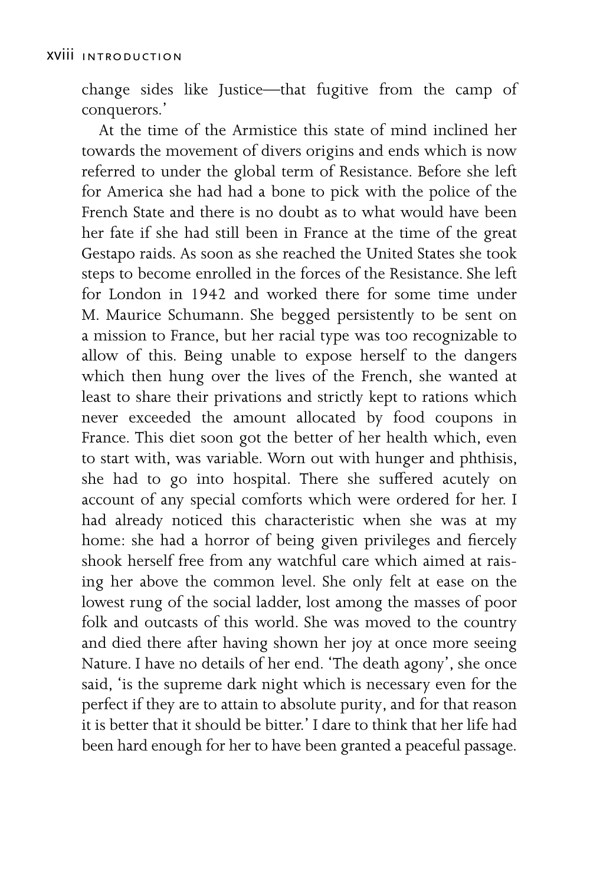change sides like Justice—that fugitive from the camp of conquerors.'

At the time of the Armistice this state of mind inclined her towards the movement of divers origins and ends which is now referred to under the global term of Resistance. Before she left for America she had had a bone to pick with the police of the French State and there is no doubt as to what would have been her fate if she had still been in France at the time of the great Gestapo raids. As soon as she reached the United States she took steps to become enrolled in the forces of the Resistance. She left for London in 1942 and worked there for some time under M. Maurice Schumann. She begged persistently to be sent on a mission to France, but her racial type was too recognizable to allow of this. Being unable to expose herself to the dangers which then hung over the lives of the French, she wanted at least to share their privations and strictly kept to rations which never exceeded the amount allocated by food coupons in France. This diet soon got the better of her health which, even to start with, was variable. Worn out with hunger and phthisis, she had to go into hospital. There she suffered acutely on account of any special comforts which were ordered for her. I had already noticed this characteristic when she was at my home: she had a horror of being given privileges and fiercely shook herself free from any watchful care which aimed at raising her above the common level. She only felt at ease on the lowest rung of the social ladder, lost among the masses of poor folk and outcasts of this world. She was moved to the country and died there after having shown her joy at once more seeing Nature. I have no details of her end. 'The death agony', she once said, 'is the supreme dark night which is necessary even for the perfect if they are to attain to absolute purity, and for that reason it is better that it should be bitter.' I dare to think that her life had been hard enough for her to have been granted a peaceful passage.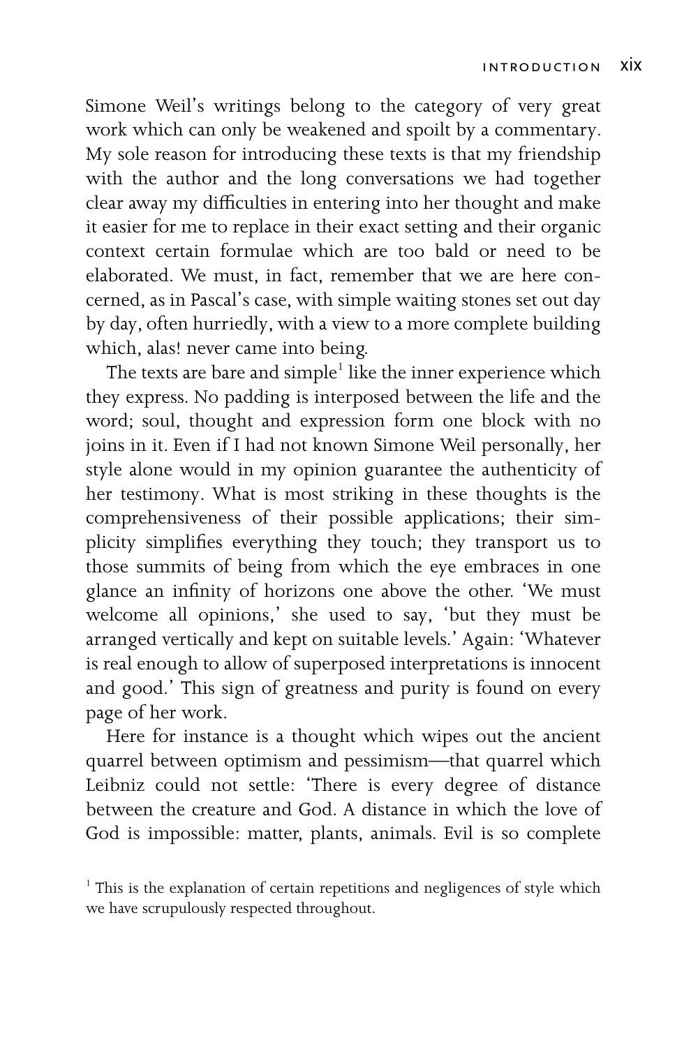Simone Weil's writings belong to the category of very great work which can only be weakened and spoilt by a commentary. My sole reason for introducing these texts is that my friendship with the author and the long conversations we had together clear away my difficulties in entering into her thought and make it easier for me to replace in their exact setting and their organic context certain formulae which are too bald or need to be elaborated. We must, in fact, remember that we are here concerned, as in Pascal's case, with simple waiting stones set out day by day, often hurriedly, with a view to a more complete building which, alas! never came into being.

The texts are bare and simple[1] like the inner experience which they express. No padding is interposed between the life and the word; soul, thought and expression form one block with no joins in it. Even if I had not known Simone Weil personally, her style alone would in my opinion guarantee the authenticity of her testimony. What is most striking in these thoughts is the comprehensiveness of their possible applications; their simplicity simplifies everything they touch; they transport us to those summits of being from which the eye embraces in one glance an infinity of horizons one above the other. 'We must welcome all opinions,' she used to say, 'but they must be arranged vertically and kept on suitable levels.' Again: 'Whatever is real enough to allow of superposed interpretations is innocent and good.' This sign of greatness and purity is found on every page of her work.

Here for instance is a thought which wipes out the ancient quarrel between optimism and pessimism—that quarrel which Leibniz could not settle: 'There is every degree of distance between the creature and God. A distance in which the love of God is impossible: matter, plants, animals. Evil is so complete

[1] This is the explanation of certain repetitions and negligences of style which we have scrupulously respected throughout.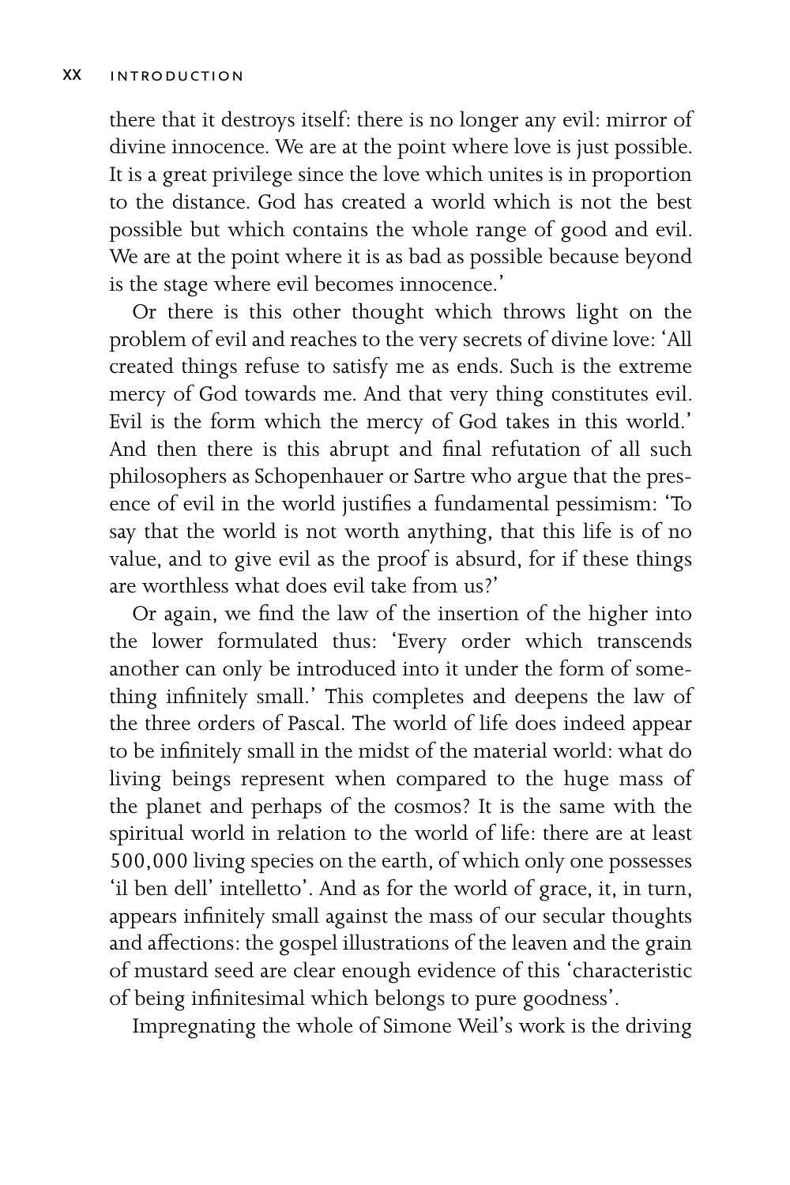there that it destroys itself: there is no longer any evil: mirror of divine innocence. We are at the point where love is just possible. It is a great privilege since the love which unites is in proportion to the distance. God has created a world which is not the best possible but which contains the whole range of good and evil. We are at the point where it is as bad as possible because beyond is the stage where evil becomes innocence.'

Or there is this other thought which throws light on the problem of evil and reaches to the very secrets of divine love: 'All created things refuse to satisfy me as ends. Such is the extreme mercy of God towards me. And that very thing constitutes evil. Evil is the form which the mercy of God takes in this world.' And then there is this abrupt and final refutation of all such philosophers as Schopenhauer or Sartre who argue that the presence of evil in the world justifies a fundamental pessimism: 'To say that the world is not worth anything, that this life is of no value, and to give evil as the proof is absurd, for if these things are worthless what does evil take from us?'

Or again, we find the law of the insertion of the higher into the lower formulated thus: 'Every order which transcends another can only be introduced into it under the form of something infinitely small.' This completes and deepens the law of the three orders of Pascal. The world of life does indeed appear to be infinitely small in the midst of the material world: what do living beings represent when compared to the huge mass of the planet and perhaps of the cosmos? It is the same with the spiritual world in relation to the world of life: there are at least 500,000 living species on the earth, of which only one possesses 'il ben dell' intelletto'. And as for the world of grace, it, in turn, appears infinitely small against the mass of our secular thoughts and affections: the gospel illustrations of the leaven and the grain of mustard seed are clear enough evidence of this 'characteristic of being infinitesimal which belongs to pure goodness'.

Impregnating the whole of Simone Weil's work is the driving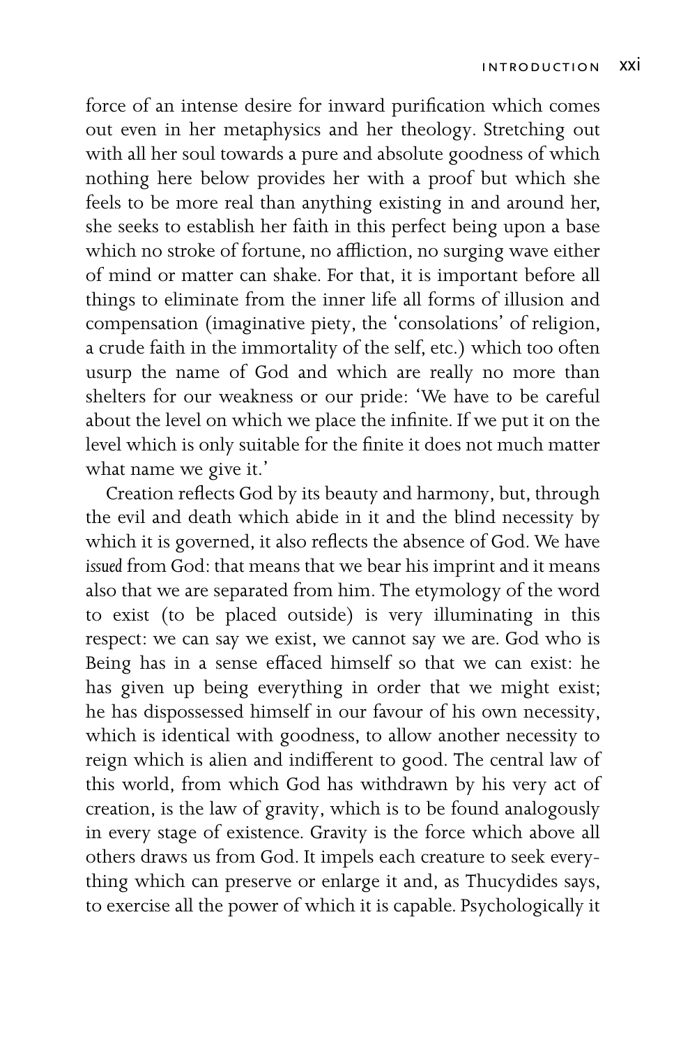force of an intense desire for inward purification which comes out even in her metaphysics and her theology. Stretching out with all her soul towards a pure and absolute goodness of which nothing here below provides her with a proof but which she feels to be more real than anything existing in and around her, she seeks to establish her faith in this perfect being upon a base which no stroke of fortune, no affliction, no surging wave either of mind or matter can shake. For that, it is important before all things to eliminate from the inner life all forms of illusion and compensation (imaginative piety, the 'consolations' of religion, a crude faith in the immortality of the self, etc.) which too often usurp the name of God and which are really no more than shelters for our weakness or our pride: 'We have to be careful about the level on which we place the infinite. If we put it on the level which is only suitable for the finite it does not much matter what name we give it.'

Creation reflects God by its beauty and harmony, but, through the evil and death which abide in it and the blind necessity by which it is governed, it also reflects the absence of God. We have *issued* from God: that means that we bear his imprint and it means also that we are separated from him. The etymology of the word to exist (to be placed outside) is very illuminating in this respect: we can say we exist, we cannot say we are. God who is Being has in a sense effaced himself so that we can exist: he has given up being everything in order that we might exist; he has dispossessed himself in our favour of his own necessity, which is identical with goodness, to allow another necessity to reign which is alien and indifferent to good. The central law of this world, from which God has withdrawn by his very act of creation, is the law of gravity, which is to be found analogously in every stage of existence. Gravity is the force which above all others draws us from God. It impels each creature to seek everything which can preserve or enlarge it and, as Thucydides says, to exercise all the power of which it is capable. Psychologically it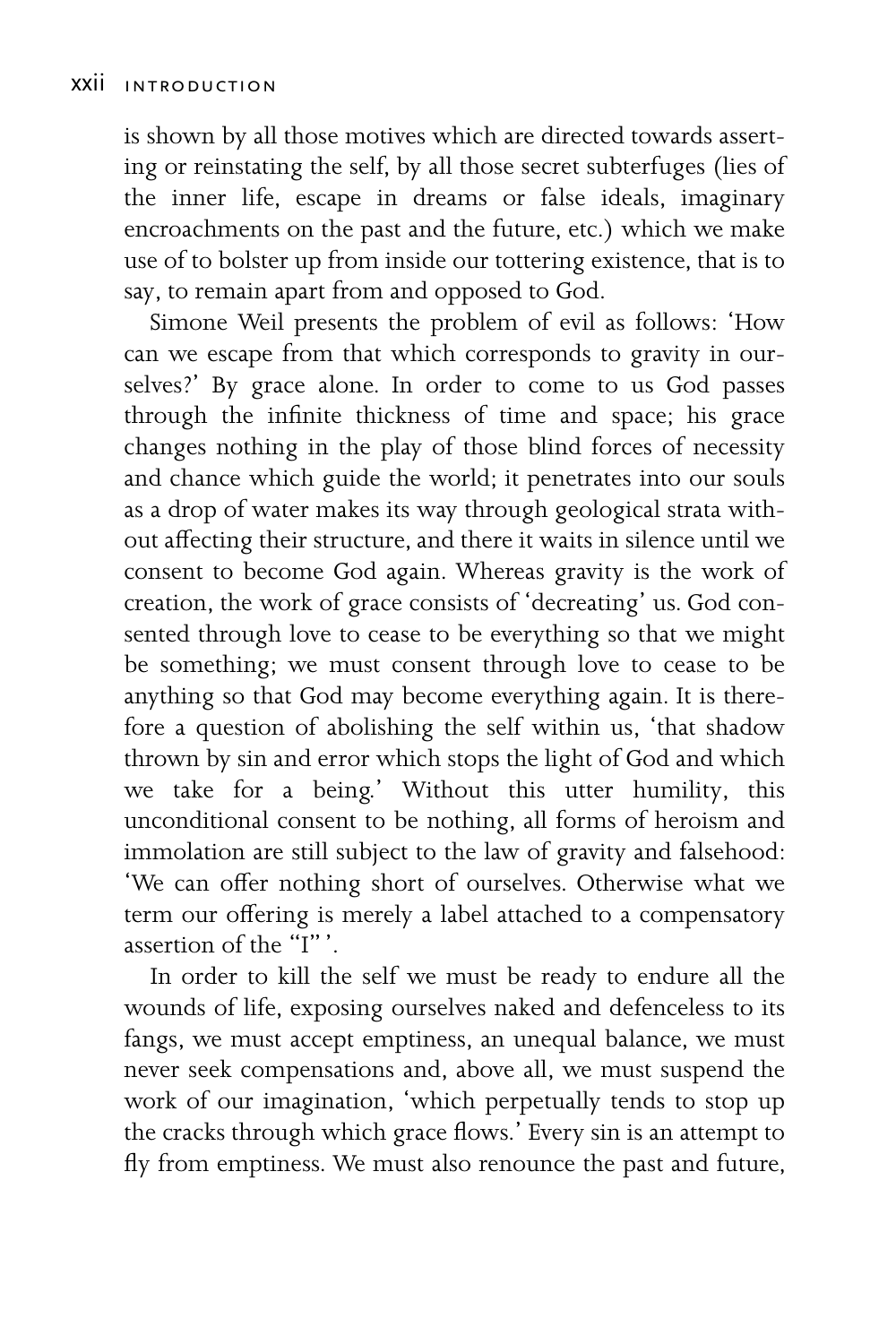is shown by all those motives which are directed towards asserting or reinstating the self, by all those secret subterfuges (lies of the inner life, escape in dreams or false ideals, imaginary encroachments on the past and the future, etc.) which we make use of to bolster up from inside our tottering existence, that is to say, to remain apart from and opposed to God.

Simone Weil presents the problem of evil as follows: 'How can we escape from that which corresponds to gravity in ourselves?' By grace alone. In order to come to us God passes through the infinite thickness of time and space; his grace changes nothing in the play of those blind forces of necessity and chance which guide the world; it penetrates into our souls as a drop of water makes its way through geological strata without affecting their structure, and there it waits in silence until we consent to become God again. Whereas gravity is the work of creation, the work of grace consists of 'decreating' us. God consented through love to cease to be everything so that we might be something; we must consent through love to cease to be anything so that God may become everything again. It is therefore a question of abolishing the self within us, 'that shadow thrown by sin and error which stops the light of God and which we take for a being.' Without this utter humility, this unconditional consent to be nothing, all forms of heroism and immolation are still subject to the law of gravity and falsehood: 'We can offer nothing short of ourselves. Otherwise what we term our offering is merely a label attached to a compensatory assertion of the "I" '.

In order to kill the self we must be ready to endure all the wounds of life, exposing ourselves naked and defenceless to its fangs, we must accept emptiness, an unequal balance, we must never seek compensations and, above all, we must suspend the work of our imagination, 'which perpetually tends to stop up the cracks through which grace flows.' Every sin is an attempt to fly from emptiness. We must also renounce the past and future,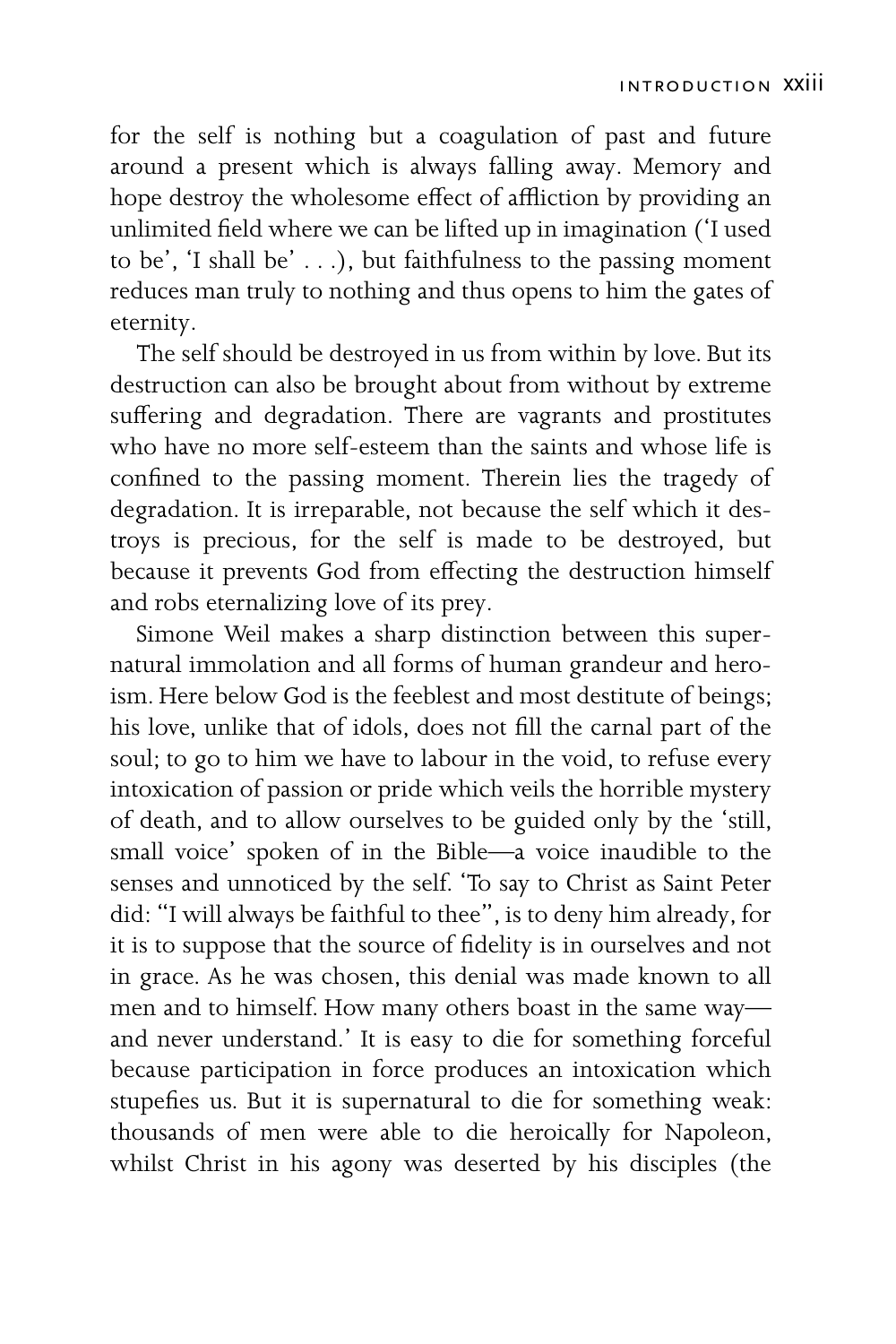for the self is nothing but a coagulation of past and future around a present which is always falling away. Memory and hope destroy the wholesome effect of affliction by providing an unlimited field where we can be lifted up in imagination ('I used to be', 'I shall be' . . .), but faithfulness to the passing moment reduces man truly to nothing and thus opens to him the gates of eternity.

The self should be destroyed in us from within by love. But its destruction can also be brought about from without by extreme suffering and degradation. There are vagrants and prostitutes who have no more self-esteem than the saints and whose life is confined to the passing moment. Therein lies the tragedy of degradation. It is irreparable, not because the self which it destroys is precious, for the self is made to be destroyed, but because it prevents God from effecting the destruction himself and robs eternalizing love of its prey.

Simone Weil makes a sharp distinction between this supernatural immolation and all forms of human grandeur and heroism. Here below God is the feeblest and most destitute of beings; his love, unlike that of idols, does not fill the carnal part of the soul; to go to him we have to labour in the void, to refuse every intoxication of passion or pride which veils the horrible mystery of death, and to allow ourselves to be guided only by the 'still, small voice' spoken of in the Bible—a voice inaudible to the senses and unnoticed by the self. 'To say to Christ as Saint Peter did: "I will always be faithful to thee", is to deny him already, for it is to suppose that the source of fidelity is in ourselves and not in grace. As he was chosen, this denial was made known to all men and to himself. How many others boast in the same way—and never understand.' It is easy to die for something forceful because participation in force produces an intoxication which stupefies us. But it is supernatural to die for something weak: thousands of men were able to die heroically for Napoleon, whilst Christ in his agony was deserted by his disciples (the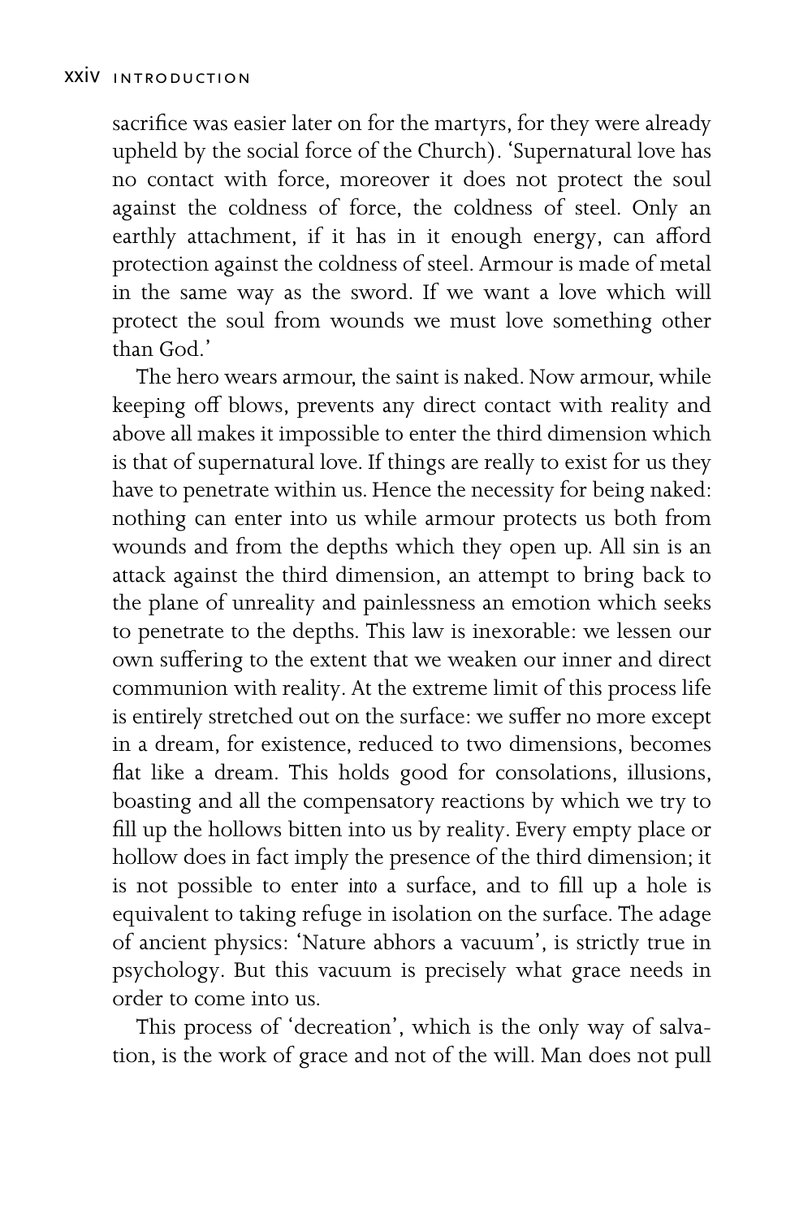sacrifice was easier later on for the martyrs, for they were already upheld by the social force of the Church). 'Supernatural love has no contact with force, moreover it does not protect the soul against the coldness of force, the coldness of steel. Only an earthly attachment, if it has in it enough energy, can afford protection against the coldness of steel. Armour is made of metal in the same way as the sword. If we want a love which will protect the soul from wounds we must love something other than God.'

The hero wears armour, the saint is naked. Now armour, while keeping off blows, prevents any direct contact with reality and above all makes it impossible to enter the third dimension which is that of supernatural love. If things are really to exist for us they have to penetrate within us. Hence the necessity for being naked: nothing can enter into us while armour protects us both from wounds and from the depths which they open up. All sin is an attack against the third dimension, an attempt to bring back to the plane of unreality and painlessness an emotion which seeks to penetrate to the depths. This law is inexorable: we lessen our own suffering to the extent that we weaken our inner and direct communion with reality. At the extreme limit of this process life is entirely stretched out on the surface: we suffer no more except in a dream, for existence, reduced to two dimensions, becomes flat like a dream. This holds good for consolations, illusions, boasting and all the compensatory reactions by which we try to fill up the hollows bitten into us by reality. Every empty place or hollow does in fact imply the presence of the third dimension; it is not possible to enter *into* a surface, and to fill up a hole is equivalent to taking refuge in isolation on the surface. The adage of ancient physics: 'Nature abhors a vacuum', is strictly true in psychology. But this vacuum is precisely what grace needs in order to come into us.

This process of 'decreation', which is the only way of salvation, is the work of grace and not of the will. Man does not pull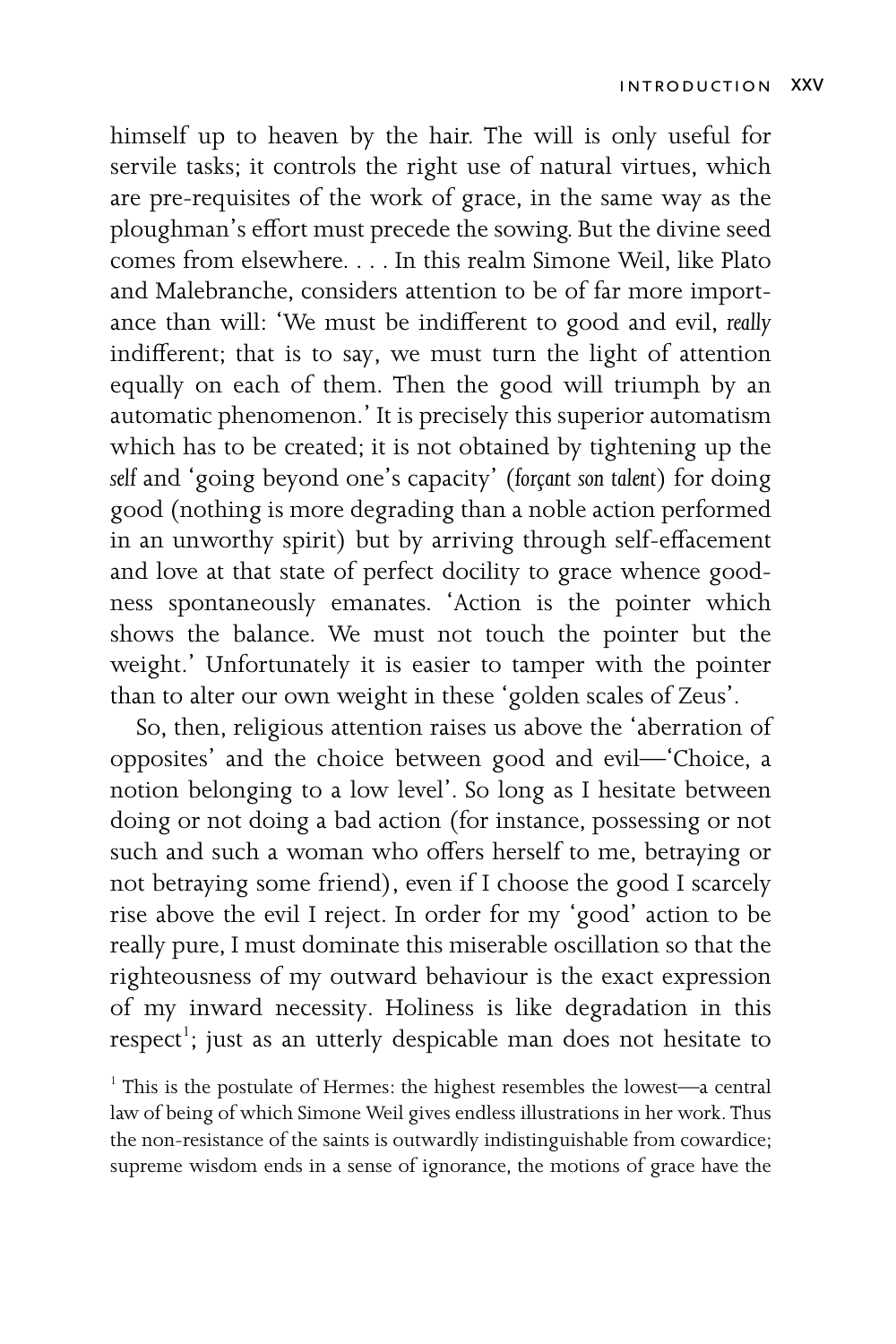himself up to heaven by the hair. The will is only useful for servile tasks; it controls the right use of natural virtues, which are pre-requisites of the work of grace, in the same way as the ploughman's effort must precede the sowing. But the divine seed comes from elsewhere. . . . In this realm Simone Weil, like Plato and Malebranche, considers attention to be of far more importance than will: 'We must be indifferent to good and evil, *really* indifferent; that is to say, we must turn the light of attention equally on each of them. Then the good will triumph by an automatic phenomenon.' It is precisely this superior automatism which has to be created; it is not obtained by tightening up the *self* and 'going beyond one's capacity' (*forçant son talent*) for doing good (nothing is more degrading than a noble action performed in an unworthy spirit) but by arriving through self-effacement and love at that state of perfect docility to grace whence goodness spontaneously emanates. 'Action is the pointer which shows the balance. We must not touch the pointer but the weight.' Unfortunately it is easier to tamper with the pointer than to alter our own weight in these 'golden scales of Zeus'.

So, then, religious attention raises us above the 'aberration of opposites' and the choice between good and evil—'Choice, a notion belonging to a low level'. So long as I hesitate between doing or not doing a bad action (for instance, possessing or not such and such a woman who offers herself to me, betraying or not betraying some friend), even if I choose the good I scarcely rise above the evil I reject. In order for my 'good' action to be really pure, I must dominate this miserable oscillation so that the righteousness of my outward behaviour is the exact expression of my inward necessity. Holiness is like degradation in this respect[1]; just as an utterly despicable man does not hesitate to

[1] This is the postulate of Hermes: the highest resembles the lowest—a central law of being of which Simone Weil gives endless illustrations in her work. Thus the non-resistance of the saints is outwardly indistinguishable from cowardice; supreme wisdom ends in a sense of ignorance, the motions of grace have the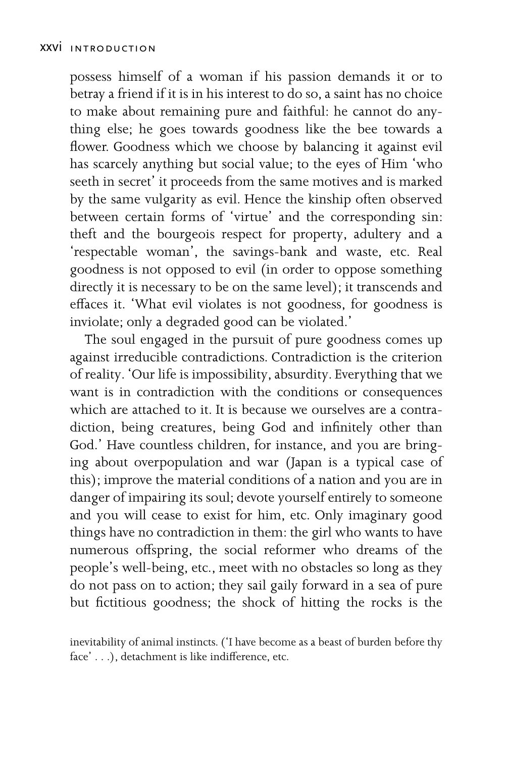possess himself of a woman if his passion demands it or to betray a friend if it is in his interest to do so, a saint has no choice to make about remaining pure and faithful: he cannot do anything else; he goes towards goodness like the bee towards a flower. Goodness which we choose by balancing it against evil has scarcely anything but social value; to the eyes of Him 'who seeth in secret' it proceeds from the same motives and is marked by the same vulgarity as evil. Hence the kinship often observed between certain forms of 'virtue' and the corresponding sin: theft and the bourgeois respect for property, adultery and a 'respectable woman', the savings-bank and waste, etc. Real goodness is not opposed to evil (in order to oppose something directly it is necessary to be on the same level); it transcends and effaces it. 'What evil violates is not goodness, for goodness is inviolate; only a degraded good can be violated.'

The soul engaged in the pursuit of pure goodness comes up against irreducible contradictions. Contradiction is the criterion of reality. 'Our life is impossibility, absurdity. Everything that we want is in contradiction with the conditions or consequences which are attached to it. It is because we ourselves are a contradiction, being creatures, being God and infinitely other than God.' Have countless children, for instance, and you are bringing about overpopulation and war (Japan is a typical case of this); improve the material conditions of a nation and you are in danger of impairing its soul; devote yourself entirely to someone and you will cease to exist for him, etc. Only imaginary good things have no contradiction in them: the girl who wants to have numerous offspring, the social reformer who dreams of the people's well-being, etc., meet with no obstacles so long as they do not pass on to action; they sail gaily forward in a sea of pure but fictitious goodness; the shock of hitting the rocks is the

inevitability of animal instincts. ('I have become as a beast of burden before thy face' . . .), detachment is like indifference, etc.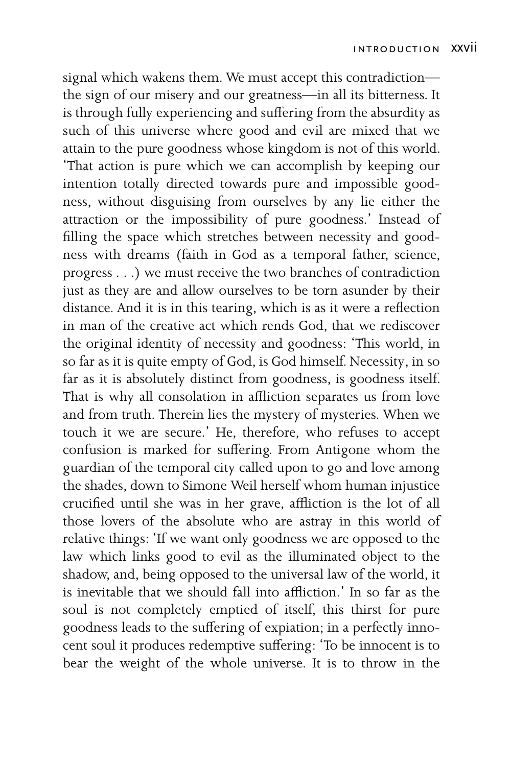signal which wakens them. We must accept this contradiction—the sign of our misery and our greatness—in all its bitterness. It is through fully experiencing and suffering from the absurdity as such of this universe where good and evil are mixed that we attain to the pure goodness whose kingdom is not of this world. 'That action is pure which we can accomplish by keeping our intention totally directed towards pure and impossible goodness, without disguising from ourselves by any lie either the attraction or the impossibility of pure goodness.' Instead of filling the space which stretches between necessity and goodness with dreams (faith in God as a temporal father, science, progress . . .) we must receive the two branches of contradiction just as they are and allow ourselves to be torn asunder by their distance. And it is in this tearing, which is as it were a reflection in man of the creative act which rends God, that we rediscover the original identity of necessity and goodness: 'This world, in so far as it is quite empty of God, is God himself. Necessity, in so far as it is absolutely distinct from goodness, is goodness itself. That is why all consolation in affliction separates us from love and from truth. Therein lies the mystery of mysteries. When we touch it we are secure.' He, therefore, who refuses to accept confusion is marked for suffering. From Antigone whom the guardian of the temporal city called upon to go and love among the shades, down to Simone Weil herself whom human injustice crucified until she was in her grave, affliction is the lot of all those lovers of the absolute who are astray in this world of relative things: 'If we want only goodness we are opposed to the law which links good to evil as the illuminated object to the shadow, and, being opposed to the universal law of the world, it is inevitable that we should fall into affliction.' In so far as the soul is not completely emptied of itself, this thirst for pure goodness leads to the suffering of expiation; in a perfectly innocent soul it produces redemptive suffering: 'To be innocent is to bear the weight of the whole universe. It is to throw in the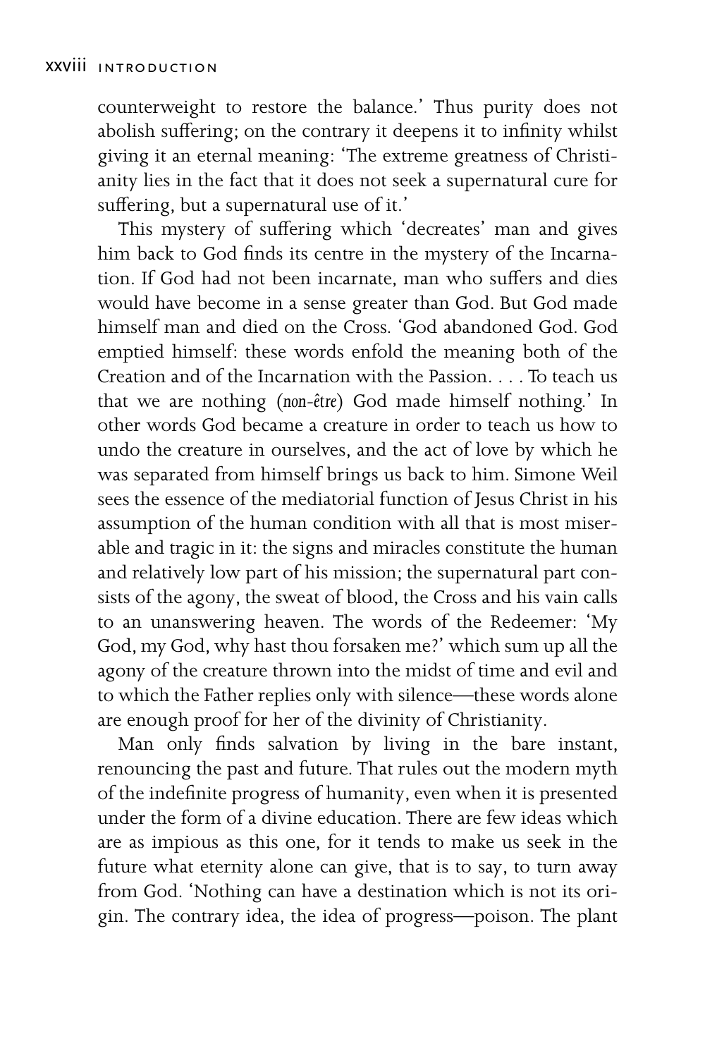counterweight to restore the balance.' Thus purity does not abolish suffering; on the contrary it deepens it to infinity whilst giving it an eternal meaning: 'The extreme greatness of Christianity lies in the fact that it does not seek a supernatural cure for suffering, but a supernatural use of it.'

This mystery of suffering which 'decreates' man and gives him back to God finds its centre in the mystery of the Incarnation. If God had not been incarnate, man who suffers and dies would have become in a sense greater than God. But God made himself man and died on the Cross. 'God abandoned God. God emptied himself: these words enfold the meaning both of the Creation and of the Incarnation with the Passion. . . . To teach us that we are nothing (*non-être*) God made himself nothing.' In other words God became a creature in order to teach us how to undo the creature in ourselves, and the act of love by which he was separated from himself brings us back to him. Simone Weil sees the essence of the mediatorial function of Jesus Christ in his assumption of the human condition with all that is most miserable and tragic in it: the signs and miracles constitute the human and relatively low part of his mission; the supernatural part consists of the agony, the sweat of blood, the Cross and his vain calls to an unanswering heaven. The words of the Redeemer: 'My God, my God, why hast thou forsaken me?' which sum up all the agony of the creature thrown into the midst of time and evil and to which the Father replies only with silence—these words alone are enough proof for her of the divinity of Christianity.

Man only finds salvation by living in the bare instant, renouncing the past and future. That rules out the modern myth of the indefinite progress of humanity, even when it is presented under the form of a divine education. There are few ideas which are as impious as this one, for it tends to make us seek in the future what eternity alone can give, that is to say, to turn away from God. 'Nothing can have a destination which is not its origin. The contrary idea, the idea of progress—poison. The plant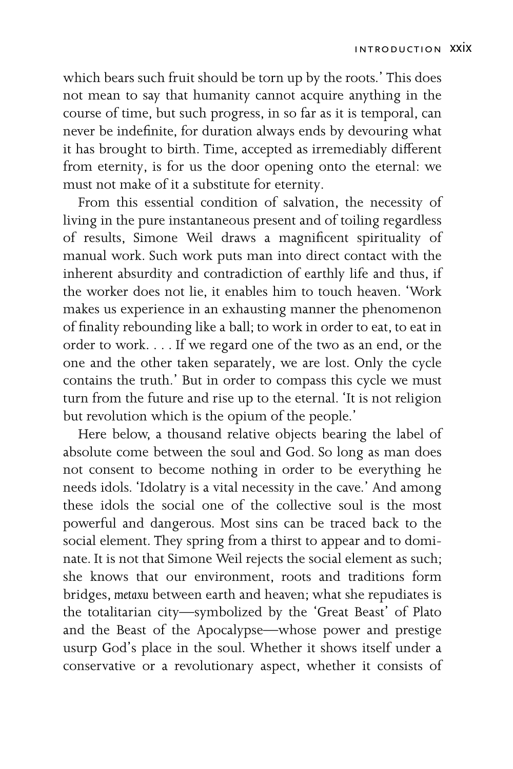which bears such fruit should be torn up by the roots.' This does not mean to say that humanity cannot acquire anything in the course of time, but such progress, in so far as it is temporal, can never be indefinite, for duration always ends by devouring what it has brought to birth. Time, accepted as irremediably different from eternity, is for us the door opening onto the eternal: we must not make of it a substitute for eternity.

From this essential condition of salvation, the necessity of living in the pure instantaneous present and of toiling regardless of results, Simone Weil draws a magnificent spirituality of manual work. Such work puts man into direct contact with the inherent absurdity and contradiction of earthly life and thus, if the worker does not lie, it enables him to touch heaven. 'Work makes us experience in an exhausting manner the phenomenon of finality rebounding like a ball; to work in order to eat, to eat in order to work. . . . If we regard one of the two as an end, or the one and the other taken separately, we are lost. Only the cycle contains the truth.' But in order to compass this cycle we must turn from the future and rise up to the eternal. 'It is not religion but revolution which is the opium of the people.'

Here below, a thousand relative objects bearing the label of absolute come between the soul and God. So long as man does not consent to become nothing in order to be everything he needs idols. 'Idolatry is a vital necessity in the cave.' And among these idols the social one of the collective soul is the most powerful and dangerous. Most sins can be traced back to the social element. They spring from a thirst to appear and to dominate. It is not that Simone Weil rejects the social element as such; she knows that our environment, roots and traditions form bridges, *metaxu* between earth and heaven; what she repudiates is the totalitarian city—symbolized by the 'Great Beast' of Plato and the Beast of the Apocalypse—whose power and prestige usurp God's place in the soul. Whether it shows itself under a conservative or a revolutionary aspect, whether it consists of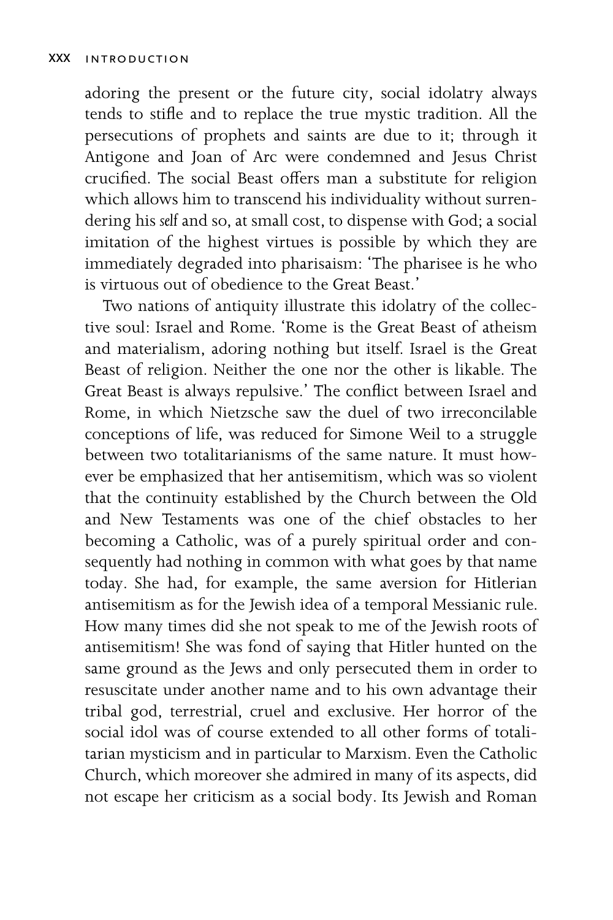adoring the present or the future city, social idolatry always tends to stifle and to replace the true mystic tradition. All the persecutions of prophets and saints are due to it; through it Antigone and Joan of Arc were condemned and Jesus Christ crucified. The social Beast offers man a substitute for religion which allows him to transcend his individuality without surrendering his *self* and so, at small cost, to dispense with God; a social imitation of the highest virtues is possible by which they are immediately degraded into pharisaism: 'The pharisee is he who is virtuous out of obedience to the Great Beast.'

Two nations of antiquity illustrate this idolatry of the collective soul: Israel and Rome. 'Rome is the Great Beast of atheism and materialism, adoring nothing but itself. Israel is the Great Beast of religion. Neither the one nor the other is likable. The Great Beast is always repulsive.' The conflict between Israel and Rome, in which Nietzsche saw the duel of two irreconcilable conceptions of life, was reduced for Simone Weil to a struggle between two totalitarianisms of the same nature. It must however be emphasized that her antisemitism, which was so violent that the continuity established by the Church between the Old and New Testaments was one of the chief obstacles to her becoming a Catholic, was of a purely spiritual order and consequently had nothing in common with what goes by that name today. She had, for example, the same aversion for Hitlerian antisemitism as for the Jewish idea of a temporal Messianic rule. How many times did she not speak to me of the Jewish roots of antisemitism! She was fond of saying that Hitler hunted on the same ground as the Jews and only persecuted them in order to resuscitate under another name and to his own advantage their tribal god, terrestrial, cruel and exclusive. Her horror of the social idol was of course extended to all other forms of totalitarian mysticism and in particular to Marxism. Even the Catholic Church, which moreover she admired in many of its aspects, did not escape her criticism as a social body. Its Jewish and Roman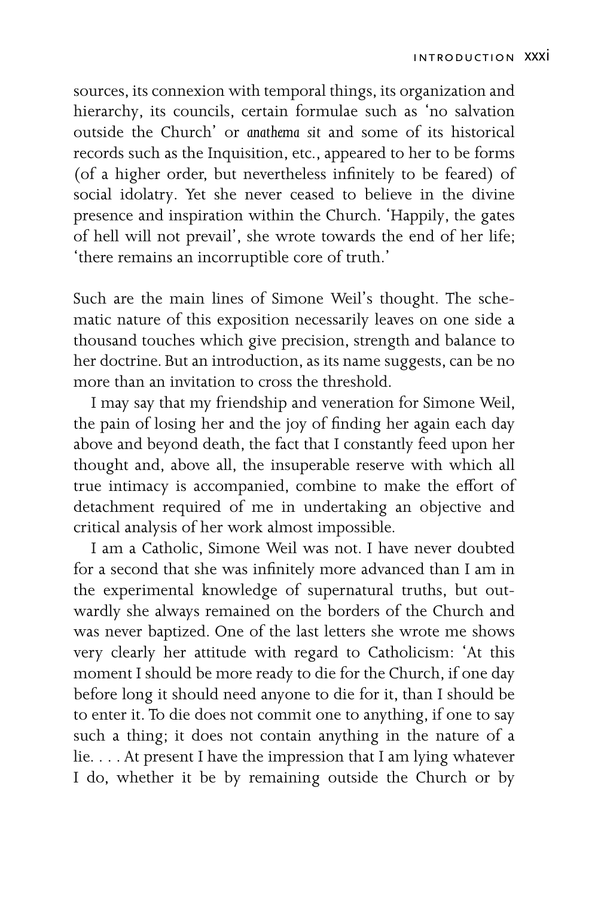sources, its connexion with temporal things, its organization and hierarchy, its councils, certain formulae such as 'no salvation outside the Church' or *anathema sit* and some of its historical records such as the Inquisition, etc., appeared to her to be forms (of a higher order, but nevertheless infinitely to be feared) of social idolatry. Yet she never ceased to believe in the divine presence and inspiration within the Church. 'Happily, the gates of hell will not prevail', she wrote towards the end of her life; 'there remains an incorruptible core of truth.'

Such are the main lines of Simone Weil's thought. The schematic nature of this exposition necessarily leaves on one side a thousand touches which give precision, strength and balance to her doctrine. But an introduction, as its name suggests, can be no more than an invitation to cross the threshold.

I may say that my friendship and veneration for Simone Weil, the pain of losing her and the joy of finding her again each day above and beyond death, the fact that I constantly feed upon her thought and, above all, the insuperable reserve with which all true intimacy is accompanied, combine to make the effort of detachment required of me in undertaking an objective and critical analysis of her work almost impossible.

I am a Catholic, Simone Weil was not. I have never doubted for a second that she was infinitely more advanced than I am in the experimental knowledge of supernatural truths, but outwardly she always remained on the borders of the Church and was never baptized. One of the last letters she wrote me shows very clearly her attitude with regard to Catholicism: 'At this moment I should be more ready to die for the Church, if one day before long it should need anyone to die for it, than I should be to enter it. To die does not commit one to anything, if one to say such a thing; it does not contain anything in the nature of a lie. . . . At present I have the impression that I am lying whatever I do, whether it be by remaining outside the Church or by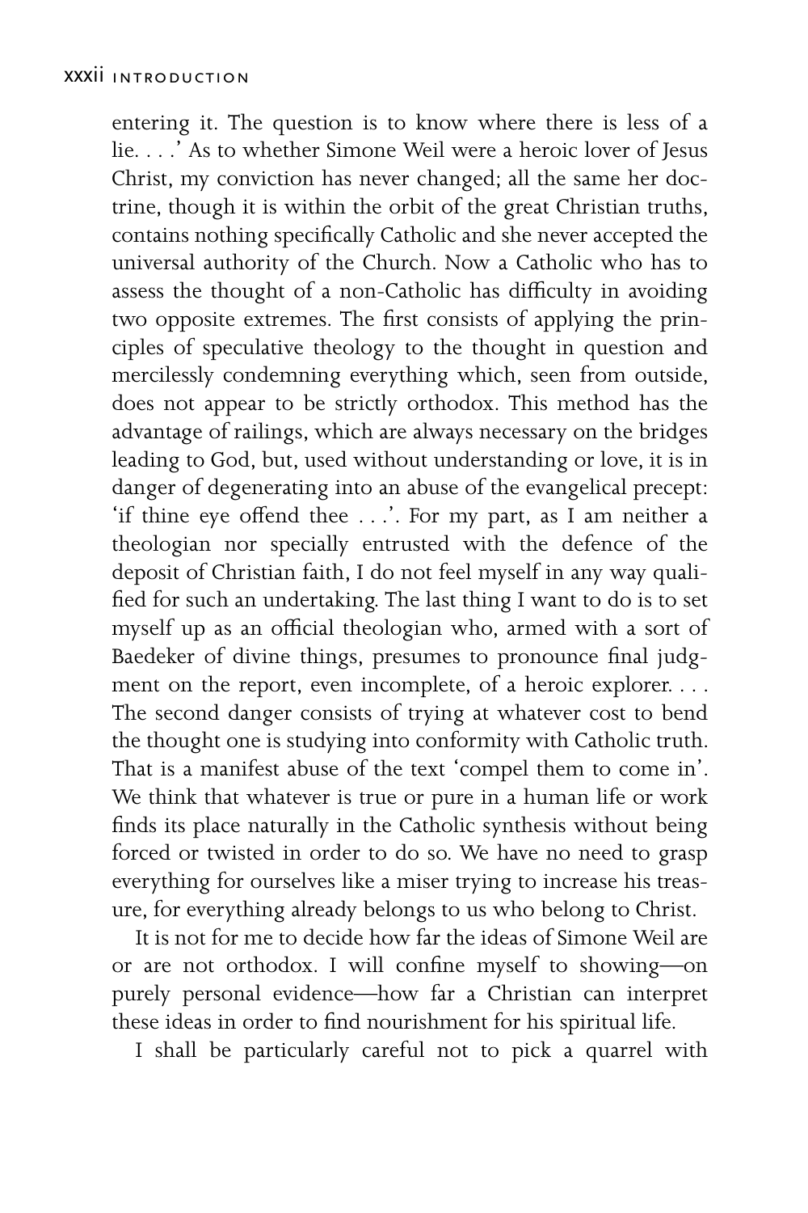entering it. The question is to know where there is less of a lie. . . .' As to whether Simone Weil were a heroic lover of Jesus Christ, my conviction has never changed; all the same her doctrine, though it is within the orbit of the great Christian truths, contains nothing specifically Catholic and she never accepted the universal authority of the Church. Now a Catholic who has to assess the thought of a non-Catholic has difficulty in avoiding two opposite extremes. The first consists of applying the principles of speculative theology to the thought in question and mercilessly condemning everything which, seen from outside, does not appear to be strictly orthodox. This method has the advantage of railings, which are always necessary on the bridges leading to God, but, used without understanding or love, it is in danger of degenerating into an abuse of the evangelical precept: 'if thine eye offend thee . . .'. For my part, as I am neither a theologian nor specially entrusted with the defence of the deposit of Christian faith, I do not feel myself in any way qualified for such an undertaking. The last thing I want to do is to set myself up as an official theologian who, armed with a sort of Baedeker of divine things, presumes to pronounce final judgment on the report, even incomplete, of a heroic explorer. . . . The second danger consists of trying at whatever cost to bend the thought one is studying into conformity with Catholic truth. That is a manifest abuse of the text 'compel them to come in'. We think that whatever is true or pure in a human life or work finds its place naturally in the Catholic synthesis without being forced or twisted in order to do so. We have no need to grasp everything for ourselves like a miser trying to increase his treasure, for everything already belongs to us who belong to Christ.

It is not for me to decide how far the ideas of Simone Weil are or are not orthodox. I will confine myself to showing—on purely personal evidence—how far a Christian can interpret these ideas in order to find nourishment for his spiritual life.

I shall be particularly careful not to pick a quarrel with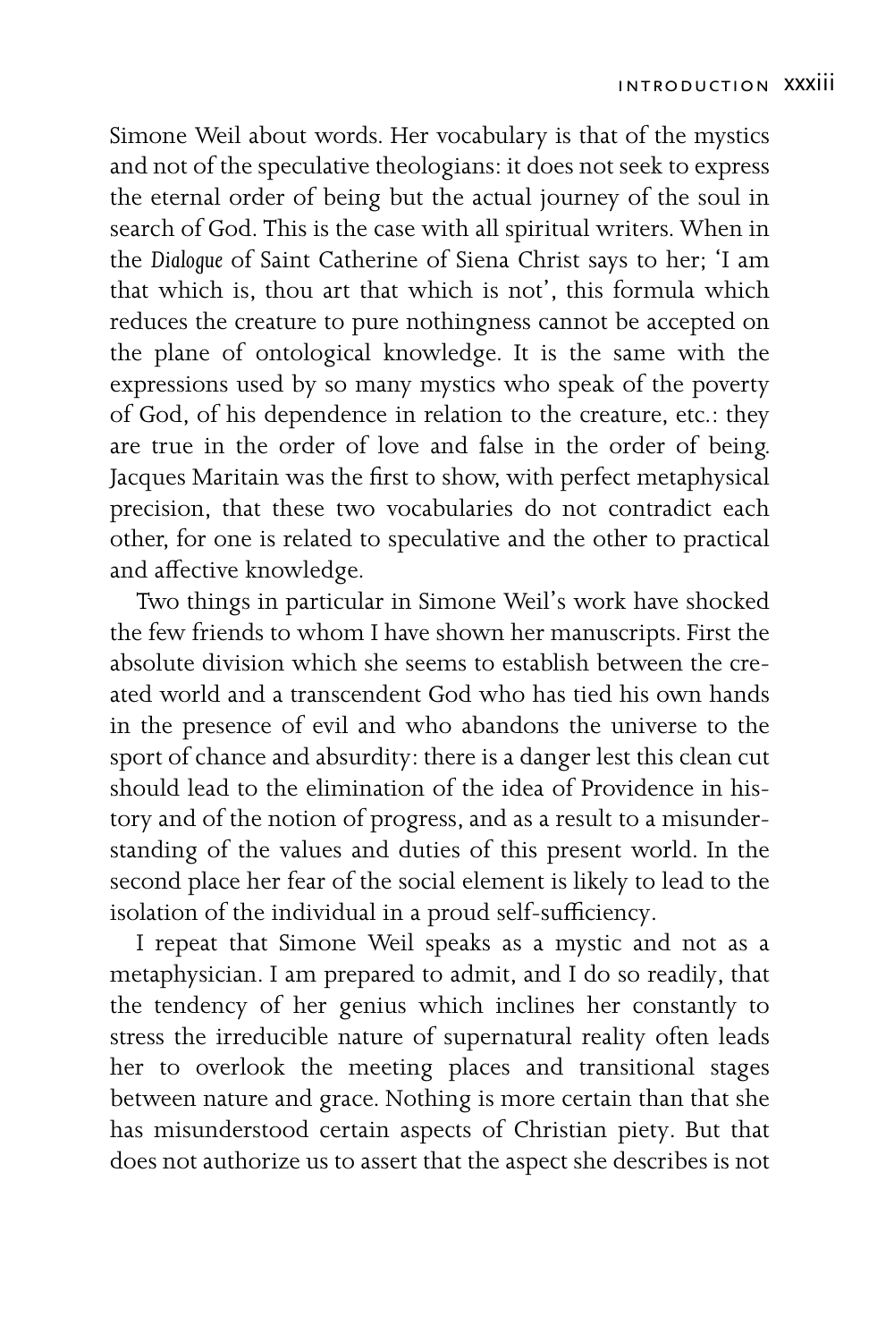Simone Weil about words. Her vocabulary is that of the mystics and not of the speculative theologians: it does not seek to express the eternal order of being but the actual journey of the soul in search of God. This is the case with all spiritual writers. When in the *Dialogue* of Saint Catherine of Siena Christ says to her; 'I am that which is, thou art that which is not', this formula which reduces the creature to pure nothingness cannot be accepted on the plane of ontological knowledge. It is the same with the expressions used by so many mystics who speak of the poverty of God, of his dependence in relation to the creature, etc.: they are true in the order of love and false in the order of being. Jacques Maritain was the first to show, with perfect metaphysical precision, that these two vocabularies do not contradict each other, for one is related to speculative and the other to practical and affective knowledge.

Two things in particular in Simone Weil's work have shocked the few friends to whom I have shown her manuscripts. First the absolute division which she seems to establish between the created world and a transcendent God who has tied his own hands in the presence of evil and who abandons the universe to the sport of chance and absurdity: there is a danger lest this clean cut should lead to the elimination of the idea of Providence in history and of the notion of progress, and as a result to a misunderstanding of the values and duties of this present world. In the second place her fear of the social element is likely to lead to the isolation of the individual in a proud self-sufficiency.

I repeat that Simone Weil speaks as a mystic and not as a metaphysician. I am prepared to admit, and I do so readily, that the tendency of her genius which inclines her constantly to stress the irreducible nature of supernatural reality often leads her to overlook the meeting places and transitional stages between nature and grace. Nothing is more certain than that she has misunderstood certain aspects of Christian piety. But that does not authorize us to assert that the aspect she describes is not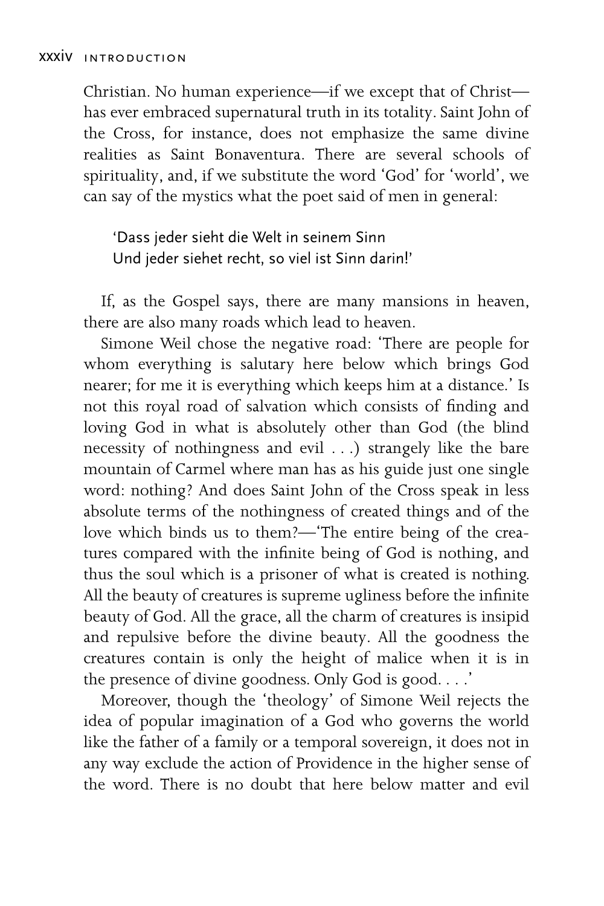Christian. No human experience—if we except that of Christ—has ever embraced supernatural truth in its totality. Saint John of the Cross, for instance, does not emphasize the same divine realities as Saint Bonaventura. There are several schools of spirituality, and, if we substitute the word 'God' for 'world', we can say of the mystics what the poet said of men in general:

> 'Dass jeder sieht die Welt in seinem Sinn
> Und jeder siehet recht, so viel ist Sinn darin!'

If, as the Gospel says, there are many mansions in heaven, there are also many roads which lead to heaven.

Simone Weil chose the negative road: 'There are people for whom everything is salutary here below which brings God nearer; for me it is everything which keeps him at a distance.' Is not this royal road of salvation which consists of finding and loving God in what is absolutely other than God (the blind necessity of nothingness and evil . . .) strangely like the bare mountain of Carmel where man has as his guide just one single word: nothing? And does Saint John of the Cross speak in less absolute terms of the nothingness of created things and of the love which binds us to them?—'The entire being of the creatures compared with the infinite being of God is nothing, and thus the soul which is a prisoner of what is created is nothing. All the beauty of creatures is supreme ugliness before the infinite beauty of God. All the grace, all the charm of creatures is insipid and repulsive before the divine beauty. All the goodness the creatures contain is only the height of malice when it is in the presence of divine goodness. Only God is good. . . .'

Moreover, though the 'theology' of Simone Weil rejects the idea of popular imagination of a God who governs the world like the father of a family or a temporal sovereign, it does not in any way exclude the action of Providence in the higher sense of the word. There is no doubt that here below matter and evil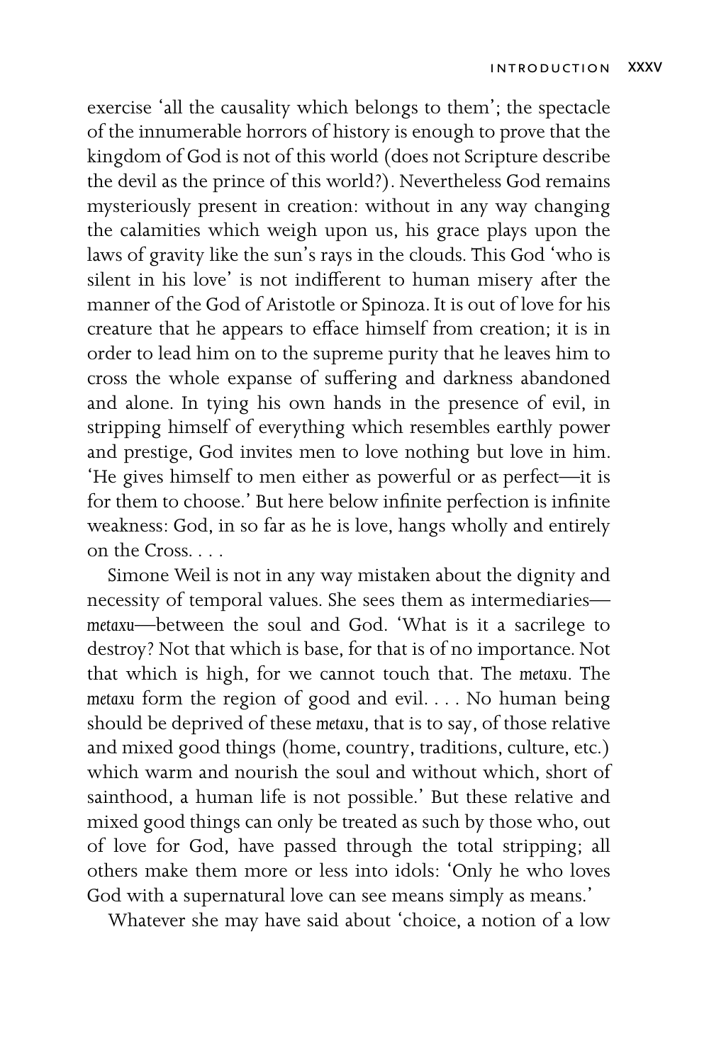exercise 'all the causality which belongs to them'; the spectacle of the innumerable horrors of history is enough to prove that the kingdom of God is not of this world (does not Scripture describe the devil as the prince of this world?). Nevertheless God remains mysteriously present in creation: without in any way changing the calamities which weigh upon us, his grace plays upon the laws of gravity like the sun's rays in the clouds. This God 'who is silent in his love' is not indifferent to human misery after the manner of the God of Aristotle or Spinoza. It is out of love for his creature that he appears to efface himself from creation; it is in order to lead him on to the supreme purity that he leaves him to cross the whole expanse of suffering and darkness abandoned and alone. In tying his own hands in the presence of evil, in stripping himself of everything which resembles earthly power and prestige, God invites men to love nothing but love in him. 'He gives himself to men either as powerful or as perfect—it is for them to choose.' But here below infinite perfection is infinite weakness: God, in so far as he is love, hangs wholly and entirely on the Cross. . . .

Simone Weil is not in any way mistaken about the dignity and necessity of temporal values. She sees them as intermediaries—*metaxu*—between the soul and God. 'What is it a sacrilege to destroy? Not that which is base, for that is of no importance. Not that which is high, for we cannot touch that. The *metaxu*. The *metaxu* form the region of good and evil. . . . No human being should be deprived of these *metaxu*, that is to say, of those relative and mixed good things (home, country, traditions, culture, etc.) which warm and nourish the soul and without which, short of sainthood, a human life is not possible.' But these relative and mixed good things can only be treated as such by those who, out of love for God, have passed through the total stripping; all others make them more or less into idols: 'Only he who loves God with a supernatural love can see means simply as means.'

Whatever she may have said about 'choice, a notion of a low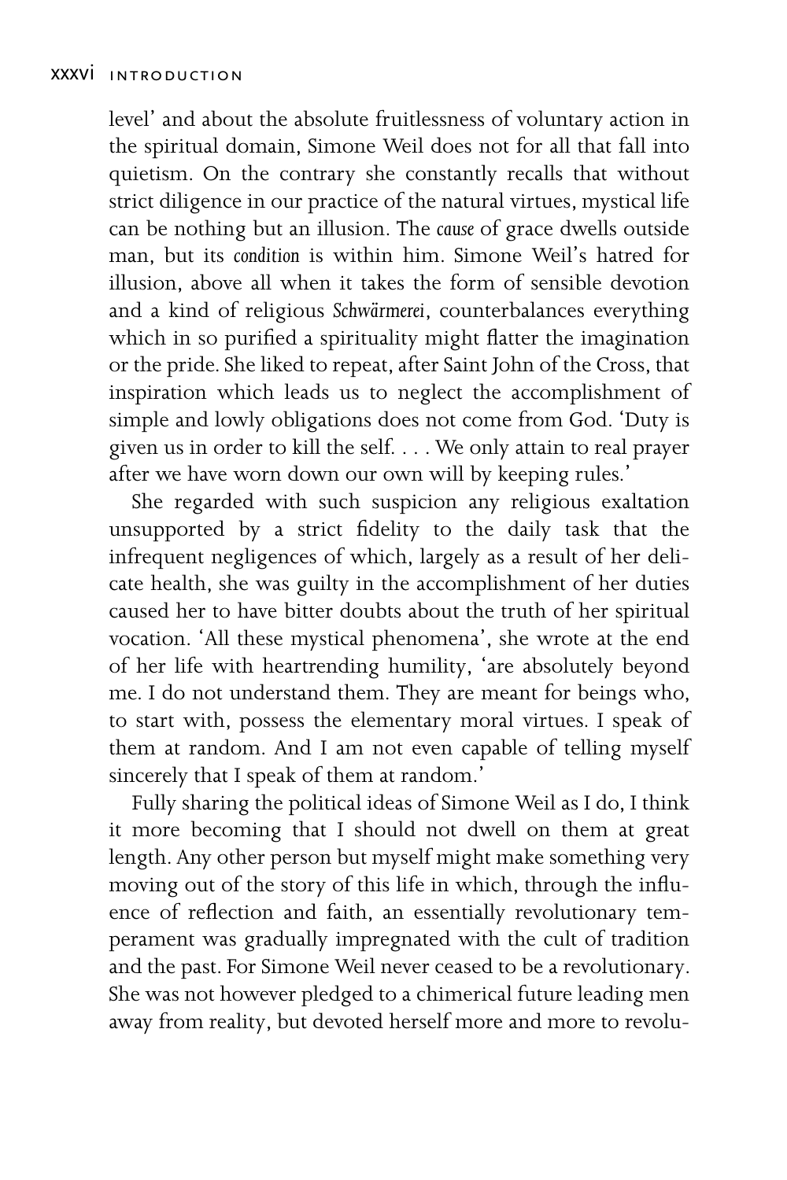level' and about the absolute fruitlessness of voluntary action in the spiritual domain, Simone Weil does not for all that fall into quietism. On the contrary she constantly recalls that without strict diligence in our practice of the natural virtues, mystical life can be nothing but an illusion. The *cause* of grace dwells outside man, but its *condition* is within him. Simone Weil's hatred for illusion, above all when it takes the form of sensible devotion and a kind of religious *Schwärmerei*, counterbalances everything which in so purified a spirituality might flatter the imagination or the pride. She liked to repeat, after Saint John of the Cross, that inspiration which leads us to neglect the accomplishment of simple and lowly obligations does not come from God. 'Duty is given us in order to kill the self. . . . We only attain to real prayer after we have worn down our own will by keeping rules.'

She regarded with such suspicion any religious exaltation unsupported by a strict fidelity to the daily task that the infrequent negligences of which, largely as a result of her delicate health, she was guilty in the accomplishment of her duties caused her to have bitter doubts about the truth of her spiritual vocation. 'All these mystical phenomena', she wrote at the end of her life with heartrending humility, 'are absolutely beyond me. I do not understand them. They are meant for beings who, to start with, possess the elementary moral virtues. I speak of them at random. And I am not even capable of telling myself sincerely that I speak of them at random.'

Fully sharing the political ideas of Simone Weil as I do, I think it more becoming that I should not dwell on them at great length. Any other person but myself might make something very moving out of the story of this life in which, through the influence of reflection and faith, an essentially revolutionary temperament was gradually impregnated with the cult of tradition and the past. For Simone Weil never ceased to be a revolutionary. She was not however pledged to a chimerical future leading men away from reality, but devoted herself more and more to revolu-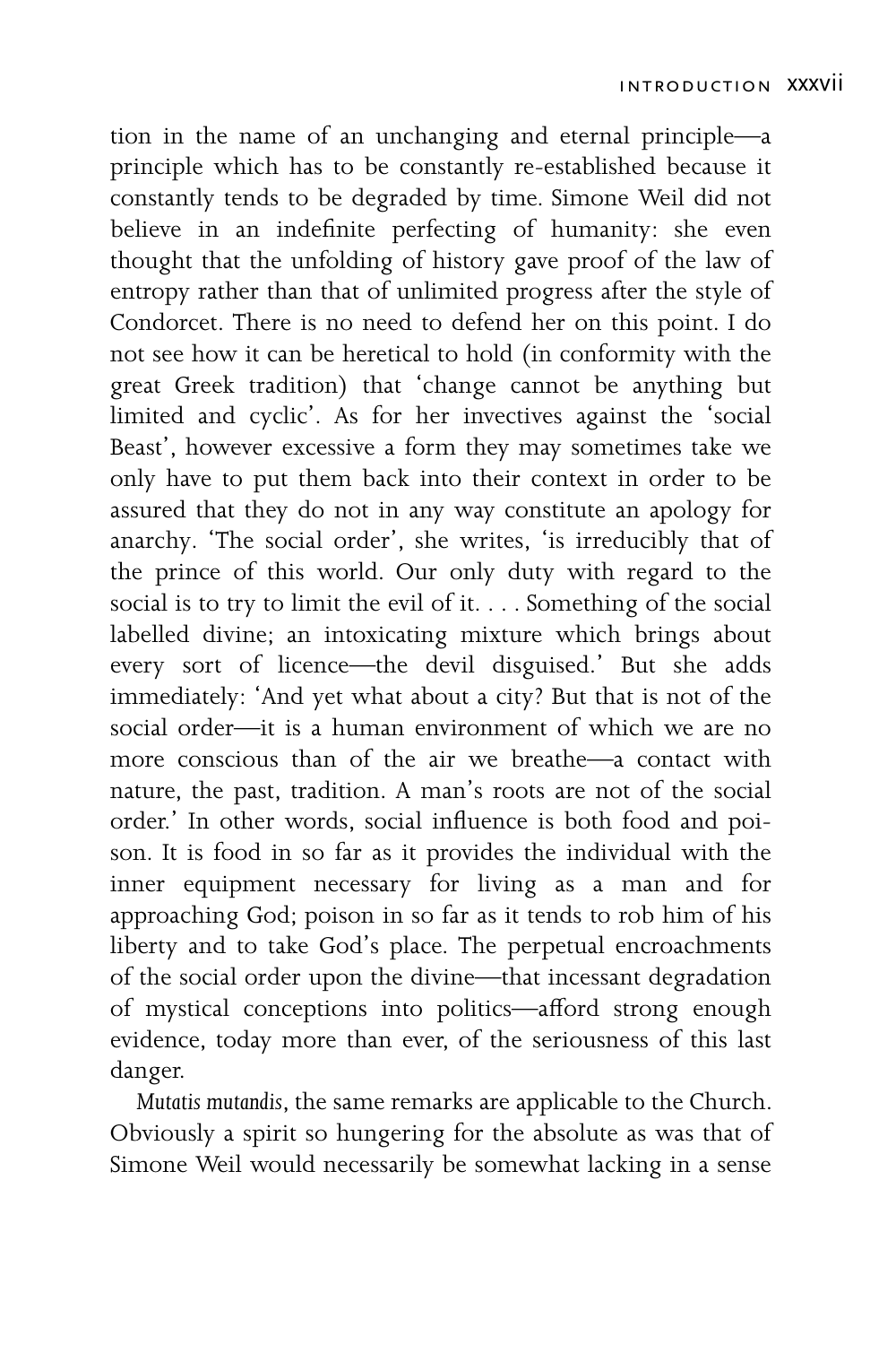tion in the name of an unchanging and eternal principle—a principle which has to be constantly re-established because it constantly tends to be degraded by time. Simone Weil did not believe in an indefinite perfecting of humanity: she even thought that the unfolding of history gave proof of the law of entropy rather than that of unlimited progress after the style of Condorcet. There is no need to defend her on this point. I do not see how it can be heretical to hold (in conformity with the great Greek tradition) that 'change cannot be anything but limited and cyclic'. As for her invectives against the 'social Beast', however excessive a form they may sometimes take we only have to put them back into their context in order to be assured that they do not in any way constitute an apology for anarchy. 'The social order', she writes, 'is irreducibly that of the prince of this world. Our only duty with regard to the social is to try to limit the evil of it. . . . Something of the social labelled divine; an intoxicating mixture which brings about every sort of licence—the devil disguised.' But she adds immediately: 'And yet what about a city? But that is not of the social order—it is a human environment of which we are no more conscious than of the air we breathe—a contact with nature, the past, tradition. A man's roots are not of the social order.' In other words, social influence is both food and poison. It is food in so far as it provides the individual with the inner equipment necessary for living as a man and for approaching God; poison in so far as it tends to rob him of his liberty and to take God's place. The perpetual encroachments of the social order upon the divine—that incessant degradation of mystical conceptions into politics—afford strong enough evidence, today more than ever, of the seriousness of this last danger.

*Mutatis mutandis*, the same remarks are applicable to the Church. Obviously a spirit so hungering for the absolute as was that of Simone Weil would necessarily be somewhat lacking in a sense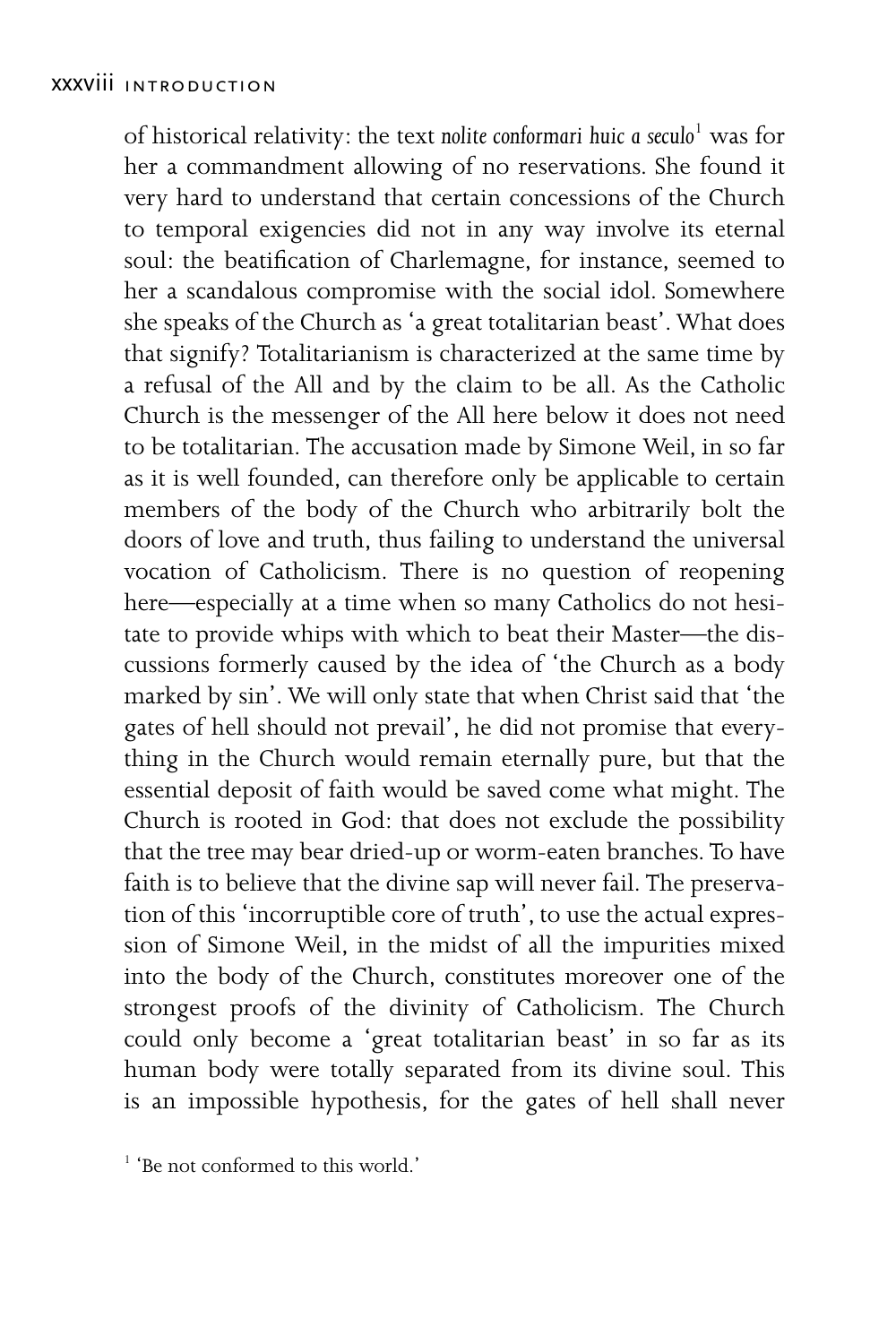of historical relativity: the text *nolite conformari huic a seculo*[1] was for her a commandment allowing of no reservations. She found it very hard to understand that certain concessions of the Church to temporal exigencies did not in any way involve its eternal soul: the beatification of Charlemagne, for instance, seemed to her a scandalous compromise with the social idol. Somewhere she speaks of the Church as 'a great totalitarian beast'. What does that signify? Totalitarianism is characterized at the same time by a refusal of the All and by the claim to be all. As the Catholic Church is the messenger of the All here below it does not need to be totalitarian. The accusation made by Simone Weil, in so far as it is well founded, can therefore only be applicable to certain members of the body of the Church who arbitrarily bolt the doors of love and truth, thus failing to understand the universal vocation of Catholicism. There is no question of reopening here—especially at a time when so many Catholics do not hesitate to provide whips with which to beat their Master—the discussions formerly caused by the idea of 'the Church as a body marked by sin'. We will only state that when Christ said that 'the gates of hell should not prevail', he did not promise that everything in the Church would remain eternally pure, but that the essential deposit of faith would be saved come what might. The Church is rooted in God: that does not exclude the possibility that the tree may bear dried-up or worm-eaten branches. To have faith is to believe that the divine sap will never fail. The preservation of this 'incorruptible core of truth', to use the actual expression of Simone Weil, in the midst of all the impurities mixed into the body of the Church, constitutes moreover one of the strongest proofs of the divinity of Catholicism. The Church could only become a 'great totalitarian beast' in so far as its human body were totally separated from its divine soul. This is an impossible hypothesis, for the gates of hell shall never

[1] 'Be not conformed to this world.'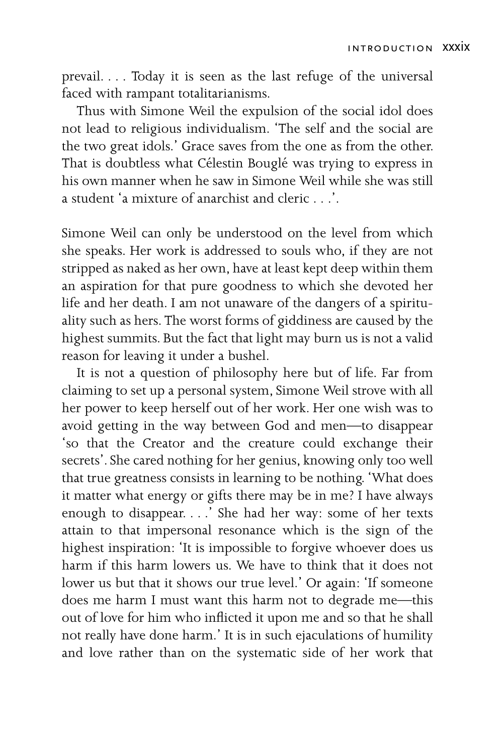prevail. . . . Today it is seen as the last refuge of the universal faced with rampant totalitarianisms.

Thus with Simone Weil the expulsion of the social idol does not lead to religious individualism. 'The self and the social are the two great idols.' Grace saves from the one as from the other. That is doubtless what Célestin Bouglé was trying to express in his own manner when he saw in Simone Weil while she was still a student 'a mixture of anarchist and cleric . . .'.

Simone Weil can only be understood on the level from which she speaks. Her work is addressed to souls who, if they are not stripped as naked as her own, have at least kept deep within them an aspiration for that pure goodness to which she devoted her life and her death. I am not unaware of the dangers of a spirituality such as hers. The worst forms of giddiness are caused by the highest summits. But the fact that light may burn us is not a valid reason for leaving it under a bushel.

It is not a question of philosophy here but of life. Far from claiming to set up a personal system, Simone Weil strove with all her power to keep herself out of her work. Her one wish was to avoid getting in the way between God and men—to disappear 'so that the Creator and the creature could exchange their secrets'. She cared nothing for her genius, knowing only too well that true greatness consists in learning to be nothing. 'What does it matter what energy or gifts there may be in me? I have always enough to disappear. . . .' She had her way: some of her texts attain to that impersonal resonance which is the sign of the highest inspiration: 'It is impossible to forgive whoever does us harm if this harm lowers us. We have to think that it does not lower us but that it shows our true level.' Or again: 'If someone does me harm I must want this harm not to degrade me—this out of love for him who inflicted it upon me and so that he shall not really have done harm.' It is in such ejaculations of humility and love rather than on the systematic side of her work that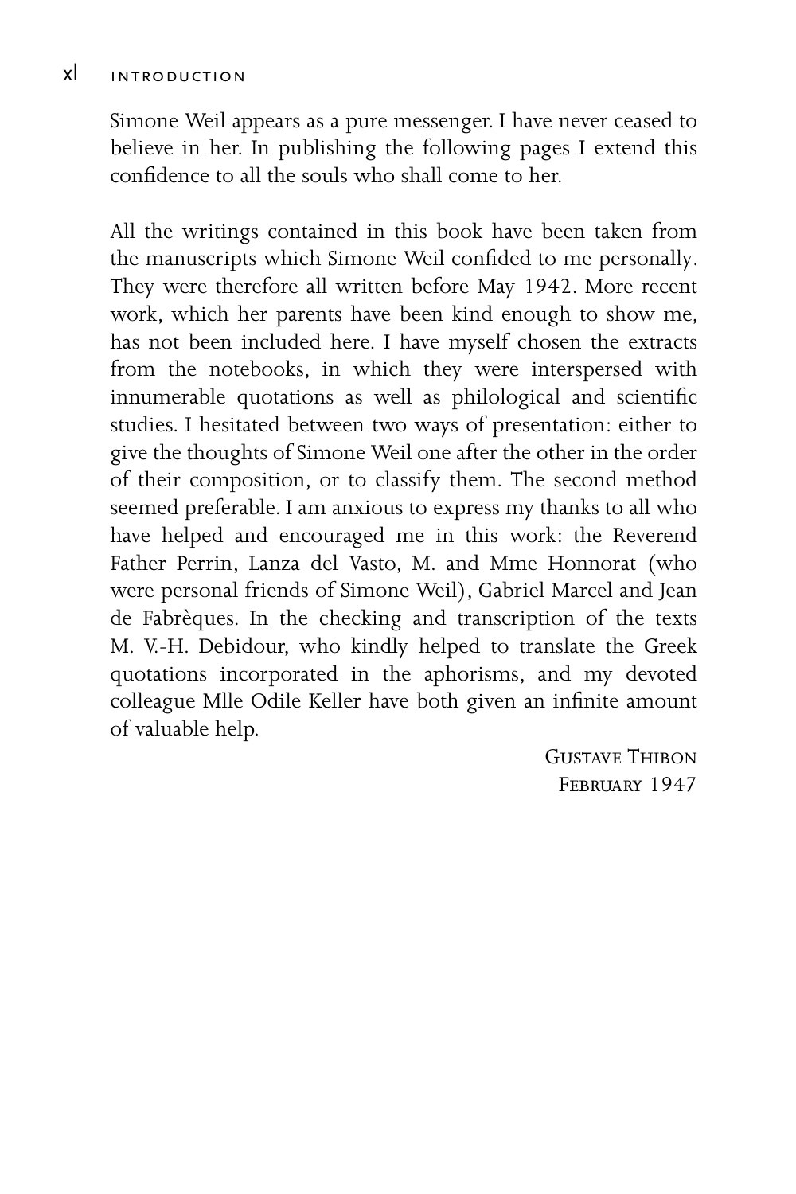Simone Weil appears as a pure messenger. I have never ceased to believe in her. In publishing the following pages I extend this confidence to all the souls who shall come to her.

All the writings contained in this book have been taken from the manuscripts which Simone Weil confided to me personally. They were therefore all written before May 1942. More recent work, which her parents have been kind enough to show me, has not been included here. I have myself chosen the extracts from the notebooks, in which they were interspersed with innumerable quotations as well as philological and scientific studies. I hesitated between two ways of presentation: either to give the thoughts of Simone Weil one after the other in the order of their composition, or to classify them. The second method seemed preferable. I am anxious to express my thanks to all who have helped and encouraged me in this work: the Reverend Father Perrin, Lanza del Vasto, M. and Mme Honnorat (who were personal friends of Simone Weil), Gabriel Marcel and Jean de Fabrèques. In the checking and transcription of the texts M. V.-H. Debidour, who kindly helped to translate the Greek quotations incorporated in the aphorisms, and my devoted colleague Mlle Odile Keller have both given an infinite amount of valuable help.

Gustave Thibon  
February 1947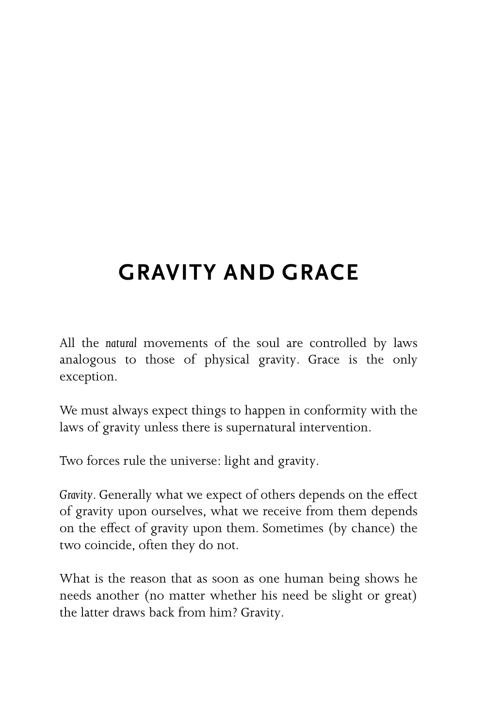# GRAVITY AND GRACE

All the *natural* movements of the soul are controlled by laws analogous to those of physical gravity. Grace is the only exception.

We must always expect things to happen in conformity with the laws of gravity unless there is supernatural intervention.

Two forces rule the universe: light and gravity.

*Gravity*. Generally what we expect of others depends on the effect of gravity upon ourselves, what we receive from them depends on the effect of gravity upon them. Sometimes (by chance) the two coincide, often they do not.

What is the reason that as soon as one human being shows he needs another (no matter whether his need be slight or great) the latter draws back from him? Gravity.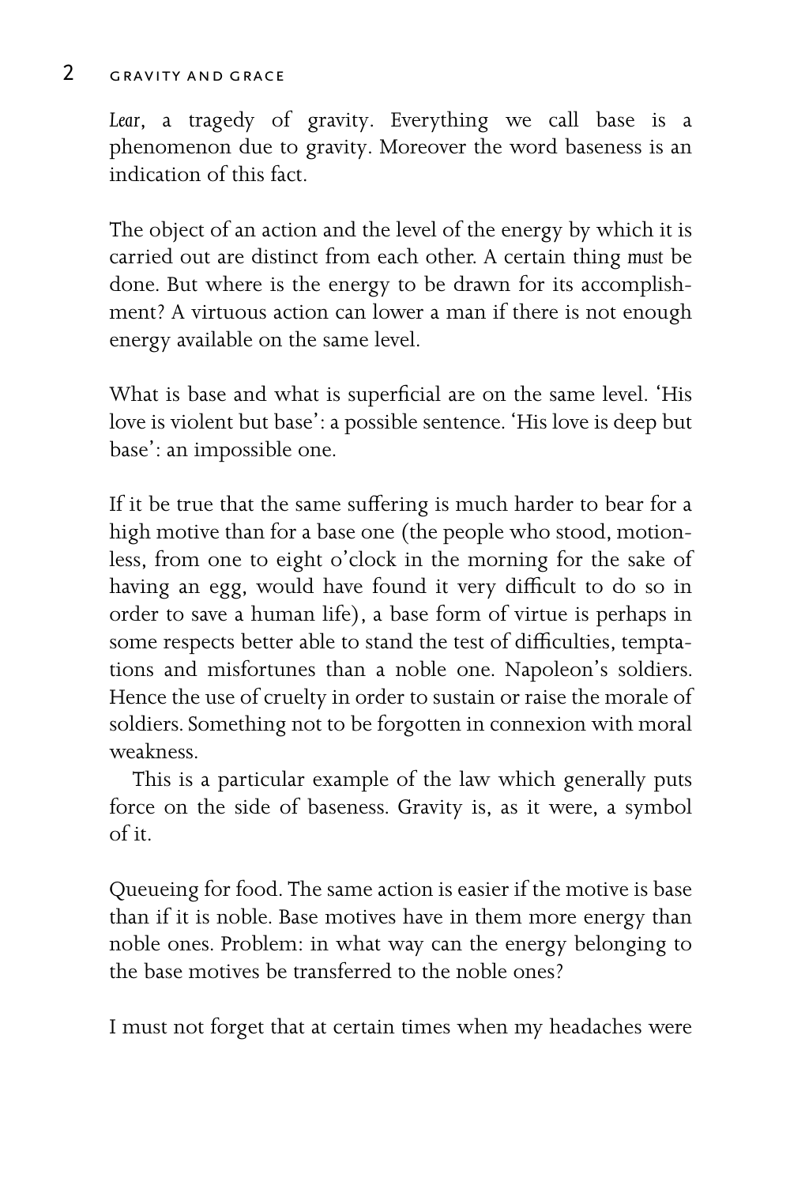*Lear*, a tragedy of gravity. Everything we call base is a phenomenon due to gravity. Moreover the word baseness is an indication of this fact.

The object of an action and the level of the energy by which it is carried out are distinct from each other. A certain thing *must* be done. But where is the energy to be drawn for its accomplishment? A virtuous action can lower a man if there is not enough energy available on the same level.

What is base and what is superficial are on the same level. 'His love is violent but base': a possible sentence. 'His love is deep but base': an impossible one.

If it be true that the same suffering is much harder to bear for a high motive than for a base one (the people who stood, motionless, from one to eight o'clock in the morning for the sake of having an egg, would have found it very difficult to do so in order to save a human life), a base form of virtue is perhaps in some respects better able to stand the test of difficulties, temptations and misfortunes than a noble one. Napoleon's soldiers. Hence the use of cruelty in order to sustain or raise the morale of soldiers. Something not to be forgotten in connexion with moral weakness.

This is a particular example of the law which generally puts force on the side of baseness. Gravity is, as it were, a symbol of it.

Queueing for food. The same action is easier if the motive is base than if it is noble. Base motives have in them more energy than noble ones. Problem: in what way can the energy belonging to the base motives be transferred to the noble ones?

I must not forget that at certain times when my headaches were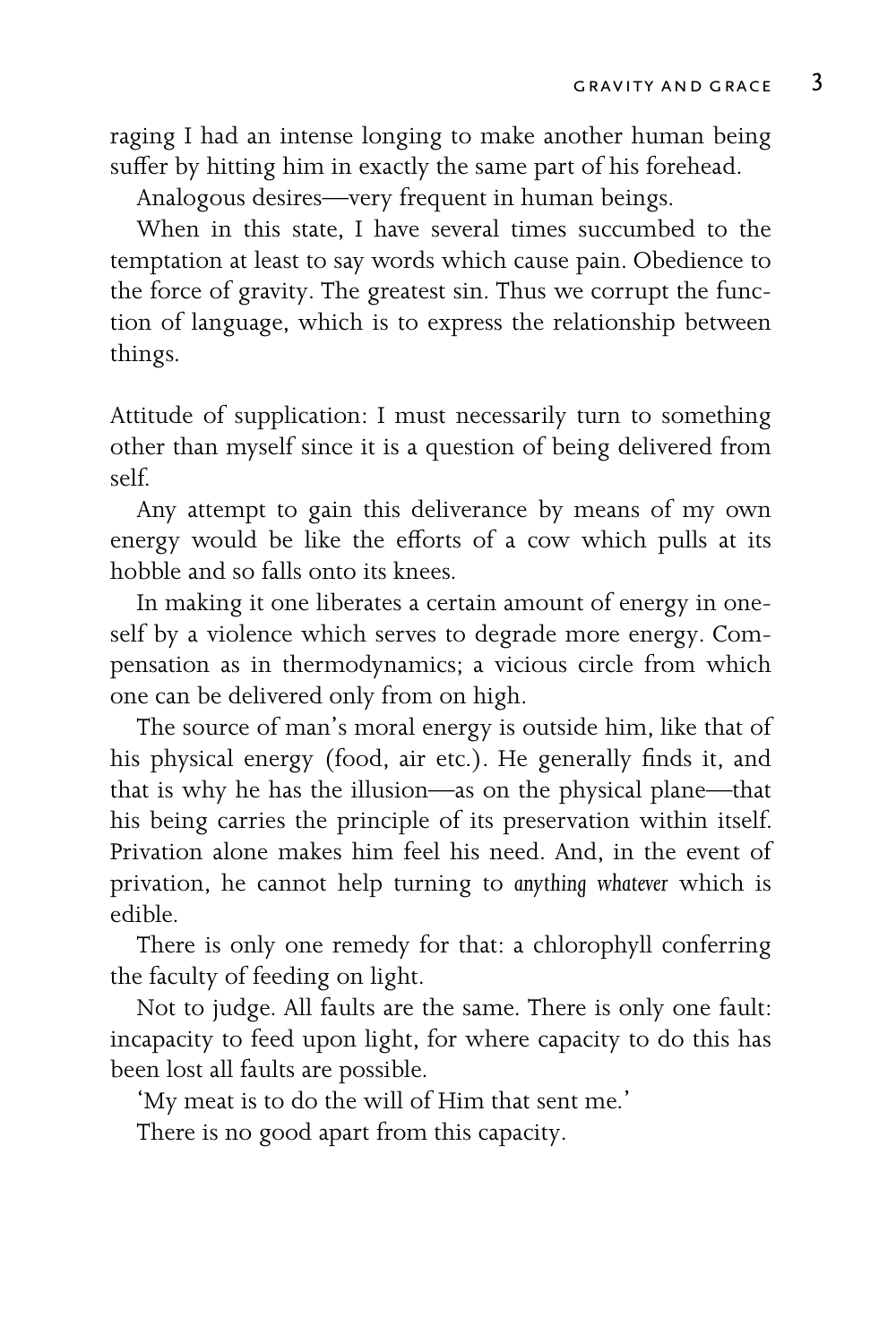raging I had an intense longing to make another human being suffer by hitting him in exactly the same part of his forehead.

Analogous desires—very frequent in human beings.

When in this state, I have several times succumbed to the temptation at least to say words which cause pain. Obedience to the force of gravity. The greatest sin. Thus we corrupt the function of language, which is to express the relationship between things.

Attitude of supplication: I must necessarily turn to something other than myself since it is a question of being delivered from self.

Any attempt to gain this deliverance by means of my own energy would be like the efforts of a cow which pulls at its hobble and so falls onto its knees.

In making it one liberates a certain amount of energy in oneself by a violence which serves to degrade more energy. Compensation as in thermodynamics; a vicious circle from which one can be delivered only from on high.

The source of man's moral energy is outside him, like that of his physical energy (food, air etc.). He generally finds it, and that is why he has the illusion—as on the physical plane—that his being carries the principle of its preservation within itself. Privation alone makes him feel his need. And, in the event of privation, he cannot help turning to *anything whatever* which is edible.

There is only one remedy for that: a chlorophyll conferring the faculty of feeding on light.

Not to judge. All faults are the same. There is only one fault: incapacity to feed upon light, for where capacity to do this has been lost all faults are possible.

'My meat is to do the will of Him that sent me.'

There is no good apart from this capacity.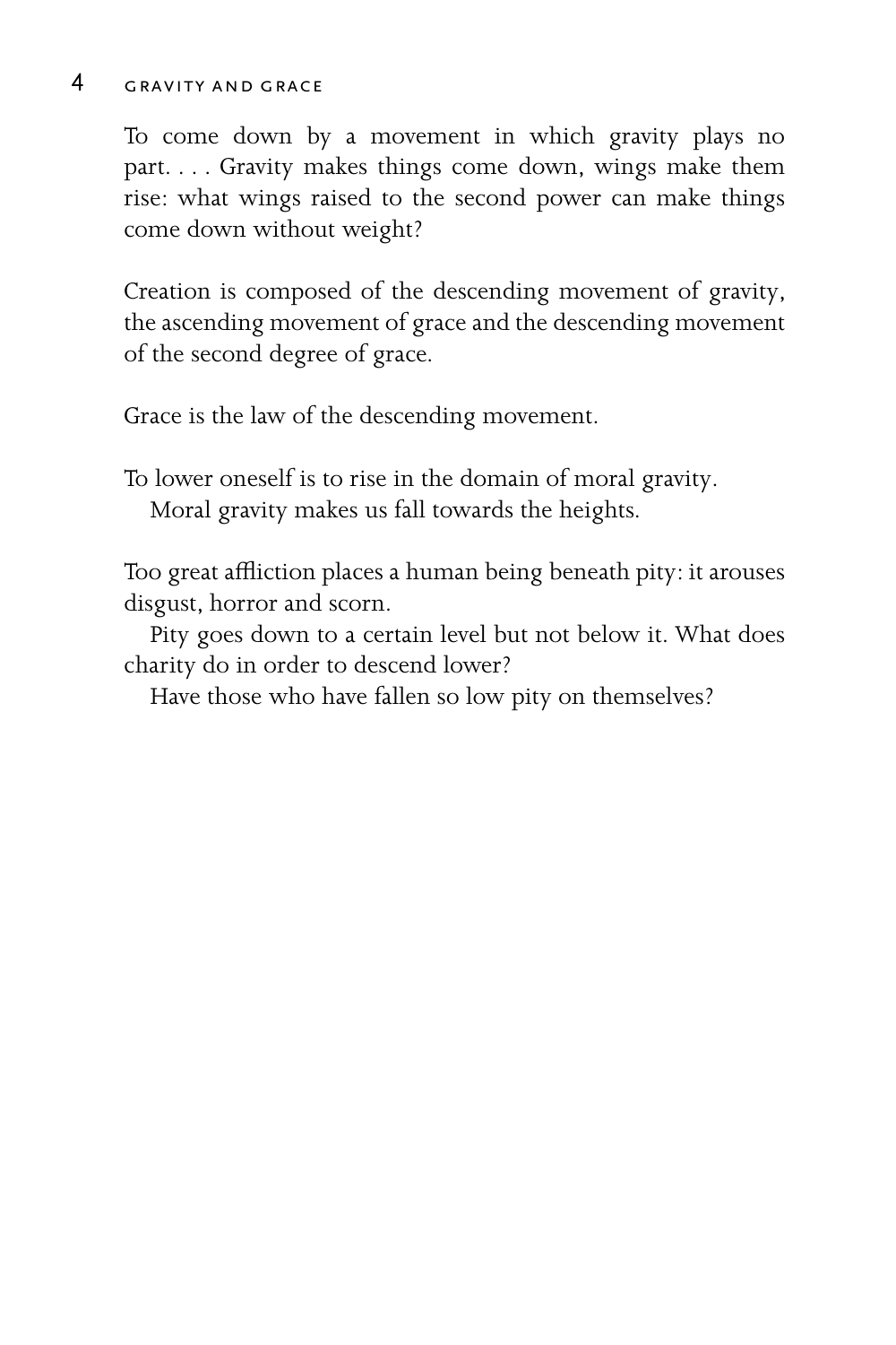To come down by a movement in which gravity plays no part. . . . Gravity makes things come down, wings make them rise: what wings raised to the second power can make things come down without weight?

Creation is composed of the descending movement of gravity, the ascending movement of grace and the descending movement of the second degree of grace.

Grace is the law of the descending movement.

To lower oneself is to rise in the domain of moral gravity.
Moral gravity makes us fall towards the heights.

Too great affliction places a human being beneath pity: it arouses disgust, horror and scorn.
Pity goes down to a certain level but not below it. What does charity do in order to descend lower?
Have those who have fallen so low pity on themselves?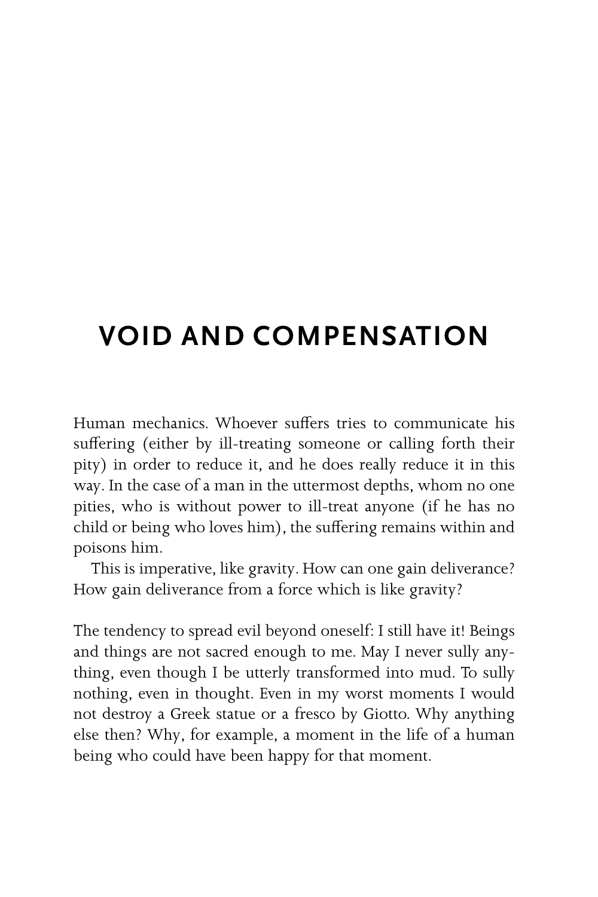# VOID AND COMPENSATION

Human mechanics. Whoever suffers tries to communicate his suffering (either by ill-treating someone or calling forth their pity) in order to reduce it, and he does really reduce it in this way. In the case of a man in the uttermost depths, whom no one pities, who is without power to ill-treat anyone (if he has no child or being who loves him), the suffering remains within and poisons him.

This is imperative, like gravity. How can one gain deliverance? How gain deliverance from a force which is like gravity?

The tendency to spread evil beyond oneself: I still have it! Beings and things are not sacred enough to me. May I never sully anything, even though I be utterly transformed into mud. To sully nothing, even in thought. Even in my worst moments I would not destroy a Greek statue or a fresco by Giotto. Why anything else then? Why, for example, a moment in the life of a human being who could have been happy for that moment.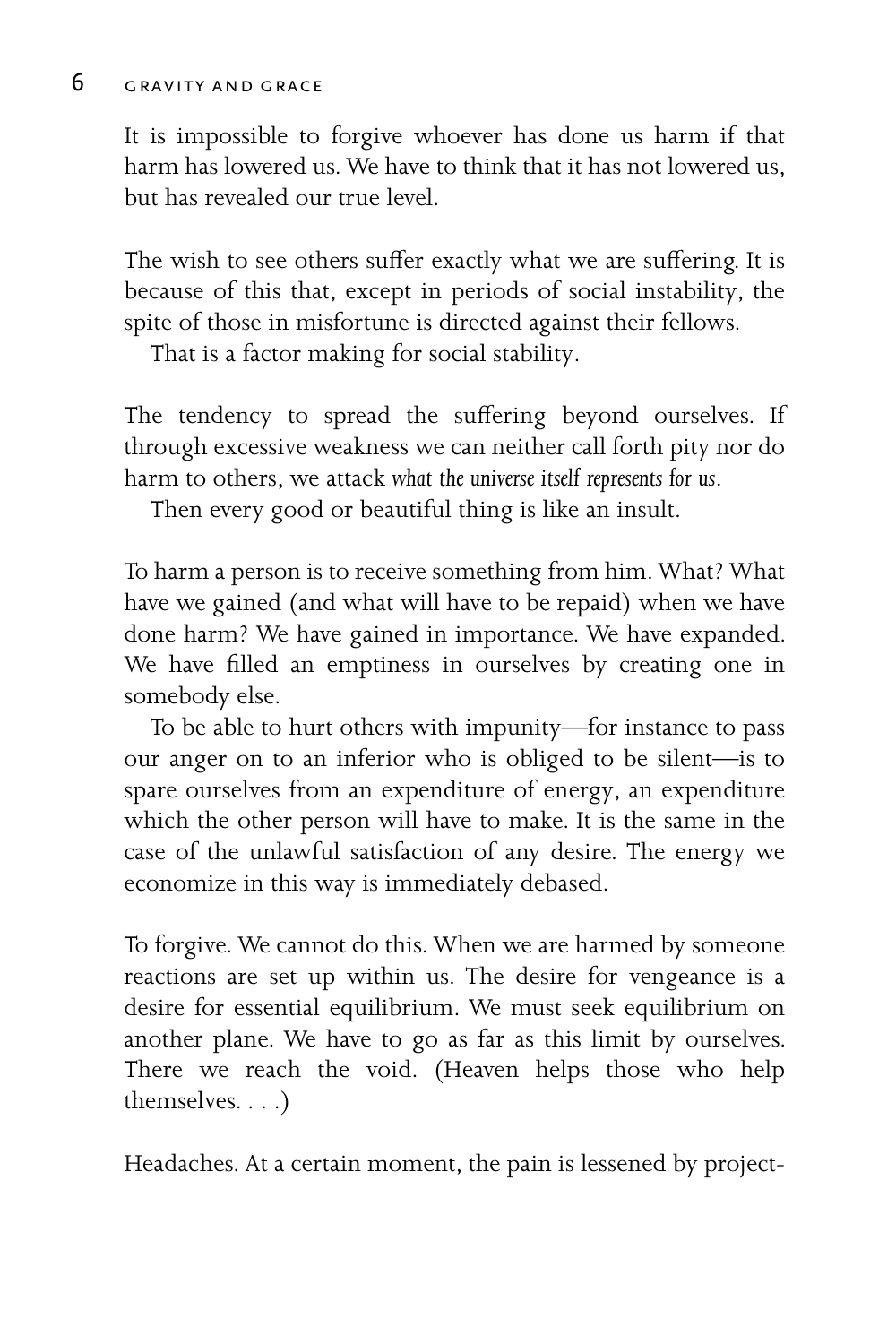It is impossible to forgive whoever has done us harm if that harm has lowered us. We have to think that it has not lowered us, but has revealed our true level.

The wish to see others suffer exactly what we are suffering. It is because of this that, except in periods of social instability, the spite of those in misfortune is directed against their fellows.

That is a factor making for social stability.

The tendency to spread the suffering beyond ourselves. If through excessive weakness we can neither call forth pity nor do harm to others, we attack *what the universe itself represents for us*.

Then every good or beautiful thing is like an insult.

To harm a person is to receive something from him. What? What have we gained (and what will have to be repaid) when we have done harm? We have gained in importance. We have expanded. We have filled an emptiness in ourselves by creating one in somebody else.

To be able to hurt others with impunity—for instance to pass our anger on to an inferior who is obliged to be silent—is to spare ourselves from an expenditure of energy, an expenditure which the other person will have to make. It is the same in the case of the unlawful satisfaction of any desire. The energy we economize in this way is immediately debased.

To forgive. We cannot do this. When we are harmed by someone reactions are set up within us. The desire for vengeance is a desire for essential equilibrium. We must seek equilibrium on another plane. We have to go as far as this limit by ourselves. There we reach the void. (Heaven helps those who help themselves. . . .)

Headaches. At a certain moment, the pain is lessened by project-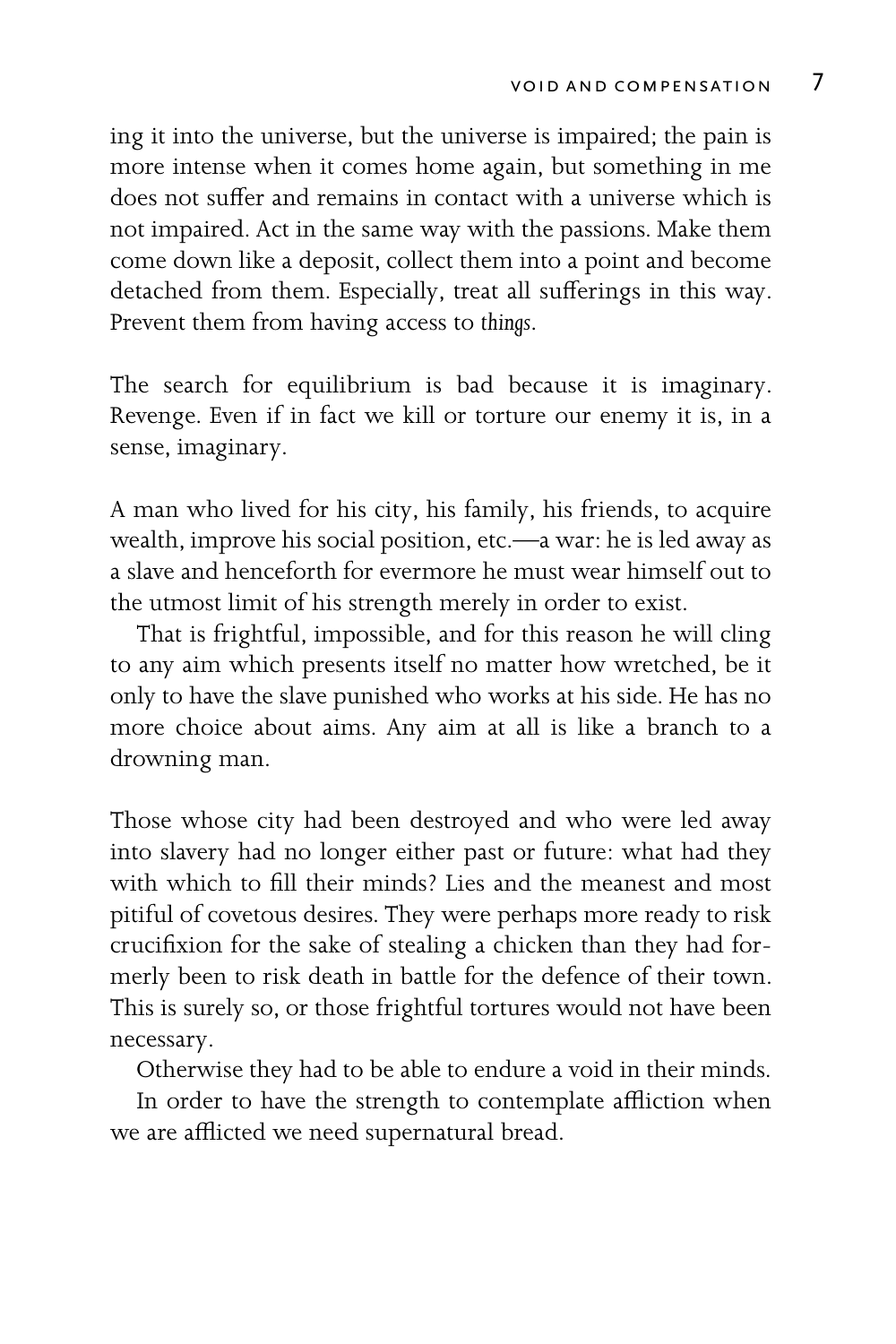ing it into the universe, but the universe is impaired; the pain is more intense when it comes home again, but something in me does not suffer and remains in contact with a universe which is not impaired. Act in the same way with the passions. Make them come down like a deposit, collect them into a point and become detached from them. Especially, treat all sufferings in this way. Prevent them from having access to *things*.

The search for equilibrium is bad because it is imaginary. Revenge. Even if in fact we kill or torture our enemy it is, in a sense, imaginary.

A man who lived for his city, his family, his friends, to acquire wealth, improve his social position, etc.—a war: he is led away as a slave and henceforth for evermore he must wear himself out to the utmost limit of his strength merely in order to exist.

That is frightful, impossible, and for this reason he will cling to any aim which presents itself no matter how wretched, be it only to have the slave punished who works at his side. He has no more choice about aims. Any aim at all is like a branch to a drowning man.

Those whose city had been destroyed and who were led away into slavery had no longer either past or future: what had they with which to fill their minds? Lies and the meanest and most pitiful of covetous desires. They were perhaps more ready to risk crucifixion for the sake of stealing a chicken than they had formerly been to risk death in battle for the defence of their town. This is surely so, or those frightful tortures would not have been necessary.

Otherwise they had to be able to endure a void in their minds.

In order to have the strength to contemplate affliction when we are afflicted we need supernatural bread.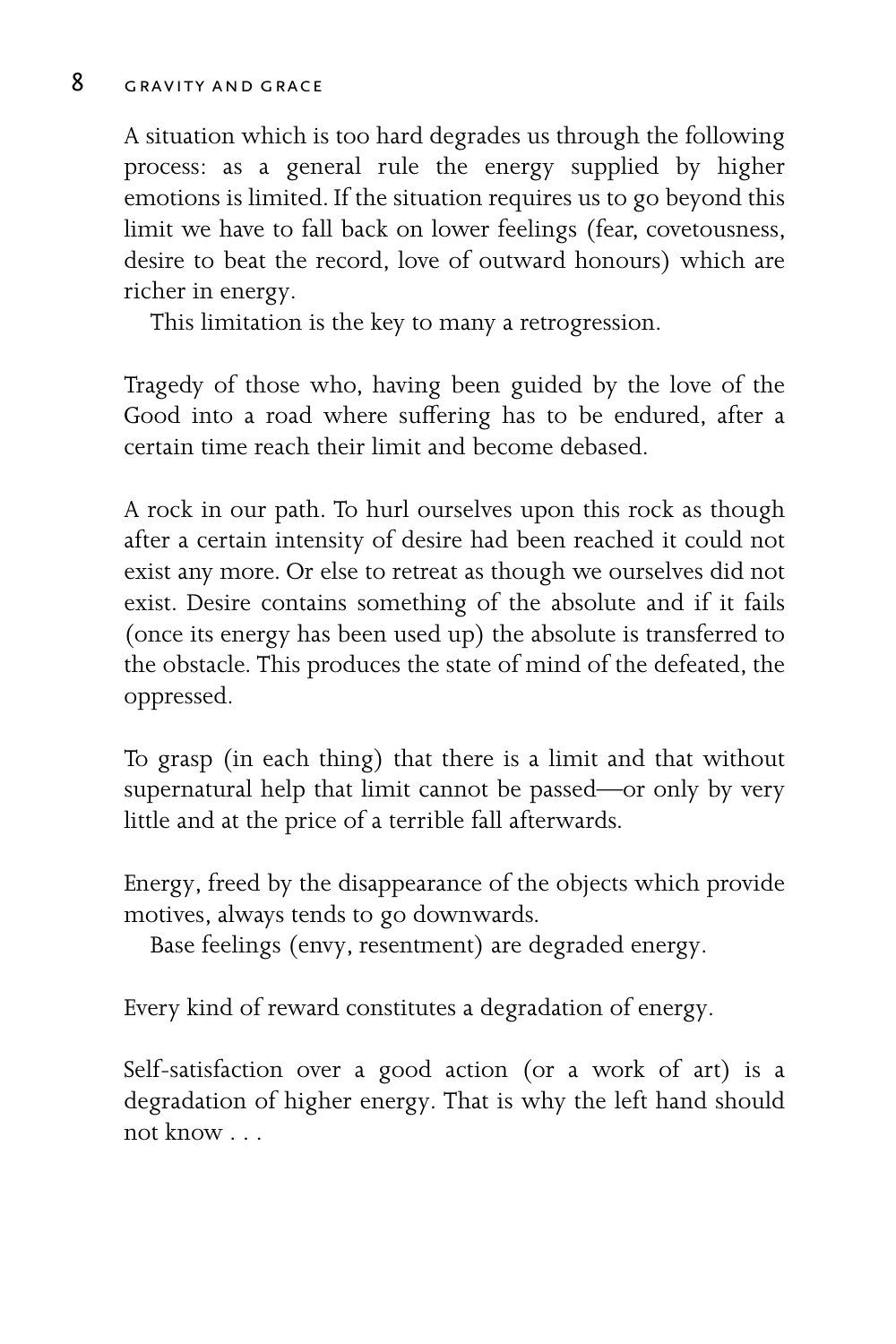A situation which is too hard degrades us through the following process: as a general rule the energy supplied by higher emotions is limited. If the situation requires us to go beyond this limit we have to fall back on lower feelings (fear, covetousness, desire to beat the record, love of outward honours) which are richer in energy.

This limitation is the key to many a retrogression.

Tragedy of those who, having been guided by the love of the Good into a road where suffering has to be endured, after a certain time reach their limit and become debased.

A rock in our path. To hurl ourselves upon this rock as though after a certain intensity of desire had been reached it could not exist any more. Or else to retreat as though we ourselves did not exist. Desire contains something of the absolute and if it fails (once its energy has been used up) the absolute is transferred to the obstacle. This produces the state of mind of the defeated, the oppressed.

To grasp (in each thing) that there is a limit and that without supernatural help that limit cannot be passed—or only by very little and at the price of a terrible fall afterwards.

Energy, freed by the disappearance of the objects which provide motives, always tends to go downwards.

Base feelings (envy, resentment) are degraded energy.

Every kind of reward constitutes a degradation of energy.

Self-satisfaction over a good action (or a work of art) is a degradation of higher energy. That is why the left hand should not know . . .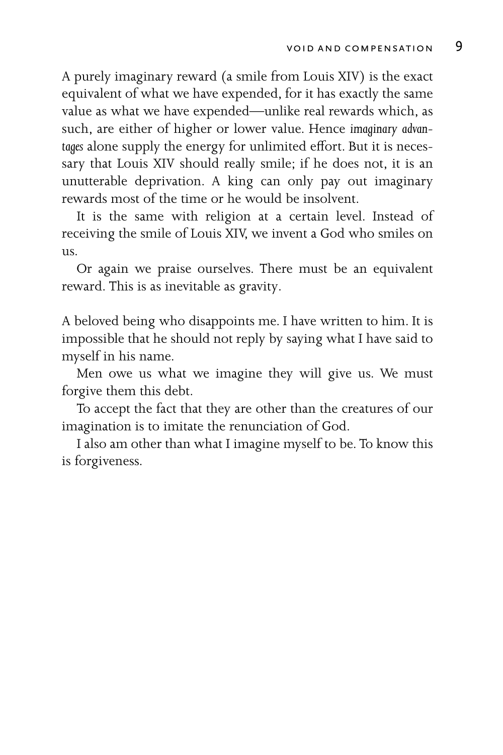A purely imaginary reward (a smile from Louis XIV) is the exact equivalent of what we have expended, for it has exactly the same value as what we have expended—unlike real rewards which, as such, are either of higher or lower value. Hence *imaginary advantages* alone supply the energy for unlimited effort. But it is necessary that Louis XIV should really smile; if he does not, it is an unutterable deprivation. A king can only pay out imaginary rewards most of the time or he would be insolvent.

It is the same with religion at a certain level. Instead of receiving the smile of Louis XIV, we invent a God who smiles on us.

Or again we praise ourselves. There must be an equivalent reward. This is as inevitable as gravity.

A beloved being who disappoints me. I have written to him. It is impossible that he should not reply by saying what I have said to myself in his name.

Men owe us what we imagine they will give us. We must forgive them this debt.

To accept the fact that they are other than the creatures of our imagination is to imitate the renunciation of God.

I also am other than what I imagine myself to be. To know this is forgiveness.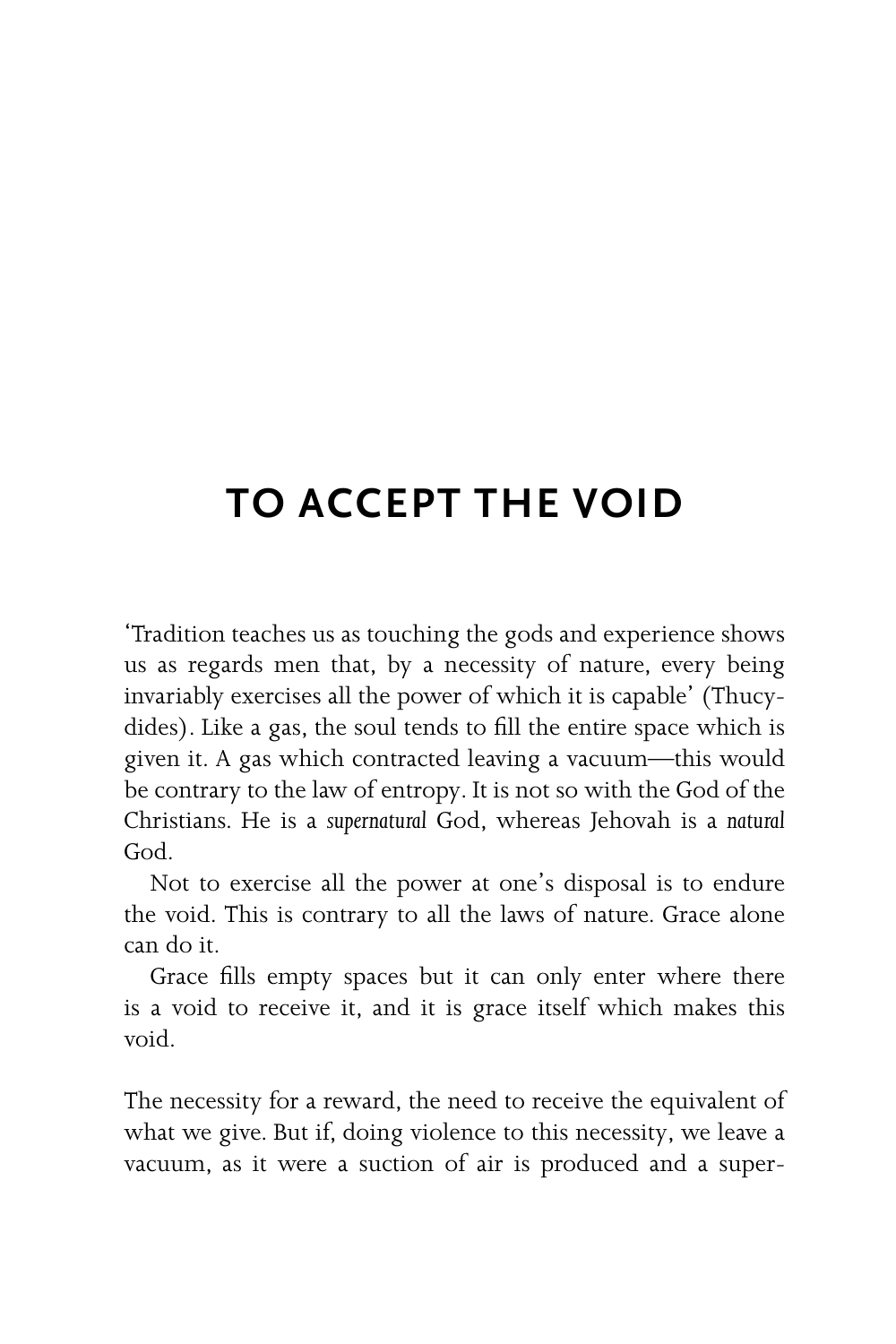# TO ACCEPT THE VOID

'Tradition teaches us as touching the gods and experience shows us as regards men that, by a necessity of nature, every being invariably exercises all the power of which it is capable' (Thucydides). Like a gas, the soul tends to fill the entire space which is given it. A gas which contracted leaving a vacuum—this would be contrary to the law of entropy. It is not so with the God of the Christians. He is a *supernatural* God, whereas Jehovah is a *natural* God.

Not to exercise all the power at one's disposal is to endure the void. This is contrary to all the laws of nature. Grace alone can do it.

Grace fills empty spaces but it can only enter where there is a void to receive it, and it is grace itself which makes this void.

The necessity for a reward, the need to receive the equivalent of what we give. But if, doing violence to this necessity, we leave a vacuum, as it were a suction of air is produced and a super-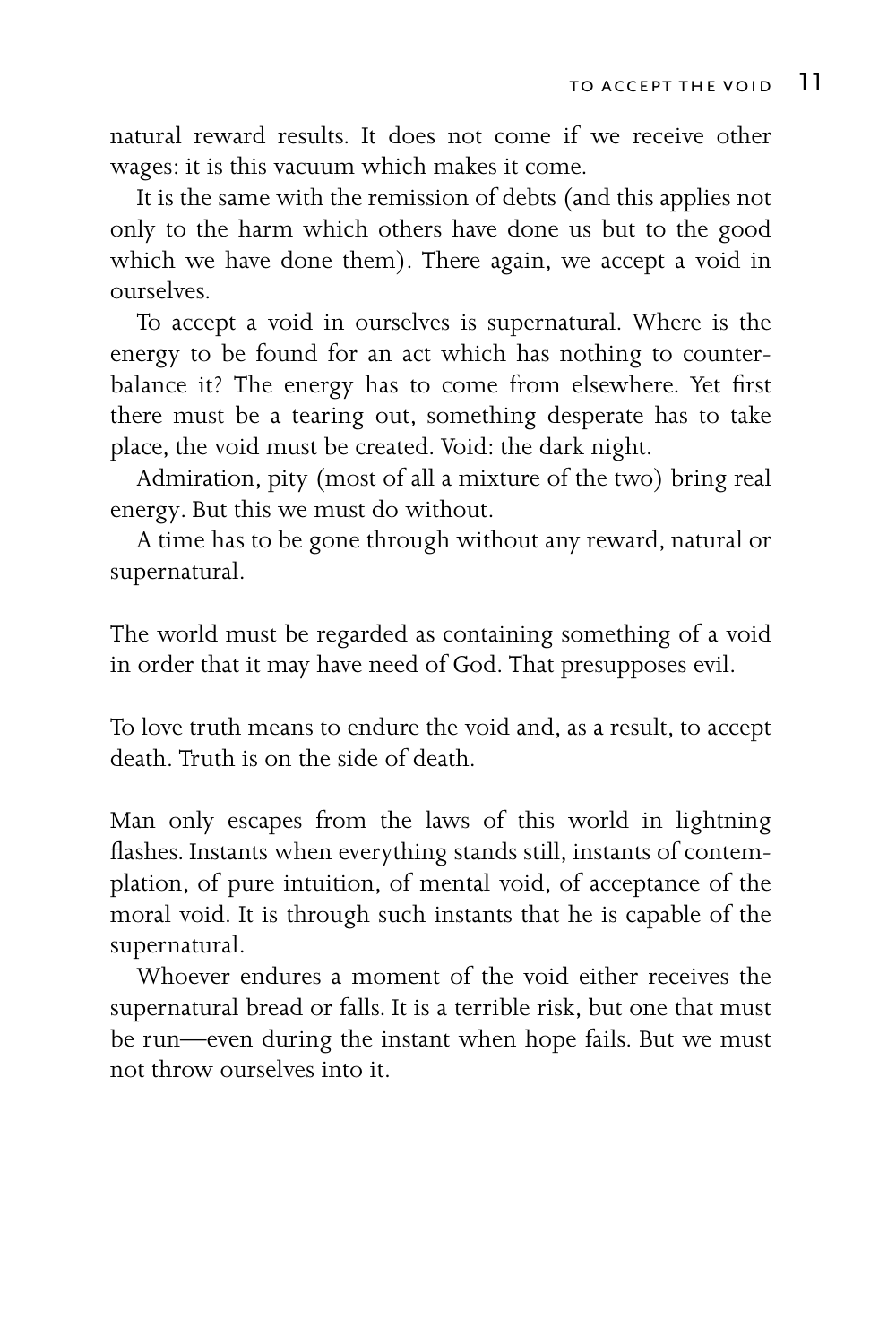natural reward results. It does not come if we receive other wages: it is this vacuum which makes it come.

It is the same with the remission of debts (and this applies not only to the harm which others have done us but to the good which we have done them). There again, we accept a void in ourselves.

To accept a void in ourselves is supernatural. Where is the energy to be found for an act which has nothing to counterbalance it? The energy has to come from elsewhere. Yet first there must be a tearing out, something desperate has to take place, the void must be created. Void: the dark night.

Admiration, pity (most of all a mixture of the two) bring real energy. But this we must do without.

A time has to be gone through without any reward, natural or supernatural.

The world must be regarded as containing something of a void in order that it may have need of God. That presupposes evil.

To love truth means to endure the void and, as a result, to accept death. Truth is on the side of death.

Man only escapes from the laws of this world in lightning flashes. Instants when everything stands still, instants of contemplation, of pure intuition, of mental void, of acceptance of the moral void. It is through such instants that he is capable of the supernatural.

Whoever endures a moment of the void either receives the supernatural bread or falls. It is a terrible risk, but one that must be run—even during the instant when hope fails. But we must not throw ourselves into it.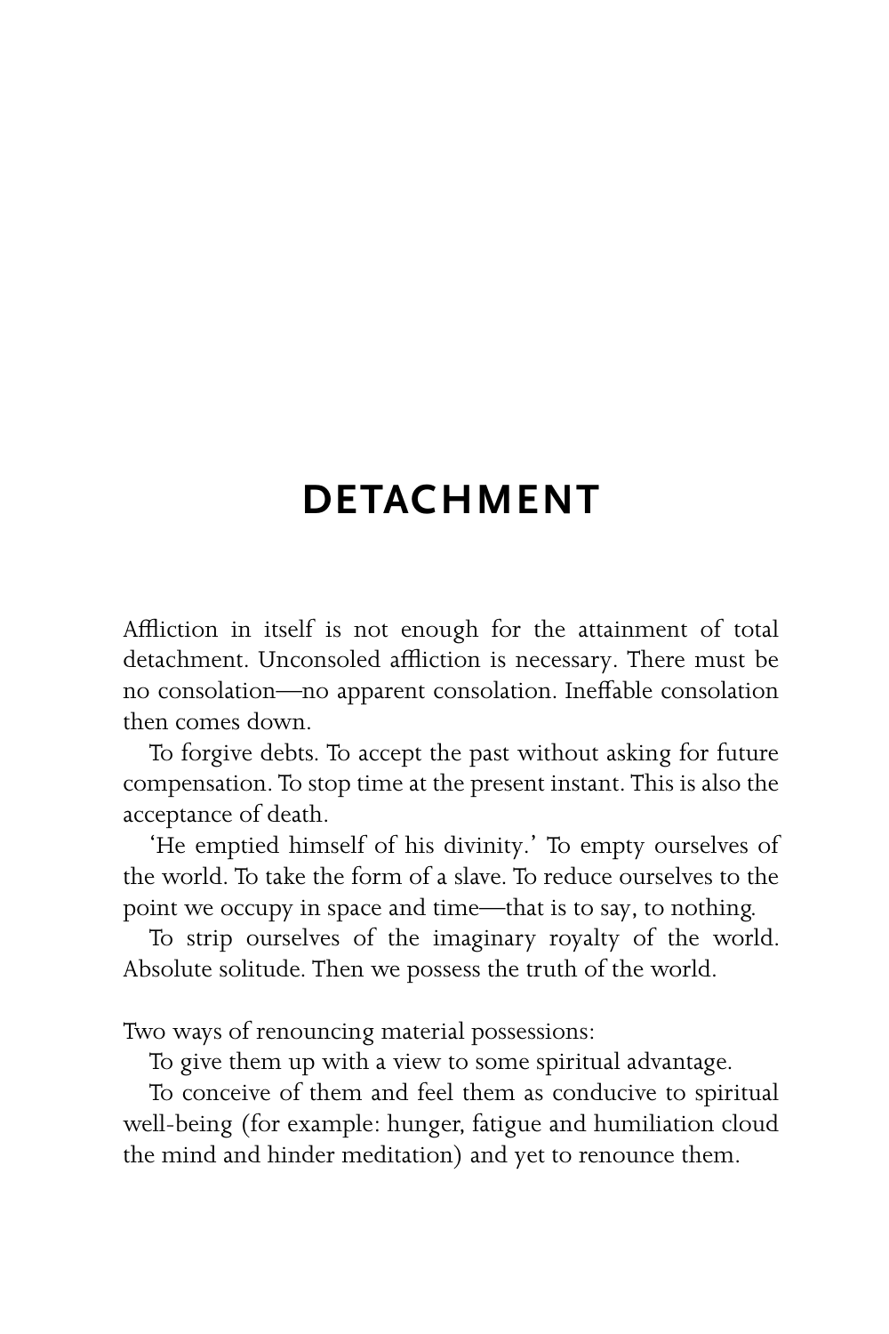# DETACHMENT

Affliction in itself is not enough for the attainment of total detachment. Unconsoled affliction is necessary. There must be no consolation—no apparent consolation. Ineffable consolation then comes down.

To forgive debts. To accept the past without asking for future compensation. To stop time at the present instant. This is also the acceptance of death.

'He emptied himself of his divinity.' To empty ourselves of the world. To take the form of a slave. To reduce ourselves to the point we occupy in space and time—that is to say, to nothing.

To strip ourselves of the imaginary royalty of the world. Absolute solitude. Then we possess the truth of the world.

Two ways of renouncing material possessions:

To give them up with a view to some spiritual advantage.

To conceive of them and feel them as conducive to spiritual well-being (for example: hunger, fatigue and humiliation cloud the mind and hinder meditation) and yet to renounce them.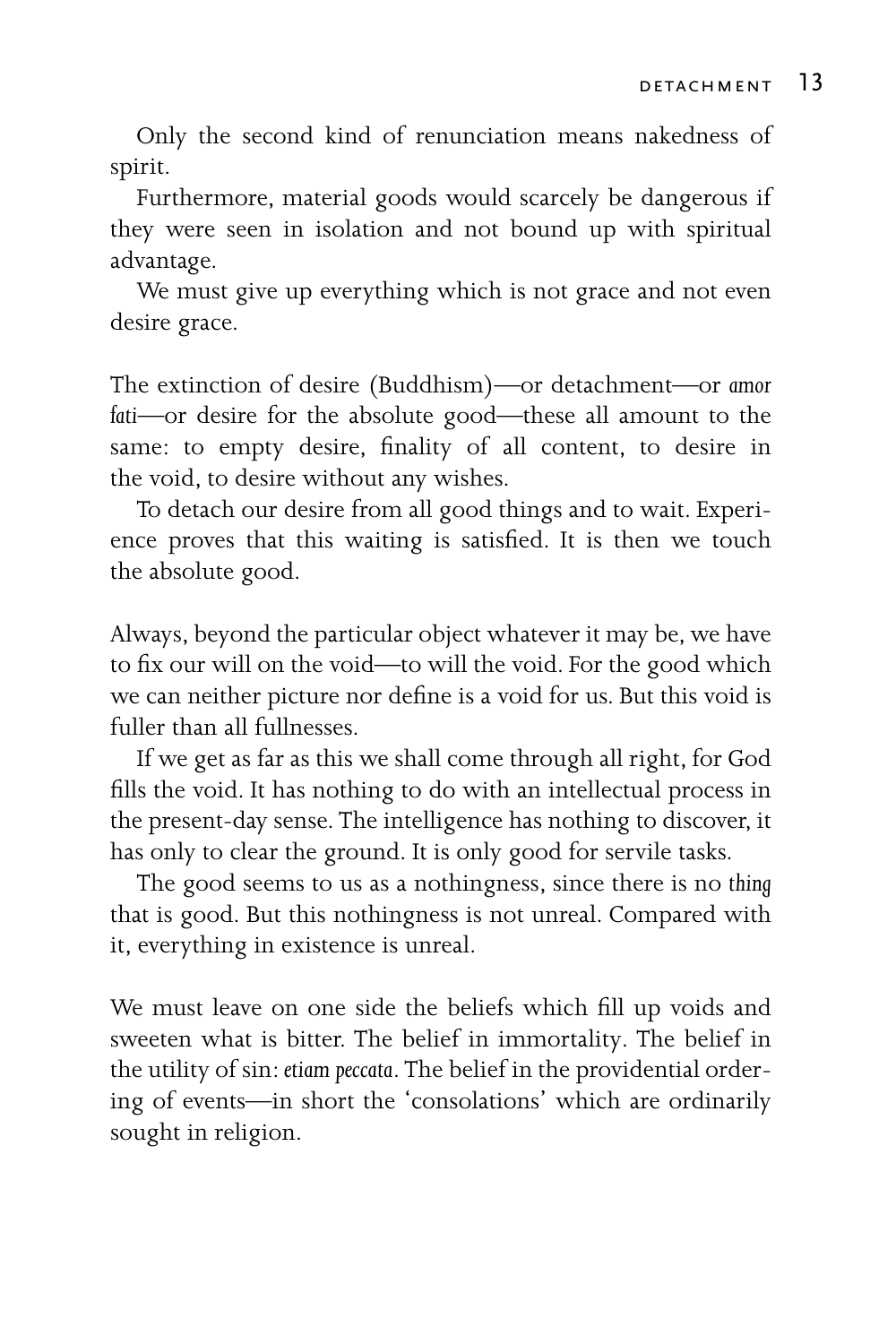Only the second kind of renunciation means nakedness of spirit.

Furthermore, material goods would scarcely be dangerous if they were seen in isolation and not bound up with spiritual advantage.

We must give up everything which is not grace and not even desire grace.

The extinction of desire (Buddhism)—or detachment—or *amor fati*—or desire for the absolute good—these all amount to the same: to empty desire, finality of all content, to desire in the void, to desire without any wishes.

To detach our desire from all good things and to wait. Experience proves that this waiting is satisfied. It is then we touch the absolute good.

Always, beyond the particular object whatever it may be, we have to fix our will on the void—to will the void. For the good which we can neither picture nor define is a void for us. But this void is fuller than all fullnesses.

If we get as far as this we shall come through all right, for God fills the void. It has nothing to do with an intellectual process in the present-day sense. The intelligence has nothing to discover, it has only to clear the ground. It is only good for servile tasks.

The good seems to us as a nothingness, since there is no *thing* that is good. But this nothingness is not unreal. Compared with it, everything in existence is unreal.

We must leave on one side the beliefs which fill up voids and sweeten what is bitter. The belief in immortality. The belief in the utility of sin: *etiam peccata*. The belief in the providential ordering of events—in short the 'consolations' which are ordinarily sought in religion.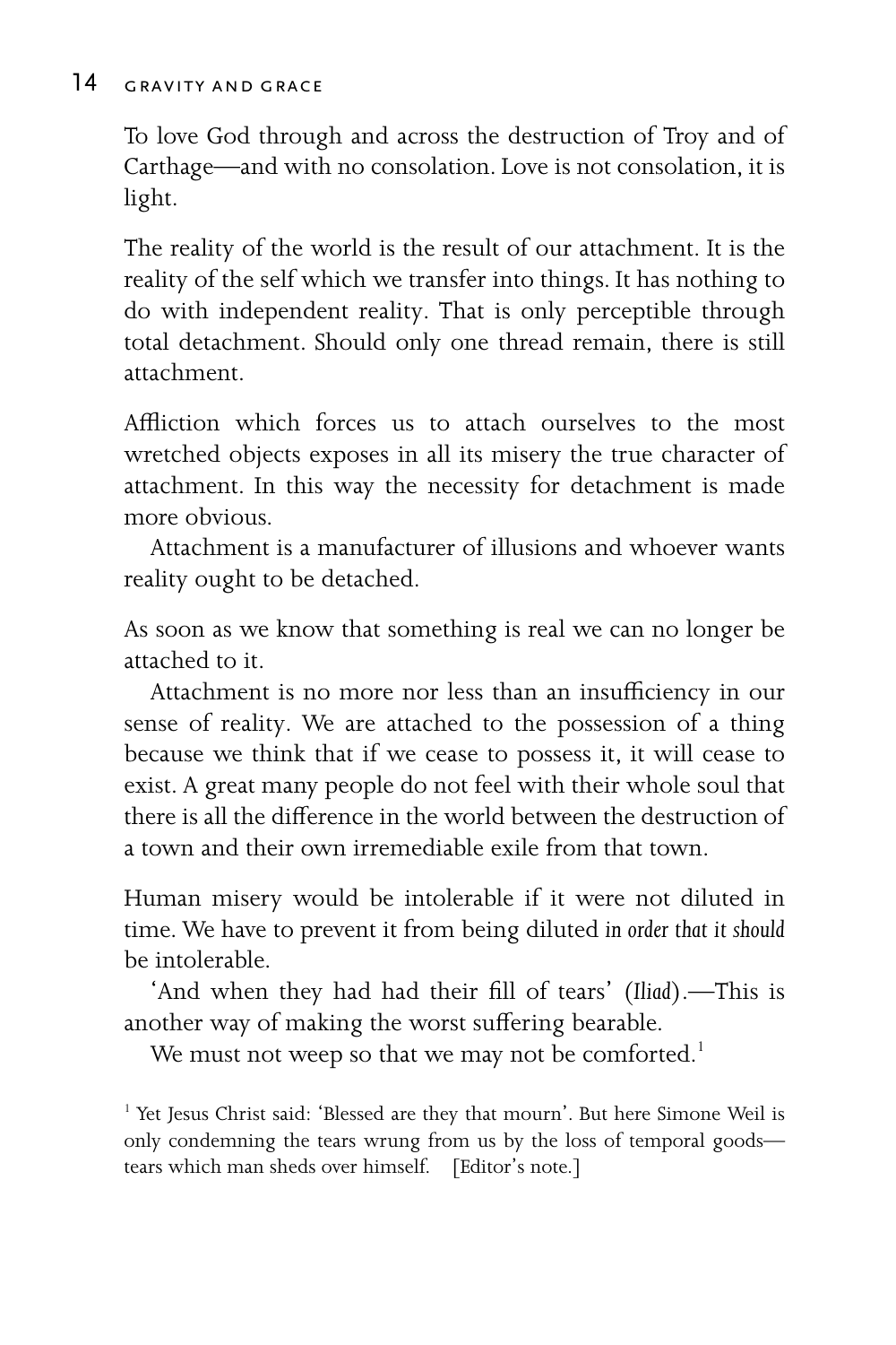To love God through and across the destruction of Troy and of Carthage—and with no consolation. Love is not consolation, it is light.

The reality of the world is the result of our attachment. It is the reality of the self which we transfer into things. It has nothing to do with independent reality. That is only perceptible through total detachment. Should only one thread remain, there is still attachment.

Affliction which forces us to attach ourselves to the most wretched objects exposes in all its misery the true character of attachment. In this way the necessity for detachment is made more obvious.

Attachment is a manufacturer of illusions and whoever wants reality ought to be detached.

As soon as we know that something is real we can no longer be attached to it.

Attachment is no more nor less than an insufficiency in our sense of reality. We are attached to the possession of a thing because we think that if we cease to possess it, it will cease to exist. A great many people do not feel with their whole soul that there is all the difference in the world between the destruction of a town and their own irremediable exile from that town.

Human misery would be intolerable if it were not diluted in time. We have to prevent it from being diluted *in order that it should* be intolerable.

'And when they had had their fill of tears' (*Iliad*).—This is another way of making the worst suffering bearable.

We must not weep so that we may not be comforted.[1]

[1] Yet Jesus Christ said: 'Blessed are they that mourn'. But here Simone Weil is only condemning the tears wrung from us by the loss of temporal goods—tears which man sheds over himself. [Editor's note.]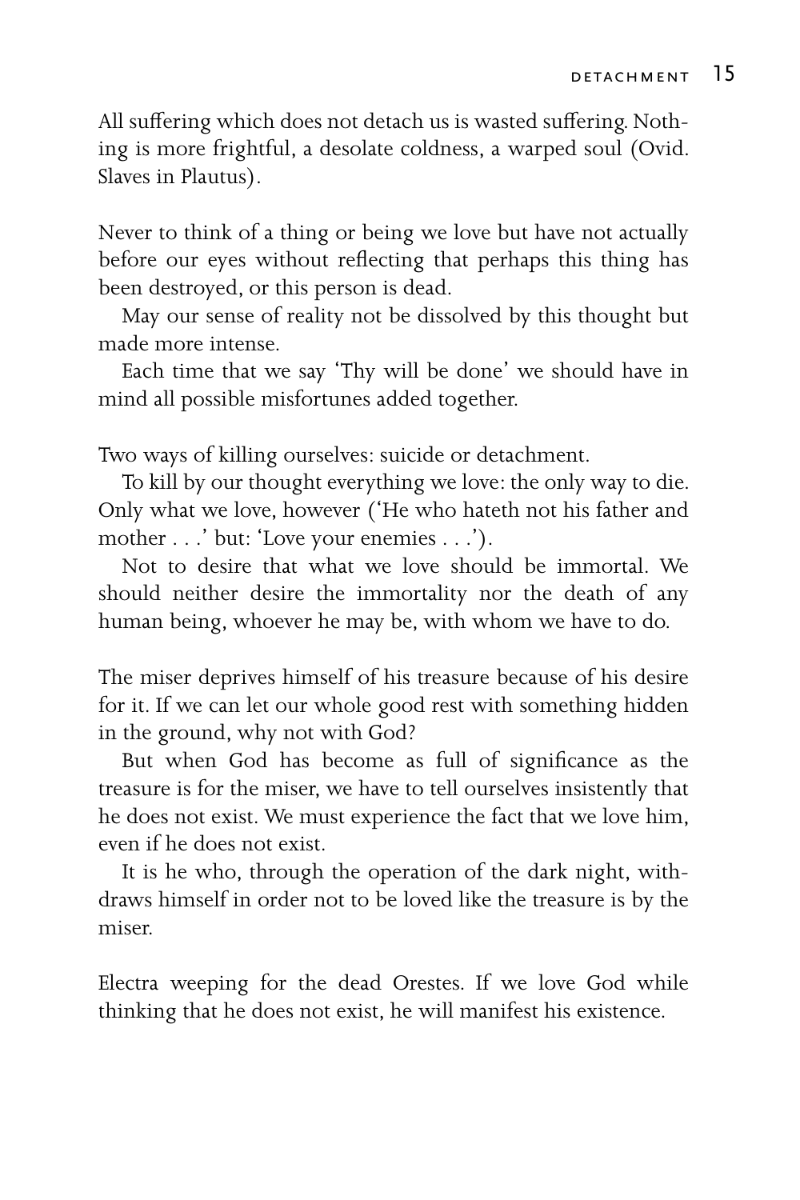All suffering which does not detach us is wasted suffering. Nothing is more frightful, a desolate coldness, a warped soul (Ovid. Slaves in Plautus).

Never to think of a thing or being we love but have not actually before our eyes without reflecting that perhaps this thing has been destroyed, or this person is dead.

May our sense of reality not be dissolved by this thought but made more intense.

Each time that we say 'Thy will be done' we should have in mind all possible misfortunes added together.

Two ways of killing ourselves: suicide or detachment.

To kill by our thought everything we love: the only way to die. Only what we love, however ('He who hateth not his father and mother . . .' but: 'Love your enemies . . .').

Not to desire that what we love should be immortal. We should neither desire the immortality nor the death of any human being, whoever he may be, with whom we have to do.

The miser deprives himself of his treasure because of his desire for it. If we can let our whole good rest with something hidden in the ground, why not with God?

But when God has become as full of significance as the treasure is for the miser, we have to tell ourselves insistently that he does not exist. We must experience the fact that we love him, even if he does not exist.

It is he who, through the operation of the dark night, withdraws himself in order not to be loved like the treasure is by the miser.

Electra weeping for the dead Orestes. If we love God while thinking that he does not exist, he will manifest his existence.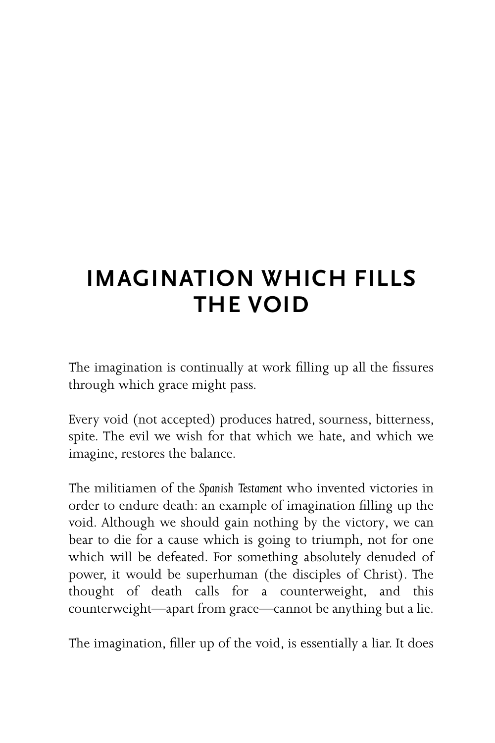# IMAGINATION WHICH FILLS THE VOID

The imagination is continually at work filling up all the fissures through which grace might pass.

Every void (not accepted) produces hatred, sourness, bitterness, spite. The evil we wish for that which we hate, and which we imagine, restores the balance.

The militiamen of the *Spanish Testament* who invented victories in order to endure death: an example of imagination filling up the void. Although we should gain nothing by the victory, we can bear to die for a cause which is going to triumph, not for one which will be defeated. For something absolutely denuded of power, it would be superhuman (the disciples of Christ). The thought of death calls for a counterweight, and this counterweight—apart from grace—cannot be anything but a lie.

The imagination, filler up of the void, is essentially a liar. It does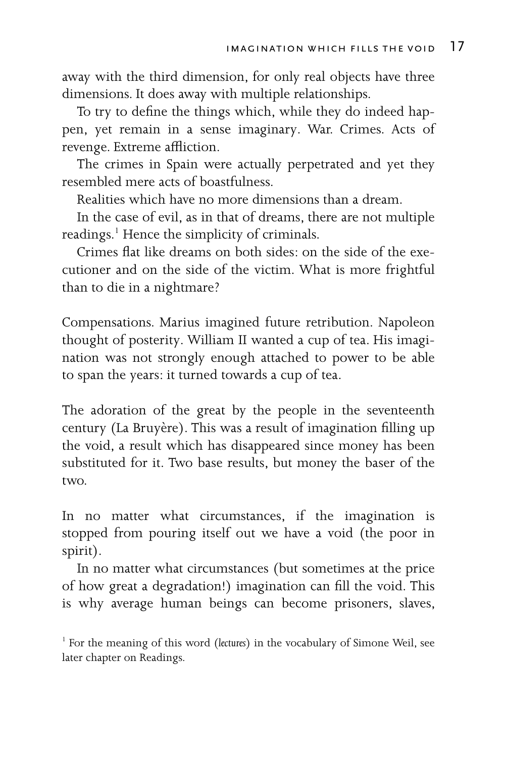away with the third dimension, for only real objects have three dimensions. It does away with multiple relationships.

To try to define the things which, while they do indeed happen, yet remain in a sense imaginary. War. Crimes. Acts of revenge. Extreme affliction.

The crimes in Spain were actually perpetrated and yet they resembled mere acts of boastfulness.

Realities which have no more dimensions than a dream.

In the case of evil, as in that of dreams, there are not multiple readings.[1] Hence the simplicity of criminals.

Crimes flat like dreams on both sides: on the side of the executioner and on the side of the victim. What is more frightful than to die in a nightmare?

Compensations. Marius imagined future retribution. Napoleon thought of posterity. William II wanted a cup of tea. His imagination was not strongly enough attached to power to be able to span the years: it turned towards a cup of tea.

The adoration of the great by the people in the seventeenth century (La Bruyère). This was a result of imagination filling up the void, a result which has disappeared since money has been substituted for it. Two base results, but money the baser of the two.

In no matter what circumstances, if the imagination is stopped from pouring itself out we have a void (the poor in spirit).

In no matter what circumstances (but sometimes at the price of how great a degradation!) imagination can fill the void. This is why average human beings can become prisoners, slaves,

[1] For the meaning of this word (*lectures*) in the vocabulary of Simone Weil, see later chapter on Readings.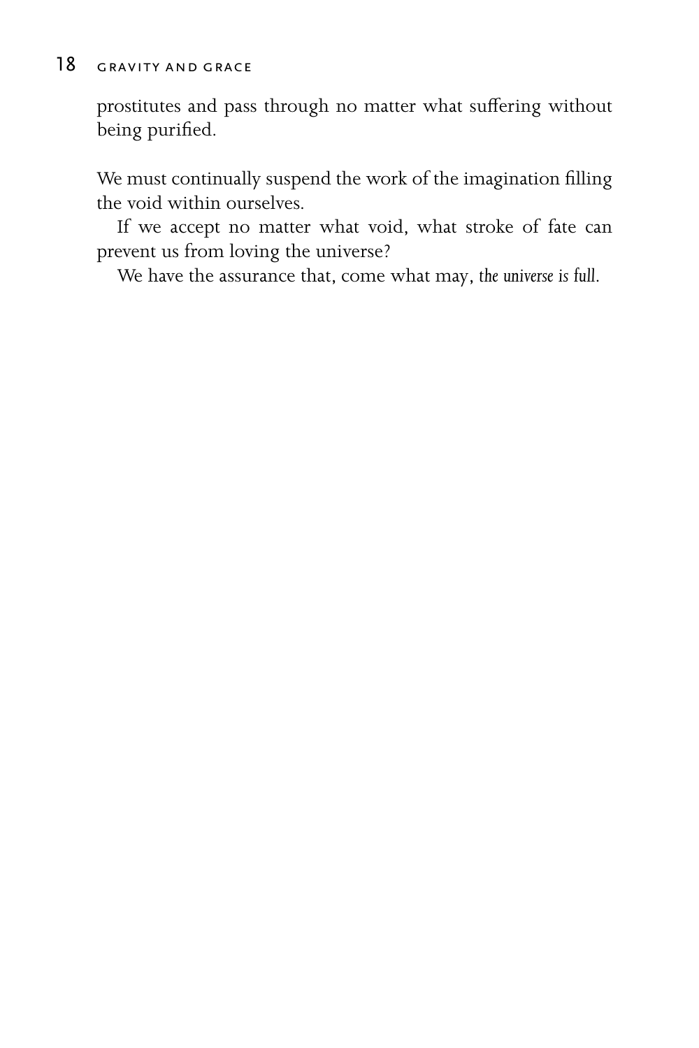prostitutes and pass through no matter what suffering without being purified.

We must continually suspend the work of the imagination filling the void within ourselves.

If we accept no matter what void, what stroke of fate can prevent us from loving the universe?

We have the assurance that, come what may, *the universe is full*.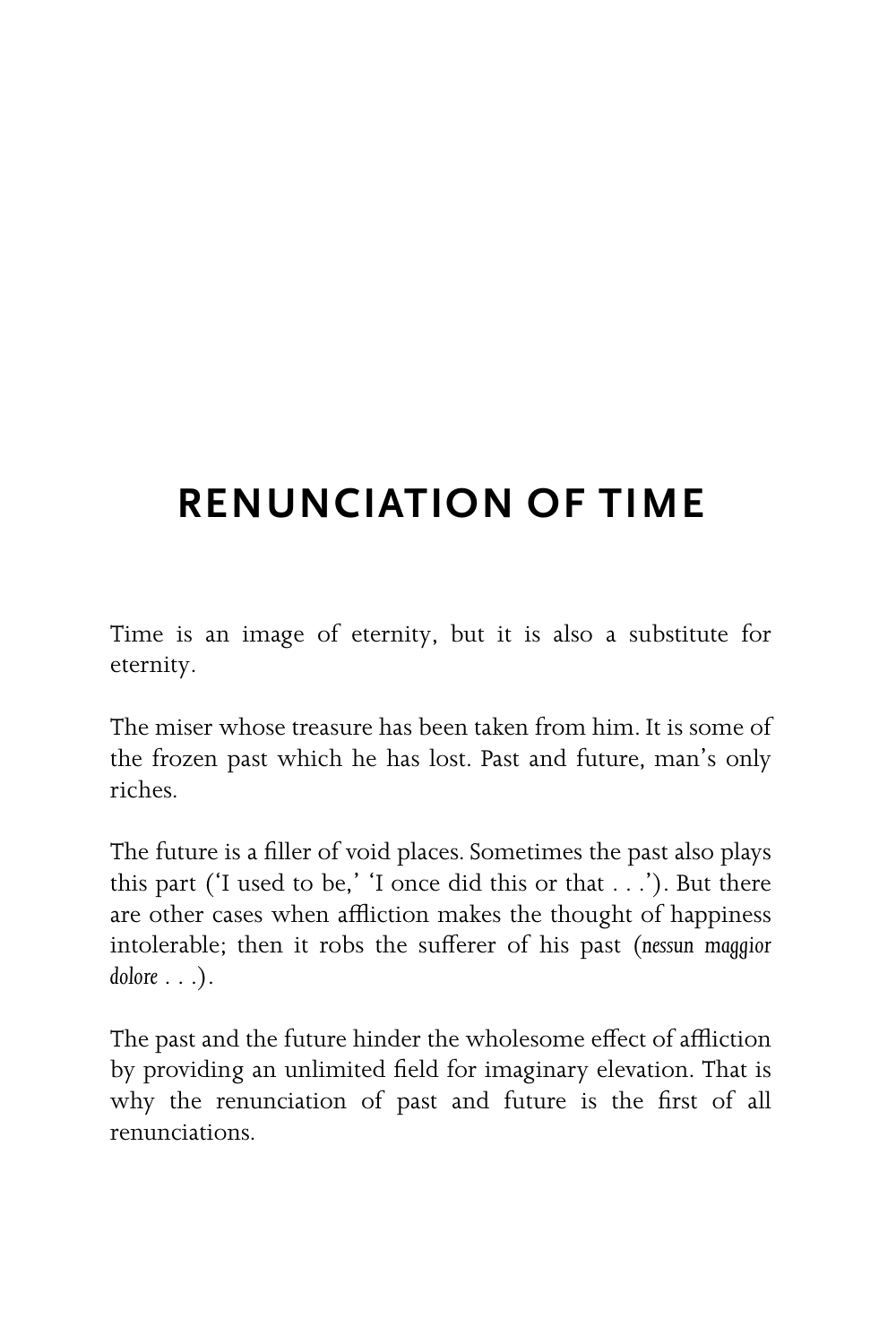# RENUNCIATION OF TIME

Time is an image of eternity, but it is also a substitute for eternity.

The miser whose treasure has been taken from him. It is some of the frozen past which he has lost. Past and future, man's only riches.

The future is a filler of void places. Sometimes the past also plays this part ('I used to be,' 'I once did this or that . . .'). But there are other cases when affliction makes the thought of happiness intolerable; then it robs the sufferer of his past (*nessun maggior dolore . . .*).

The past and the future hinder the wholesome effect of affliction by providing an unlimited field for imaginary elevation. That is why the renunciation of past and future is the first of all renunciations.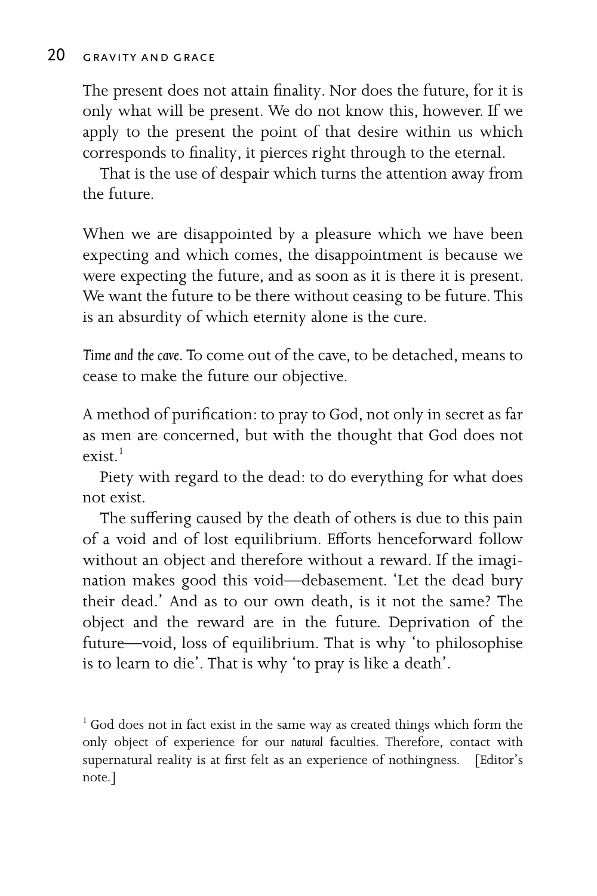The present does not attain finality. Nor does the future, for it is only what will be present. We do not know this, however. If we apply to the present the point of that desire within us which corresponds to finality, it pierces right through to the eternal.

That is the use of despair which turns the attention away from the future.

When we are disappointed by a pleasure which we have been expecting and which comes, the disappointment is because we were expecting the future, and as soon as it is there it is present. We want the future to be there without ceasing to be future. This is an absurdity of which eternity alone is the cure.

*Time and the cave*. To come out of the cave, to be detached, means to cease to make the future our objective.

A method of purification: to pray to God, not only in secret as far as men are concerned, but with the thought that God does not exist.[1]

Piety with regard to the dead: to do everything for what does not exist.

The suffering caused by the death of others is due to this pain of a void and of lost equilibrium. Efforts henceforward follow without an object and therefore without a reward. If the imagination makes good this void—debasement. 'Let the dead bury their dead.' And as to our own death, is it not the same? The object and the reward are in the future. Deprivation of the future—void, loss of equilibrium. That is why 'to philosophise is to learn to die'. That is why 'to pray is like a death'.

[1] God does not in fact exist in the same way as created things which form the only object of experience for our *natural* faculties. Therefore, contact with supernatural reality is at first felt as an experience of nothingness. [Editor's note.]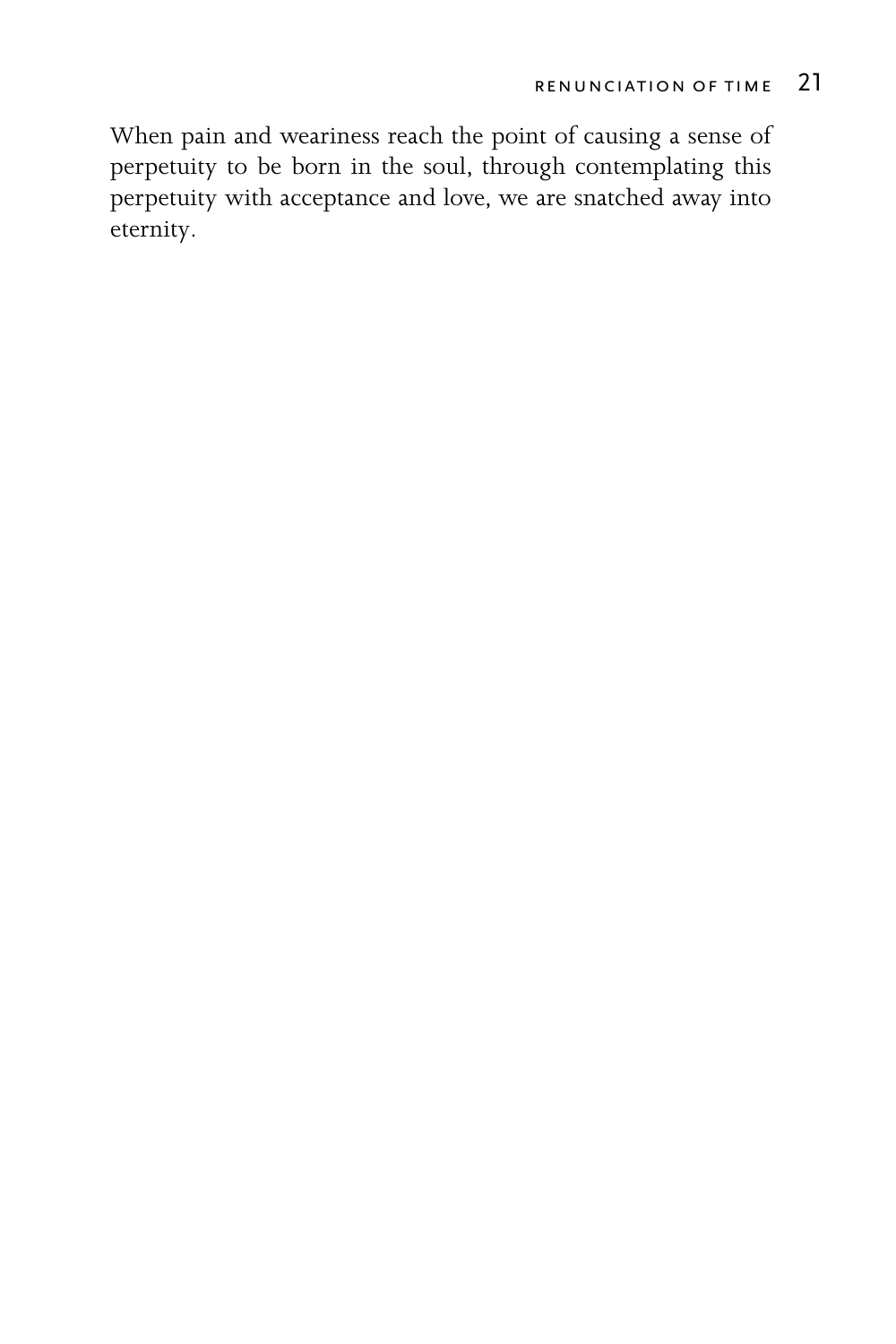When pain and weariness reach the point of causing a sense of perpetuity to be born in the soul, through contemplating this perpetuity with acceptance and love, we are snatched away into eternity.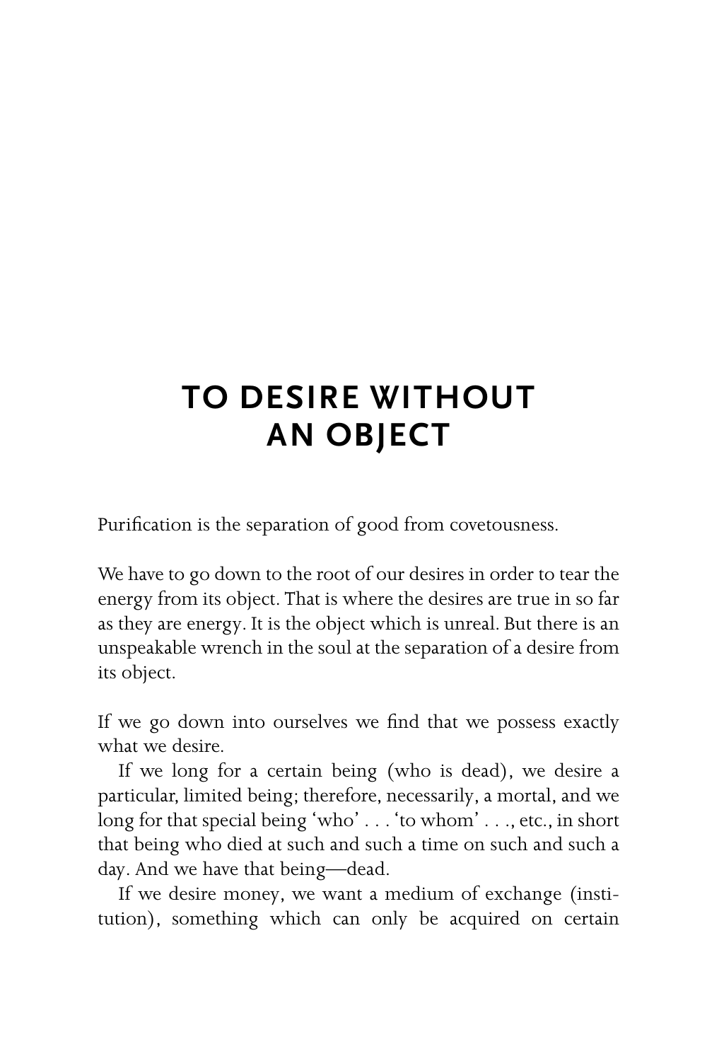# TO DESIRE WITHOUT AN OBJECT

Purification is the separation of good from covetousness.

We have to go down to the root of our desires in order to tear the energy from its object. That is where the desires are true in so far as they are energy. It is the object which is unreal. But there is an unspeakable wrench in the soul at the separation of a desire from its object.

If we go down into ourselves we find that we possess exactly what we desire.

If we long for a certain being (who is dead), we desire a particular, limited being; therefore, necessarily, a mortal, and we long for that special being 'who' . . . 'to whom' . . ., etc., in short that being who died at such and such a time on such and such a day. And we have that being—dead.

If we desire money, we want a medium of exchange (institution), something which can only be acquired on certain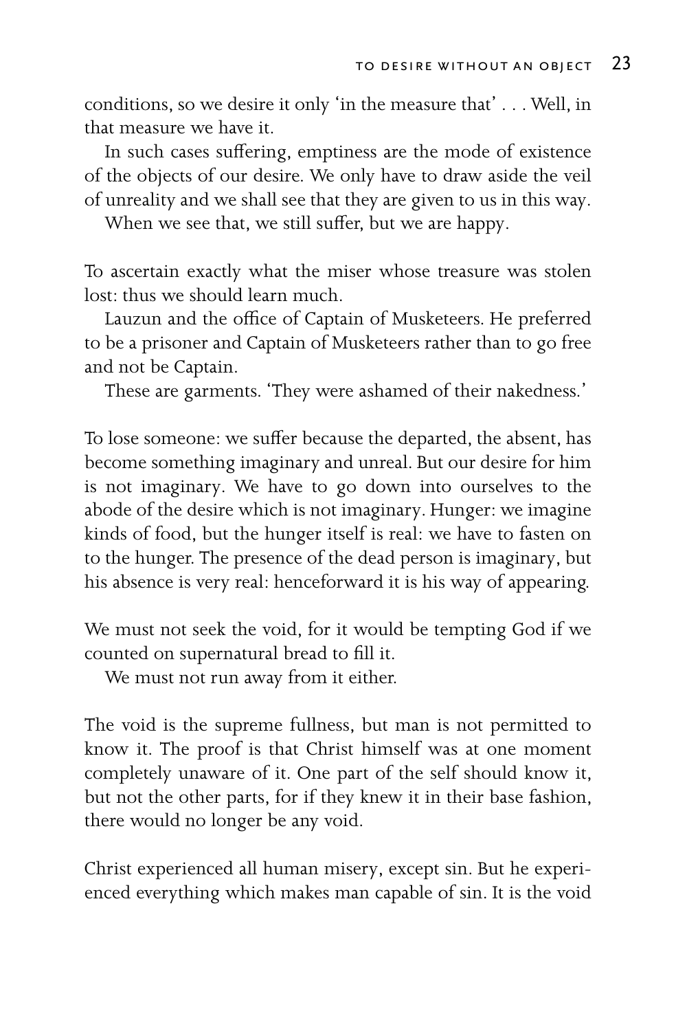conditions, so we desire it only 'in the measure that' . . . Well, in that measure we have it.

In such cases suffering, emptiness are the mode of existence of the objects of our desire. We only have to draw aside the veil of unreality and we shall see that they are given to us in this way.

When we see that, we still suffer, but we are happy.

To ascertain exactly what the miser whose treasure was stolen lost: thus we should learn much.

Lauzun and the office of Captain of Musketeers. He preferred to be a prisoner and Captain of Musketeers rather than to go free and not be Captain.

These are garments. 'They were ashamed of their nakedness.'

To lose someone: we suffer because the departed, the absent, has become something imaginary and unreal. But our desire for him is not imaginary. We have to go down into ourselves to the abode of the desire which is not imaginary. Hunger: we imagine kinds of food, but the hunger itself is real: we have to fasten on to the hunger. The presence of the dead person is imaginary, but his absence is very real: henceforward it is his way of appearing.

We must not seek the void, for it would be tempting God if we counted on supernatural bread to fill it.

We must not run away from it either.

The void is the supreme fullness, but man is not permitted to know it. The proof is that Christ himself was at one moment completely unaware of it. One part of the self should know it, but not the other parts, for if they knew it in their base fashion, there would no longer be any void.

Christ experienced all human misery, except sin. But he experienced everything which makes man capable of sin. It is the void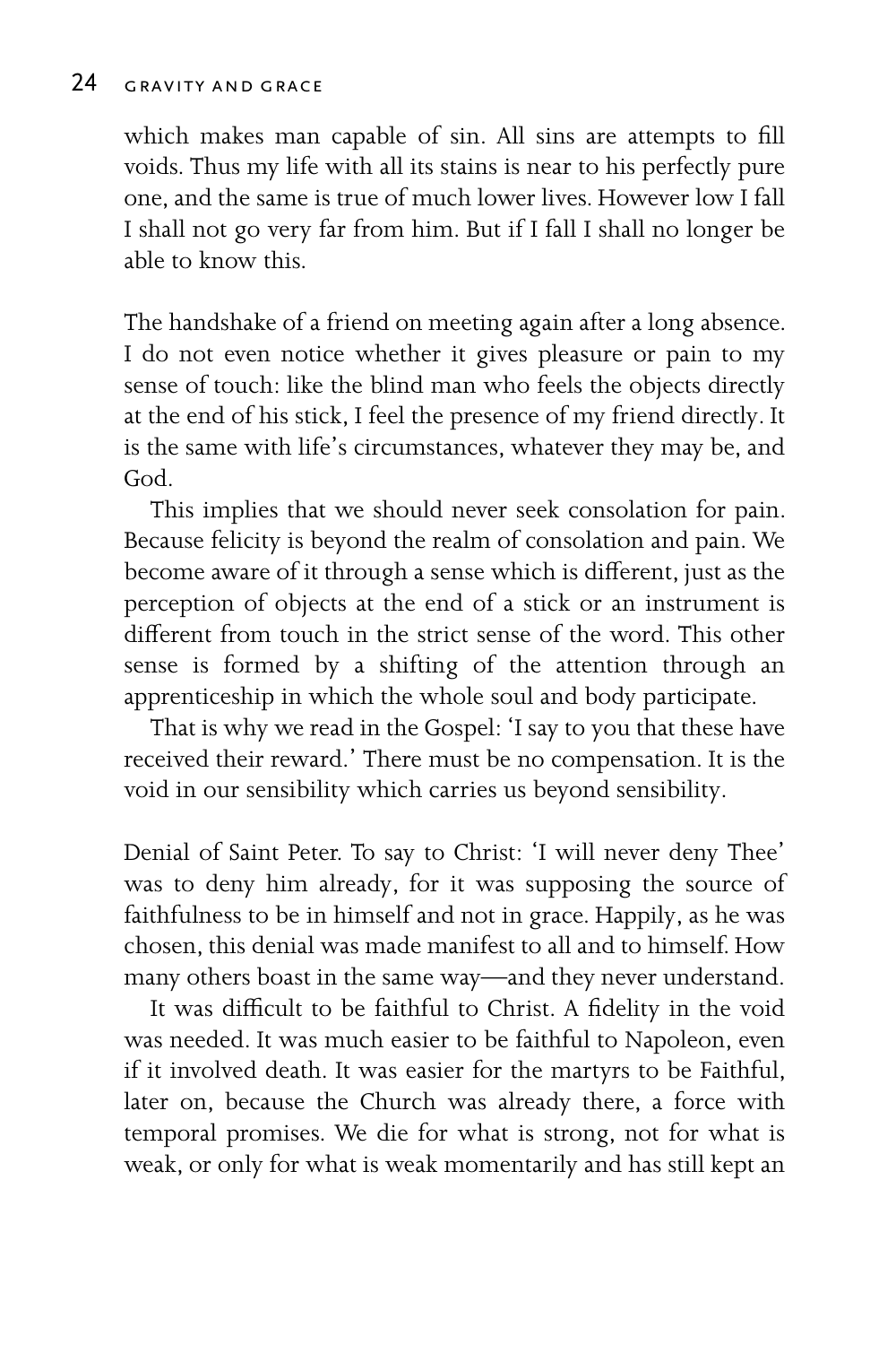which makes man capable of sin. All sins are attempts to fill voids. Thus my life with all its stains is near to his perfectly pure one, and the same is true of much lower lives. However low I fall I shall not go very far from him. But if I fall I shall no longer be able to know this.

The handshake of a friend on meeting again after a long absence. I do not even notice whether it gives pleasure or pain to my sense of touch: like the blind man who feels the objects directly at the end of his stick, I feel the presence of my friend directly. It is the same with life's circumstances, whatever they may be, and God.

This implies that we should never seek consolation for pain. Because felicity is beyond the realm of consolation and pain. We become aware of it through a sense which is different, just as the perception of objects at the end of a stick or an instrument is different from touch in the strict sense of the word. This other sense is formed by a shifting of the attention through an apprenticeship in which the whole soul and body participate.

That is why we read in the Gospel: 'I say to you that these have received their reward.' There must be no compensation. It is the void in our sensibility which carries us beyond sensibility.

Denial of Saint Peter. To say to Christ: 'I will never deny Thee' was to deny him already, for it was supposing the source of faithfulness to be in himself and not in grace. Happily, as he was chosen, this denial was made manifest to all and to himself. How many others boast in the same way—and they never understand.

It was difficult to be faithful to Christ. A fidelity in the void was needed. It was much easier to be faithful to Napoleon, even if it involved death. It was easier for the martyrs to be Faithful, later on, because the Church was already there, a force with temporal promises. We die for what is strong, not for what is weak, or only for what is weak momentarily and has still kept an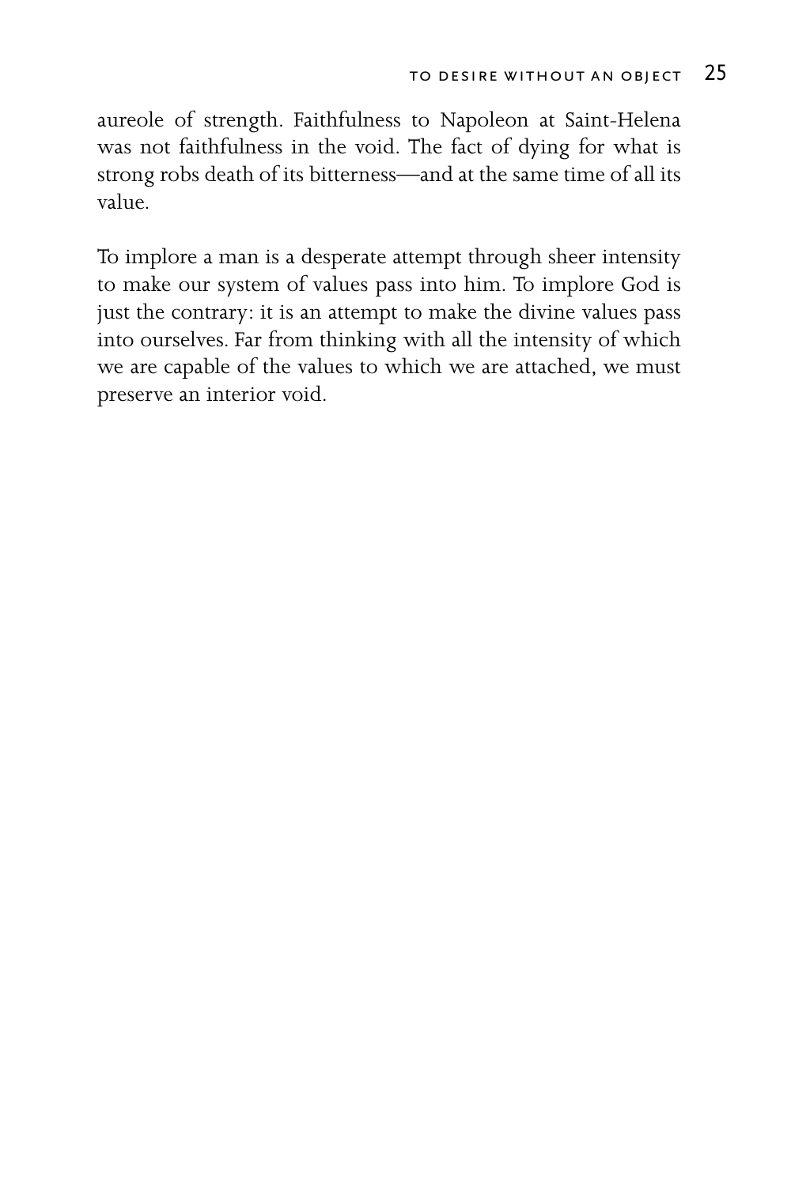aureole of strength. Faithfulness to Napoleon at Saint-Helena was not faithfulness in the void. The fact of dying for what is strong robs death of its bitterness—and at the same time of all its value.

To implore a man is a desperate attempt through sheer intensity to make our system of values pass into him. To implore God is just the contrary: it is an attempt to make the divine values pass into ourselves. Far from thinking with all the intensity of which we are capable of the values to which we are attached, we must preserve an interior void.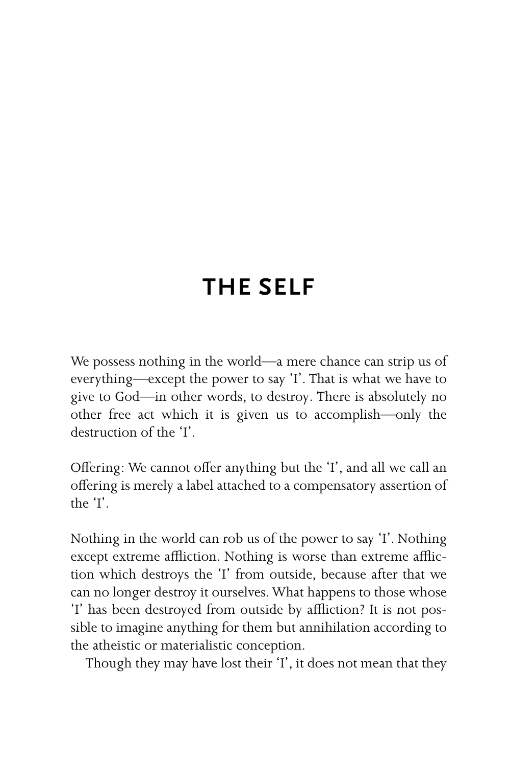# THE SELF

We possess nothing in the world—a mere chance can strip us of everything—except the power to say 'I'. That is what we have to give to God—in other words, to destroy. There is absolutely no other free act which it is given us to accomplish—only the destruction of the 'I'.

Offering: We cannot offer anything but the 'I', and all we call an offering is merely a label attached to a compensatory assertion of the 'I'.

Nothing in the world can rob us of the power to say 'I'. Nothing except extreme affliction. Nothing is worse than extreme affliction which destroys the 'I' from outside, because after that we can no longer destroy it ourselves. What happens to those whose 'I' has been destroyed from outside by affliction? It is not possible to imagine anything for them but annihilation according to the atheistic or materialistic conception.

Though they may have lost their 'I', it does not mean that they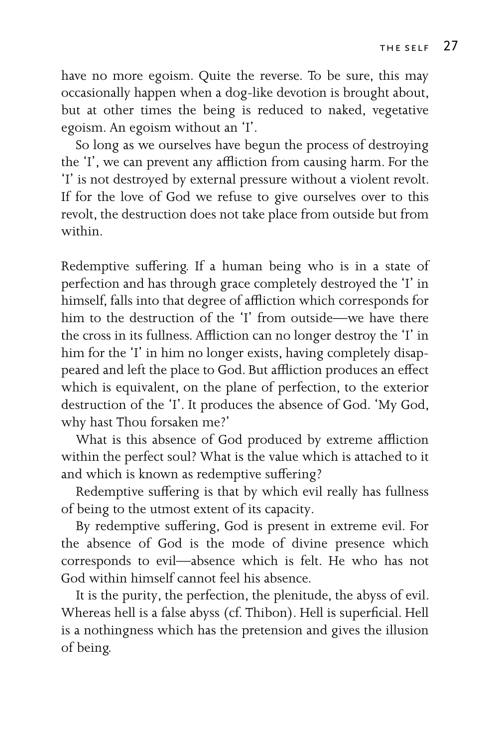have no more egoism. Quite the reverse. To be sure, this may occasionally happen when a dog-like devotion is brought about, but at other times the being is reduced to naked, vegetative egoism. An egoism without an 'I'.

So long as we ourselves have begun the process of destroying the 'I', we can prevent any affliction from causing harm. For the 'I' is not destroyed by external pressure without a violent revolt. If for the love of God we refuse to give ourselves over to this revolt, the destruction does not take place from outside but from within.

Redemptive suffering. If a human being who is in a state of perfection and has through grace completely destroyed the 'I' in himself, falls into that degree of affliction which corresponds for him to the destruction of the 'I' from outside—we have there the cross in its fullness. Affliction can no longer destroy the 'I' in him for the 'I' in him no longer exists, having completely disappeared and left the place to God. But affliction produces an effect which is equivalent, on the plane of perfection, to the exterior destruction of the 'I'. It produces the absence of God. 'My God, why hast Thou forsaken me?'

What is this absence of God produced by extreme affliction within the perfect soul? What is the value which is attached to it and which is known as redemptive suffering?

Redemptive suffering is that by which evil really has fullness of being to the utmost extent of its capacity.

By redemptive suffering, God is present in extreme evil. For the absence of God is the mode of divine presence which corresponds to evil—absence which is felt. He who has not God within himself cannot feel his absence.

It is the purity, the perfection, the plenitude, the abyss of evil. Whereas hell is a false abyss (cf. Thibon). Hell is superficial. Hell is a nothingness which has the pretension and gives the illusion of being.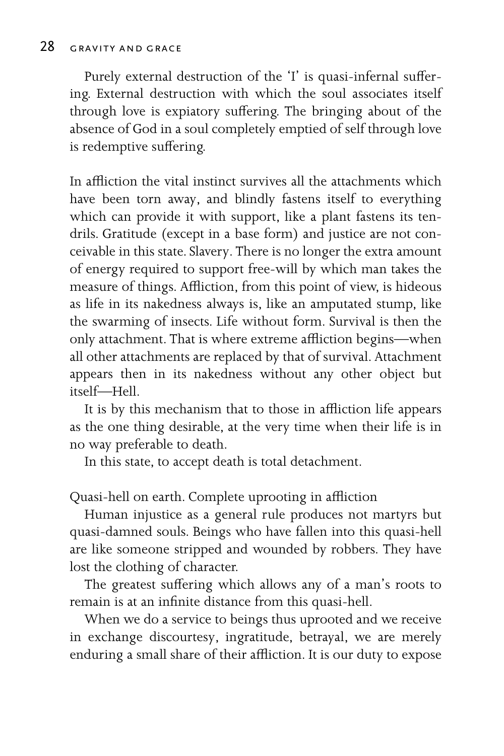Purely external destruction of the 'I' is quasi-infernal suffering. External destruction with which the soul associates itself through love is expiatory suffering. The bringing about of the absence of God in a soul completely emptied of self through love is redemptive suffering.

In affliction the vital instinct survives all the attachments which have been torn away, and blindly fastens itself to everything which can provide it with support, like a plant fastens its tendrils. Gratitude (except in a base form) and justice are not conceivable in this state. Slavery. There is no longer the extra amount of energy required to support free-will by which man takes the measure of things. Affliction, from this point of view, is hideous as life in its nakedness always is, like an amputated stump, like the swarming of insects. Life without form. Survival is then the only attachment. That is where extreme affliction begins—when all other attachments are replaced by that of survival. Attachment appears then in its nakedness without any other object but itself—Hell.

It is by this mechanism that to those in affliction life appears as the one thing desirable, at the very time when their life is in no way preferable to death.

In this state, to accept death is total detachment.

Quasi-hell on earth. Complete uprooting in affliction

Human injustice as a general rule produces not martyrs but quasi-damned souls. Beings who have fallen into this quasi-hell are like someone stripped and wounded by robbers. They have lost the clothing of character.

The greatest suffering which allows any of a man's roots to remain is at an infinite distance from this quasi-hell.

When we do a service to beings thus uprooted and we receive in exchange discourtesy, ingratitude, betrayal, we are merely enduring a small share of their affliction. It is our duty to expose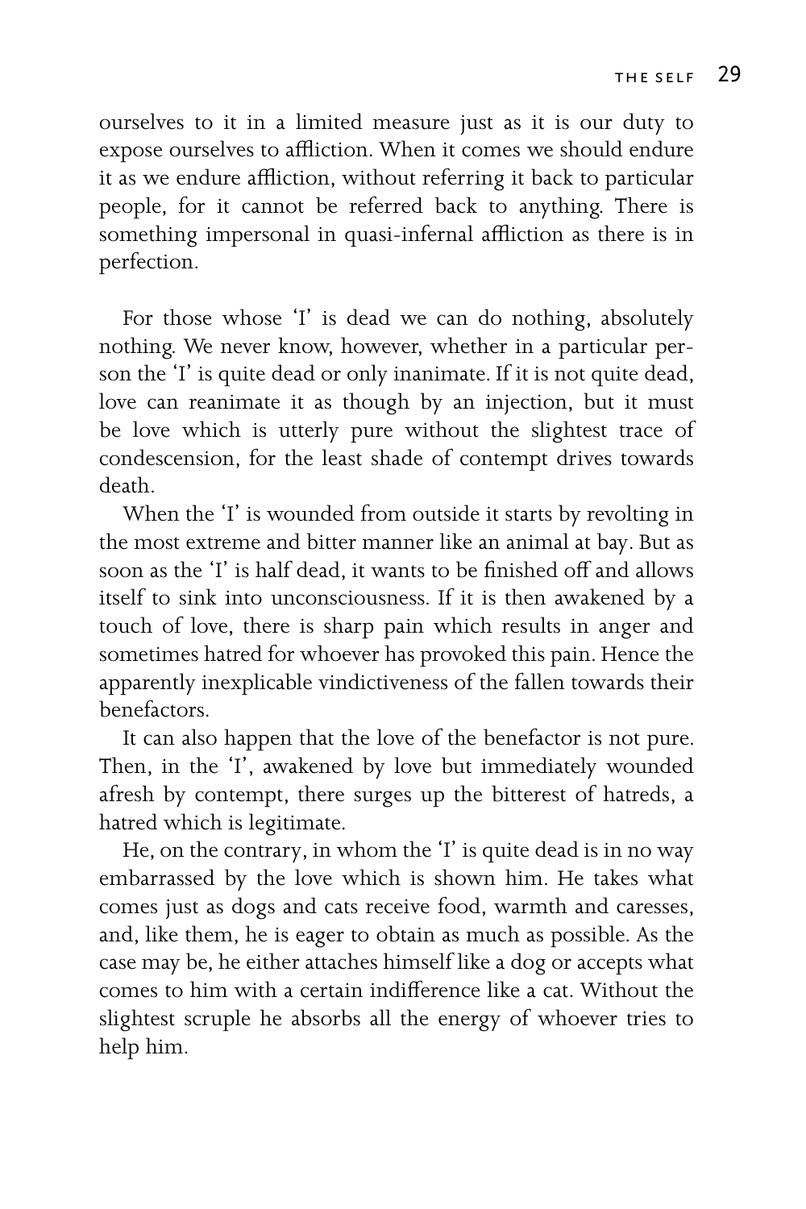ourselves to it in a limited measure just as it is our duty to expose ourselves to affliction. When it comes we should endure it as we endure affliction, without referring it back to particular people, for it cannot be referred back to anything. There is something impersonal in quasi-infernal affliction as there is in perfection.

For those whose 'I' is dead we can do nothing, absolutely nothing. We never know, however, whether in a particular person the 'I' is quite dead or only inanimate. If it is not quite dead, love can reanimate it as though by an injection, but it must be love which is utterly pure without the slightest trace of condescension, for the least shade of contempt drives towards death.

When the 'I' is wounded from outside it starts by revolting in the most extreme and bitter manner like an animal at bay. But as soon as the 'I' is half dead, it wants to be finished off and allows itself to sink into unconsciousness. If it is then awakened by a touch of love, there is sharp pain which results in anger and sometimes hatred for whoever has provoked this pain. Hence the apparently inexplicable vindictiveness of the fallen towards their benefactors.

It can also happen that the love of the benefactor is not pure. Then, in the 'I', awakened by love but immediately wounded afresh by contempt, there surges up the bitterest of hatreds, a hatred which is legitimate.

He, on the contrary, in whom the 'I' is quite dead is in no way embarrassed by the love which is shown him. He takes what comes just as dogs and cats receive food, warmth and caresses, and, like them, he is eager to obtain as much as possible. As the case may be, he either attaches himself like a dog or accepts what comes to him with a certain indifference like a cat. Without the slightest scruple he absorbs all the energy of whoever tries to help him.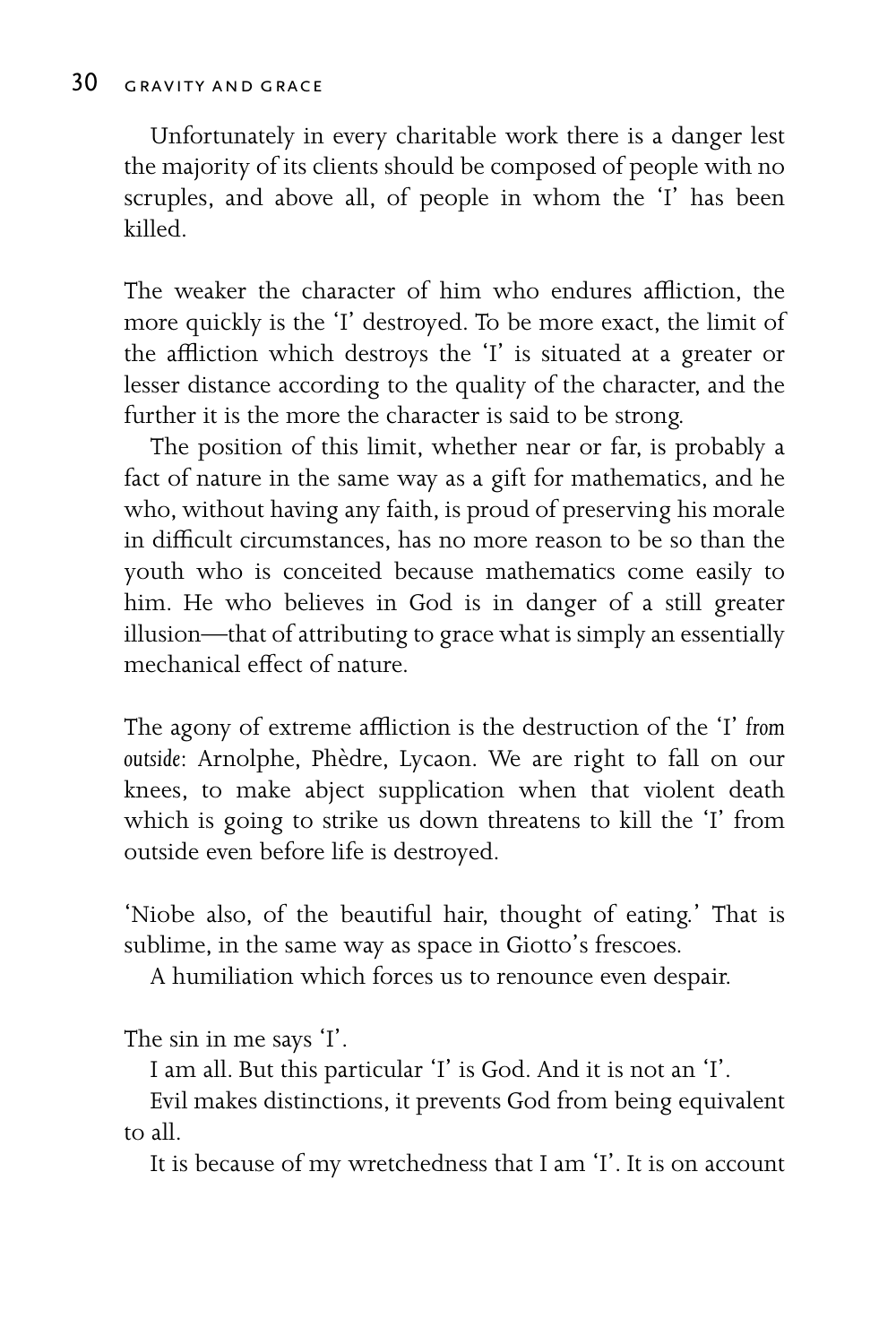Unfortunately in every charitable work there is a danger lest the majority of its clients should be composed of people with no scruples, and above all, of people in whom the 'I' has been killed.

The weaker the character of him who endures affliction, the more quickly is the 'I' destroyed. To be more exact, the limit of the affliction which destroys the 'I' is situated at a greater or lesser distance according to the quality of the character, and the further it is the more the character is said to be strong.

The position of this limit, whether near or far, is probably a fact of nature in the same way as a gift for mathematics, and he who, without having any faith, is proud of preserving his morale in difficult circumstances, has no more reason to be so than the youth who is conceited because mathematics come easily to him. He who believes in God is in danger of a still greater illusion—that of attributing to grace what is simply an essentially mechanical effect of nature.

The agony of extreme affliction is the destruction of the 'I' *from outside*: Arnolphe, Phèdre, Lycaon. We are right to fall on our knees, to make abject supplication when that violent death which is going to strike us down threatens to kill the 'I' from outside even before life is destroyed.

'Niobe also, of the beautiful hair, thought of eating.' That is sublime, in the same way as space in Giotto's frescoes.

A humiliation which forces us to renounce even despair.

The sin in me says 'I'.

I am all. But this particular 'I' is God. And it is not an 'I'.

Evil makes distinctions, it prevents God from being equivalent to all.

It is because of my wretchedness that I am 'I'. It is on account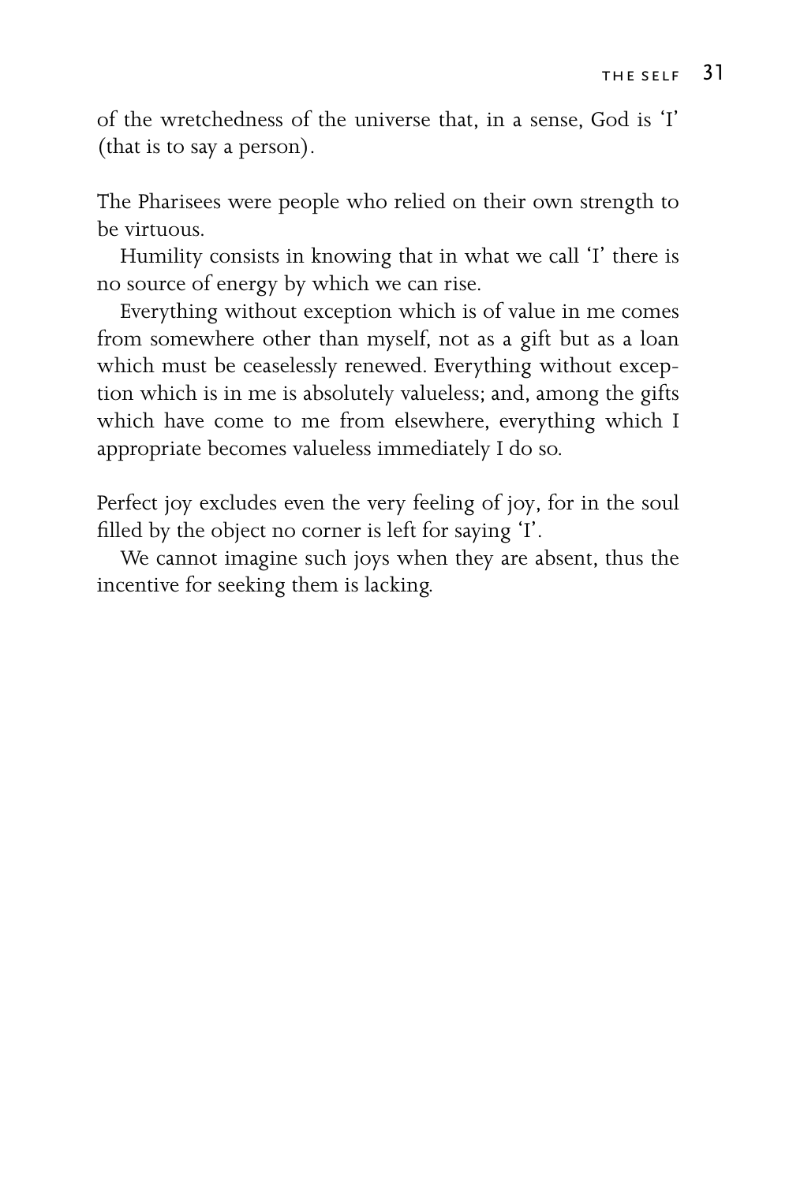of the wretchedness of the universe that, in a sense, God is 'I' (that is to say a person).

The Pharisees were people who relied on their own strength to be virtuous.

Humility consists in knowing that in what we call 'I' there is no source of energy by which we can rise.

Everything without exception which is of value in me comes from somewhere other than myself, not as a gift but as a loan which must be ceaselessly renewed. Everything without exception which is in me is absolutely valueless; and, among the gifts which have come to me from elsewhere, everything which I appropriate becomes valueless immediately I do so.

Perfect joy excludes even the very feeling of joy, for in the soul filled by the object no corner is left for saying 'I'.

We cannot imagine such joys when they are absent, thus the incentive for seeking them is lacking.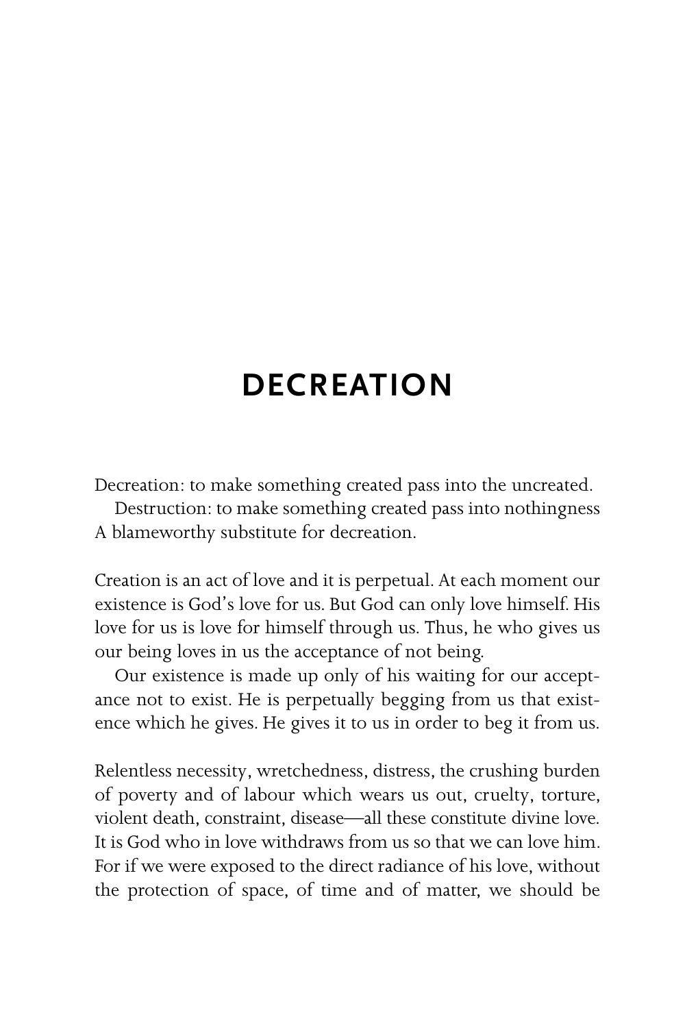# DECREATION

Decreation: to make something created pass into the uncreated.

Destruction: to make something created pass into nothingness A blameworthy substitute for decreation.

Creation is an act of love and it is perpetual. At each moment our existence is God's love for us. But God can only love himself. His love for us is love for himself through us. Thus, he who gives us our being loves in us the acceptance of not being.

Our existence is made up only of his waiting for our acceptance not to exist. He is perpetually begging from us that existence which he gives. He gives it to us in order to beg it from us.

Relentless necessity, wretchedness, distress, the crushing burden of poverty and of labour which wears us out, cruelty, torture, violent death, constraint, disease—all these constitute divine love. It is God who in love withdraws from us so that we can love him. For if we were exposed to the direct radiance of his love, without the protection of space, of time and of matter, we should be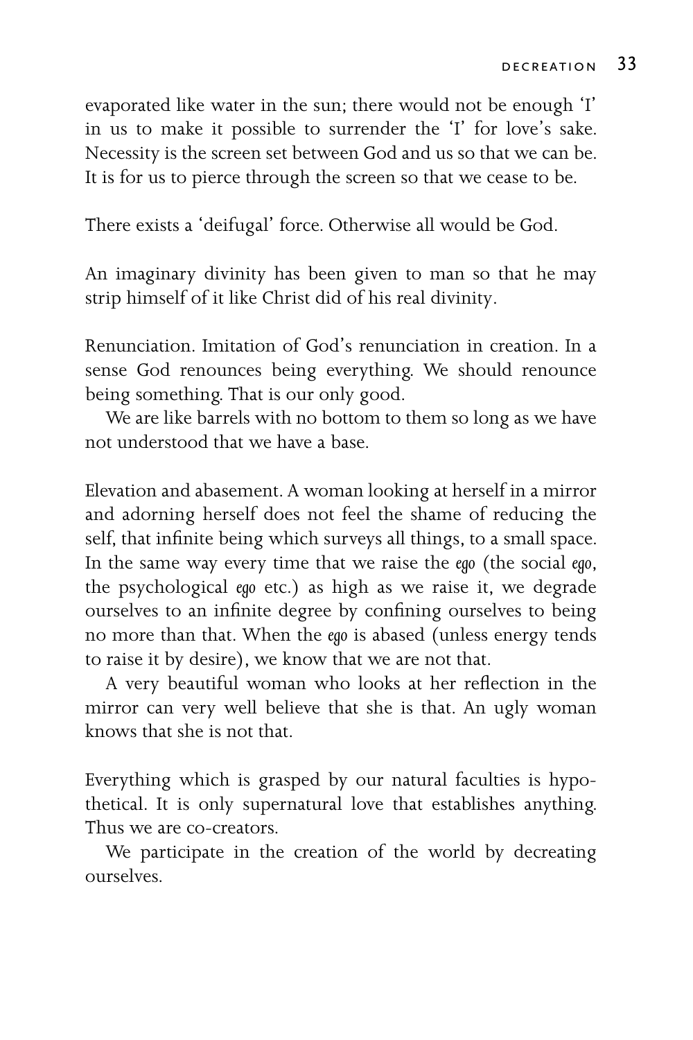evaporated like water in the sun; there would not be enough 'I' in us to make it possible to surrender the 'I' for love's sake. Necessity is the screen set between God and us so that we can be. It is for us to pierce through the screen so that we cease to be.

There exists a 'deifugal' force. Otherwise all would be God.

An imaginary divinity has been given to man so that he may strip himself of it like Christ did of his real divinity.

Renunciation. Imitation of God's renunciation in creation. In a sense God renounces being everything. We should renounce being something. That is our only good.

We are like barrels with no bottom to them so long as we have not understood that we have a base.

Elevation and abasement. A woman looking at herself in a mirror and adorning herself does not feel the shame of reducing the self, that infinite being which surveys all things, to a small space. In the same way every time that we raise the *ego* (the social *ego*, the psychological *ego* etc.) as high as we raise it, we degrade ourselves to an infinite degree by confining ourselves to being no more than that. When the *ego* is abased (unless energy tends to raise it by desire), we know that we are not that.

A very beautiful woman who looks at her reflection in the mirror can very well believe that she is that. An ugly woman knows that she is not that.

Everything which is grasped by our natural faculties is hypothetical. It is only supernatural love that establishes anything. Thus we are co-creators.

We participate in the creation of the world by decreating ourselves.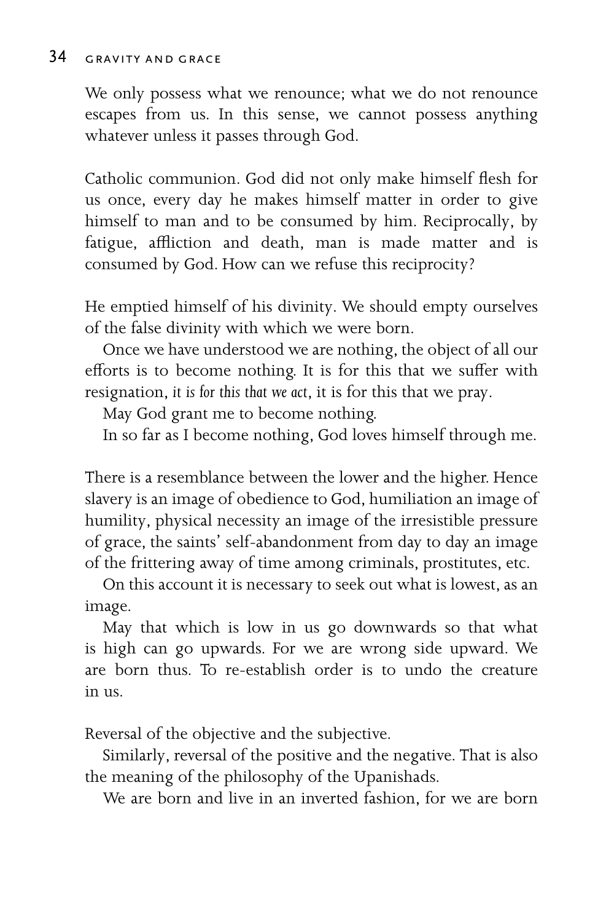We only possess what we renounce; what we do not renounce escapes from us. In this sense, we cannot possess anything whatever unless it passes through God.

Catholic communion. God did not only make himself flesh for us once, every day he makes himself matter in order to give himself to man and to be consumed by him. Reciprocally, by fatigue, affliction and death, man is made matter and is consumed by God. How can we refuse this reciprocity?

He emptied himself of his divinity. We should empty ourselves of the false divinity with which we were born.

Once we have understood we are nothing, the object of all our efforts is to become nothing. It is for this that we suffer with resignation, *it is for this that we act*, it is for this that we pray.

May God grant me to become nothing.

In so far as I become nothing, God loves himself through me.

There is a resemblance between the lower and the higher. Hence slavery is an image of obedience to God, humiliation an image of humility, physical necessity an image of the irresistible pressure of grace, the saints' self-abandonment from day to day an image of the frittering away of time among criminals, prostitutes, etc.

On this account it is necessary to seek out what is lowest, as an image.

May that which is low in us go downwards so that what is high can go upwards. For we are wrong side upward. We are born thus. To re-establish order is to undo the creature in us.

Reversal of the objective and the subjective.

Similarly, reversal of the positive and the negative. That is also the meaning of the philosophy of the Upanishads.

We are born and live in an inverted fashion, for we are born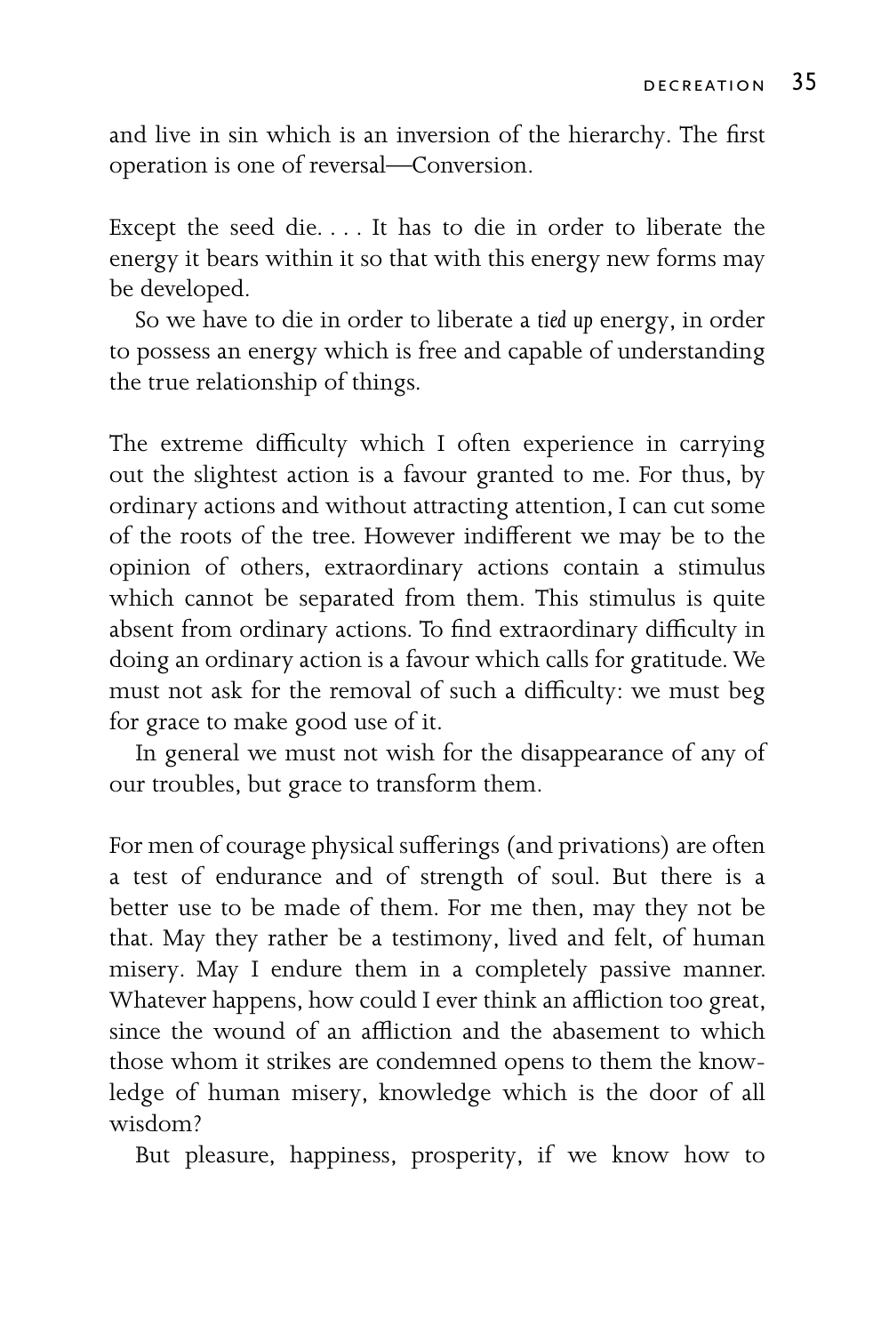and live in sin which is an inversion of the hierarchy. The first operation is one of reversal—Conversion.

Except the seed die. . . . It has to die in order to liberate the energy it bears within it so that with this energy new forms may be developed.

So we have to die in order to liberate a *tied up* energy, in order to possess an energy which is free and capable of understanding the true relationship of things.

The extreme difficulty which I often experience in carrying out the slightest action is a favour granted to me. For thus, by ordinary actions and without attracting attention, I can cut some of the roots of the tree. However indifferent we may be to the opinion of others, extraordinary actions contain a stimulus which cannot be separated from them. This stimulus is quite absent from ordinary actions. To find extraordinary difficulty in doing an ordinary action is a favour which calls for gratitude. We must not ask for the removal of such a difficulty: we must beg for grace to make good use of it.

In general we must not wish for the disappearance of any of our troubles, but grace to transform them.

For men of courage physical sufferings (and privations) are often a test of endurance and of strength of soul. But there is a better use to be made of them. For me then, may they not be that. May they rather be a testimony, lived and felt, of human misery. May I endure them in a completely passive manner. Whatever happens, how could I ever think an affliction too great, since the wound of an affliction and the abasement to which those whom it strikes are condemned opens to them the knowledge of human misery, knowledge which is the door of all wisdom?

But pleasure, happiness, prosperity, if we know how to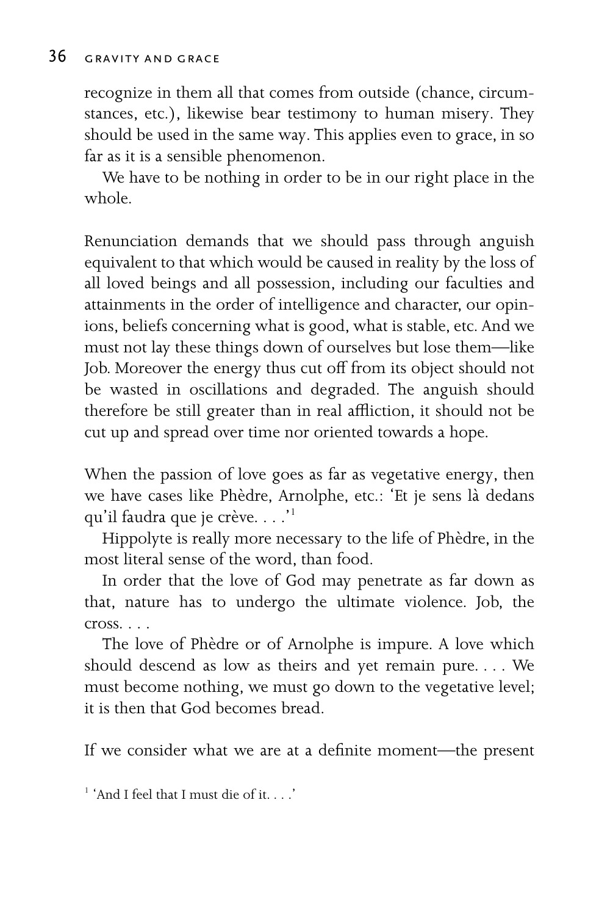recognize in them all that comes from outside (chance, circumstances, etc.), likewise bear testimony to human misery. They should be used in the same way. This applies even to grace, in so far as it is a sensible phenomenon.

We have to be nothing in order to be in our right place in the whole.

Renunciation demands that we should pass through anguish equivalent to that which would be caused in reality by the loss of all loved beings and all possession, including our faculties and attainments in the order of intelligence and character, our opinions, beliefs concerning what is good, what is stable, etc. And we must not lay these things down of ourselves but lose them—like Job. Moreover the energy thus cut off from its object should not be wasted in oscillations and degraded. The anguish should therefore be still greater than in real affliction, it should not be cut up and spread over time nor oriented towards a hope.

When the passion of love goes as far as vegetative energy, then we have cases like Phèdre, Arnolphe, etc.: 'Et je sens là dedans qu'il faudra que je crève. . . .'[1]

Hippolyte is really more necessary to the life of Phèdre, in the most literal sense of the word, than food.

In order that the love of God may penetrate as far down as that, nature has to undergo the ultimate violence. Job, the cross. . . .

The love of Phèdre or of Arnolphe is impure. A love which should descend as low as theirs and yet remain pure. . . . We must become nothing, we must go down to the vegetative level; it is then that God becomes bread.

If we consider what we are at a definite moment—the present

[1] 'And I feel that I must die of it. . . .'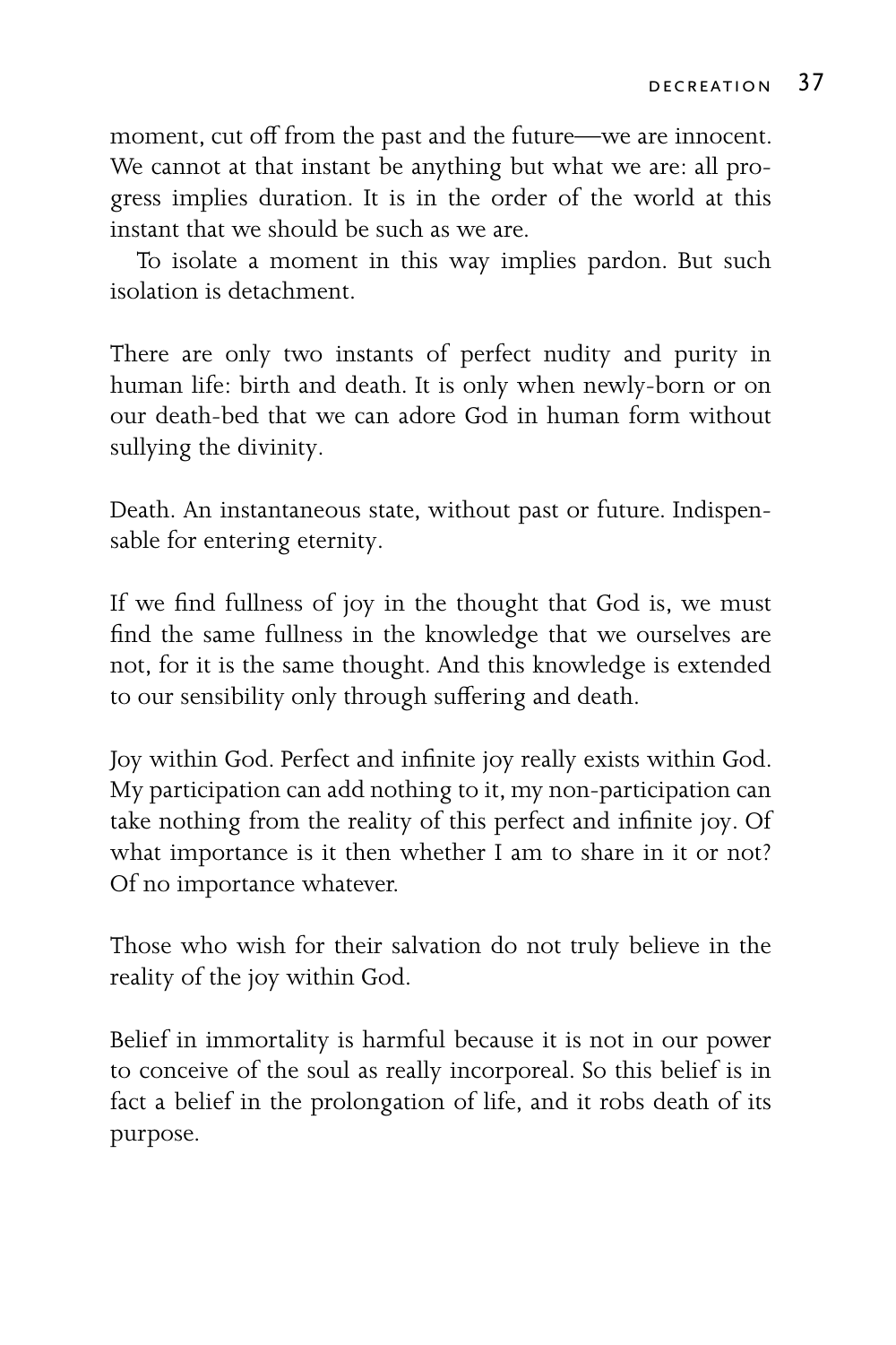moment, cut off from the past and the future—we are innocent. We cannot at that instant be anything but what we are: all progress implies duration. It is in the order of the world at this instant that we should be such as we are.

To isolate a moment in this way implies pardon. But such isolation is detachment.

There are only two instants of perfect nudity and purity in human life: birth and death. It is only when newly-born or on our death-bed that we can adore God in human form without sullying the divinity.

Death. An instantaneous state, without past or future. Indispensable for entering eternity.

If we find fullness of joy in the thought that God is, we must find the same fullness in the knowledge that we ourselves are not, for it is the same thought. And this knowledge is extended to our sensibility only through suffering and death.

Joy within God. Perfect and infinite joy really exists within God. My participation can add nothing to it, my non-participation can take nothing from the reality of this perfect and infinite joy. Of what importance is it then whether I am to share in it or not? Of no importance whatever.

Those who wish for their salvation do not truly believe in the reality of the joy within God.

Belief in immortality is harmful because it is not in our power to conceive of the soul as really incorporeal. So this belief is in fact a belief in the prolongation of life, and it robs death of its purpose.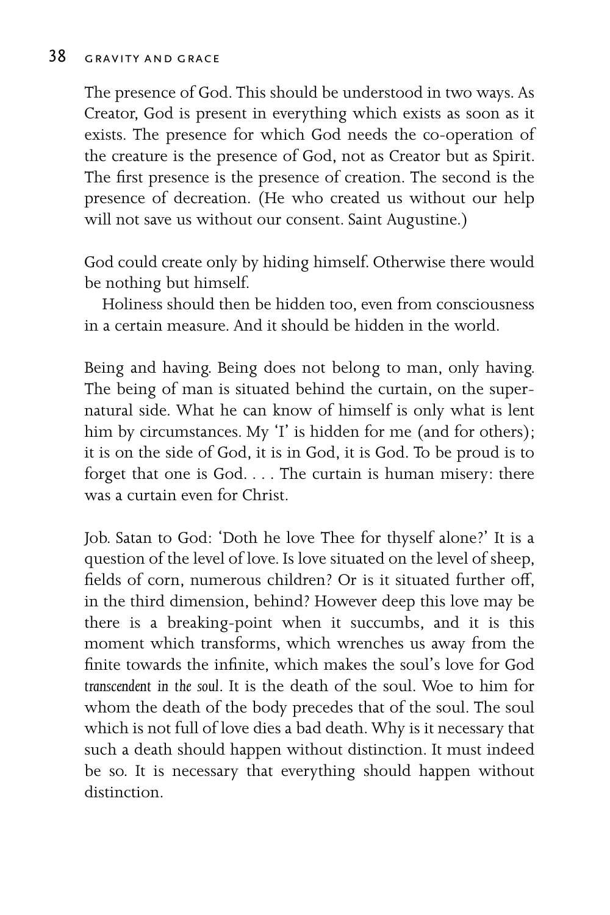The presence of God. This should be understood in two ways. As Creator, God is present in everything which exists as soon as it exists. The presence for which God needs the co-operation of the creature is the presence of God, not as Creator but as Spirit. The first presence is the presence of creation. The second is the presence of decreation. (He who created us without our help will not save us without our consent. Saint Augustine.)

God could create only by hiding himself. Otherwise there would be nothing but himself.

Holiness should then be hidden too, even from consciousness in a certain measure. And it should be hidden in the world.

Being and having. Being does not belong to man, only having. The being of man is situated behind the curtain, on the supernatural side. What he can know of himself is only what is lent him by circumstances. My 'I' is hidden for me (and for others); it is on the side of God, it is in God, it is God. To be proud is to forget that one is God. . . . The curtain is human misery: there was a curtain even for Christ.

Job. Satan to God: 'Doth he love Thee for thyself alone?' It is a question of the level of love. Is love situated on the level of sheep, fields of corn, numerous children? Or is it situated further off, in the third dimension, behind? However deep this love may be there is a breaking-point when it succumbs, and it is this moment which transforms, which wrenches us away from the finite towards the infinite, which makes the soul's love for God *transcendent in the soul*. It is the death of the soul. Woe to him for whom the death of the body precedes that of the soul. The soul which is not full of love dies a bad death. Why is it necessary that such a death should happen without distinction. It must indeed be so. It is necessary that everything should happen without distinction.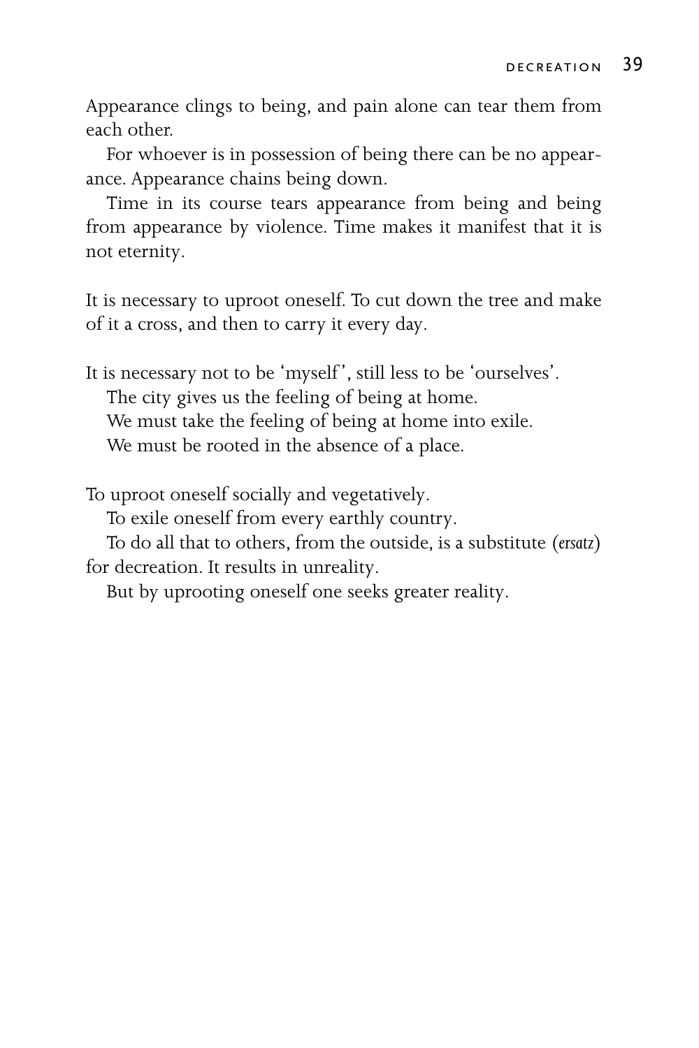Appearance clings to being, and pain alone can tear them from each other.

For whoever is in possession of being there can be no appearance. Appearance chains being down.

Time in its course tears appearance from being and being from appearance by violence. Time makes it manifest that it is not eternity.

It is necessary to uproot oneself. To cut down the tree and make of it a cross, and then to carry it every day.

It is necessary not to be 'myself', still less to be 'ourselves'.

The city gives us the feeling of being at home.

We must take the feeling of being at home into exile.

We must be rooted in the absence of a place.

To uproot oneself socially and vegetatively.

To exile oneself from every earthly country.

To do all that to others, from the outside, is a substitute (*ersatz*) for decreation. It results in unreality.

But by uprooting oneself one seeks greater reality.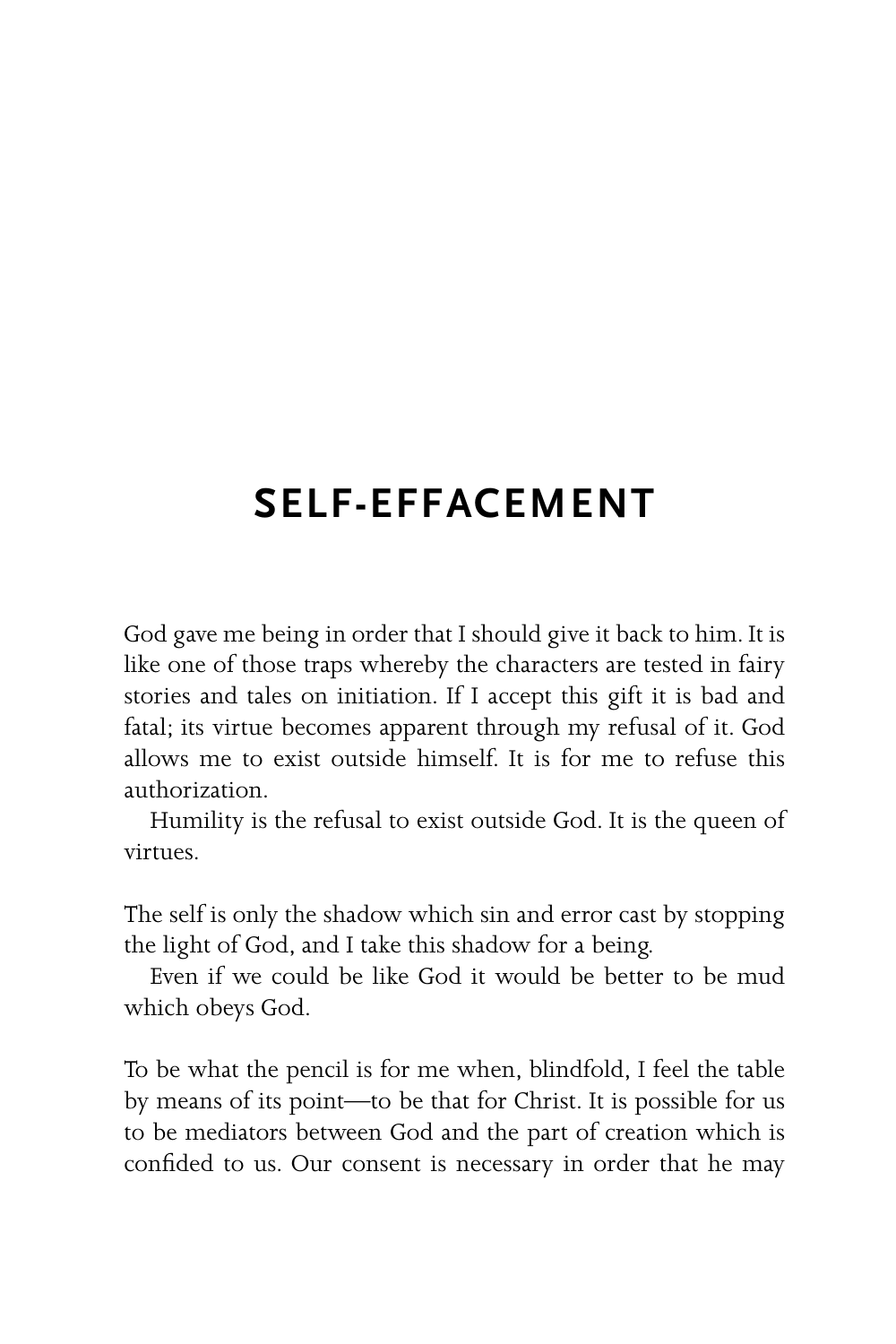# SELF-EFFACEMENT

God gave me being in order that I should give it back to him. It is like one of those traps whereby the characters are tested in fairy stories and tales on initiation. If I accept this gift it is bad and fatal; its virtue becomes apparent through my refusal of it. God allows me to exist outside himself. It is for me to refuse this authorization.

Humility is the refusal to exist outside God. It is the queen of virtues.

The self is only the shadow which sin and error cast by stopping the light of God, and I take this shadow for a being.

Even if we could be like God it would be better to be mud which obeys God.

To be what the pencil is for me when, blindfold, I feel the table by means of its point—to be that for Christ. It is possible for us to be mediators between God and the part of creation which is confided to us. Our consent is necessary in order that he may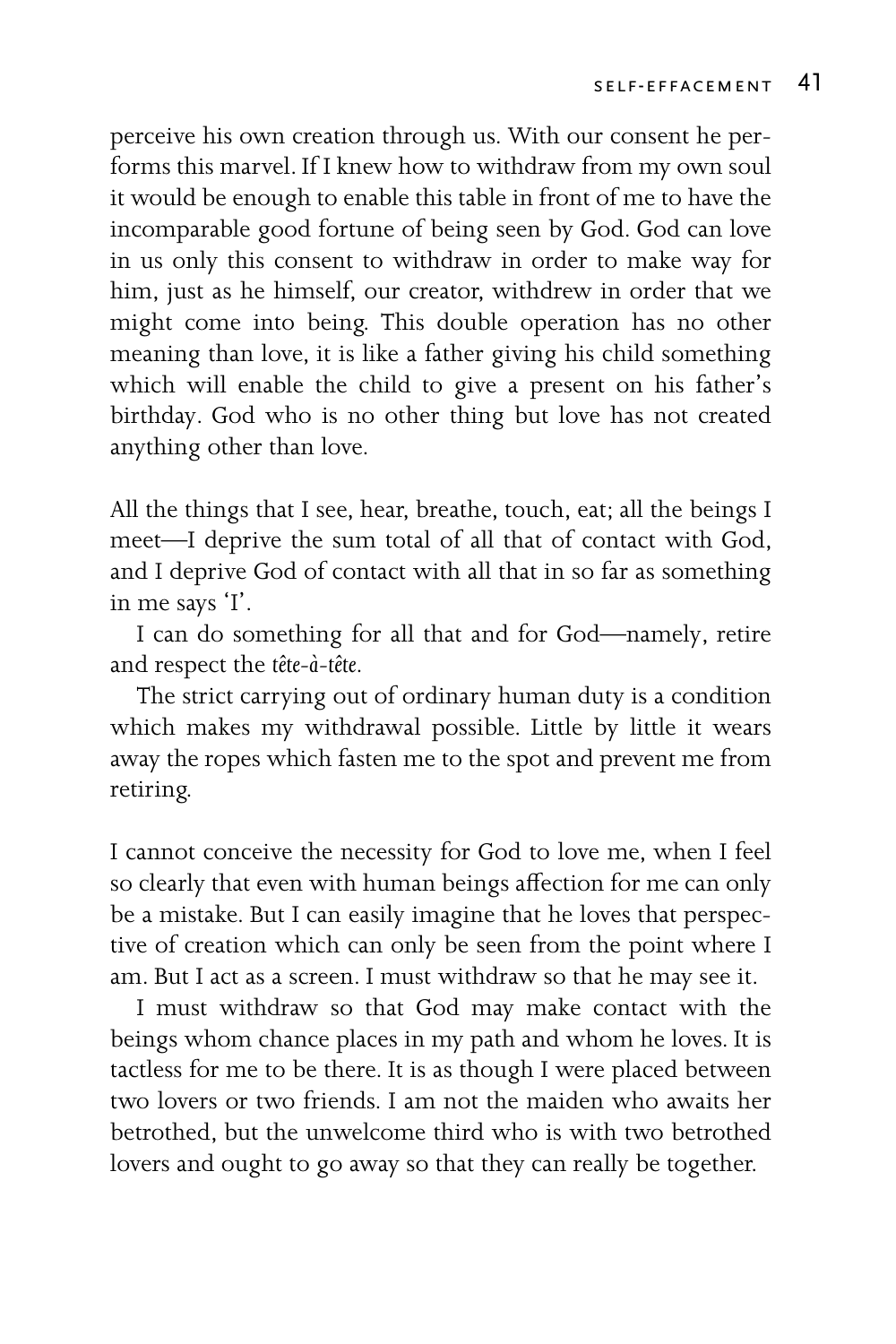perceive his own creation through us. With our consent he performs this marvel. If I knew how to withdraw from my own soul it would be enough to enable this table in front of me to have the incomparable good fortune of being seen by God. God can love in us only this consent to withdraw in order to make way for him, just as he himself, our creator, withdrew in order that we might come into being. This double operation has no other meaning than love, it is like a father giving his child something which will enable the child to give a present on his father's birthday. God who is no other thing but love has not created anything other than love.

All the things that I see, hear, breathe, touch, eat; all the beings I meet—I deprive the sum total of all that of contact with God, and I deprive God of contact with all that in so far as something in me says 'I'.

I can do something for all that and for God—namely, retire and respect the *tête-à-tête*.

The strict carrying out of ordinary human duty is a condition which makes my withdrawal possible. Little by little it wears away the ropes which fasten me to the spot and prevent me from retiring.

I cannot conceive the necessity for God to love me, when I feel so clearly that even with human beings affection for me can only be a mistake. But I can easily imagine that he loves that perspective of creation which can only be seen from the point where I am. But I act as a screen. I must withdraw so that he may see it.

I must withdraw so that God may make contact with the beings whom chance places in my path and whom he loves. It is tactless for me to be there. It is as though I were placed between two lovers or two friends. I am not the maiden who awaits her betrothed, but the unwelcome third who is with two betrothed lovers and ought to go away so that they can really be together.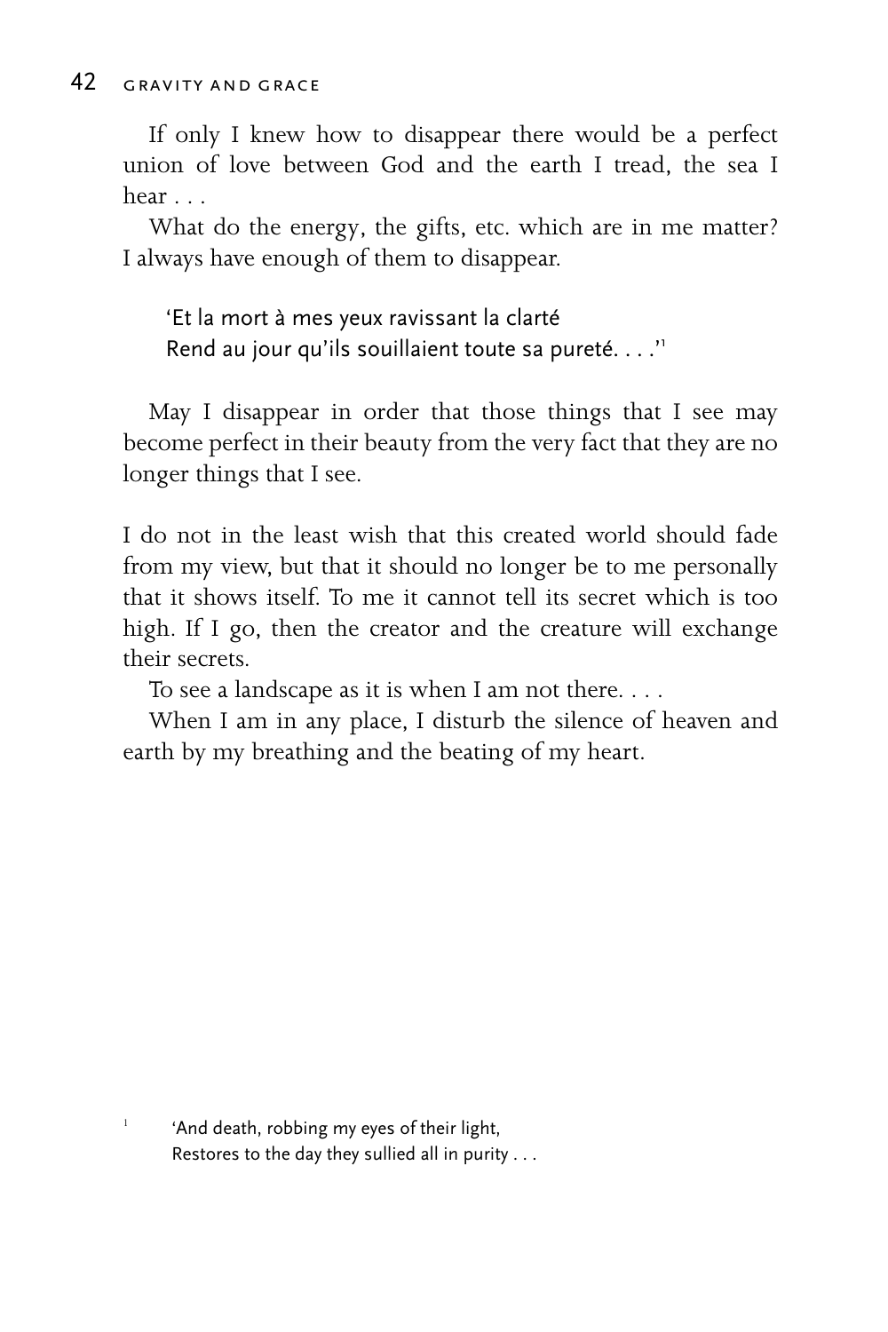If only I knew how to disappear there would be a perfect union of love between God and the earth I tread, the sea I hear . . .

What do the energy, the gifts, etc. which are in me matter? I always have enough of them to disappear.

> 'Et la mort à mes yeux ravissant la clarté
> Rend au jour qu'ils souillaient toute sa pureté. . . .'[1]

May I disappear in order that those things that I see may become perfect in their beauty from the very fact that they are no longer things that I see.

I do not in the least wish that this created world should fade from my view, but that it should no longer be to me personally that it shows itself. To me it cannot tell its secret which is too high. If I go, then the creator and the creature will exchange their secrets.

To see a landscape as it is when I am not there. . . .

When I am in any place, I disturb the silence of heaven and earth by my breathing and the beating of my heart.

---

[1] 'And death, robbing my eyes of their light,
Restores to the day they sullied all in purity . . .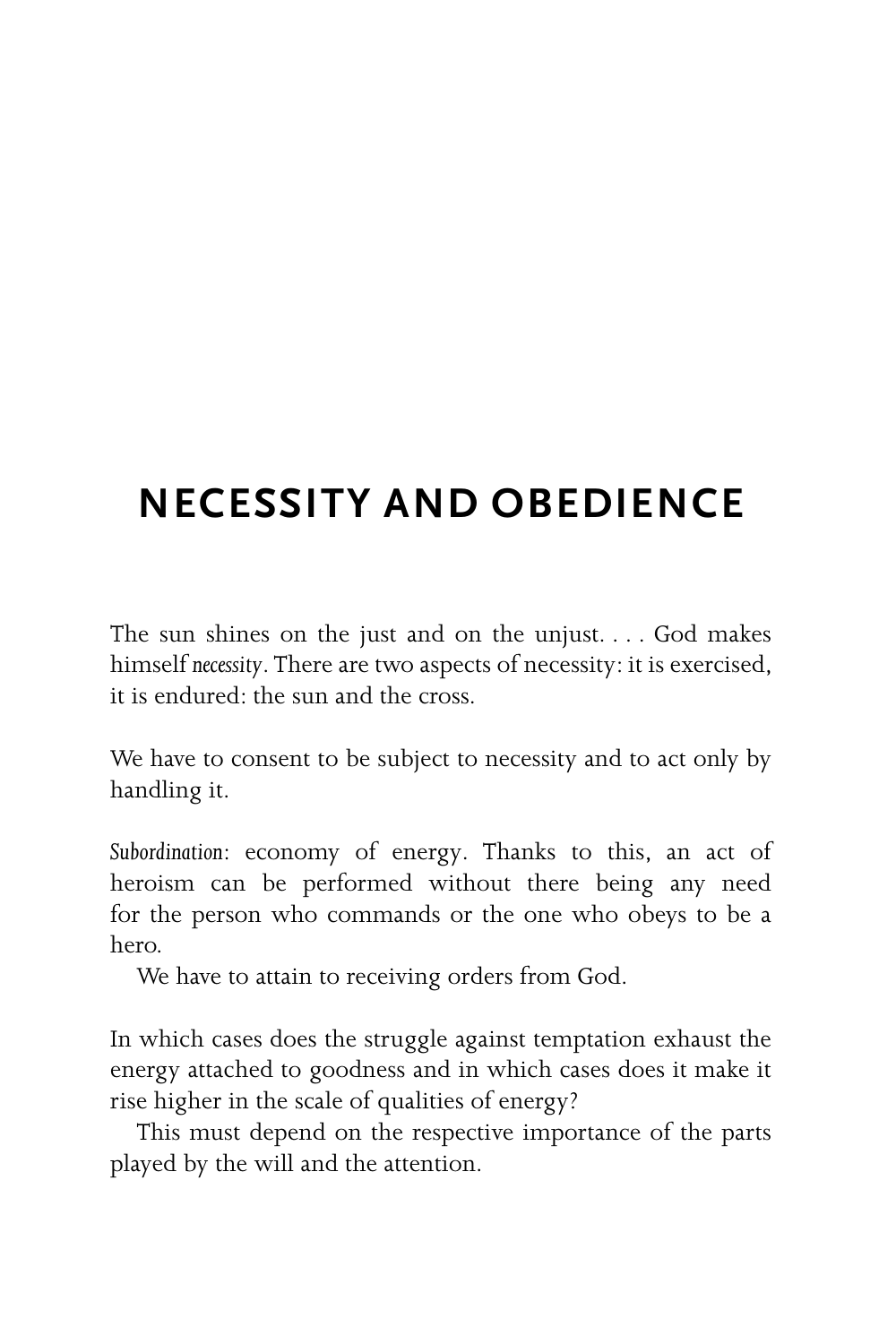# NECESSITY AND OBEDIENCE

The sun shines on the just and on the unjust. . . . God makes himself *necessity*. There are two aspects of necessity: it is exercised, it is endured: the sun and the cross.

We have to consent to be subject to necessity and to act only by handling it.

*Subordination*: economy of energy. Thanks to this, an act of heroism can be performed without there being any need for the person who commands or the one who obeys to be a hero.

We have to attain to receiving orders from God.

In which cases does the struggle against temptation exhaust the energy attached to goodness and in which cases does it make it rise higher in the scale of qualities of energy?

This must depend on the respective importance of the parts played by the will and the attention.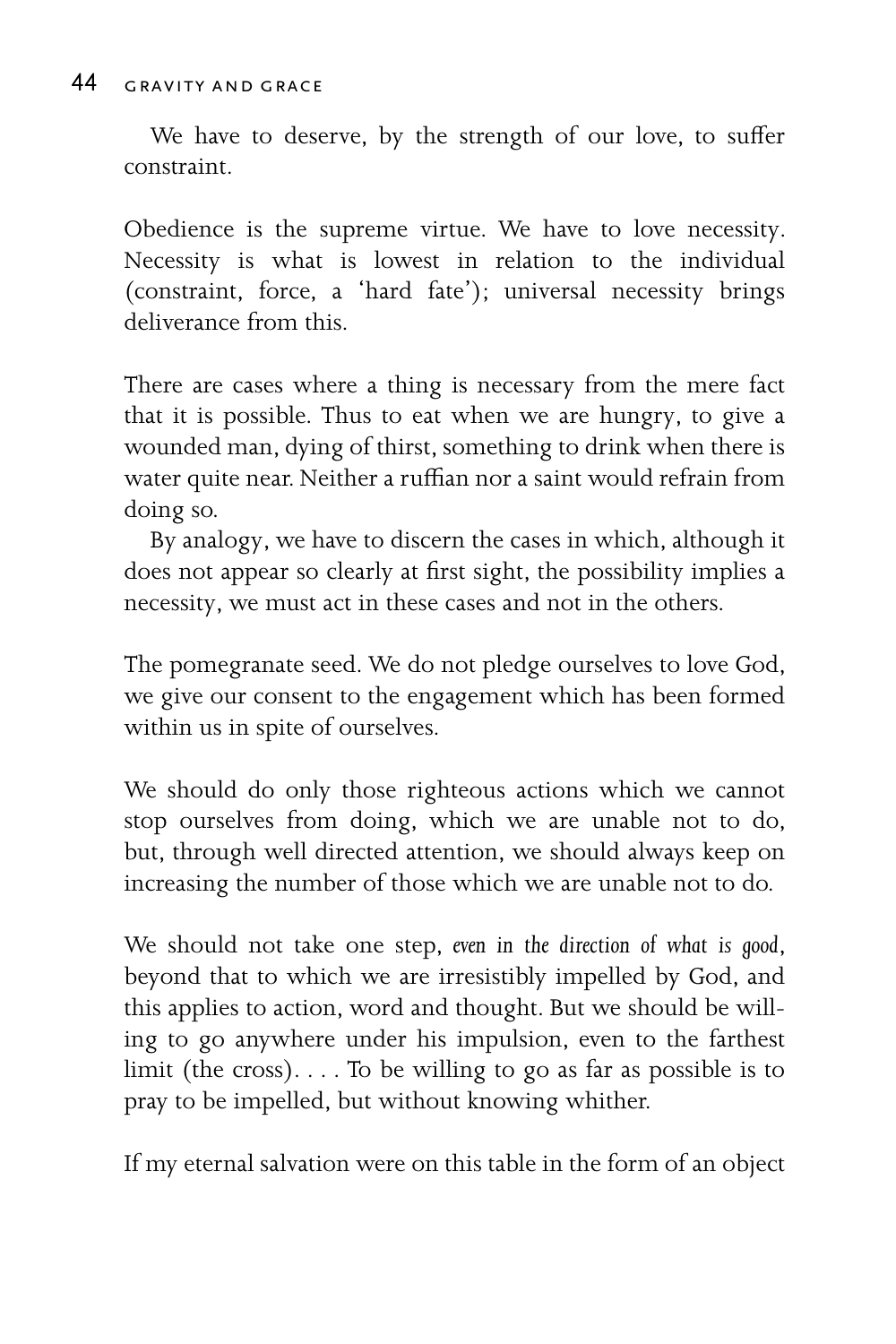We have to deserve, by the strength of our love, to suffer constraint.

Obedience is the supreme virtue. We have to love necessity. Necessity is what is lowest in relation to the individual (constraint, force, a 'hard fate'); universal necessity brings deliverance from this.

There are cases where a thing is necessary from the mere fact that it is possible. Thus to eat when we are hungry, to give a wounded man, dying of thirst, something to drink when there is water quite near. Neither a ruffian nor a saint would refrain from doing so.

By analogy, we have to discern the cases in which, although it does not appear so clearly at first sight, the possibility implies a necessity, we must act in these cases and not in the others.

The pomegranate seed. We do not pledge ourselves to love God, we give our consent to the engagement which has been formed within us in spite of ourselves.

We should do only those righteous actions which we cannot stop ourselves from doing, which we are unable not to do, but, through well directed attention, we should always keep on increasing the number of those which we are unable not to do.

We should not take one step, *even in the direction of what is good*, beyond that to which we are irresistibly impelled by God, and this applies to action, word and thought. But we should be willing to go anywhere under his impulsion, even to the farthest limit (the cross). . . . To be willing to go as far as possible is to pray to be impelled, but without knowing whither.

If my eternal salvation were on this table in the form of an object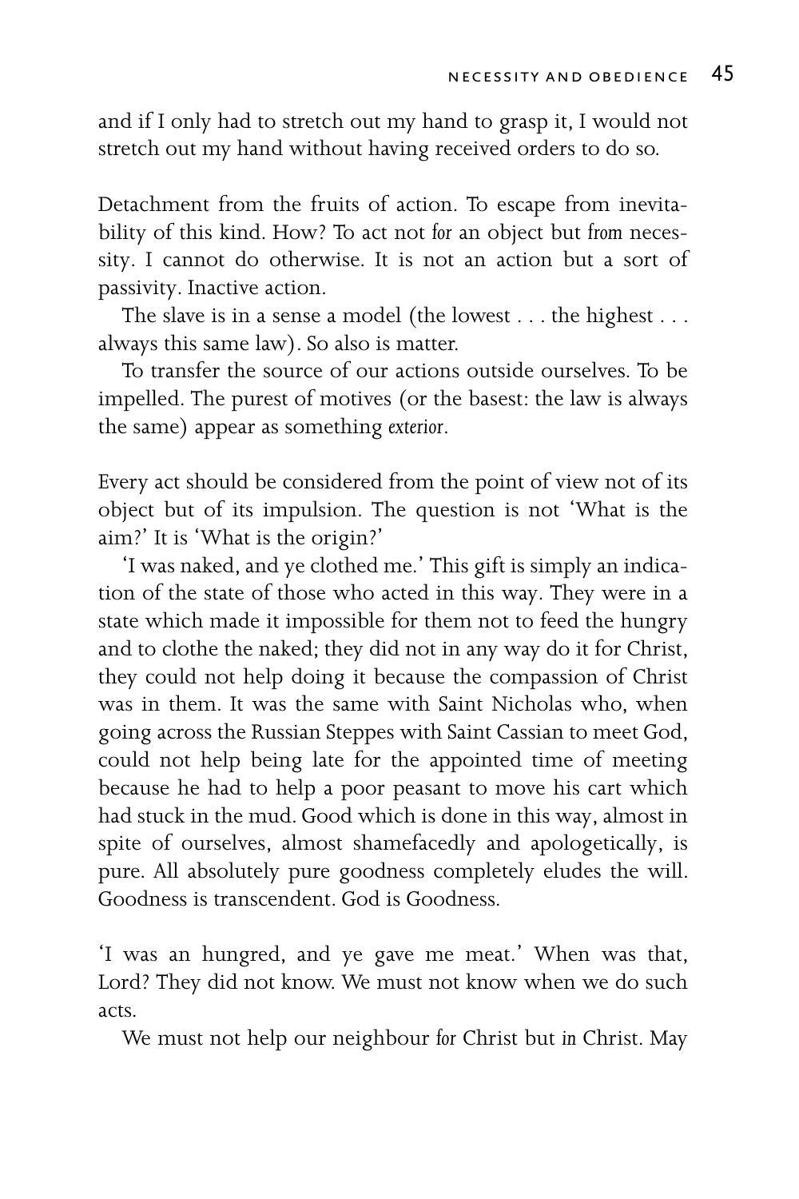and if I only had to stretch out my hand to grasp it, I would not stretch out my hand without having received orders to do so.

Detachment from the fruits of action. To escape from inevitability of this kind. How? To act not *for* an object but *from* necessity. I cannot do otherwise. It is not an action but a sort of passivity. Inactive action.

The slave is in a sense a model (the lowest . . . the highest . . . always this same law). So also is matter.

To transfer the source of our actions outside ourselves. To be impelled. The purest of motives (or the basest: the law is always the same) appear as something *exterior*.

Every act should be considered from the point of view not of its object but of its impulsion. The question is not 'What is the aim?' It is 'What is the origin?'

'I was naked, and ye clothed me.' This gift is simply an indication of the state of those who acted in this way. They were in a state which made it impossible for them not to feed the hungry and to clothe the naked; they did not in any way do it for Christ, they could not help doing it because the compassion of Christ was in them. It was the same with Saint Nicholas who, when going across the Russian Steppes with Saint Cassian to meet God, could not help being late for the appointed time of meeting because he had to help a poor peasant to move his cart which had stuck in the mud. Good which is done in this way, almost in spite of ourselves, almost shamefacedly and apologetically, is pure. All absolutely pure goodness completely eludes the will. Goodness is transcendent. God is Goodness.

'I was an hungred, and ye gave me meat.' When was that, Lord? They did not know. We must not know when we do such acts.

We must not help our neighbour *for* Christ but *in* Christ. May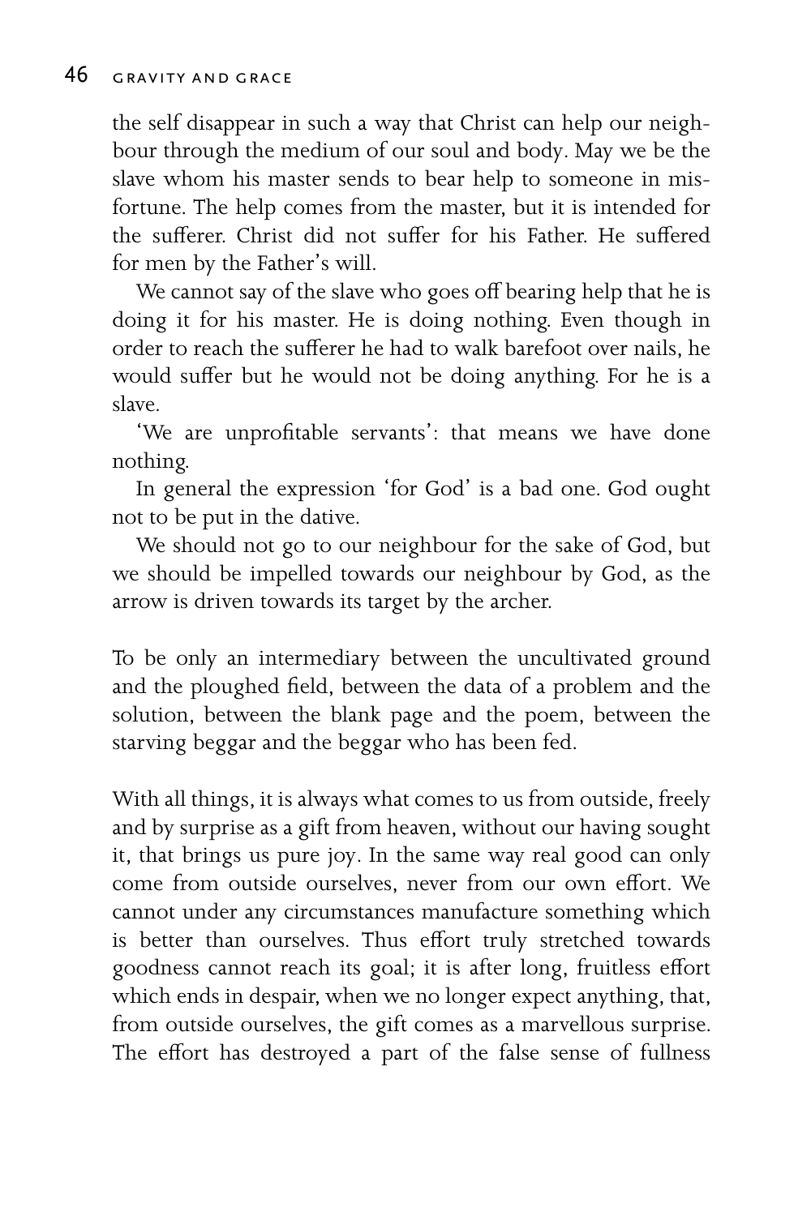the self disappear in such a way that Christ can help our neighbour through the medium of our soul and body. May we be the slave whom his master sends to bear help to someone in misfortune. The help comes from the master, but it is intended for the sufferer. Christ did not suffer for his Father. He suffered for men by the Father's will.

We cannot say of the slave who goes off bearing help that he is doing it for his master. He is doing nothing. Even though in order to reach the sufferer he had to walk barefoot over nails, he would suffer but he would not be doing anything. For he is a slave.

'We are unprofitable servants': that means we have done nothing.

In general the expression 'for God' is a bad one. God ought not to be put in the dative.

We should not go to our neighbour for the sake of God, but we should be impelled towards our neighbour by God, as the arrow is driven towards its target by the archer.

To be only an intermediary between the uncultivated ground and the ploughed field, between the data of a problem and the solution, between the blank page and the poem, between the starving beggar and the beggar who has been fed.

With all things, it is always what comes to us from outside, freely and by surprise as a gift from heaven, without our having sought it, that brings us pure joy. In the same way real good can only come from outside ourselves, never from our own effort. We cannot under any circumstances manufacture something which is better than ourselves. Thus effort truly stretched towards goodness cannot reach its goal; it is after long, fruitless effort which ends in despair, when we no longer expect anything, that, from outside ourselves, the gift comes as a marvellous surprise. The effort has destroyed a part of the false sense of fullness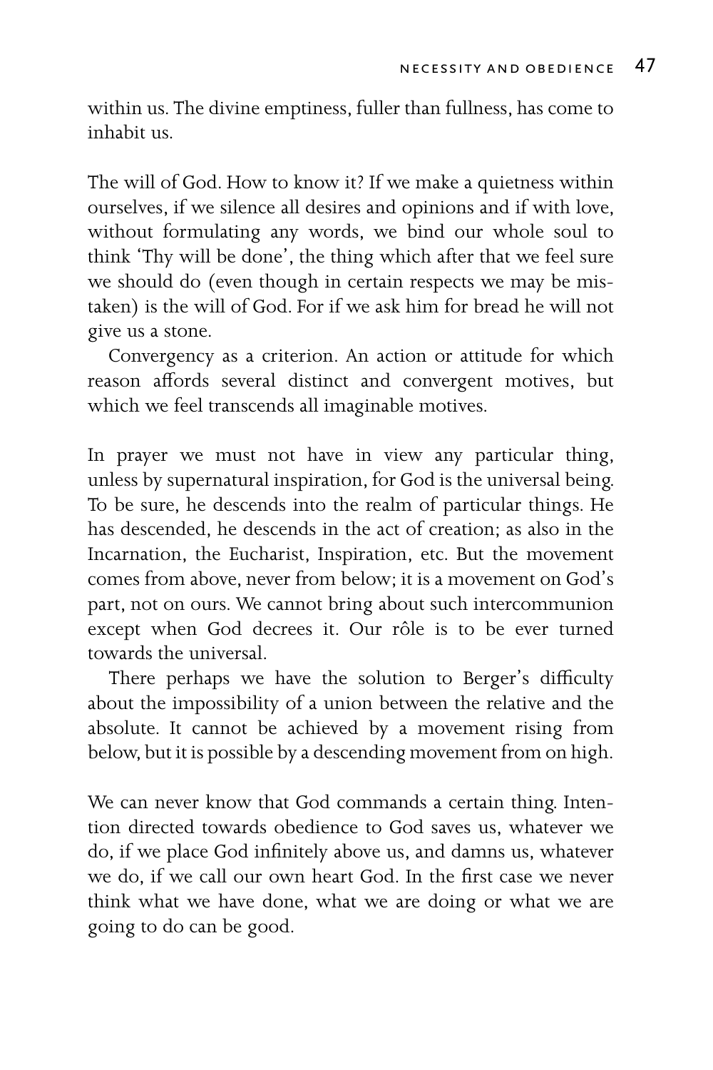within us. The divine emptiness, fuller than fullness, has come to inhabit us.

The will of God. How to know it? If we make a quietness within ourselves, if we silence all desires and opinions and if with love, without formulating any words, we bind our whole soul to think 'Thy will be done', the thing which after that we feel sure we should do (even though in certain respects we may be mistaken) is the will of God. For if we ask him for bread he will not give us a stone.

Convergency as a criterion. An action or attitude for which reason affords several distinct and convergent motives, but which we feel transcends all imaginable motives.

In prayer we must not have in view any particular thing, unless by supernatural inspiration, for God is the universal being. To be sure, he descends into the realm of particular things. He has descended, he descends in the act of creation; as also in the Incarnation, the Eucharist, Inspiration, etc. But the movement comes from above, never from below; it is a movement on God's part, not on ours. We cannot bring about such intercommunion except when God decrees it. Our rôle is to be ever turned towards the universal.

There perhaps we have the solution to Berger's difficulty about the impossibility of a union between the relative and the absolute. It cannot be achieved by a movement rising from below, but it is possible by a descending movement from on high.

We can never know that God commands a certain thing. Intention directed towards obedience to God saves us, whatever we do, if we place God infinitely above us, and damns us, whatever we do, if we call our own heart God. In the first case we never think what we have done, what we are doing or what we are going to do can be good.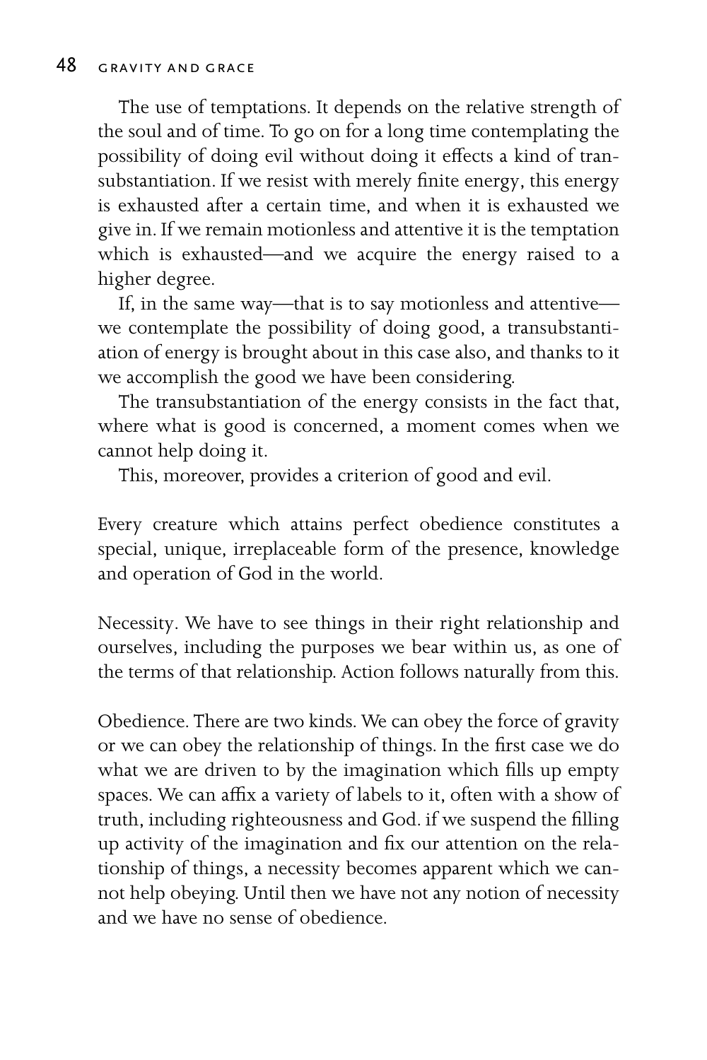The use of temptations. It depends on the relative strength of the soul and of time. To go on for a long time contemplating the possibility of doing evil without doing it effects a kind of transubstantiation. If we resist with merely finite energy, this energy is exhausted after a certain time, and when it is exhausted we give in. If we remain motionless and attentive it is the temptation which is exhausted—and we acquire the energy raised to a higher degree.

If, in the same way—that is to say motionless and attentive—we contemplate the possibility of doing good, a transubstantiation of energy is brought about in this case also, and thanks to it we accomplish the good we have been considering.

The transubstantiation of the energy consists in the fact that, where what is good is concerned, a moment comes when we cannot help doing it.

This, moreover, provides a criterion of good and evil.

Every creature which attains perfect obedience constitutes a special, unique, irreplaceable form of the presence, knowledge and operation of God in the world.

Necessity. We have to see things in their right relationship and ourselves, including the purposes we bear within us, as one of the terms of that relationship. Action follows naturally from this.

Obedience. There are two kinds. We can obey the force of gravity or we can obey the relationship of things. In the first case we do what we are driven to by the imagination which fills up empty spaces. We can affix a variety of labels to it, often with a show of truth, including righteousness and God. if we suspend the filling up activity of the imagination and fix our attention on the relationship of things, a necessity becomes apparent which we cannot help obeying. Until then we have not any notion of necessity and we have no sense of obedience.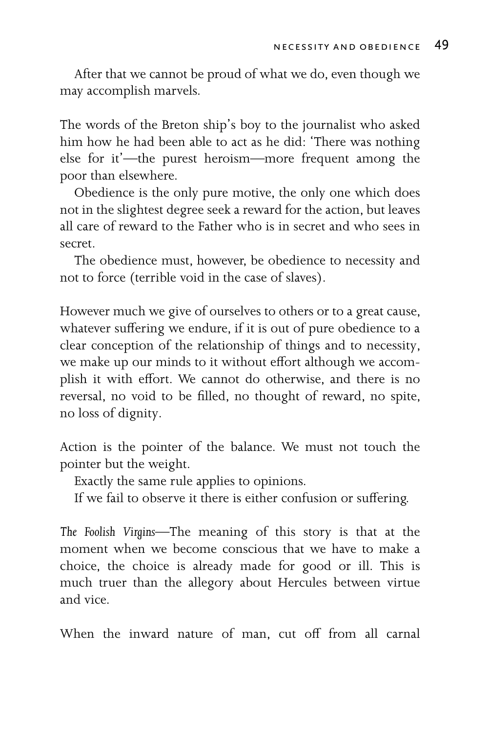After that we cannot be proud of what we do, even though we may accomplish marvels.

The words of the Breton ship's boy to the journalist who asked him how he had been able to act as he did: 'There was nothing else for it'—the purest heroism—more frequent among the poor than elsewhere.

Obedience is the only pure motive, the only one which does not in the slightest degree seek a reward for the action, but leaves all care of reward to the Father who is in secret and who sees in secret.

The obedience must, however, be obedience to necessity and not to force (terrible void in the case of slaves).

However much we give of ourselves to others or to a great cause, whatever suffering we endure, if it is out of pure obedience to a clear conception of the relationship of things and to necessity, we make up our minds to it without effort although we accomplish it with effort. We cannot do otherwise, and there is no reversal, no void to be filled, no thought of reward, no spite, no loss of dignity.

Action is the pointer of the balance. We must not touch the pointer but the weight.

Exactly the same rule applies to opinions.

If we fail to observe it there is either confusion or suffering.

*The Foolish Virgins*—The meaning of this story is that at the moment when we become conscious that we have to make a choice, the choice is already made for good or ill. This is much truer than the allegory about Hercules between virtue and vice.

When the inward nature of man, cut off from all carnal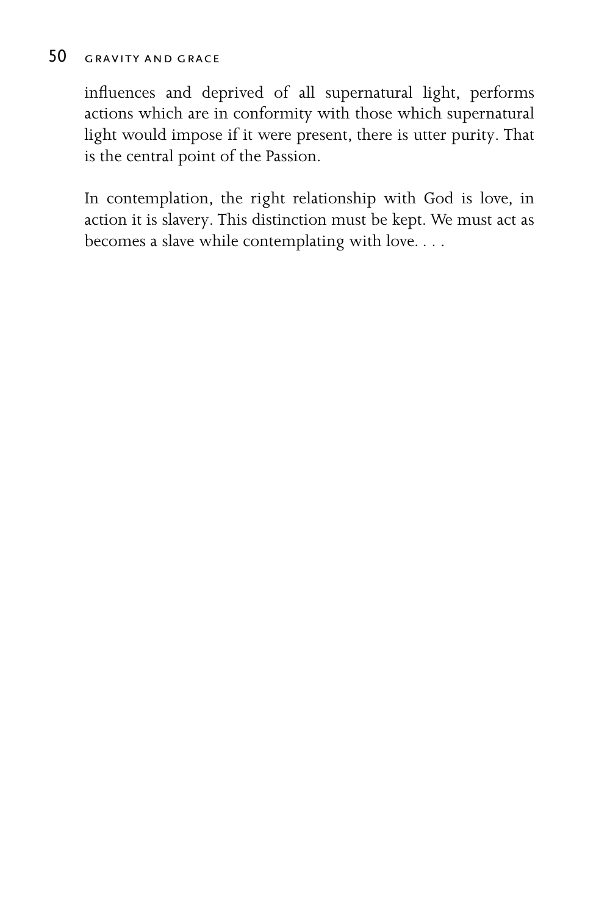influences and deprived of all supernatural light, performs actions which are in conformity with those which supernatural light would impose if it were present, there is utter purity. That is the central point of the Passion.

In contemplation, the right relationship with God is love, in action it is slavery. This distinction must be kept. We must act as becomes a slave while contemplating with love. . . .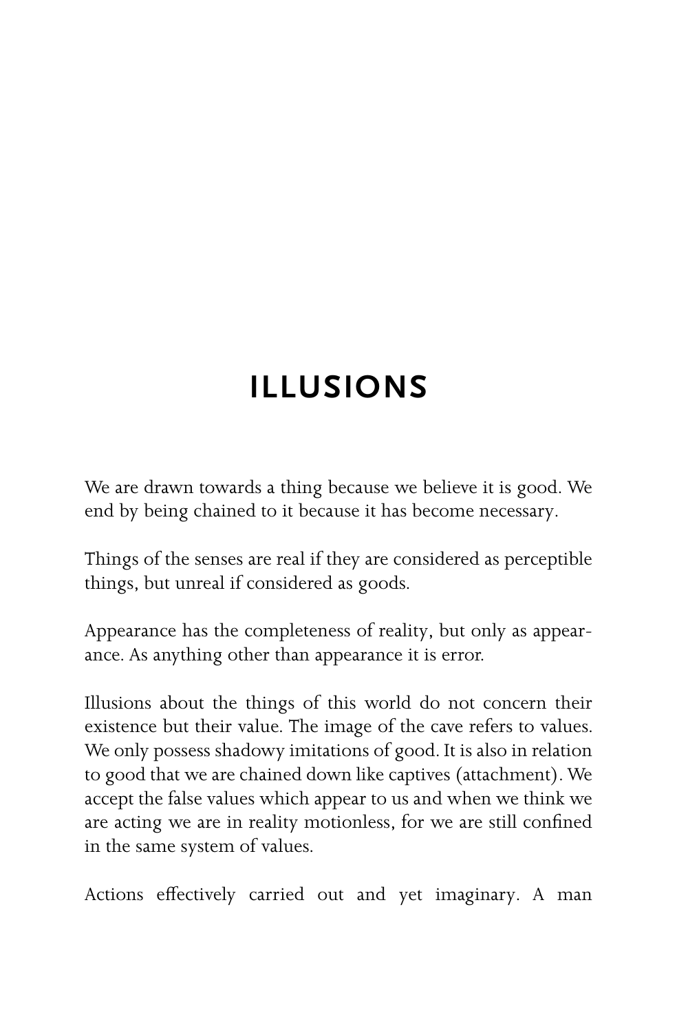# ILLUSIONS

We are drawn towards a thing because we believe it is good. We end by being chained to it because it has become necessary.

Things of the senses are real if they are considered as perceptible things, but unreal if considered as goods.

Appearance has the completeness of reality, but only as appearance. As anything other than appearance it is error.

Illusions about the things of this world do not concern their existence but their value. The image of the cave refers to values. We only possess shadowy imitations of good. It is also in relation to good that we are chained down like captives (attachment). We accept the false values which appear to us and when we think we are acting we are in reality motionless, for we are still confined in the same system of values.

Actions effectively carried out and yet imaginary. A man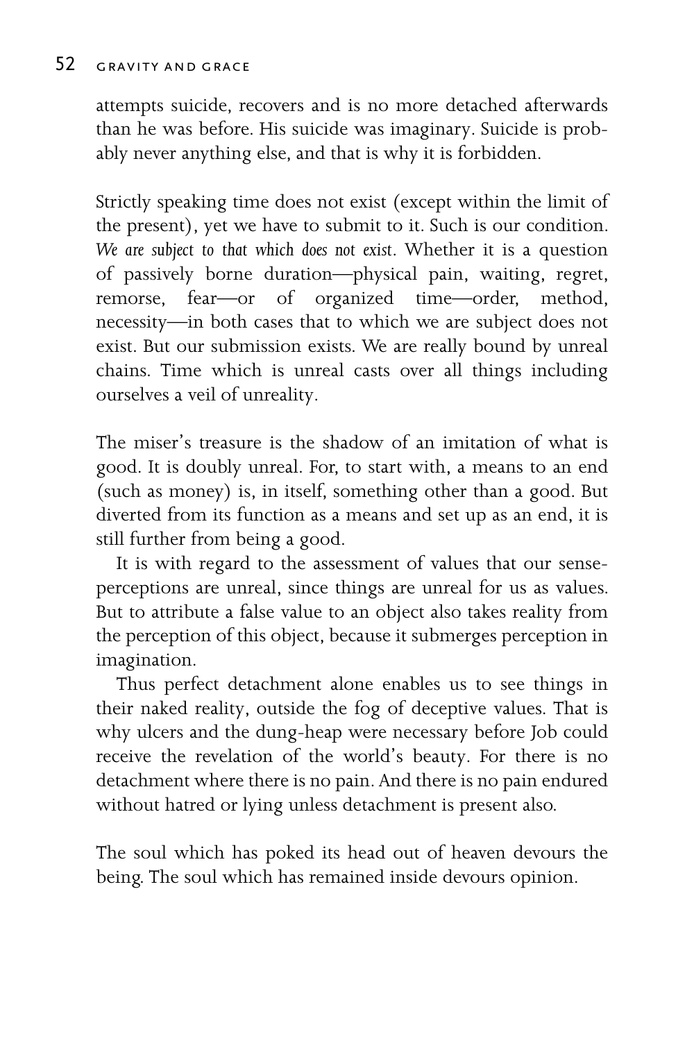attempts suicide, recovers and is no more detached afterwards than he was before. His suicide was imaginary. Suicide is probably never anything else, and that is why it is forbidden.

Strictly speaking time does not exist (except within the limit of the present), yet we have to submit to it. Such is our condition. *We are subject to that which does not exist*. Whether it is a question of passively borne duration—physical pain, waiting, regret, remorse, fear—or of organized time—order, method, necessity—in both cases that to which we are subject does not exist. But our submission exists. We are really bound by unreal chains. Time which is unreal casts over all things including ourselves a veil of unreality.

The miser's treasure is the shadow of an imitation of what is good. It is doubly unreal. For, to start with, a means to an end (such as money) is, in itself, something other than a good. But diverted from its function as a means and set up as an end, it is still further from being a good.

It is with regard to the assessment of values that our sense-perceptions are unreal, since things are unreal for us as values. But to attribute a false value to an object also takes reality from the perception of this object, because it submerges perception in imagination.

Thus perfect detachment alone enables us to see things in their naked reality, outside the fog of deceptive values. That is why ulcers and the dung-heap were necessary before Job could receive the revelation of the world's beauty. For there is no detachment where there is no pain. And there is no pain endured without hatred or lying unless detachment is present also.

The soul which has poked its head out of heaven devours the being. The soul which has remained inside devours opinion.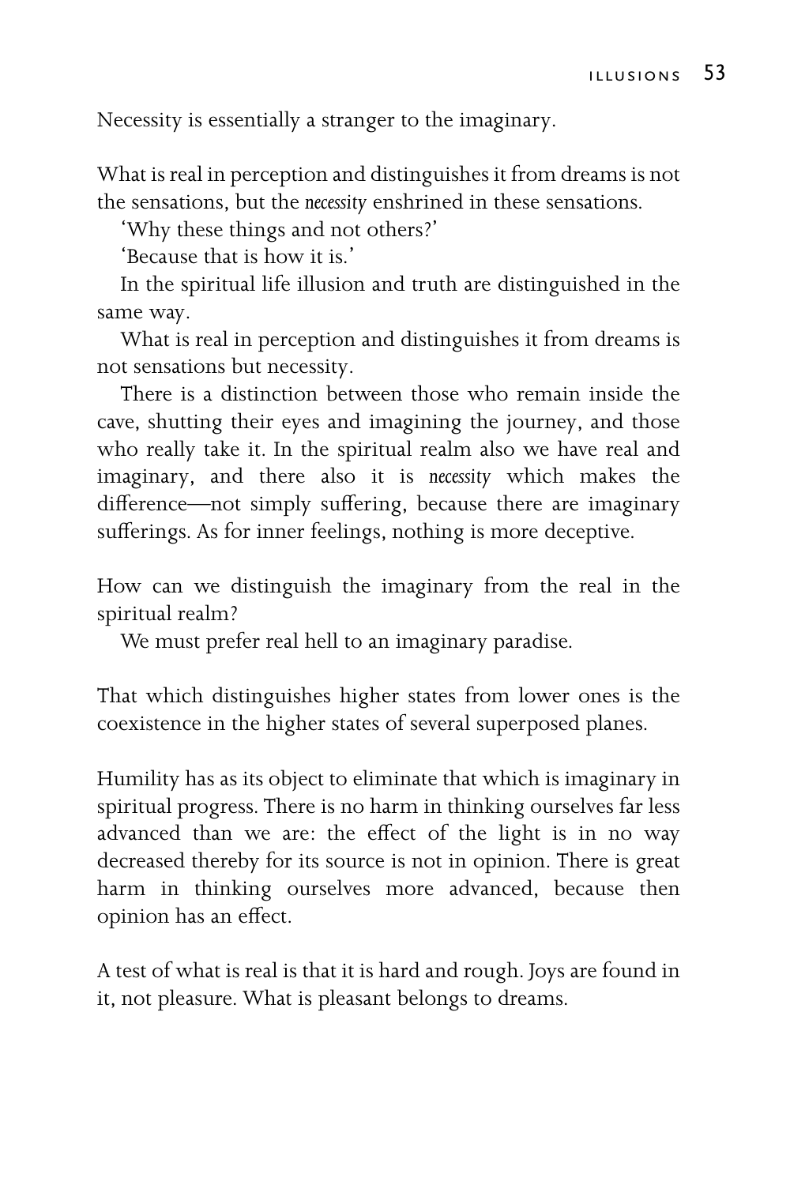Necessity is essentially a stranger to the imaginary.

What is real in perception and distinguishes it from dreams is not the sensations, but the *necessity* enshrined in these sensations.

'Why these things and not others?'

'Because that is how it is.'

In the spiritual life illusion and truth are distinguished in the same way.

What is real in perception and distinguishes it from dreams is not sensations but necessity.

There is a distinction between those who remain inside the cave, shutting their eyes and imagining the journey, and those who really take it. In the spiritual realm also we have real and imaginary, and there also it is *necessity* which makes the difference—not simply suffering, because there are imaginary sufferings. As for inner feelings, nothing is more deceptive.

How can we distinguish the imaginary from the real in the spiritual realm?

We must prefer real hell to an imaginary paradise.

That which distinguishes higher states from lower ones is the coexistence in the higher states of several superposed planes.

Humility has as its object to eliminate that which is imaginary in spiritual progress. There is no harm in thinking ourselves far less advanced than we are: the effect of the light is in no way decreased thereby for its source is not in opinion. There is great harm in thinking ourselves more advanced, because then opinion has an effect.

A test of what is real is that it is hard and rough. Joys are found in it, not pleasure. What is pleasant belongs to dreams.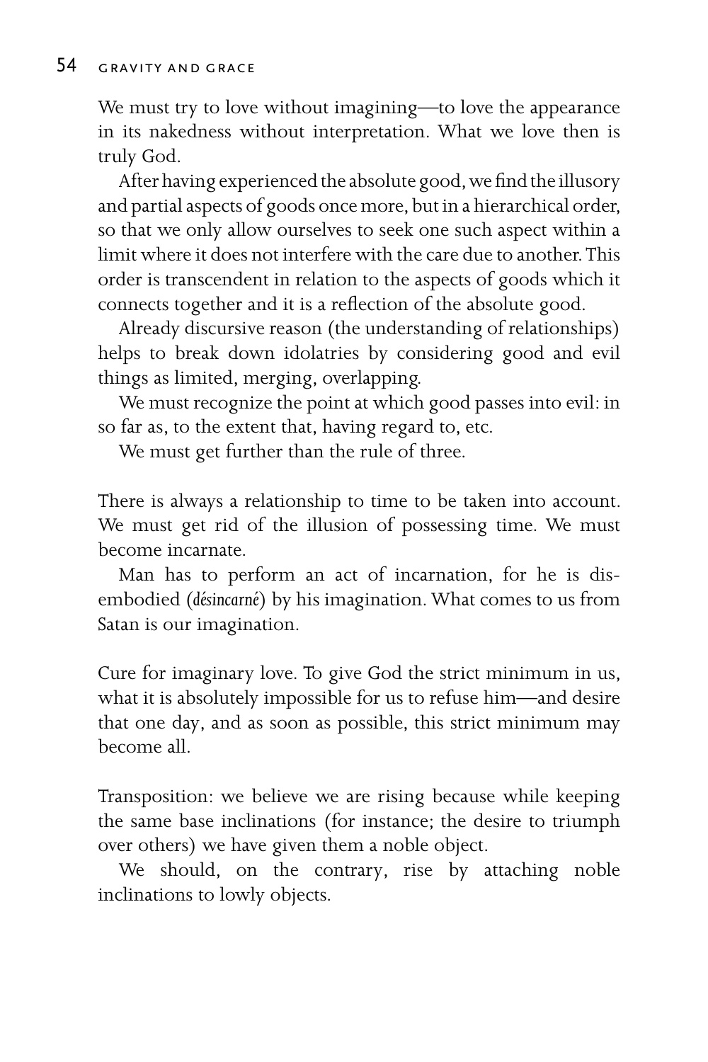We must try to love without imagining—to love the appearance in its nakedness without interpretation. What we love then is truly God.

After having experienced the absolute good, we find the illusory and partial aspects of goods once more, but in a hierarchical order, so that we only allow ourselves to seek one such aspect within a limit where it does not interfere with the care due to another. This order is transcendent in relation to the aspects of goods which it connects together and it is a reflection of the absolute good.

Already discursive reason (the understanding of relationships) helps to break down idolatries by considering good and evil things as limited, merging, overlapping.

We must recognize the point at which good passes into evil: in so far as, to the extent that, having regard to, etc.

We must get further than the rule of three.

There is always a relationship to time to be taken into account. We must get rid of the illusion of possessing time. We must become incarnate.

Man has to perform an act of incarnation, for he is disembodied (*désincarné*) by his imagination. What comes to us from Satan is our imagination.

Cure for imaginary love. To give God the strict minimum in us, what it is absolutely impossible for us to refuse him—and desire that one day, and as soon as possible, this strict minimum may become all.

Transposition: we believe we are rising because while keeping the same base inclinations (for instance; the desire to triumph over others) we have given them a noble object.

We should, on the contrary, rise by attaching noble inclinations to lowly objects.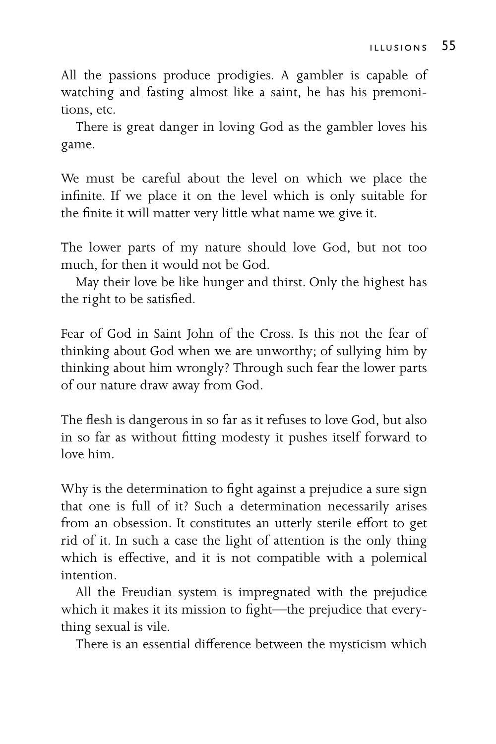All the passions produce prodigies. A gambler is capable of watching and fasting almost like a saint, he has his premonitions, etc.

There is great danger in loving God as the gambler loves his game.

We must be careful about the level on which we place the infinite. If we place it on the level which is only suitable for the finite it will matter very little what name we give it.

The lower parts of my nature should love God, but not too much, for then it would not be God.

May their love be like hunger and thirst. Only the highest has the right to be satisfied.

Fear of God in Saint John of the Cross. Is this not the fear of thinking about God when we are unworthy; of sullying him by thinking about him wrongly? Through such fear the lower parts of our nature draw away from God.

The flesh is dangerous in so far as it refuses to love God, but also in so far as without fitting modesty it pushes itself forward to love him.

Why is the determination to fight against a prejudice a sure sign that one is full of it? Such a determination necessarily arises from an obsession. It constitutes an utterly sterile effort to get rid of it. In such a case the light of attention is the only thing which is effective, and it is not compatible with a polemical intention.

All the Freudian system is impregnated with the prejudice which it makes it its mission to fight—the prejudice that everything sexual is vile.

There is an essential difference between the mysticism which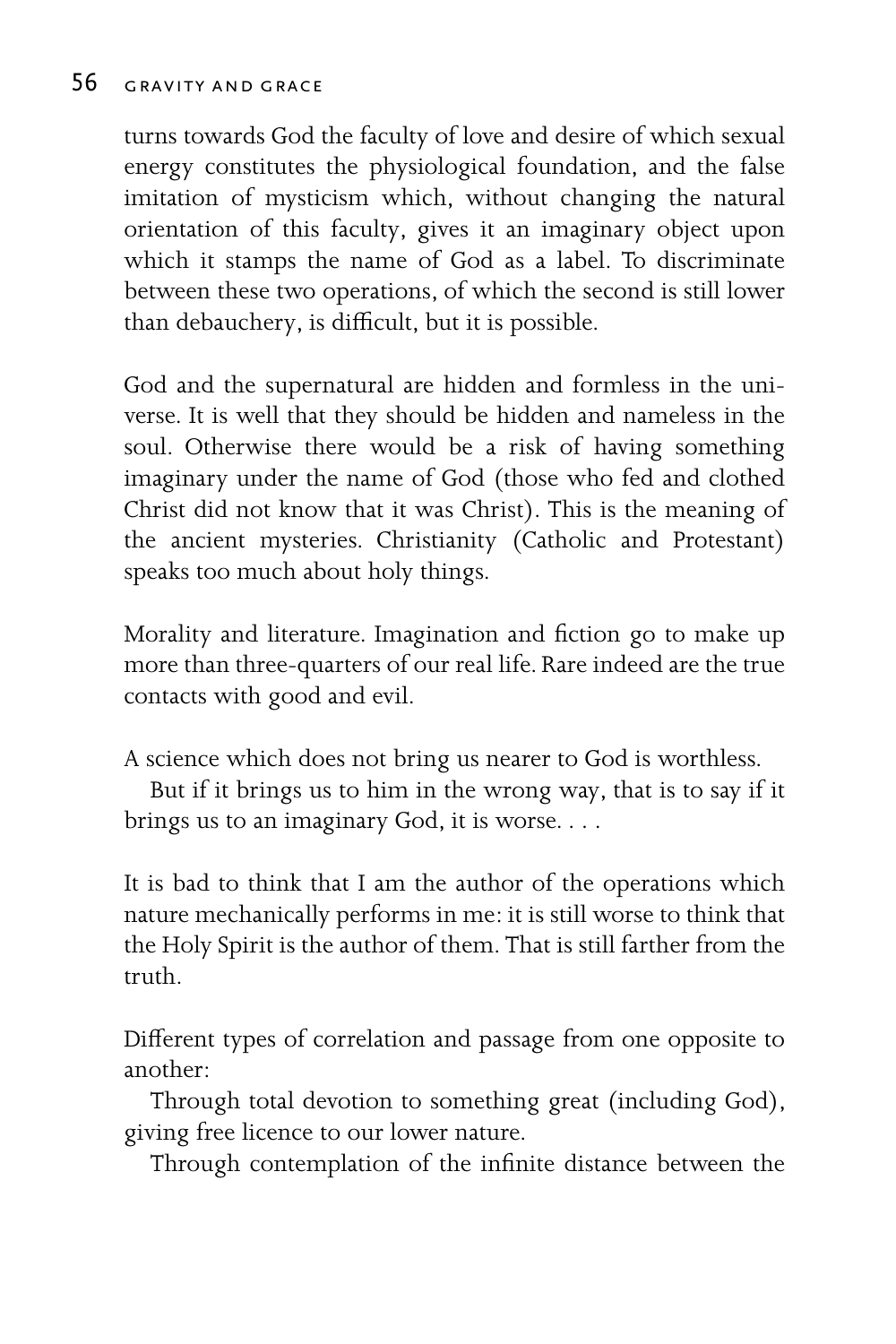turns towards God the faculty of love and desire of which sexual energy constitutes the physiological foundation, and the false imitation of mysticism which, without changing the natural orientation of this faculty, gives it an imaginary object upon which it stamps the name of God as a label. To discriminate between these two operations, of which the second is still lower than debauchery, is difficult, but it is possible.

God and the supernatural are hidden and formless in the universe. It is well that they should be hidden and nameless in the soul. Otherwise there would be a risk of having something imaginary under the name of God (those who fed and clothed Christ did not know that it was Christ). This is the meaning of the ancient mysteries. Christianity (Catholic and Protestant) speaks too much about holy things.

Morality and literature. Imagination and fiction go to make up more than three-quarters of our real life. Rare indeed are the true contacts with good and evil.

A science which does not bring us nearer to God is worthless.

But if it brings us to him in the wrong way, that is to say if it brings us to an imaginary God, it is worse. . . .

It is bad to think that I am the author of the operations which nature mechanically performs in me: it is still worse to think that the Holy Spirit is the author of them. That is still farther from the truth.

Different types of correlation and passage from one opposite to another:

Through total devotion to something great (including God), giving free licence to our lower nature.

Through contemplation of the infinite distance between the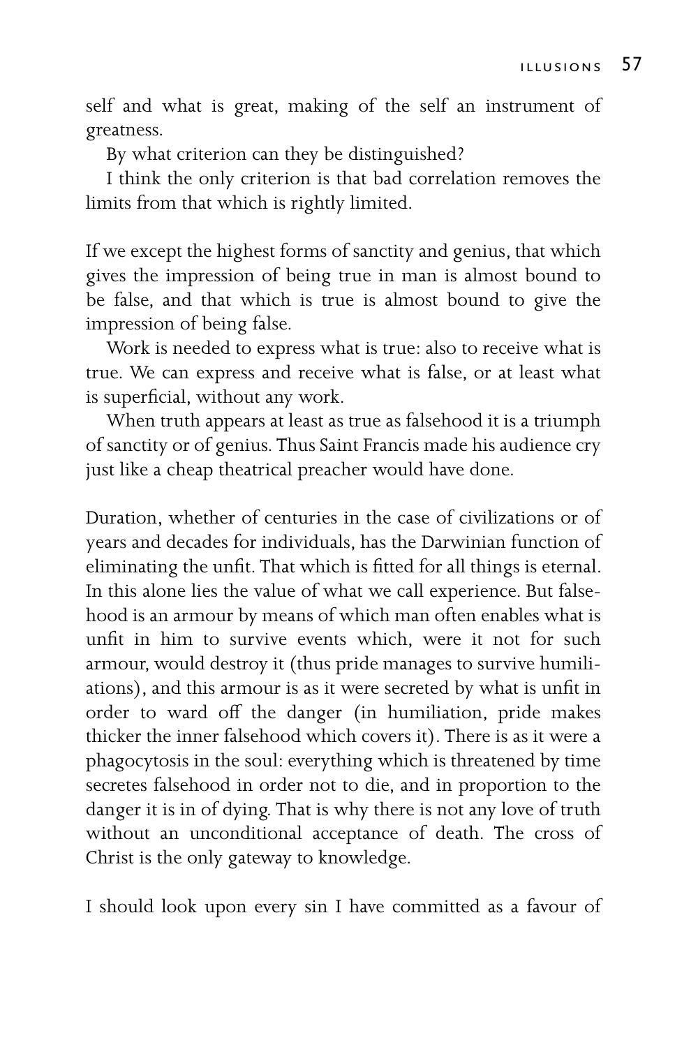self and what is great, making of the self an instrument of greatness.

By what criterion can they be distinguished?

I think the only criterion is that bad correlation removes the limits from that which is rightly limited.

If we except the highest forms of sanctity and genius, that which gives the impression of being true in man is almost bound to be false, and that which is true is almost bound to give the impression of being false.

Work is needed to express what is true: also to receive what is true. We can express and receive what is false, or at least what is superficial, without any work.

When truth appears at least as true as falsehood it is a triumph of sanctity or of genius. Thus Saint Francis made his audience cry just like a cheap theatrical preacher would have done.

Duration, whether of centuries in the case of civilizations or of years and decades for individuals, has the Darwinian function of eliminating the unfit. That which is fitted for all things is eternal. In this alone lies the value of what we call experience. But falsehood is an armour by means of which man often enables what is unfit in him to survive events which, were it not for such armour, would destroy it (thus pride manages to survive humiliations), and this armour is as it were secreted by what is unfit in order to ward off the danger (in humiliation, pride makes thicker the inner falsehood which covers it). There is as it were a phagocytosis in the soul: everything which is threatened by time secretes falsehood in order not to die, and in proportion to the danger it is in of dying. That is why there is not any love of truth without an unconditional acceptance of death. The cross of Christ is the only gateway to knowledge.

I should look upon every sin I have committed as a favour of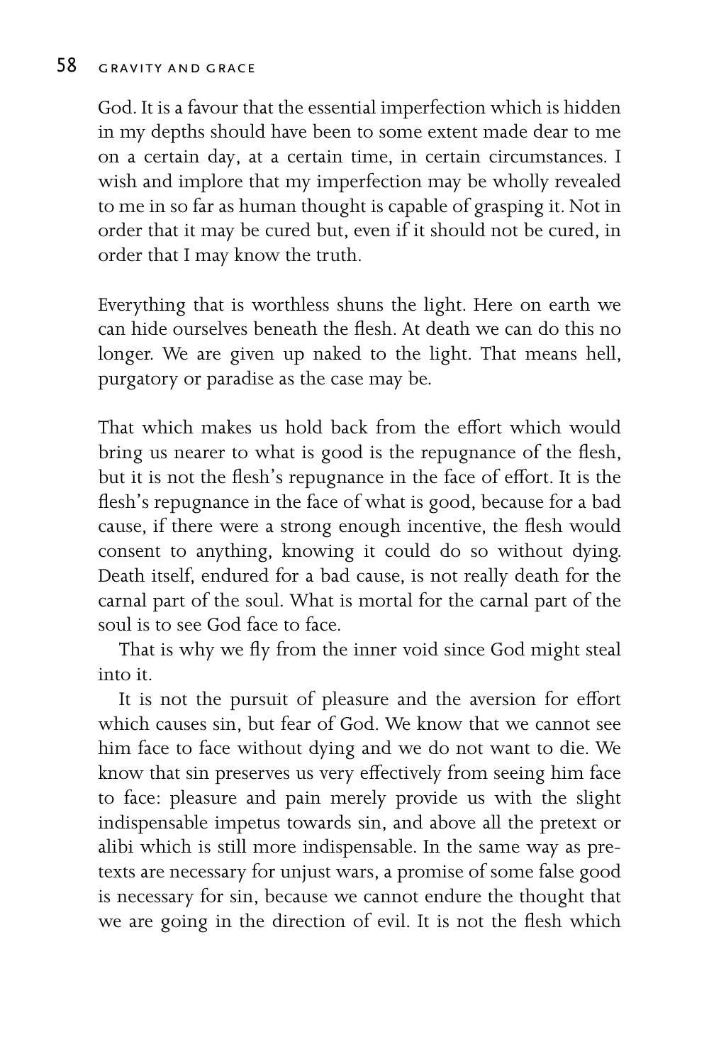God. It is a favour that the essential imperfection which is hidden in my depths should have been to some extent made dear to me on a certain day, at a certain time, in certain circumstances. I wish and implore that my imperfection may be wholly revealed to me in so far as human thought is capable of grasping it. Not in order that it may be cured but, even if it should not be cured, in order that I may know the truth.

Everything that is worthless shuns the light. Here on earth we can hide ourselves beneath the flesh. At death we can do this no longer. We are given up naked to the light. That means hell, purgatory or paradise as the case may be.

That which makes us hold back from the effort which would bring us nearer to what is good is the repugnance of the flesh, but it is not the flesh's repugnance in the face of effort. It is the flesh's repugnance in the face of what is good, because for a bad cause, if there were a strong enough incentive, the flesh would consent to anything, knowing it could do so without dying. Death itself, endured for a bad cause, is not really death for the carnal part of the soul. What is mortal for the carnal part of the soul is to see God face to face.

That is why we fly from the inner void since God might steal into it.

It is not the pursuit of pleasure and the aversion for effort which causes sin, but fear of God. We know that we cannot see him face to face without dying and we do not want to die. We know that sin preserves us very effectively from seeing him face to face: pleasure and pain merely provide us with the slight indispensable impetus towards sin, and above all the pretext or alibi which is still more indispensable. In the same way as pretexts are necessary for unjust wars, a promise of some false good is necessary for sin, because we cannot endure the thought that we are going in the direction of evil. It is not the flesh which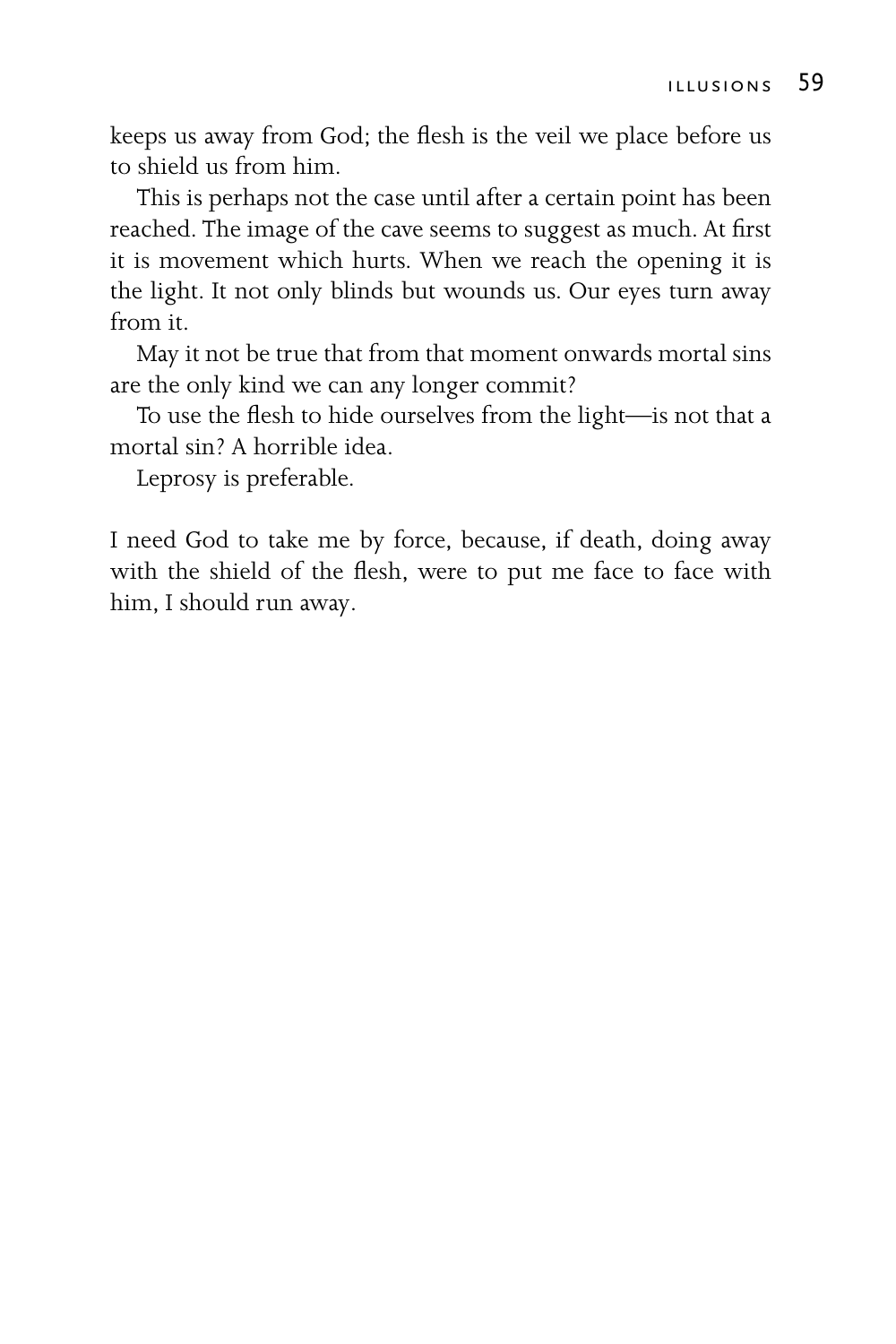keeps us away from God; the flesh is the veil we place before us to shield us from him.

This is perhaps not the case until after a certain point has been reached. The image of the cave seems to suggest as much. At first it is movement which hurts. When we reach the opening it is the light. It not only blinds but wounds us. Our eyes turn away from it.

May it not be true that from that moment onwards mortal sins are the only kind we can any longer commit?

To use the flesh to hide ourselves from the light—is not that a mortal sin? A horrible idea.

Leprosy is preferable.

I need God to take me by force, because, if death, doing away with the shield of the flesh, were to put me face to face with him, I should run away.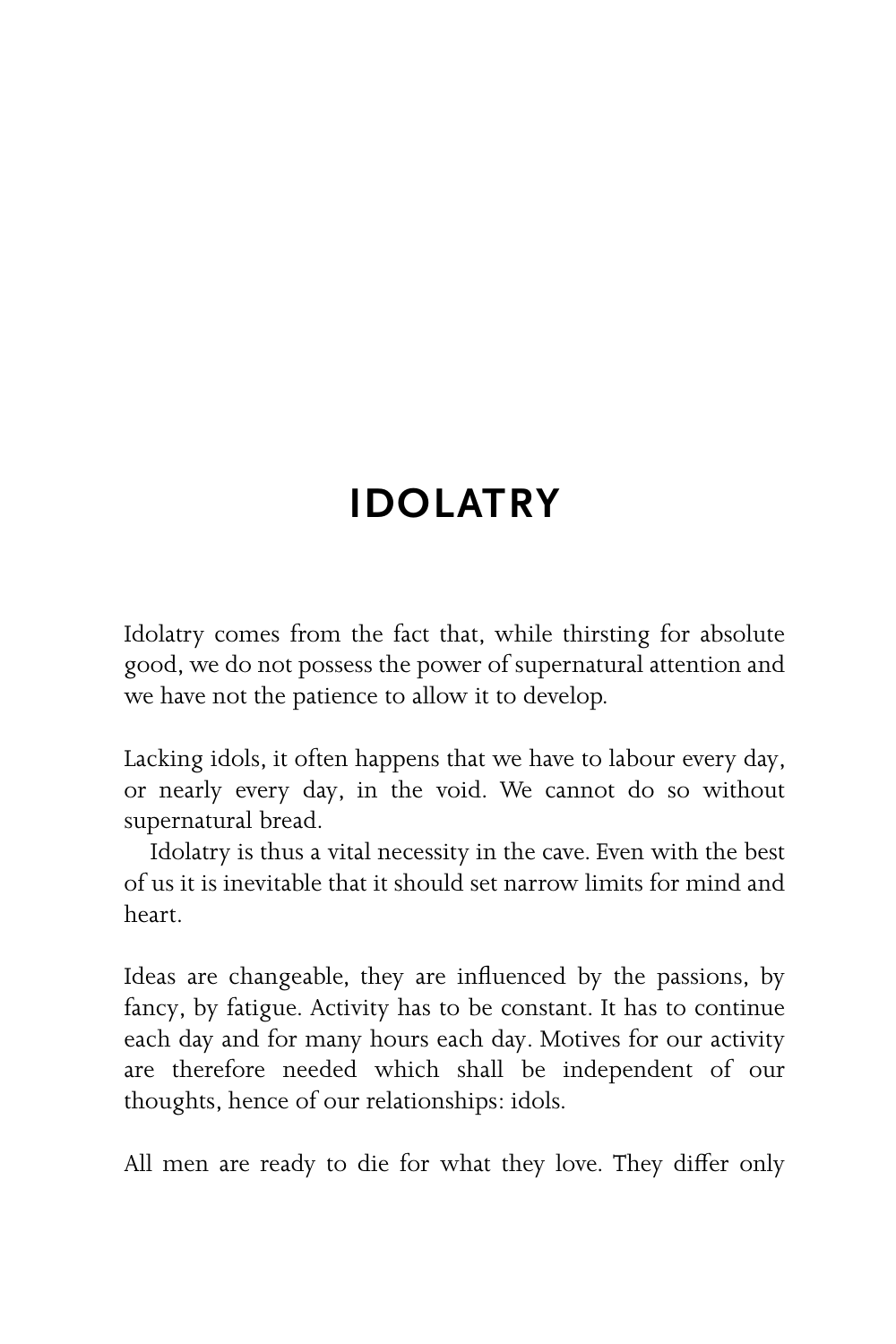# IDOLATRY

Idolatry comes from the fact that, while thirsting for absolute good, we do not possess the power of supernatural attention and we have not the patience to allow it to develop.

Lacking idols, it often happens that we have to labour every day, or nearly every day, in the void. We cannot do so without supernatural bread.

Idolatry is thus a vital necessity in the cave. Even with the best of us it is inevitable that it should set narrow limits for mind and heart.

Ideas are changeable, they are influenced by the passions, by fancy, by fatigue. Activity has to be constant. It has to continue each day and for many hours each day. Motives for our activity are therefore needed which shall be independent of our thoughts, hence of our relationships: idols.

All men are ready to die for what they love. They differ only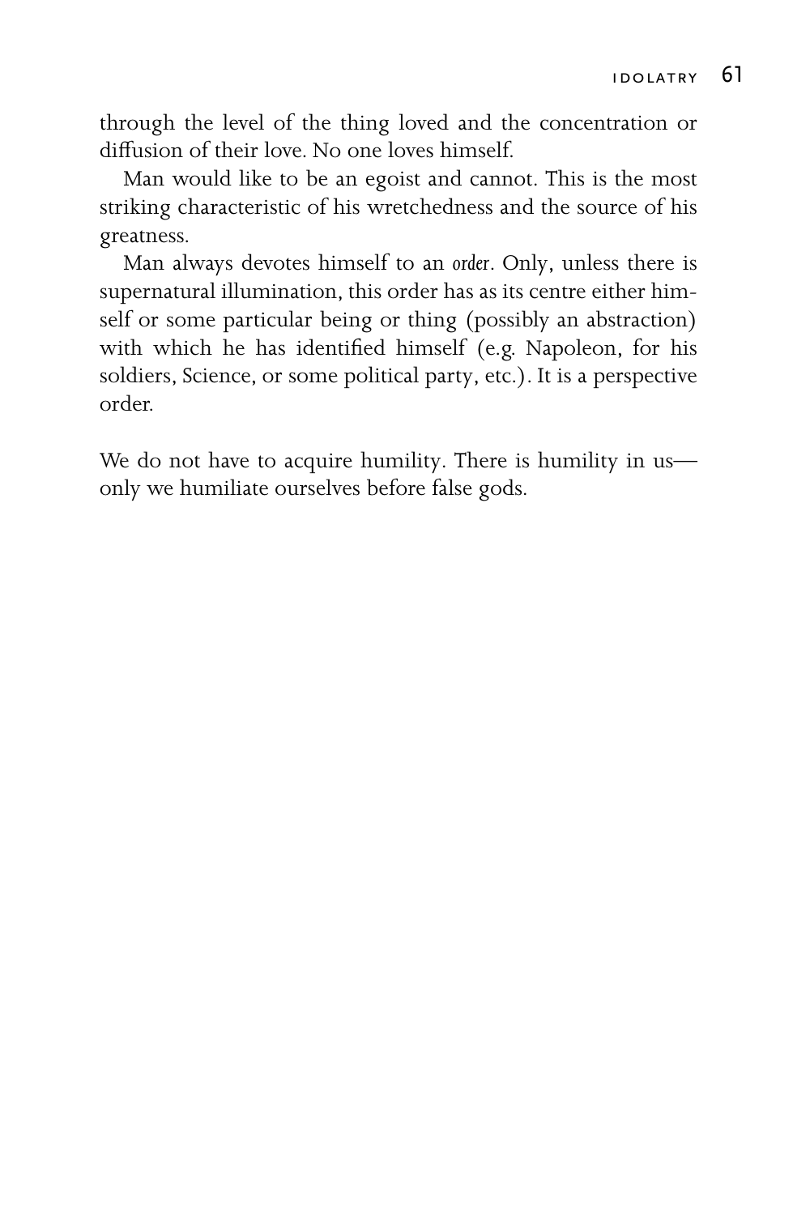through the level of the thing loved and the concentration or diffusion of their love. No one loves himself.

Man would like to be an egoist and cannot. This is the most striking characteristic of his wretchedness and the source of his greatness.

Man always devotes himself to an *order*. Only, unless there is supernatural illumination, this order has as its centre either himself or some particular being or thing (possibly an abstraction) with which he has identified himself (e.g. Napoleon, for his soldiers, Science, or some political party, etc.). It is a perspective order.

We do not have to acquire humility. There is humility in us—only we humiliate ourselves before false gods.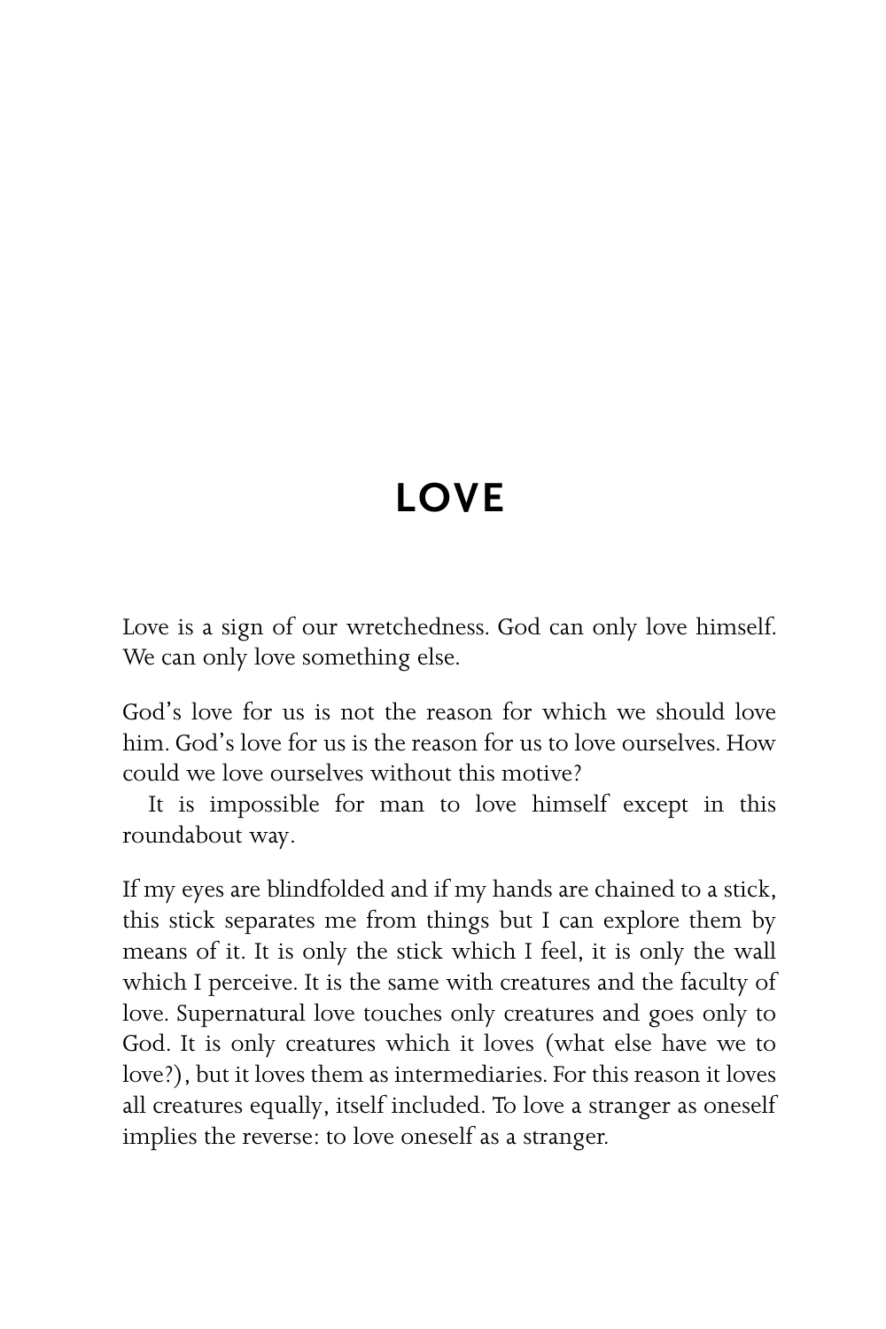# LOVE

Love is a sign of our wretchedness. God can only love himself. We can only love something else.

God's love for us is not the reason for which we should love him. God's love for us is the reason for us to love ourselves. How could we love ourselves without this motive?

It is impossible for man to love himself except in this roundabout way.

If my eyes are blindfolded and if my hands are chained to a stick, this stick separates me from things but I can explore them by means of it. It is only the stick which I feel, it is only the wall which I perceive. It is the same with creatures and the faculty of love. Supernatural love touches only creatures and goes only to God. It is only creatures which it loves (what else have we to love?), but it loves them as intermediaries. For this reason it loves all creatures equally, itself included. To love a stranger as oneself implies the reverse: to love oneself as a stranger.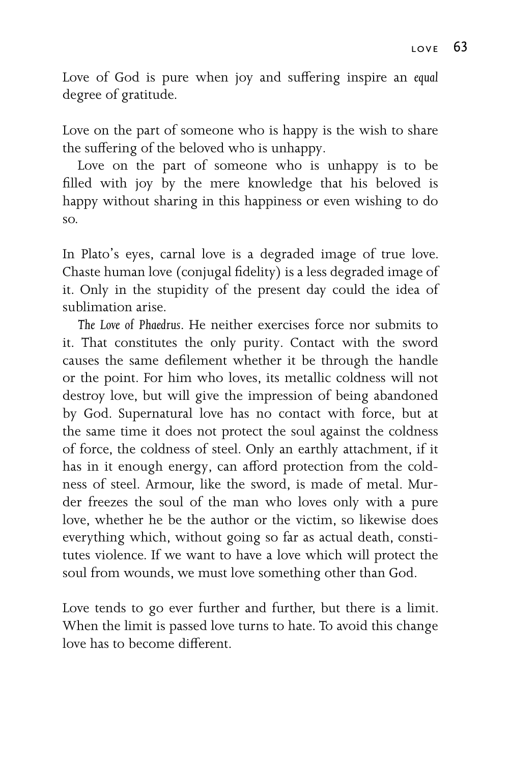Love of God is pure when joy and suffering inspire an *equal* degree of gratitude.

Love on the part of someone who is happy is the wish to share the suffering of the beloved who is unhappy.

Love on the part of someone who is unhappy is to be filled with joy by the mere knowledge that his beloved is happy without sharing in this happiness or even wishing to do so.

In Plato's eyes, carnal love is a degraded image of true love. Chaste human love (conjugal fidelity) is a less degraded image of it. Only in the stupidity of the present day could the idea of sublimation arise.

*The Love of Phaedrus*. He neither exercises force nor submits to it. That constitutes the only purity. Contact with the sword causes the same defilement whether it be through the handle or the point. For him who loves, its metallic coldness will not destroy love, but will give the impression of being abandoned by God. Supernatural love has no contact with force, but at the same time it does not protect the soul against the coldness of force, the coldness of steel. Only an earthly attachment, if it has in it enough energy, can afford protection from the coldness of steel. Armour, like the sword, is made of metal. Murder freezes the soul of the man who loves only with a pure love, whether he be the author or the victim, so likewise does everything which, without going so far as actual death, constitutes violence. If we want to have a love which will protect the soul from wounds, we must love something other than God.

Love tends to go ever further and further, but there is a limit. When the limit is passed love turns to hate. To avoid this change love has to become different.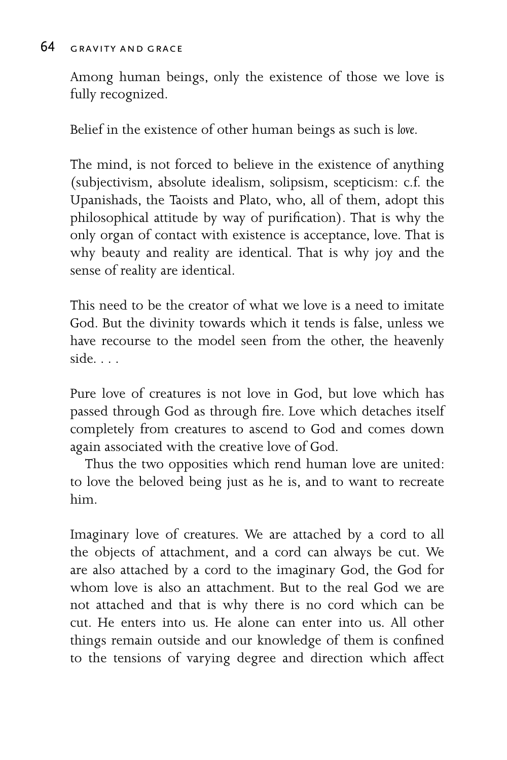Among human beings, only the existence of those we love is fully recognized.

Belief in the existence of other human beings as such is *love*.

The mind, is not forced to believe in the existence of anything (subjectivism, absolute idealism, solipsism, scepticism: c.f. the Upanishads, the Taoists and Plato, who, all of them, adopt this philosophical attitude by way of purification). That is why the only organ of contact with existence is acceptance, love. That is why beauty and reality are identical. That is why joy and the sense of reality are identical.

This need to be the creator of what we love is a need to imitate God. But the divinity towards which it tends is false, unless we have recourse to the model seen from the other, the heavenly side. . . .

Pure love of creatures is not love in God, but love which has passed through God as through fire. Love which detaches itself completely from creatures to ascend to God and comes down again associated with the creative love of God.

Thus the two opposities which rend human love are united: to love the beloved being just as he is, and to want to recreate him.

Imaginary love of creatures. We are attached by a cord to all the objects of attachment, and a cord can always be cut. We are also attached by a cord to the imaginary God, the God for whom love is also an attachment. But to the real God we are not attached and that is why there is no cord which can be cut. He enters into us. He alone can enter into us. All other things remain outside and our knowledge of them is confined to the tensions of varying degree and direction which affect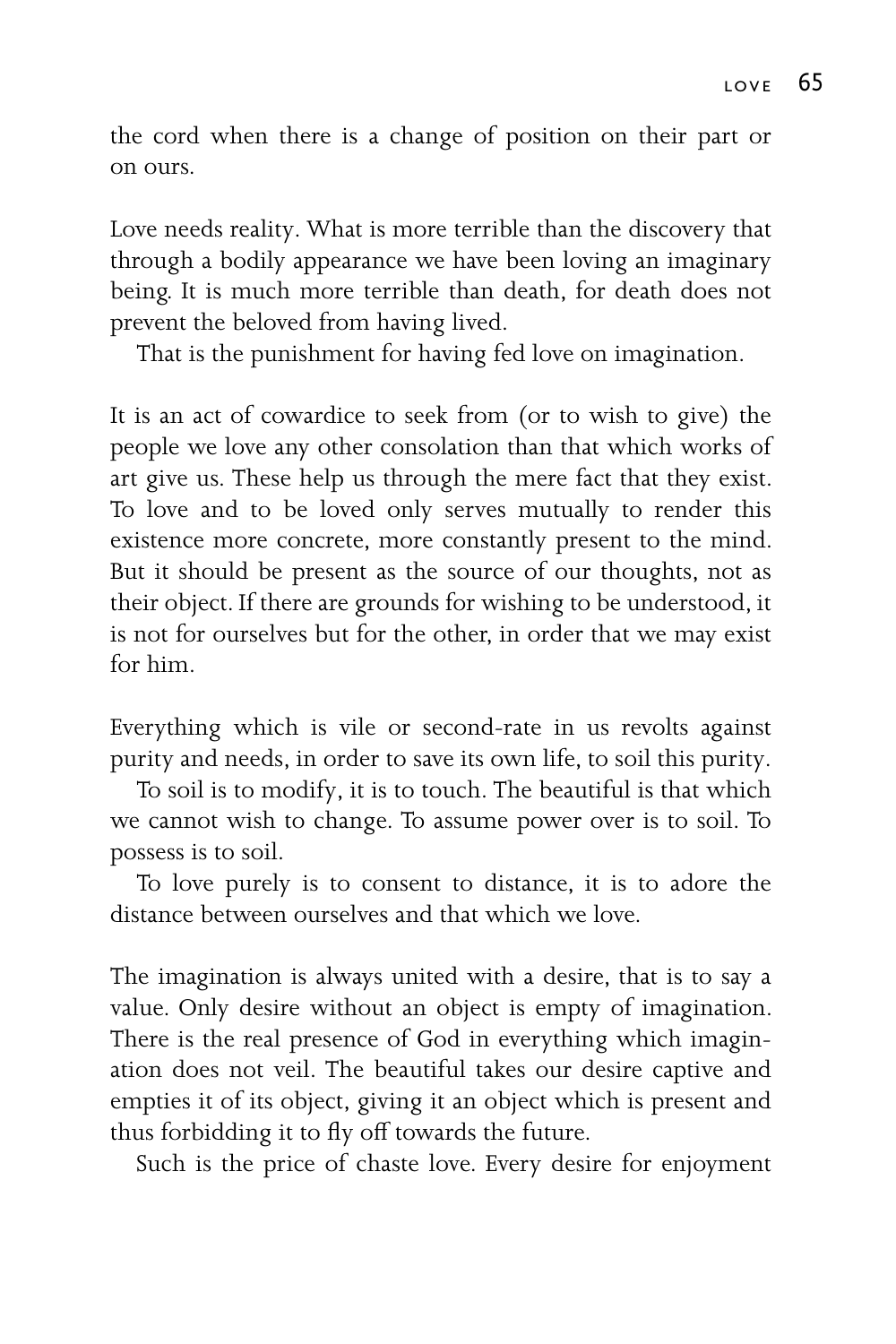the cord when there is a change of position on their part or on ours.

Love needs reality. What is more terrible than the discovery that through a bodily appearance we have been loving an imaginary being. It is much more terrible than death, for death does not prevent the beloved from having lived.

That is the punishment for having fed love on imagination.

It is an act of cowardice to seek from (or to wish to give) the people we love any other consolation than that which works of art give us. These help us through the mere fact that they exist. To love and to be loved only serves mutually to render this existence more concrete, more constantly present to the mind. But it should be present as the source of our thoughts, not as their object. If there are grounds for wishing to be understood, it is not for ourselves but for the other, in order that we may exist for him.

Everything which is vile or second-rate in us revolts against purity and needs, in order to save its own life, to soil this purity.

To soil is to modify, it is to touch. The beautiful is that which we cannot wish to change. To assume power over is to soil. To possess is to soil.

To love purely is to consent to distance, it is to adore the distance between ourselves and that which we love.

The imagination is always united with a desire, that is to say a value. Only desire without an object is empty of imagination. There is the real presence of God in everything which imagination does not veil. The beautiful takes our desire captive and empties it of its object, giving it an object which is present and thus forbidding it to fly off towards the future.

Such is the price of chaste love. Every desire for enjoyment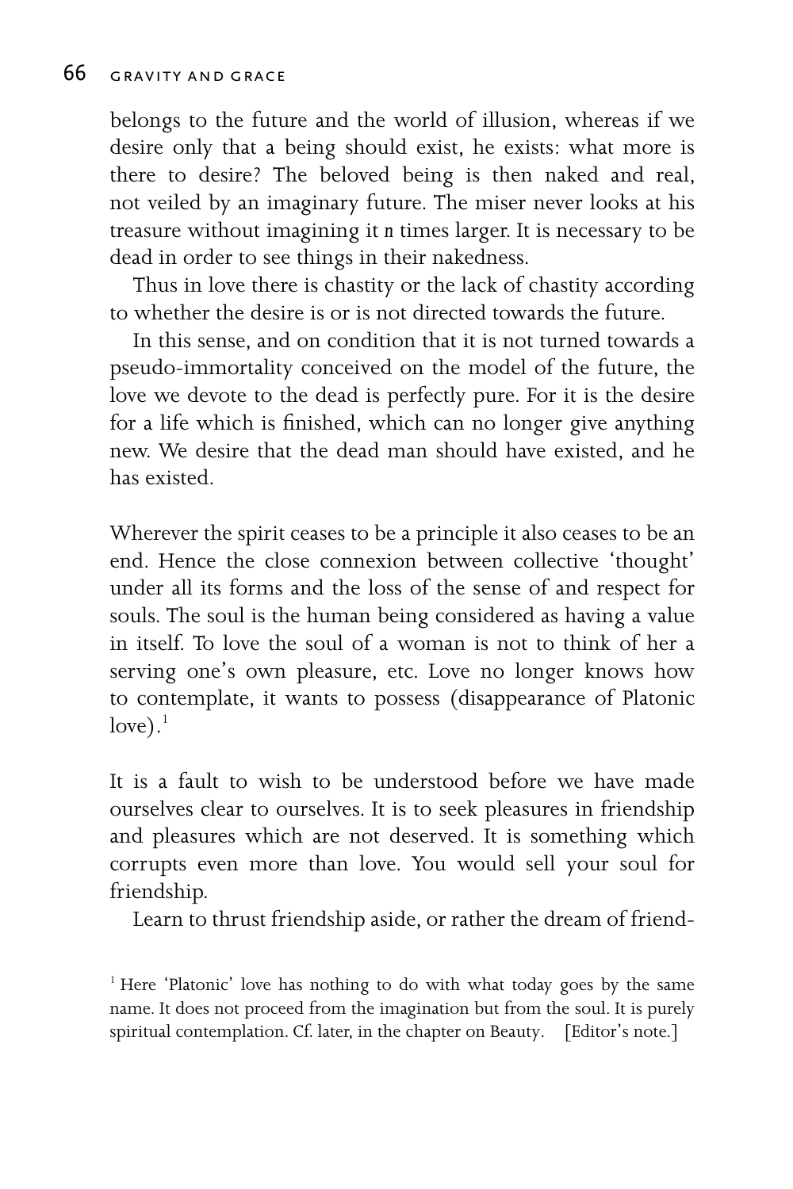belongs to the future and the world of illusion, whereas if we desire only that a being should exist, he exists: what more is there to desire? The beloved being is then naked and real, not veiled by an imaginary future. The miser never looks at his treasure without imagining it *n* times larger. It is necessary to be dead in order to see things in their nakedness.

Thus in love there is chastity or the lack of chastity according to whether the desire is or is not directed towards the future.

In this sense, and on condition that it is not turned towards a pseudo-immortality conceived on the model of the future, the love we devote to the dead is perfectly pure. For it is the desire for a life which is finished, which can no longer give anything new. We desire that the dead man should have existed, and he has existed.

Wherever the spirit ceases to be a principle it also ceases to be an end. Hence the close connexion between collective 'thought' under all its forms and the loss of the sense of and respect for souls. The soul is the human being considered as having a value in itself. To love the soul of a woman is not to think of her a serving one's own pleasure, etc. Love no longer knows how to contemplate, it wants to possess (disappearance of Platonic love).[1]

It is a fault to wish to be understood before we have made ourselves clear to ourselves. It is to seek pleasures in friendship and pleasures which are not deserved. It is something which corrupts even more than love. You would sell your soul for friendship.

Learn to thrust friendship aside, or rather the dream of friend-

[1] Here 'Platonic' love has nothing to do with what today goes by the same name. It does not proceed from the imagination but from the soul. It is purely spiritual contemplation. Cf. later, in the chapter on Beauty. [Editor's note.]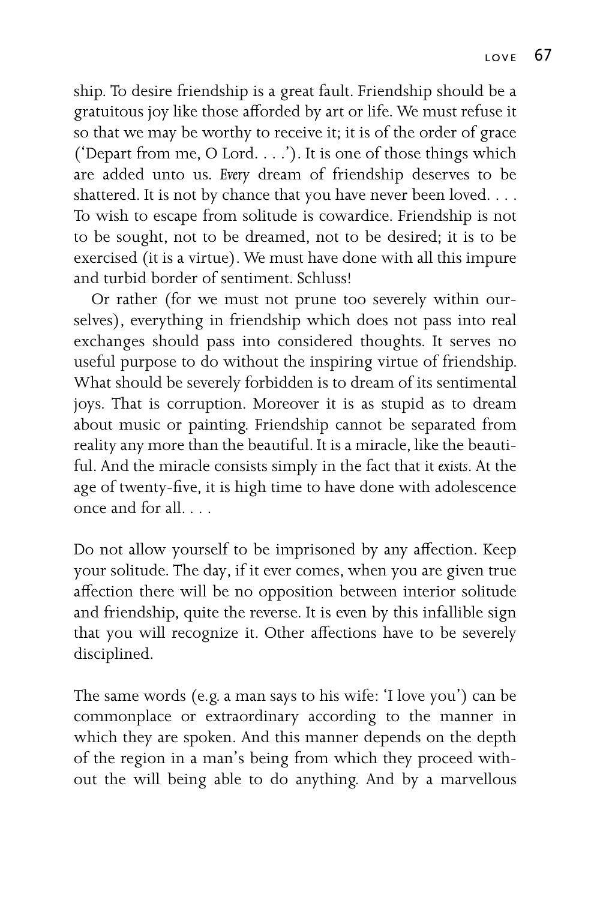ship. To desire friendship is a great fault. Friendship should be a gratuitous joy like those afforded by art or life. We must refuse it so that we may be worthy to receive it; it is of the order of grace ('Depart from me, O Lord. . . .'). It is one of those things which are added unto us. *Every* dream of friendship deserves to be shattered. It is not by chance that you have never been loved. . . . To wish to escape from solitude is cowardice. Friendship is not to be sought, not to be dreamed, not to be desired; it is to be exercised (it is a virtue). We must have done with all this impure and turbid border of sentiment. Schluss!

Or rather (for we must not prune too severely within ourselves), everything in friendship which does not pass into real exchanges should pass into considered thoughts. It serves no useful purpose to do without the inspiring virtue of friendship. What should be severely forbidden is to dream of its sentimental joys. That is corruption. Moreover it is as stupid as to dream about music or painting. Friendship cannot be separated from reality any more than the beautiful. It is a miracle, like the beautiful. And the miracle consists simply in the fact that it *exists*. At the age of twenty-five, it is high time to have done with adolescence once and for all. . . .

Do not allow yourself to be imprisoned by any affection. Keep your solitude. The day, if it ever comes, when you are given true affection there will be no opposition between interior solitude and friendship, quite the reverse. It is even by this infallible sign that you will recognize it. Other affections have to be severely disciplined.

The same words (e.g. a man says to his wife: 'I love you') can be commonplace or extraordinary according to the manner in which they are spoken. And this manner depends on the depth of the region in a man's being from which they proceed without the will being able to do anything. And by a marvellous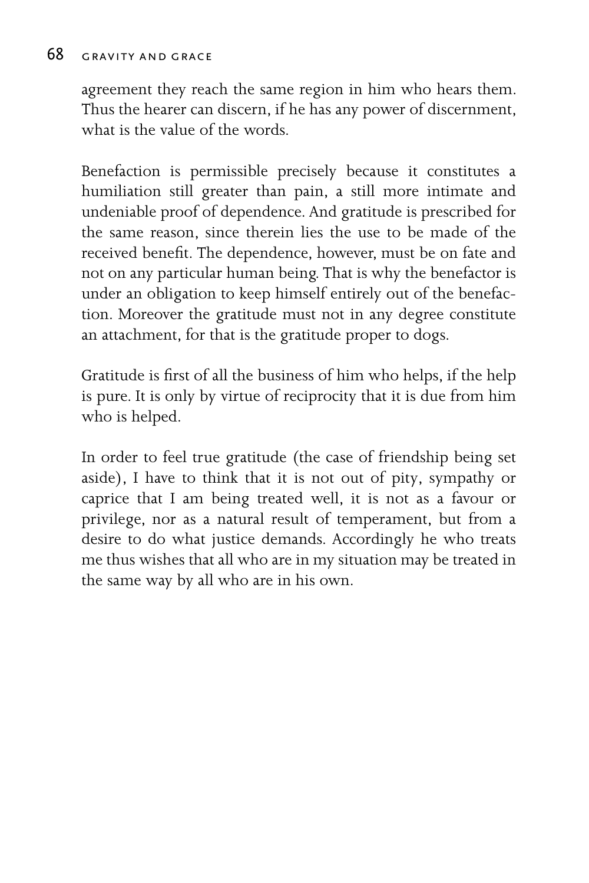agreement they reach the same region in him who hears them. Thus the hearer can discern, if he has any power of discernment, what is the value of the words.

Benefaction is permissible precisely because it constitutes a humiliation still greater than pain, a still more intimate and undeniable proof of dependence. And gratitude is prescribed for the same reason, since therein lies the use to be made of the received benefit. The dependence, however, must be on fate and not on any particular human being. That is why the benefactor is under an obligation to keep himself entirely out of the benefaction. Moreover the gratitude must not in any degree constitute an attachment, for that is the gratitude proper to dogs.

Gratitude is first of all the business of him who helps, if the help is pure. It is only by virtue of reciprocity that it is due from him who is helped.

In order to feel true gratitude (the case of friendship being set aside), I have to think that it is not out of pity, sympathy or caprice that I am being treated well, it is not as a favour or privilege, nor as a natural result of temperament, but from a desire to do what justice demands. Accordingly he who treats me thus wishes that all who are in my situation may be treated in the same way by all who are in his own.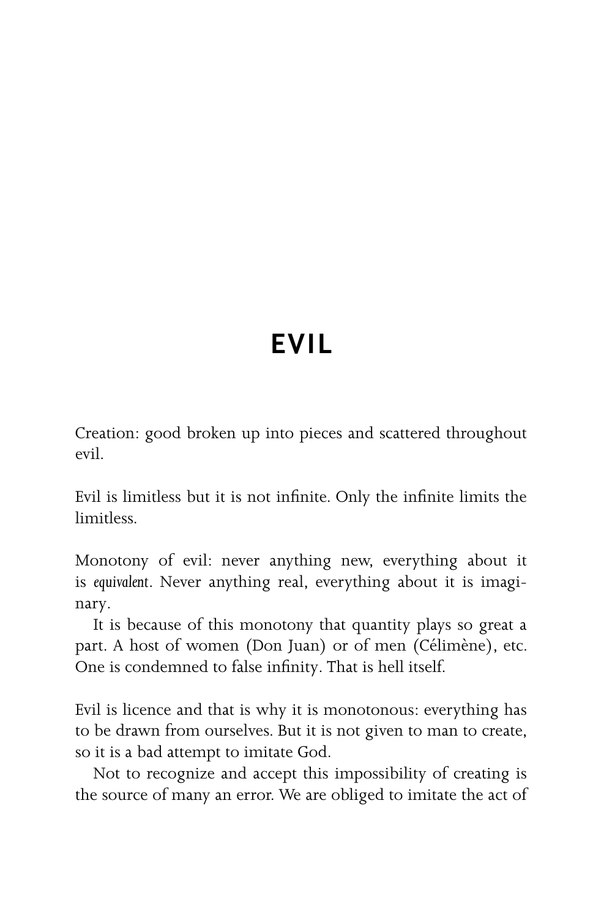# EVIL

Creation: good broken up into pieces and scattered throughout evil.

Evil is limitless but it is not infinite. Only the infinite limits the limitless.

Monotony of evil: never anything new, everything about it is *equivalent*. Never anything real, everything about it is imaginary.

It is because of this monotony that quantity plays so great a part. A host of women (Don Juan) or of men (Célimène), etc. One is condemned to false infinity. That is hell itself.

Evil is licence and that is why it is monotonous: everything has to be drawn from ourselves. But it is not given to man to create, so it is a bad attempt to imitate God.

Not to recognize and accept this impossibility of creating is the source of many an error. We are obliged to imitate the act of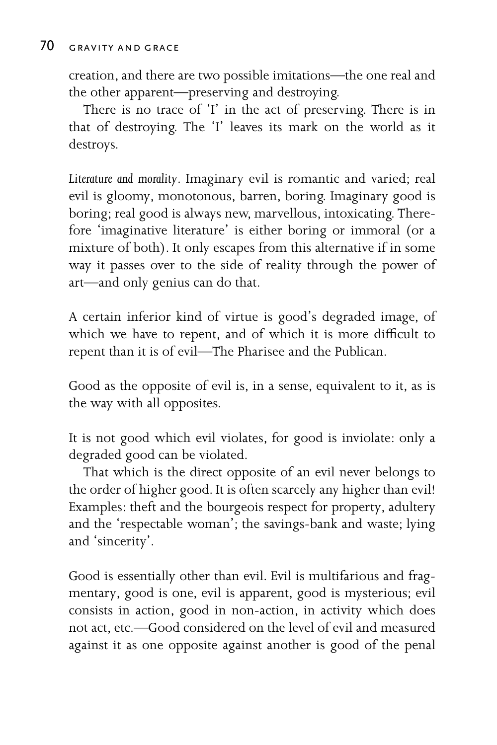creation, and there are two possible imitations—the one real and the other apparent—preserving and destroying.

There is no trace of 'I' in the act of preserving. There is in that of destroying. The 'I' leaves its mark on the world as it destroys.

*Literature and morality*. Imaginary evil is romantic and varied; real evil is gloomy, monotonous, barren, boring. Imaginary good is boring; real good is always new, marvellous, intoxicating. Therefore 'imaginative literature' is either boring or immoral (or a mixture of both). It only escapes from this alternative if in some way it passes over to the side of reality through the power of art—and only genius can do that.

A certain inferior kind of virtue is good's degraded image, of which we have to repent, and of which it is more difficult to repent than it is of evil—The Pharisee and the Publican.

Good as the opposite of evil is, in a sense, equivalent to it, as is the way with all opposites.

It is not good which evil violates, for good is inviolate: only a degraded good can be violated.

That which is the direct opposite of an evil never belongs to the order of higher good. It is often scarcely any higher than evil! Examples: theft and the bourgeois respect for property, adultery and the 'respectable woman'; the savings-bank and waste; lying and 'sincerity'.

Good is essentially other than evil. Evil is multifarious and fragmentary, good is one, evil is apparent, good is mysterious; evil consists in action, good in non-action, in activity which does not act, etc.—Good considered on the level of evil and measured against it as one opposite against another is good of the penal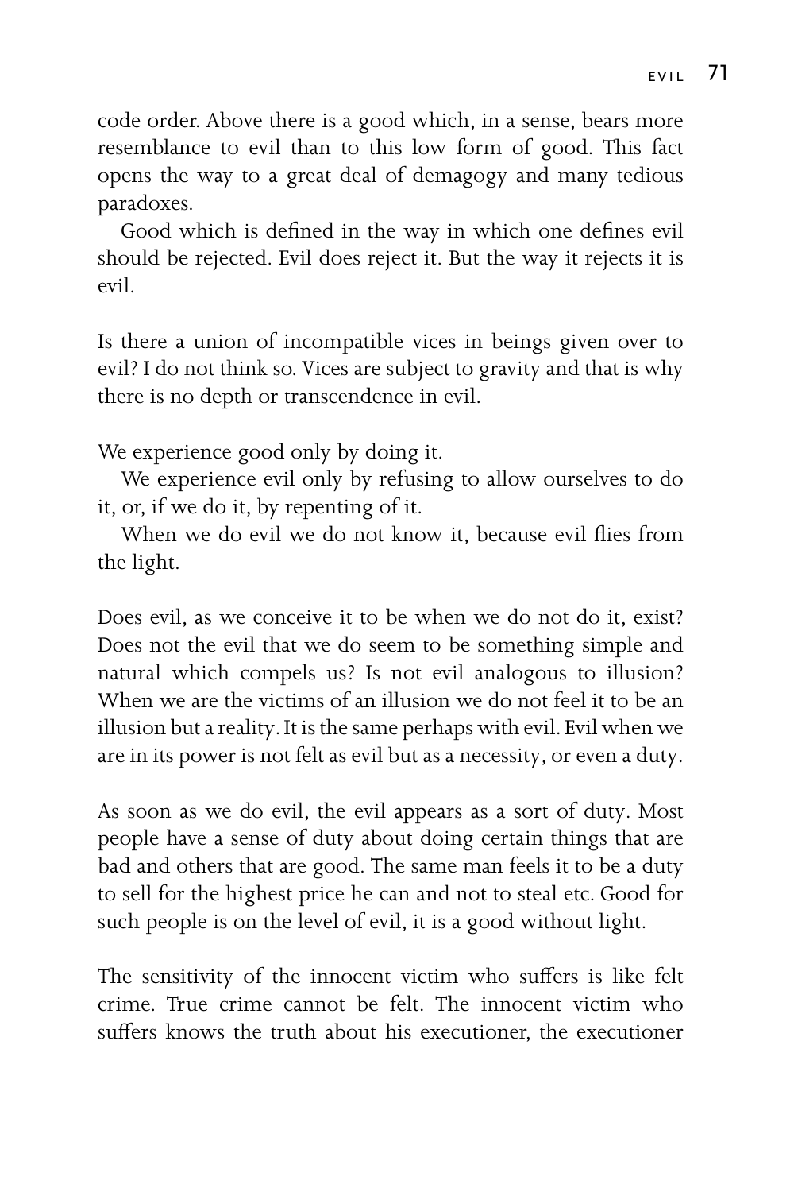code order. Above there is a good which, in a sense, bears more resemblance to evil than to this low form of good. This fact opens the way to a great deal of demagogy and many tedious paradoxes.

Good which is defined in the way in which one defines evil should be rejected. Evil does reject it. But the way it rejects it is evil.

Is there a union of incompatible vices in beings given over to evil? I do not think so. Vices are subject to gravity and that is why there is no depth or transcendence in evil.

We experience good only by doing it.

We experience evil only by refusing to allow ourselves to do it, or, if we do it, by repenting of it.

When we do evil we do not know it, because evil flies from the light.

Does evil, as we conceive it to be when we do not do it, exist? Does not the evil that we do seem to be something simple and natural which compels us? Is not evil analogous to illusion? When we are the victims of an illusion we do not feel it to be an illusion but a reality. It is the same perhaps with evil. Evil when we are in its power is not felt as evil but as a necessity, or even a duty.

As soon as we do evil, the evil appears as a sort of duty. Most people have a sense of duty about doing certain things that are bad and others that are good. The same man feels it to be a duty to sell for the highest price he can and not to steal etc. Good for such people is on the level of evil, it is a good without light.

The sensitivity of the innocent victim who suffers is like felt crime. True crime cannot be felt. The innocent victim who suffers knows the truth about his executioner, the executioner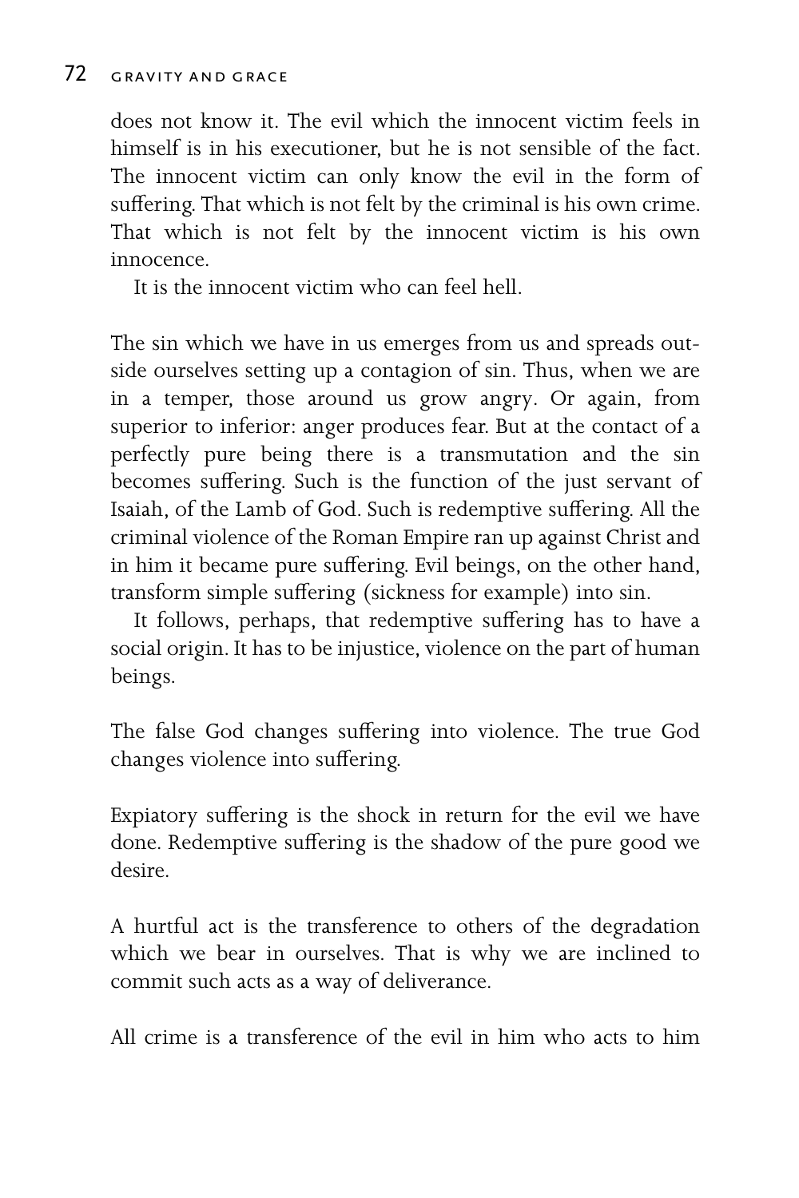does not know it. The evil which the innocent victim feels in himself is in his executioner, but he is not sensible of the fact. The innocent victim can only know the evil in the form of suffering. That which is not felt by the criminal is his own crime. That which is not felt by the innocent victim is his own innocence.

It is the innocent victim who can feel hell.

The sin which we have in us emerges from us and spreads outside ourselves setting up a contagion of sin. Thus, when we are in a temper, those around us grow angry. Or again, from superior to inferior: anger produces fear. But at the contact of a perfectly pure being there is a transmutation and the sin becomes suffering. Such is the function of the just servant of Isaiah, of the Lamb of God. Such is redemptive suffering. All the criminal violence of the Roman Empire ran up against Christ and in him it became pure suffering. Evil beings, on the other hand, transform simple suffering (sickness for example) into sin.

It follows, perhaps, that redemptive suffering has to have a social origin. It has to be injustice, violence on the part of human beings.

The false God changes suffering into violence. The true God changes violence into suffering.

Expiatory suffering is the shock in return for the evil we have done. Redemptive suffering is the shadow of the pure good we desire.

A hurtful act is the transference to others of the degradation which we bear in ourselves. That is why we are inclined to commit such acts as a way of deliverance.

All crime is a transference of the evil in him who acts to him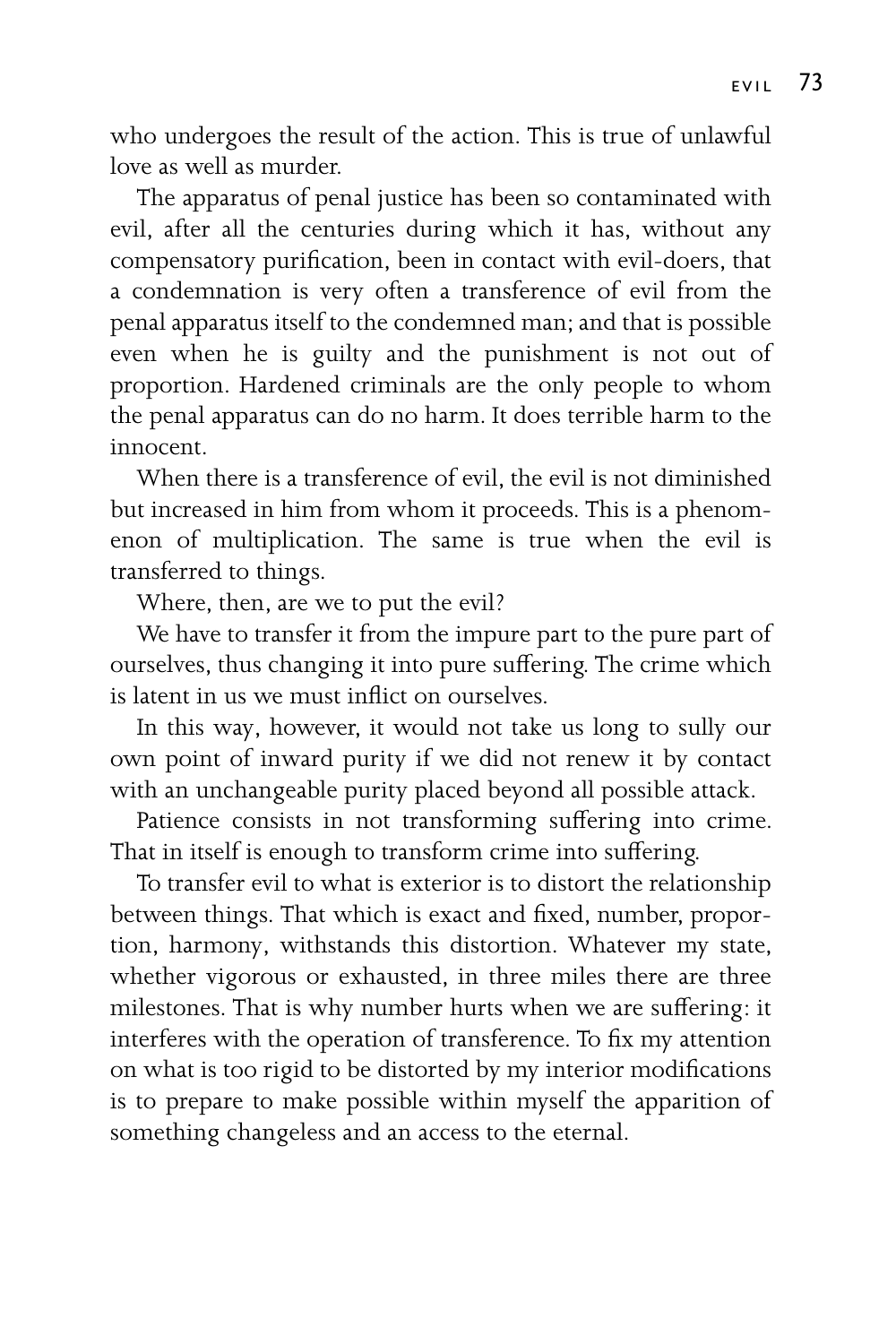who undergoes the result of the action. This is true of unlawful love as well as murder.

The apparatus of penal justice has been so contaminated with evil, after all the centuries during which it has, without any compensatory purification, been in contact with evil-doers, that a condemnation is very often a transference of evil from the penal apparatus itself to the condemned man; and that is possible even when he is guilty and the punishment is not out of proportion. Hardened criminals are the only people to whom the penal apparatus can do no harm. It does terrible harm to the innocent.

When there is a transference of evil, the evil is not diminished but increased in him from whom it proceeds. This is a phenomenon of multiplication. The same is true when the evil is transferred to things.

Where, then, are we to put the evil?

We have to transfer it from the impure part to the pure part of ourselves, thus changing it into pure suffering. The crime which is latent in us we must inflict on ourselves.

In this way, however, it would not take us long to sully our own point of inward purity if we did not renew it by contact with an unchangeable purity placed beyond all possible attack.

Patience consists in not transforming suffering into crime. That in itself is enough to transform crime into suffering.

To transfer evil to what is exterior is to distort the relationship between things. That which is exact and fixed, number, proportion, harmony, withstands this distortion. Whatever my state, whether vigorous or exhausted, in three miles there are three milestones. That is why number hurts when we are suffering: it interferes with the operation of transference. To fix my attention on what is too rigid to be distorted by my interior modifications is to prepare to make possible within myself the apparition of something changeless and an access to the eternal.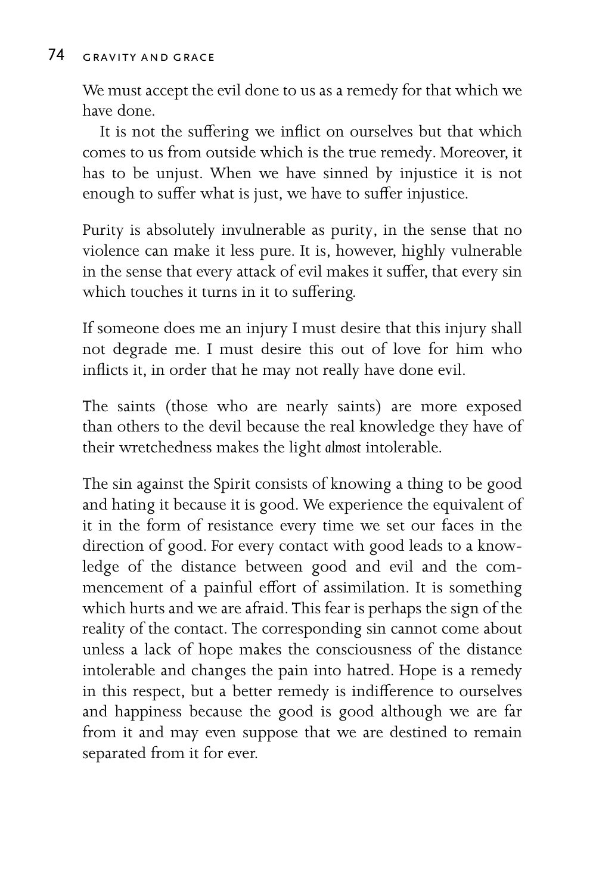We must accept the evil done to us as a remedy for that which we have done.

It is not the suffering we inflict on ourselves but that which comes to us from outside which is the true remedy. Moreover, it has to be unjust. When we have sinned by injustice it is not enough to suffer what is just, we have to suffer injustice.

Purity is absolutely invulnerable as purity, in the sense that no violence can make it less pure. It is, however, highly vulnerable in the sense that every attack of evil makes it suffer, that every sin which touches it turns in it to suffering.

If someone does me an injury I must desire that this injury shall not degrade me. I must desire this out of love for him who inflicts it, in order that he may not really have done evil.

The saints (those who are nearly saints) are more exposed than others to the devil because the real knowledge they have of their wretchedness makes the light *almost* intolerable.

The sin against the Spirit consists of knowing a thing to be good and hating it because it is good. We experience the equivalent of it in the form of resistance every time we set our faces in the direction of good. For every contact with good leads to a knowledge of the distance between good and evil and the commencement of a painful effort of assimilation. It is something which hurts and we are afraid. This fear is perhaps the sign of the reality of the contact. The corresponding sin cannot come about unless a lack of hope makes the consciousness of the distance intolerable and changes the pain into hatred. Hope is a remedy in this respect, but a better remedy is indifference to ourselves and happiness because the good is good although we are far from it and may even suppose that we are destined to remain separated from it for ever.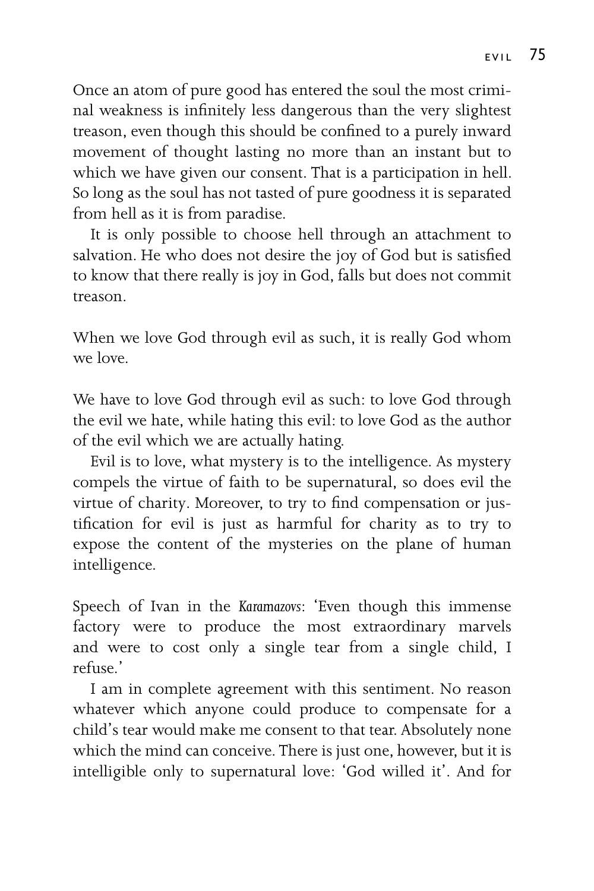Once an atom of pure good has entered the soul the most criminal weakness is infinitely less dangerous than the very slightest treason, even though this should be confined to a purely inward movement of thought lasting no more than an instant but to which we have given our consent. That is a participation in hell. So long as the soul has not tasted of pure goodness it is separated from hell as it is from paradise.

It is only possible to choose hell through an attachment to salvation. He who does not desire the joy of God but is satisfied to know that there really is joy in God, falls but does not commit treason.

When we love God through evil as such, it is really God whom we love.

We have to love God through evil as such: to love God through the evil we hate, while hating this evil: to love God as the author of the evil which we are actually hating.

Evil is to love, what mystery is to the intelligence. As mystery compels the virtue of faith to be supernatural, so does evil the virtue of charity. Moreover, to try to find compensation or justification for evil is just as harmful for charity as to try to expose the content of the mysteries on the plane of human intelligence.

Speech of Ivan in the *Karamazovs*: 'Even though this immense factory were to produce the most extraordinary marvels and were to cost only a single tear from a single child, I refuse.'

I am in complete agreement with this sentiment. No reason whatever which anyone could produce to compensate for a child's tear would make me consent to that tear. Absolutely none which the mind can conceive. There is just one, however, but it is intelligible only to supernatural love: 'God willed it'. And for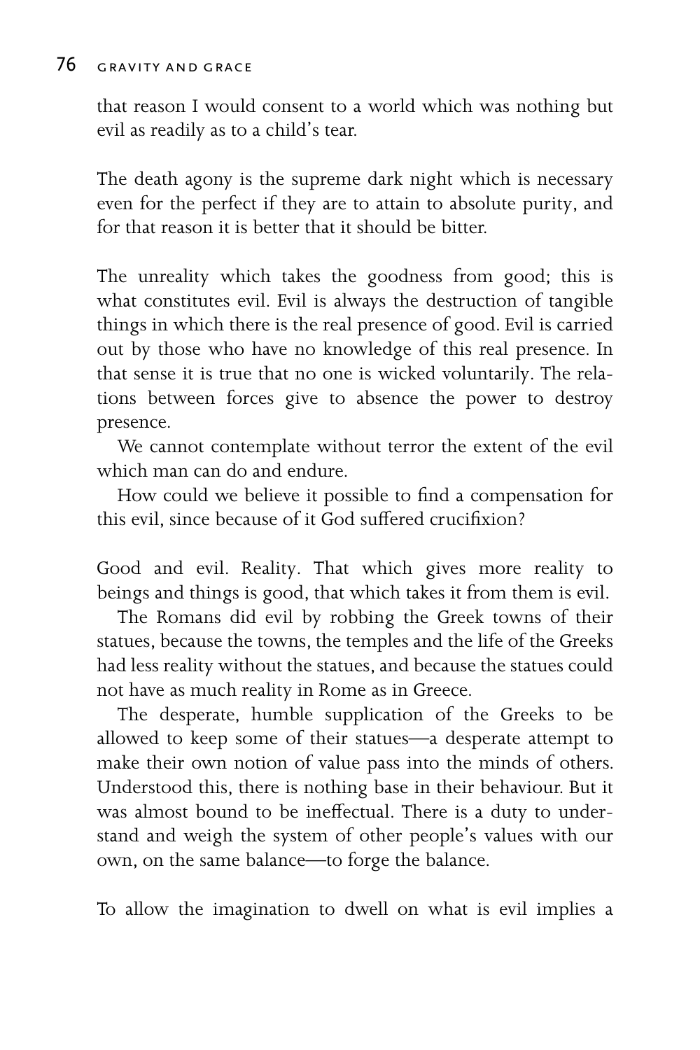that reason I would consent to a world which was nothing but evil as readily as to a child's tear.

The death agony is the supreme dark night which is necessary even for the perfect if they are to attain to absolute purity, and for that reason it is better that it should be bitter.

The unreality which takes the goodness from good; this is what constitutes evil. Evil is always the destruction of tangible things in which there is the real presence of good. Evil is carried out by those who have no knowledge of this real presence. In that sense it is true that no one is wicked voluntarily. The relations between forces give to absence the power to destroy presence.

We cannot contemplate without terror the extent of the evil which man can do and endure.

How could we believe it possible to find a compensation for this evil, since because of it God suffered crucifixion?

Good and evil. Reality. That which gives more reality to beings and things is good, that which takes it from them is evil.

The Romans did evil by robbing the Greek towns of their statues, because the towns, the temples and the life of the Greeks had less reality without the statues, and because the statues could not have as much reality in Rome as in Greece.

The desperate, humble supplication of the Greeks to be allowed to keep some of their statues—a desperate attempt to make their own notion of value pass into the minds of others. Understood this, there is nothing base in their behaviour. But it was almost bound to be ineffectual. There is a duty to understand and weigh the system of other people's values with our own, on the same balance—to forge the balance.

To allow the imagination to dwell on what is evil implies a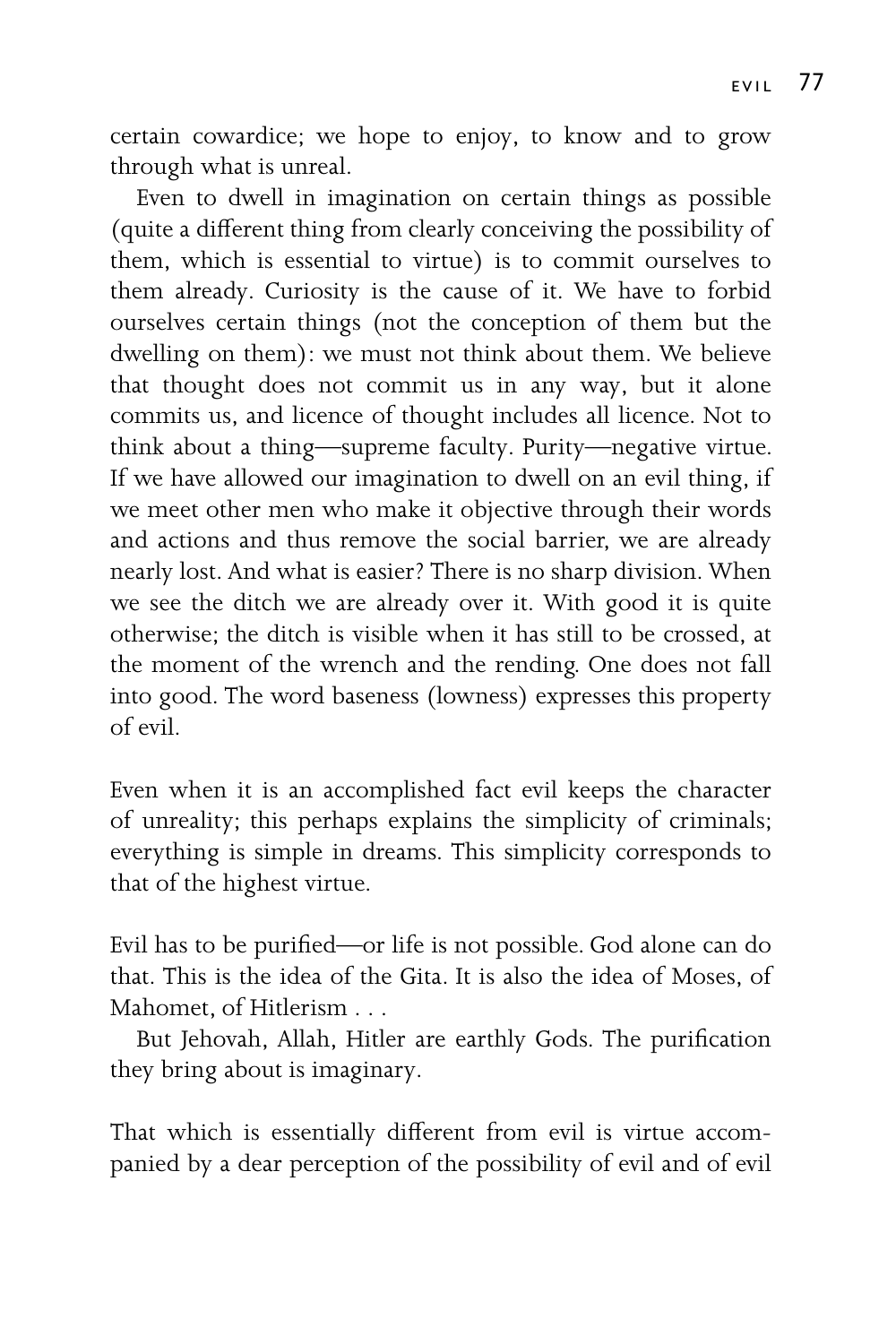certain cowardice; we hope to enjoy, to know and to grow through what is unreal.

Even to dwell in imagination on certain things as possible (quite a different thing from clearly conceiving the possibility of them, which is essential to virtue) is to commit ourselves to them already. Curiosity is the cause of it. We have to forbid ourselves certain things (not the conception of them but the dwelling on them): we must not think about them. We believe that thought does not commit us in any way, but it alone commits us, and licence of thought includes all licence. Not to think about a thing—supreme faculty. Purity—negative virtue. If we have allowed our imagination to dwell on an evil thing, if we meet other men who make it objective through their words and actions and thus remove the social barrier, we are already nearly lost. And what is easier? There is no sharp division. When we see the ditch we are already over it. With good it is quite otherwise; the ditch is visible when it has still to be crossed, at the moment of the wrench and the rending. One does not fall into good. The word baseness (lowness) expresses this property of evil.

Even when it is an accomplished fact evil keeps the character of unreality; this perhaps explains the simplicity of criminals; everything is simple in dreams. This simplicity corresponds to that of the highest virtue.

Evil has to be purified—or life is not possible. God alone can do that. This is the idea of the Gita. It is also the idea of Moses, of Mahomet, of Hitlerism . . .

But Jehovah, Allah, Hitler are earthly Gods. The purification they bring about is imaginary.

That which is essentially different from evil is virtue accompanied by a dear perception of the possibility of evil and of evil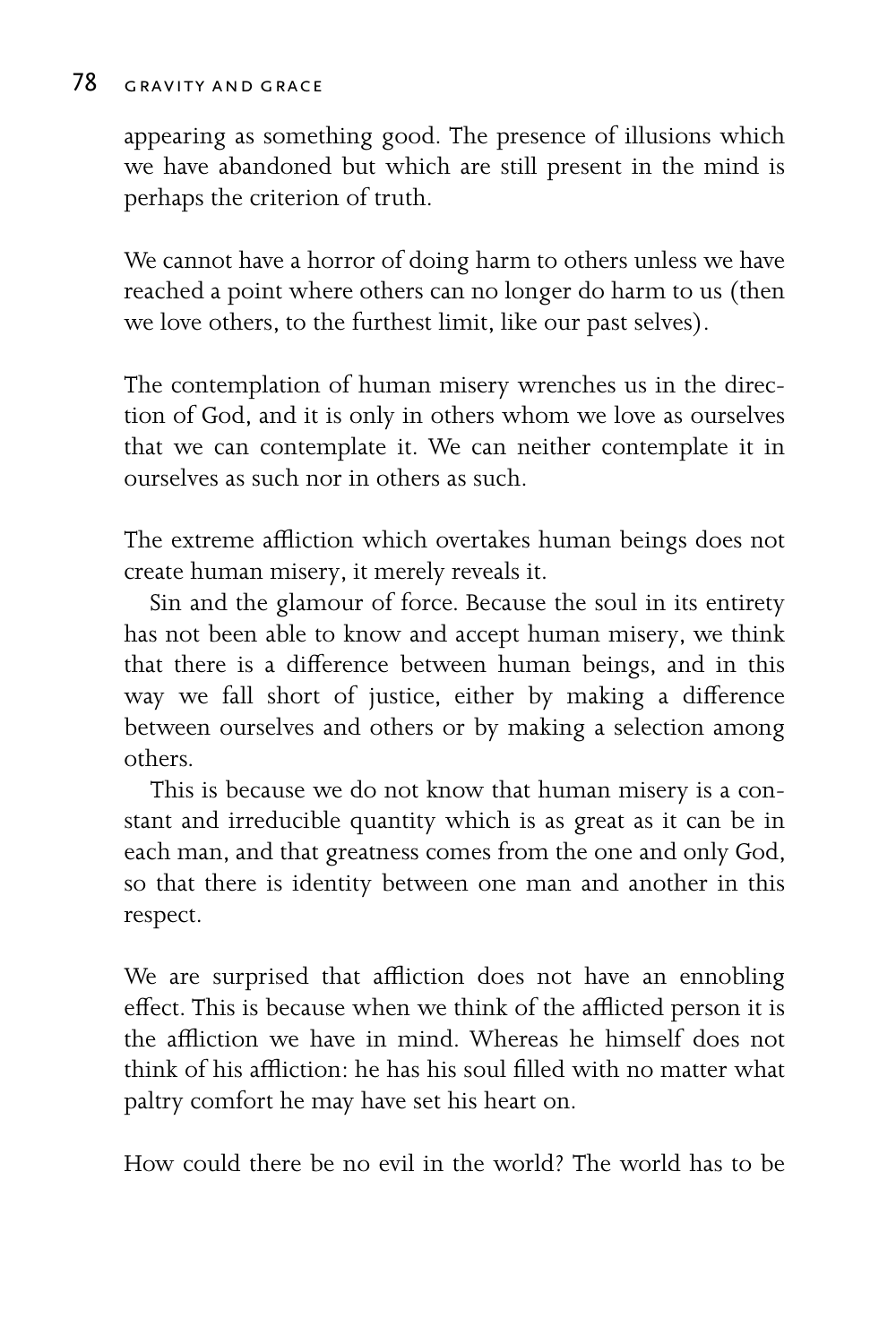appearing as something good. The presence of illusions which we have abandoned but which are still present in the mind is perhaps the criterion of truth.

We cannot have a horror of doing harm to others unless we have reached a point where others can no longer do harm to us (then we love others, to the furthest limit, like our past selves).

The contemplation of human misery wrenches us in the direction of God, and it is only in others whom we love as ourselves that we can contemplate it. We can neither contemplate it in ourselves as such nor in others as such.

The extreme affliction which overtakes human beings does not create human misery, it merely reveals it.

Sin and the glamour of force. Because the soul in its entirety has not been able to know and accept human misery, we think that there is a difference between human beings, and in this way we fall short of justice, either by making a difference between ourselves and others or by making a selection among others.

This is because we do not know that human misery is a constant and irreducible quantity which is as great as it can be in each man, and that greatness comes from the one and only God, so that there is identity between one man and another in this respect.

We are surprised that affliction does not have an ennobling effect. This is because when we think of the afflicted person it is the affliction we have in mind. Whereas he himself does not think of his affliction: he has his soul filled with no matter what paltry comfort he may have set his heart on.

How could there be no evil in the world? The world has to be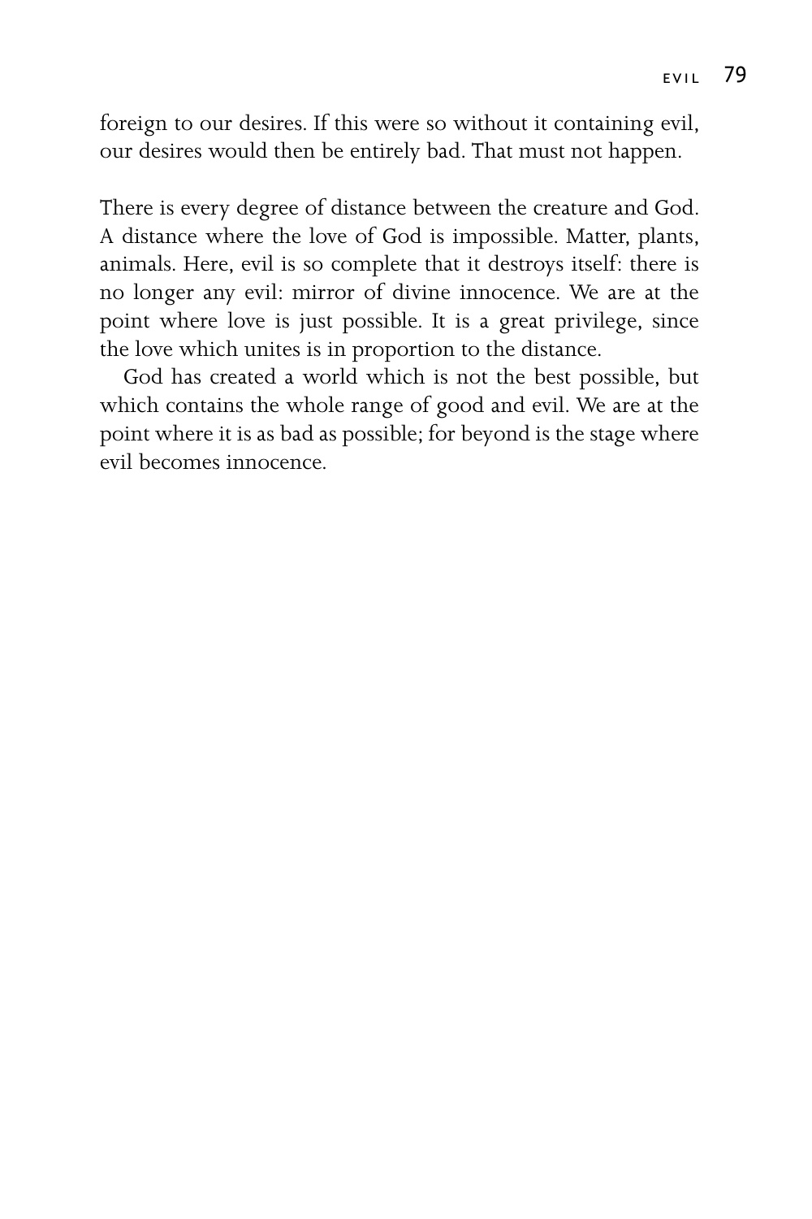foreign to our desires. If this were so without it containing evil, our desires would then be entirely bad. That must not happen.

There is every degree of distance between the creature and God. A distance where the love of God is impossible. Matter, plants, animals. Here, evil is so complete that it destroys itself: there is no longer any evil: mirror of divine innocence. We are at the point where love is just possible. It is a great privilege, since the love which unites is in proportion to the distance.

God has created a world which is not the best possible, but which contains the whole range of good and evil. We are at the point where it is as bad as possible; for beyond is the stage where evil becomes innocence.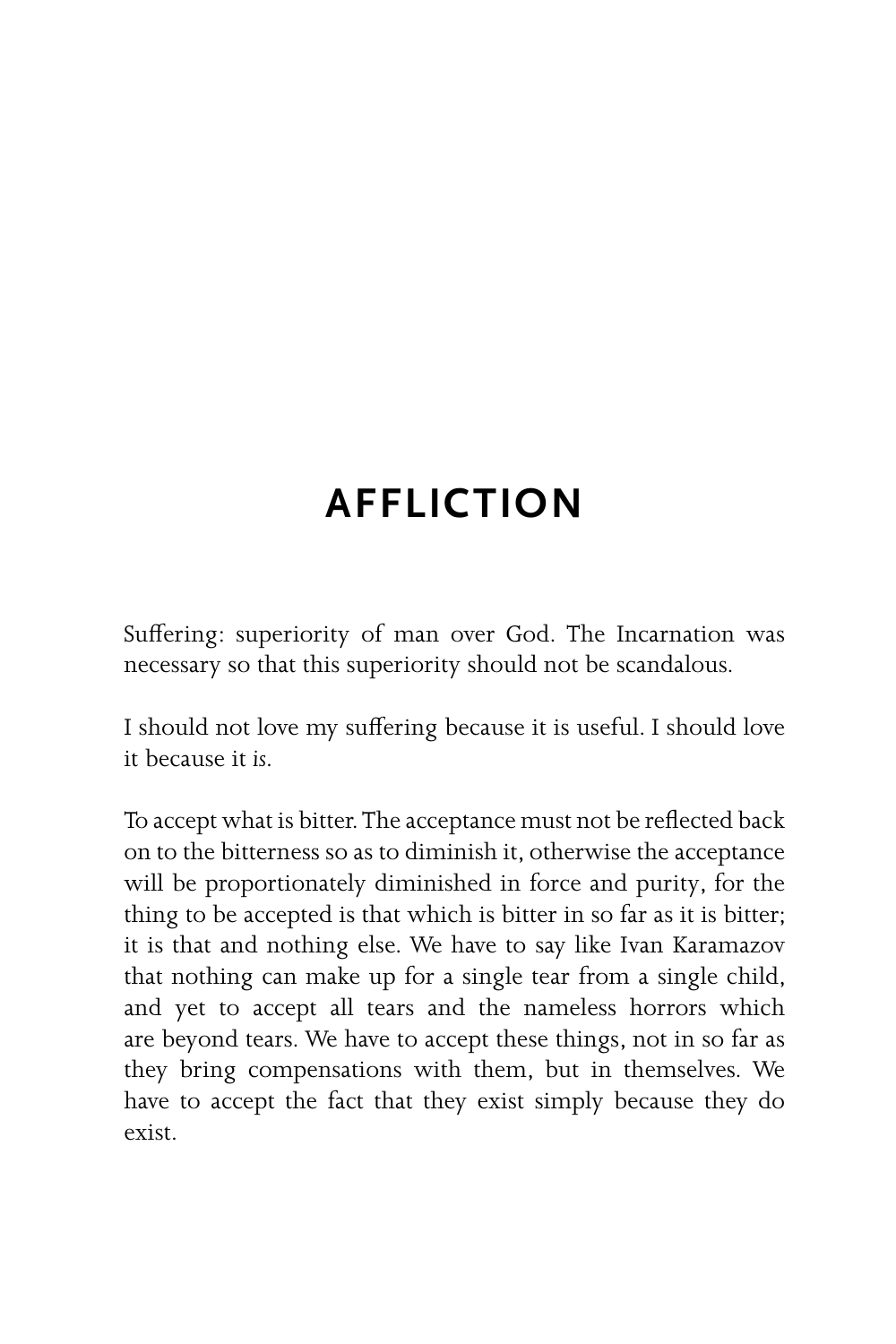# AFFLICTION

Suffering: superiority of man over God. The Incarnation was necessary so that this superiority should not be scandalous.

I should not love my suffering because it is useful. I should love it because it *is*.

To accept what is bitter. The acceptance must not be reflected back on to the bitterness so as to diminish it, otherwise the acceptance will be proportionately diminished in force and purity, for the thing to be accepted is that which is bitter in so far as it is bitter; it is that and nothing else. We have to say like Ivan Karamazov that nothing can make up for a single tear from a single child, and yet to accept all tears and the nameless horrors which are beyond tears. We have to accept these things, not in so far as they bring compensations with them, but in themselves. We have to accept the fact that they exist simply because they do exist.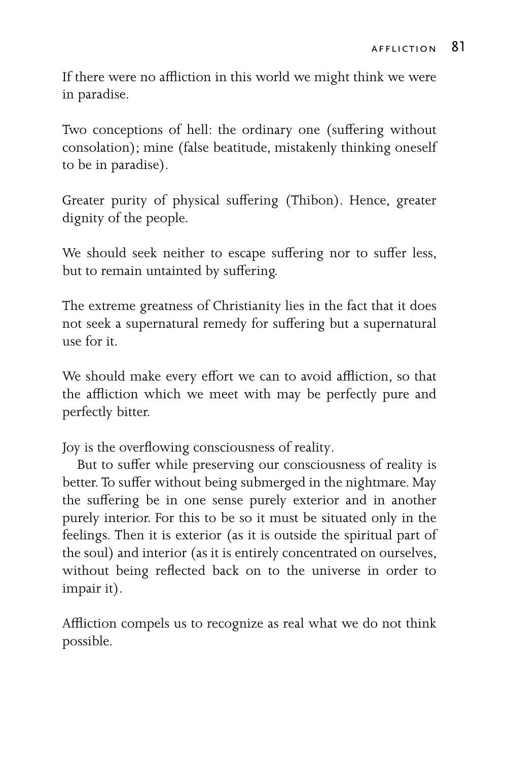If there were no affliction in this world we might think we were in paradise.

Two conceptions of hell: the ordinary one (suffering without consolation); mine (false beatitude, mistakenly thinking oneself to be in paradise).

Greater purity of physical suffering (Thibon). Hence, greater dignity of the people.

We should seek neither to escape suffering nor to suffer less, but to remain untainted by suffering.

The extreme greatness of Christianity lies in the fact that it does not seek a supernatural remedy for suffering but a supernatural use for it.

We should make every effort we can to avoid affliction, so that the affliction which we meet with may be perfectly pure and perfectly bitter.

Joy is the overflowing consciousness of reality.

But to suffer while preserving our consciousness of reality is better. To suffer without being submerged in the nightmare. May the suffering be in one sense purely exterior and in another purely interior. For this to be so it must be situated only in the feelings. Then it is exterior (as it is outside the spiritual part of the soul) and interior (as it is entirely concentrated on ourselves, without being reflected back on to the universe in order to impair it).

Affliction compels us to recognize as real what we do not think possible.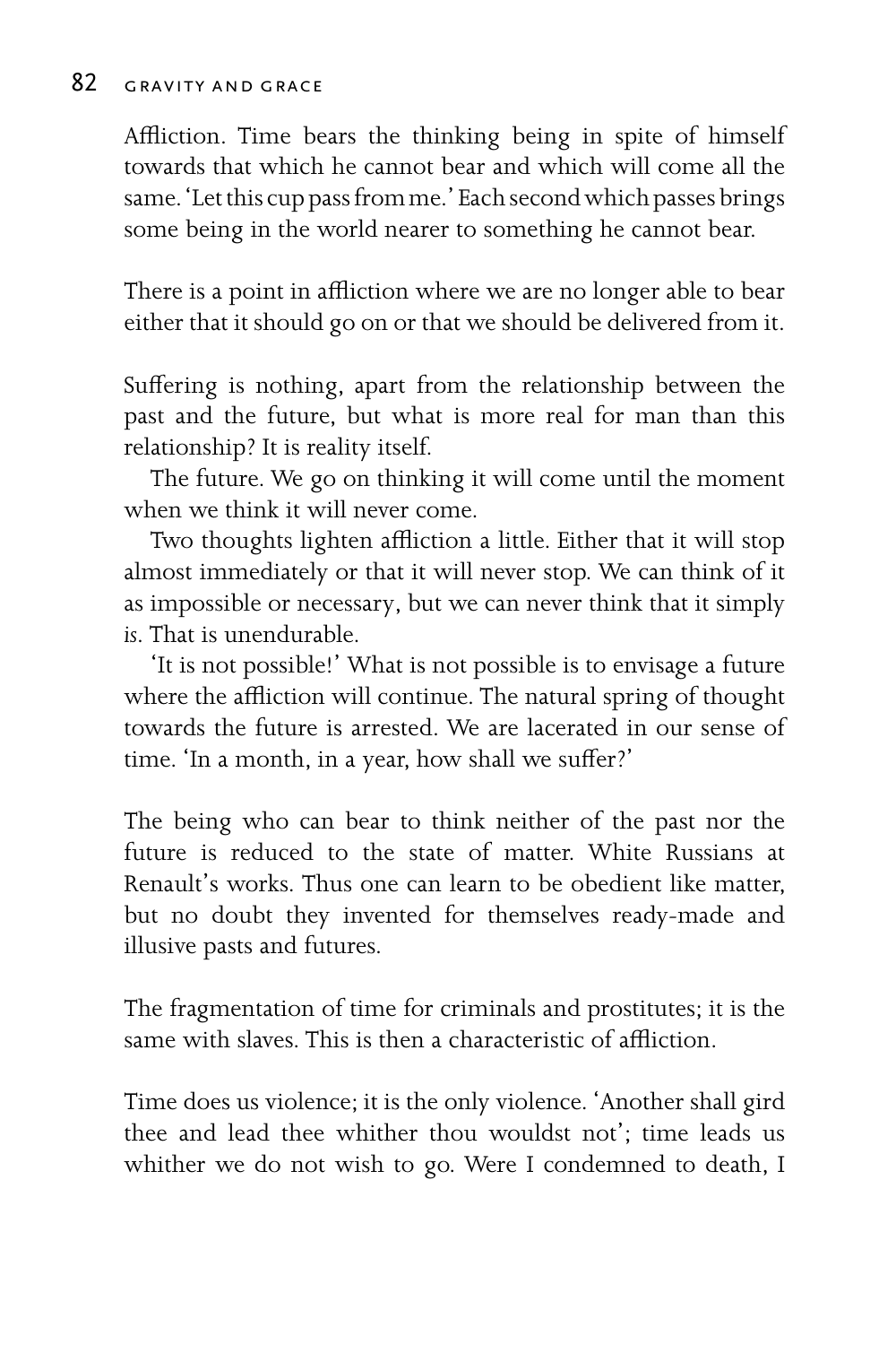Affliction. Time bears the thinking being in spite of himself towards that which he cannot bear and which will come all the same. 'Let this cup pass from me.' Each second which passes brings some being in the world nearer to something he cannot bear.

There is a point in affliction where we are no longer able to bear either that it should go on or that we should be delivered from it.

Suffering is nothing, apart from the relationship between the past and the future, but what is more real for man than this relationship? It is reality itself.

The future. We go on thinking it will come until the moment when we think it will never come.

Two thoughts lighten affliction a little. Either that it will stop almost immediately or that it will never stop. We can think of it as impossible or necessary, but we can never think that it simply *is*. That is unendurable.

'It is not possible!' What is not possible is to envisage a future where the affliction will continue. The natural spring of thought towards the future is arrested. We are lacerated in our sense of time. 'In a month, in a year, how shall we suffer?'

The being who can bear to think neither of the past nor the future is reduced to the state of matter. White Russians at Renault's works. Thus one can learn to be obedient like matter, but no doubt they invented for themselves ready-made and illusive pasts and futures.

The fragmentation of time for criminals and prostitutes; it is the same with slaves. This is then a characteristic of affliction.

Time does us violence; it is the only violence. 'Another shall gird thee and lead thee whither thou wouldst not'; time leads us whither we do not wish to go. Were I condemned to death, I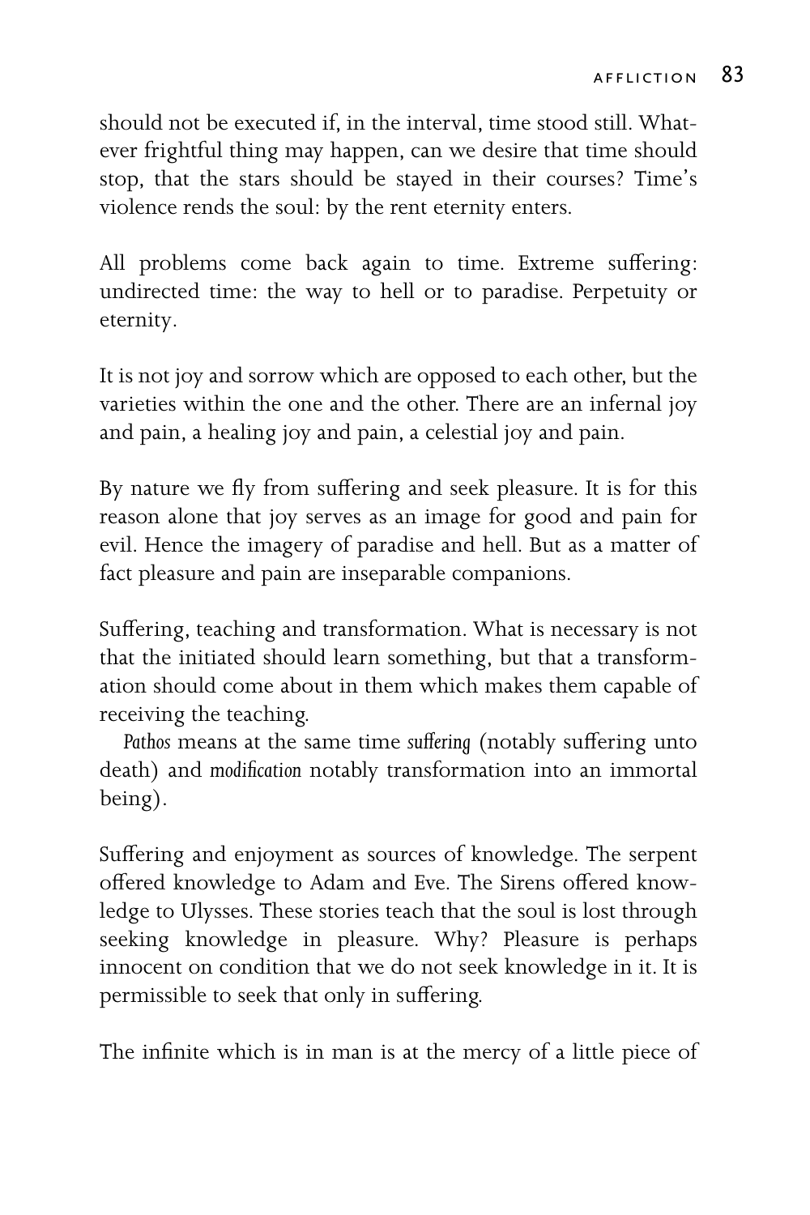should not be executed if, in the interval, time stood still. Whatever frightful thing may happen, can we desire that time should stop, that the stars should be stayed in their courses? Time's violence rends the soul: by the rent eternity enters.

All problems come back again to time. Extreme suffering: undirected time: the way to hell or to paradise. Perpetuity or eternity.

It is not joy and sorrow which are opposed to each other, but the varieties within the one and the other. There are an infernal joy and pain, a healing joy and pain, a celestial joy and pain.

By nature we fly from suffering and seek pleasure. It is for this reason alone that joy serves as an image for good and pain for evil. Hence the imagery of paradise and hell. But as a matter of fact pleasure and pain are inseparable companions.

Suffering, teaching and transformation. What is necessary is not that the initiated should learn something, but that a transformation should come about in them which makes them capable of receiving the teaching.

*Pathos* means at the same time *suffering* (notably suffering unto death) and *modification* notably transformation into an immortal being).

Suffering and enjoyment as sources of knowledge. The serpent offered knowledge to Adam and Eve. The Sirens offered knowledge to Ulysses. These stories teach that the soul is lost through seeking knowledge in pleasure. Why? Pleasure is perhaps innocent on condition that we do not seek knowledge in it. It is permissible to seek that only in suffering.

The infinite which is in man is at the mercy of a little piece of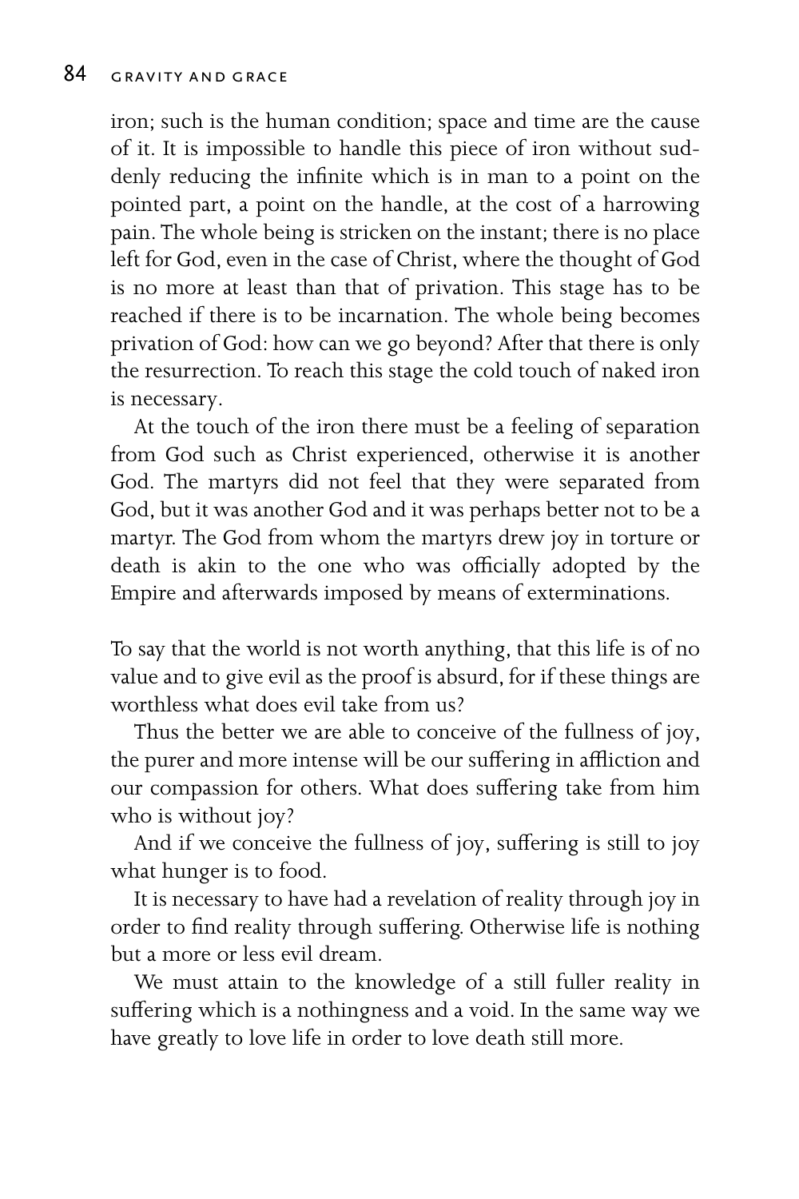iron; such is the human condition; space and time are the cause of it. It is impossible to handle this piece of iron without suddenly reducing the infinite which is in man to a point on the pointed part, a point on the handle, at the cost of a harrowing pain. The whole being is stricken on the instant; there is no place left for God, even in the case of Christ, where the thought of God is no more at least than that of privation. This stage has to be reached if there is to be incarnation. The whole being becomes privation of God: how can we go beyond? After that there is only the resurrection. To reach this stage the cold touch of naked iron is necessary.

At the touch of the iron there must be a feeling of separation from God such as Christ experienced, otherwise it is another God. The martyrs did not feel that they were separated from God, but it was another God and it was perhaps better not to be a martyr. The God from whom the martyrs drew joy in torture or death is akin to the one who was officially adopted by the Empire and afterwards imposed by means of exterminations.

To say that the world is not worth anything, that this life is of no value and to give evil as the proof is absurd, for if these things are worthless what does evil take from us?

Thus the better we are able to conceive of the fullness of joy, the purer and more intense will be our suffering in affliction and our compassion for others. What does suffering take from him who is without joy?

And if we conceive the fullness of joy, suffering is still to joy what hunger is to food.

It is necessary to have had a revelation of reality through joy in order to find reality through suffering. Otherwise life is nothing but a more or less evil dream.

We must attain to the knowledge of a still fuller reality in suffering which is a nothingness and a void. In the same way we have greatly to love life in order to love death still more.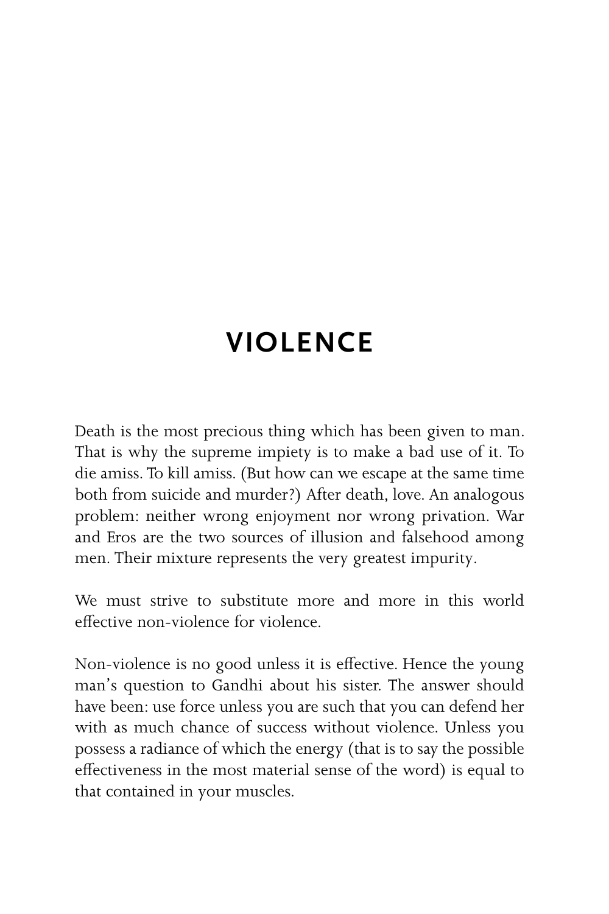# VIOLENCE

Death is the most precious thing which has been given to man. That is why the supreme impiety is to make a bad use of it. To die amiss. To kill amiss. (But how can we escape at the same time both from suicide and murder?) After death, love. An analogous problem: neither wrong enjoyment nor wrong privation. War and Eros are the two sources of illusion and falsehood among men. Their mixture represents the very greatest impurity.

We must strive to substitute more and more in this world effective non-violence for violence.

Non-violence is no good unless it is effective. Hence the young man's question to Gandhi about his sister. The answer should have been: use force unless you are such that you can defend her with as much chance of success without violence. Unless you possess a radiance of which the energy (that is to say the possible effectiveness in the most material sense of the word) is equal to that contained in your muscles.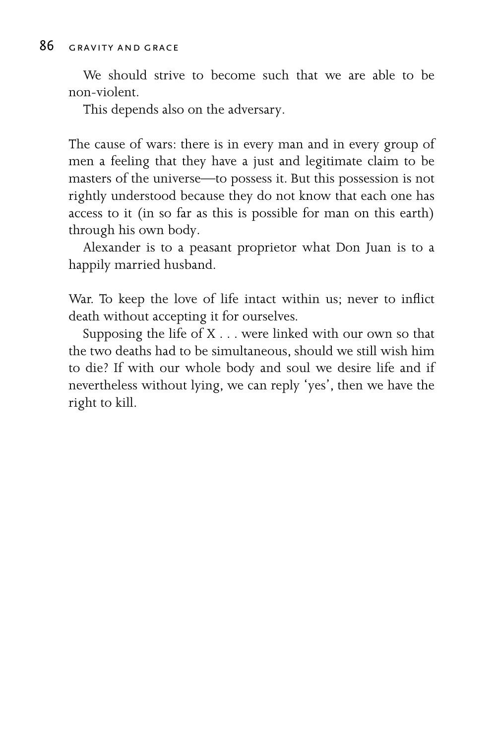We should strive to become such that we are able to be non-violent.

This depends also on the adversary.

The cause of wars: there is in every man and in every group of men a feeling that they have a just and legitimate claim to be masters of the universe—to possess it. But this possession is not rightly understood because they do not know that each one has access to it (in so far as this is possible for man on this earth) through his own body.

Alexander is to a peasant proprietor what Don Juan is to a happily married husband.

War. To keep the love of life intact within us; never to inflict death without accepting it for ourselves.

Supposing the life of X . . . were linked with our own so that the two deaths had to be simultaneous, should we still wish him to die? If with our whole body and soul we desire life and if nevertheless without lying, we can reply 'yes', then we have the right to kill.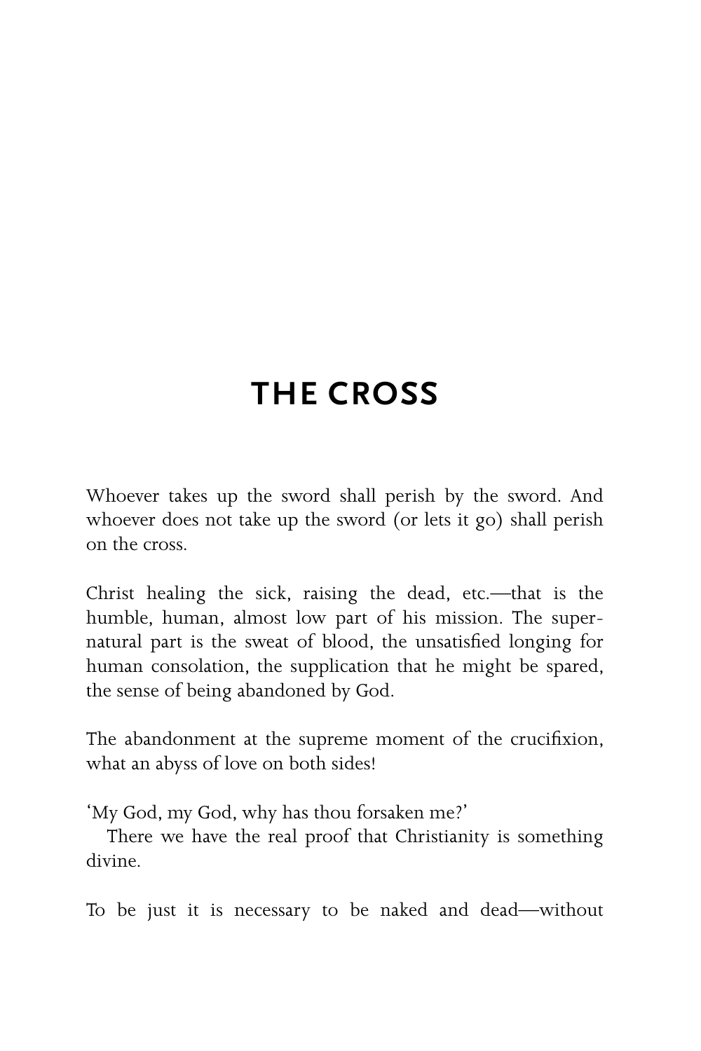# THE CROSS

Whoever takes up the sword shall perish by the sword. And whoever does not take up the sword (or lets it go) shall perish on the cross.

Christ healing the sick, raising the dead, etc.—that is the humble, human, almost low part of his mission. The supernatural part is the sweat of blood, the unsatisfied longing for human consolation, the supplication that he might be spared, the sense of being abandoned by God.

The abandonment at the supreme moment of the crucifixion, what an abyss of love on both sides!

'My God, my God, why has thou forsaken me?'

There we have the real proof that Christianity is something divine.

To be just it is necessary to be naked and dead—without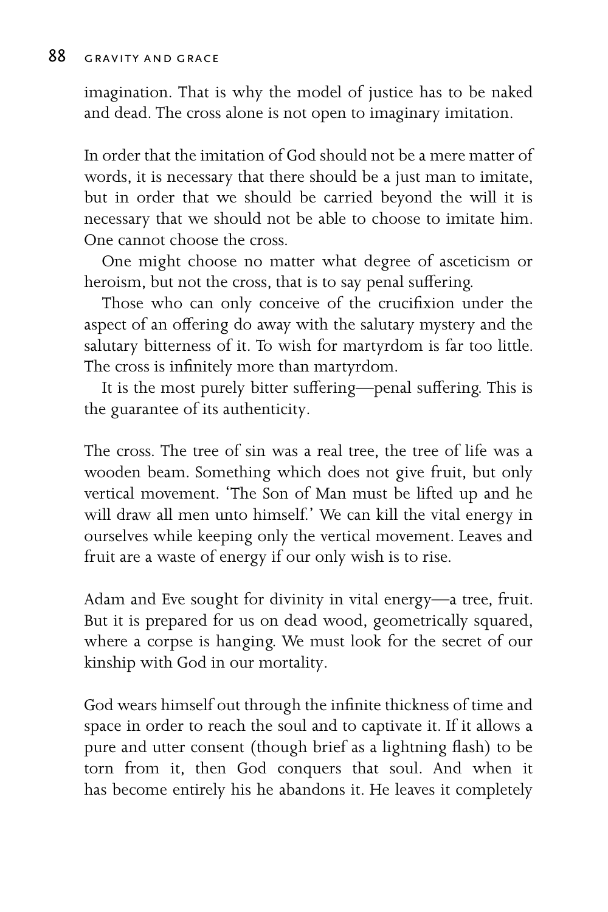imagination. That is why the model of justice has to be naked and dead. The cross alone is not open to imaginary imitation.

In order that the imitation of God should not be a mere matter of words, it is necessary that there should be a just man to imitate, but in order that we should be carried beyond the will it is necessary that we should not be able to choose to imitate him. One cannot choose the cross.

One might choose no matter what degree of asceticism or heroism, but not the cross, that is to say penal suffering.

Those who can only conceive of the crucifixion under the aspect of an offering do away with the salutary mystery and the salutary bitterness of it. To wish for martyrdom is far too little. The cross is infinitely more than martyrdom.

It is the most purely bitter suffering—penal suffering. This is the guarantee of its authenticity.

The cross. The tree of sin was a real tree, the tree of life was a wooden beam. Something which does not give fruit, but only vertical movement. 'The Son of Man must be lifted up and he will draw all men unto himself.' We can kill the vital energy in ourselves while keeping only the vertical movement. Leaves and fruit are a waste of energy if our only wish is to rise.

Adam and Eve sought for divinity in vital energy—a tree, fruit. But it is prepared for us on dead wood, geometrically squared, where a corpse is hanging. We must look for the secret of our kinship with God in our mortality.

God wears himself out through the infinite thickness of time and space in order to reach the soul and to captivate it. If it allows a pure and utter consent (though brief as a lightning flash) to be torn from it, then God conquers that soul. And when it has become entirely his he abandons it. He leaves it completely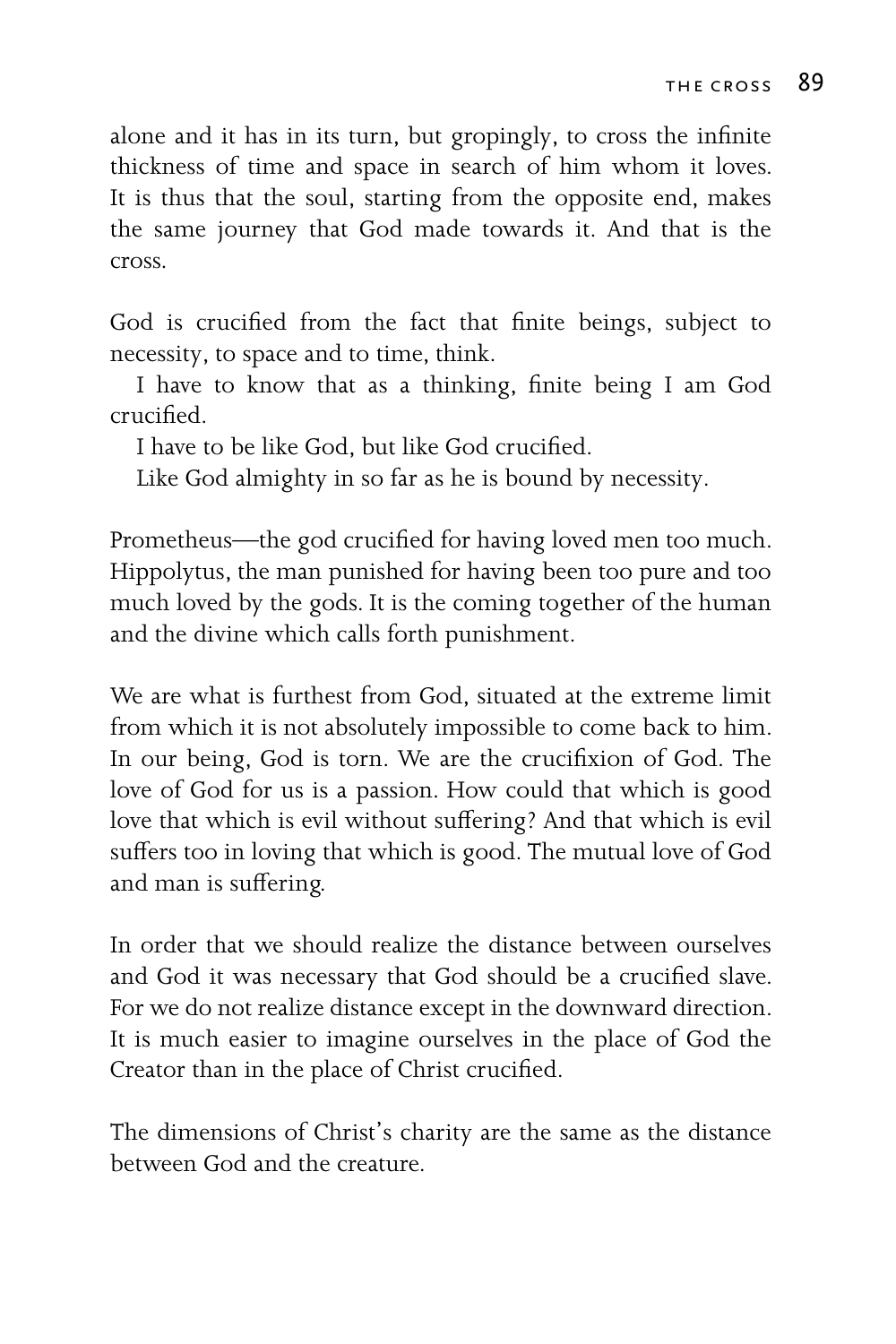alone and it has in its turn, but gropingly, to cross the infinite thickness of time and space in search of him whom it loves. It is thus that the soul, starting from the opposite end, makes the same journey that God made towards it. And that is the cross.

God is crucified from the fact that finite beings, subject to necessity, to space and to time, think.

I have to know that as a thinking, finite being I am God crucified.

I have to be like God, but like God crucified.

Like God almighty in so far as he is bound by necessity.

Prometheus—the god crucified for having loved men too much. Hippolytus, the man punished for having been too pure and too much loved by the gods. It is the coming together of the human and the divine which calls forth punishment.

We are what is furthest from God, situated at the extreme limit from which it is not absolutely impossible to come back to him. In our being, God is torn. We are the crucifixion of God. The love of God for us is a passion. How could that which is good love that which is evil without suffering? And that which is evil suffers too in loving that which is good. The mutual love of God and man is suffering.

In order that we should realize the distance between ourselves and God it was necessary that God should be a crucified slave. For we do not realize distance except in the downward direction. It is much easier to imagine ourselves in the place of God the Creator than in the place of Christ crucified.

The dimensions of Christ's charity are the same as the distance between God and the creature.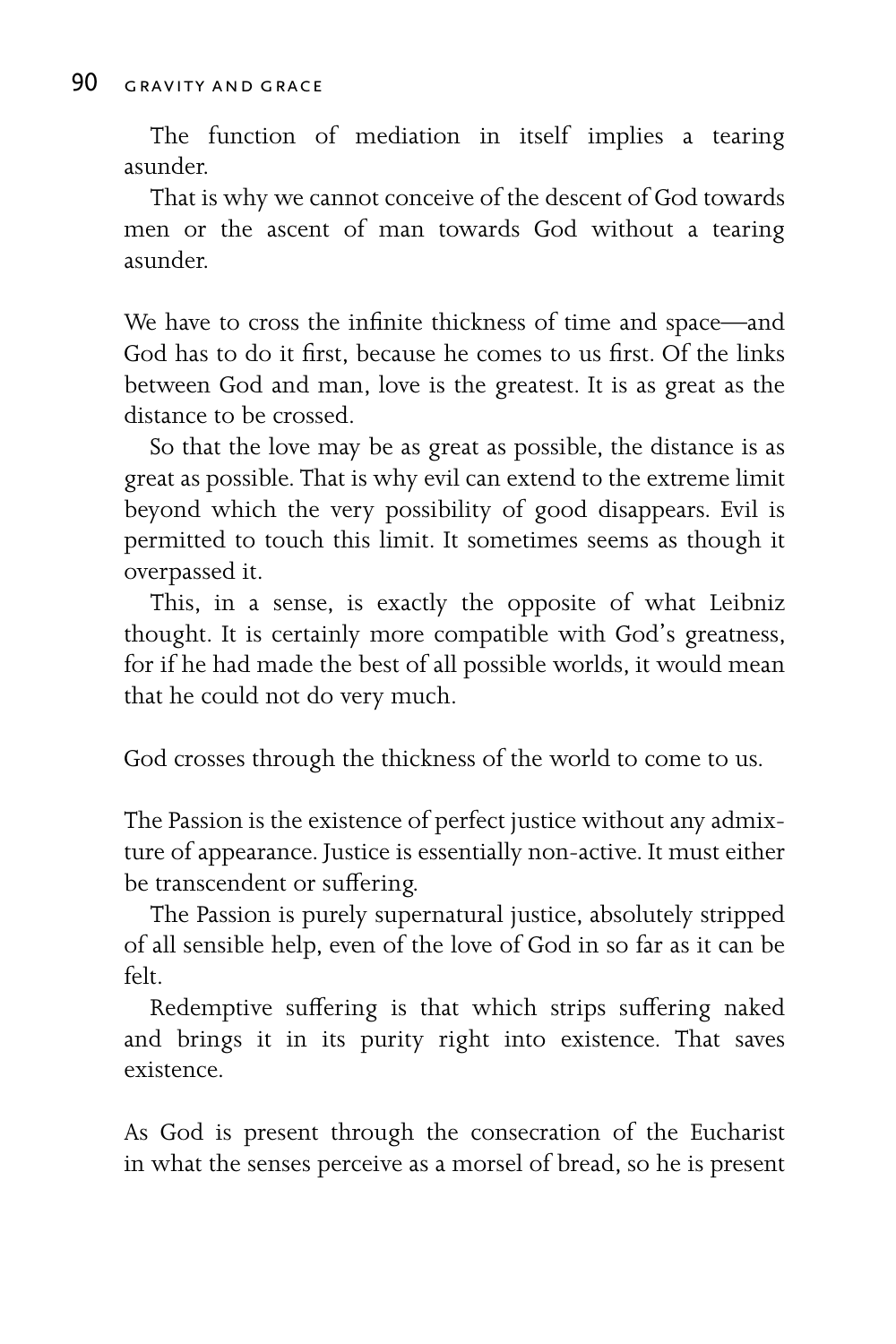The function of mediation in itself implies a tearing asunder.

That is why we cannot conceive of the descent of God towards men or the ascent of man towards God without a tearing asunder.

We have to cross the infinite thickness of time and space—and God has to do it first, because he comes to us first. Of the links between God and man, love is the greatest. It is as great as the distance to be crossed.

So that the love may be as great as possible, the distance is as great as possible. That is why evil can extend to the extreme limit beyond which the very possibility of good disappears. Evil is permitted to touch this limit. It sometimes seems as though it overpassed it.

This, in a sense, is exactly the opposite of what Leibniz thought. It is certainly more compatible with God's greatness, for if he had made the best of all possible worlds, it would mean that he could not do very much.

God crosses through the thickness of the world to come to us.

The Passion is the existence of perfect justice without any admixture of appearance. Justice is essentially non-active. It must either be transcendent or suffering.

The Passion is purely supernatural justice, absolutely stripped of all sensible help, even of the love of God in so far as it can be felt.

Redemptive suffering is that which strips suffering naked and brings it in its purity right into existence. That saves existence.

As God is present through the consecration of the Eucharist in what the senses perceive as a morsel of bread, so he is present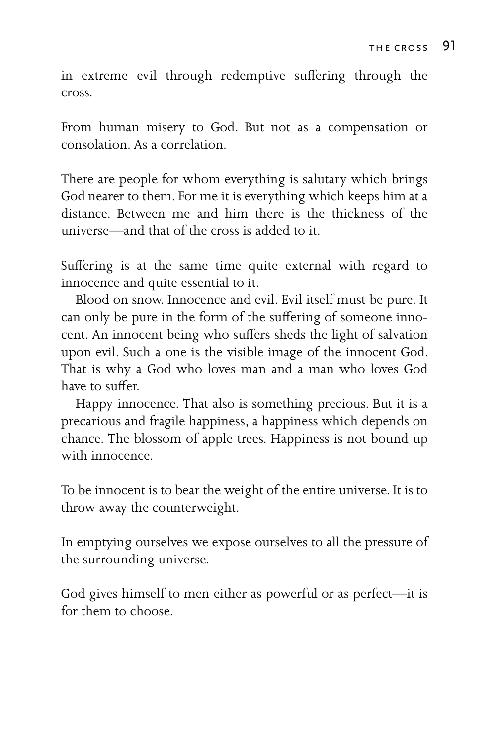in extreme evil through redemptive suffering through the cross.

From human misery to God. But not as a compensation or consolation. As a correlation.

There are people for whom everything is salutary which brings God nearer to them. For me it is everything which keeps him at a distance. Between me and him there is the thickness of the universe—and that of the cross is added to it.

Suffering is at the same time quite external with regard to innocence and quite essential to it.

Blood on snow. Innocence and evil. Evil itself must be pure. It can only be pure in the form of the suffering of someone innocent. An innocent being who suffers sheds the light of salvation upon evil. Such a one is the visible image of the innocent God. That is why a God who loves man and a man who loves God have to suffer.

Happy innocence. That also is something precious. But it is a precarious and fragile happiness, a happiness which depends on chance. The blossom of apple trees. Happiness is not bound up with innocence.

To be innocent is to bear the weight of the entire universe. It is to throw away the counterweight.

In emptying ourselves we expose ourselves to all the pressure of the surrounding universe.

God gives himself to men either as powerful or as perfect—it is for them to choose.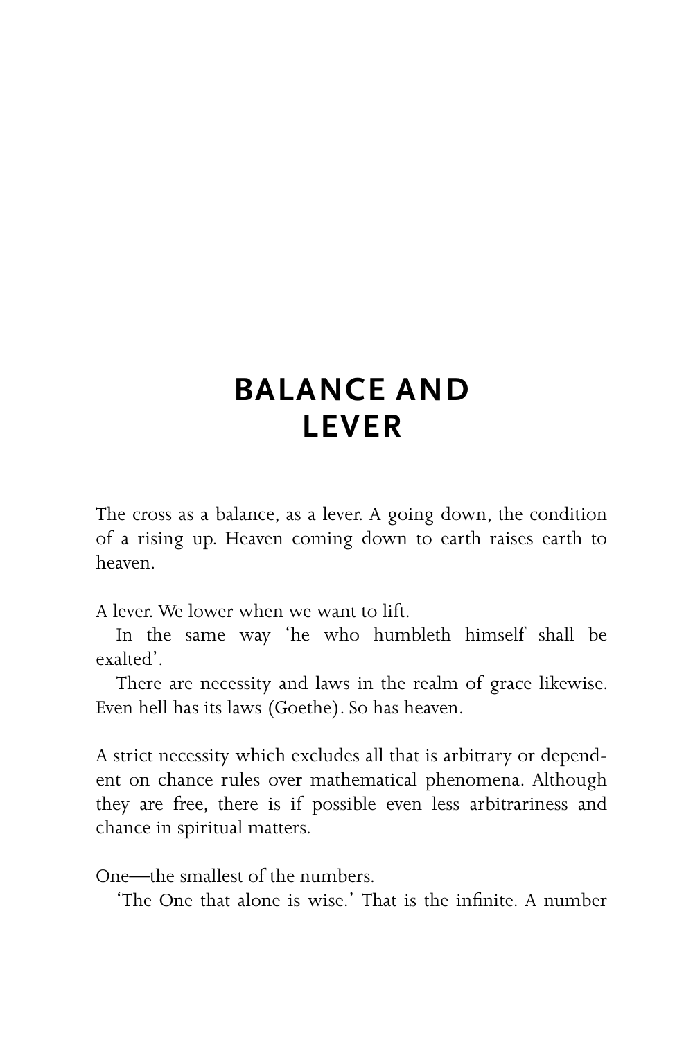# BALANCE AND LEVER

The cross as a balance, as a lever. A going down, the condition of a rising up. Heaven coming down to earth raises earth to heaven.

A lever. We lower when we want to lift.

In the same way 'he who humbleth himself shall be exalted'.

There are necessity and laws in the realm of grace likewise. Even hell has its laws (Goethe). So has heaven.

A strict necessity which excludes all that is arbitrary or dependent on chance rules over mathematical phenomena. Although they are free, there is if possible even less arbitrariness and chance in spiritual matters.

One—the smallest of the numbers.

'The One that alone is wise.' That is the infinite. A number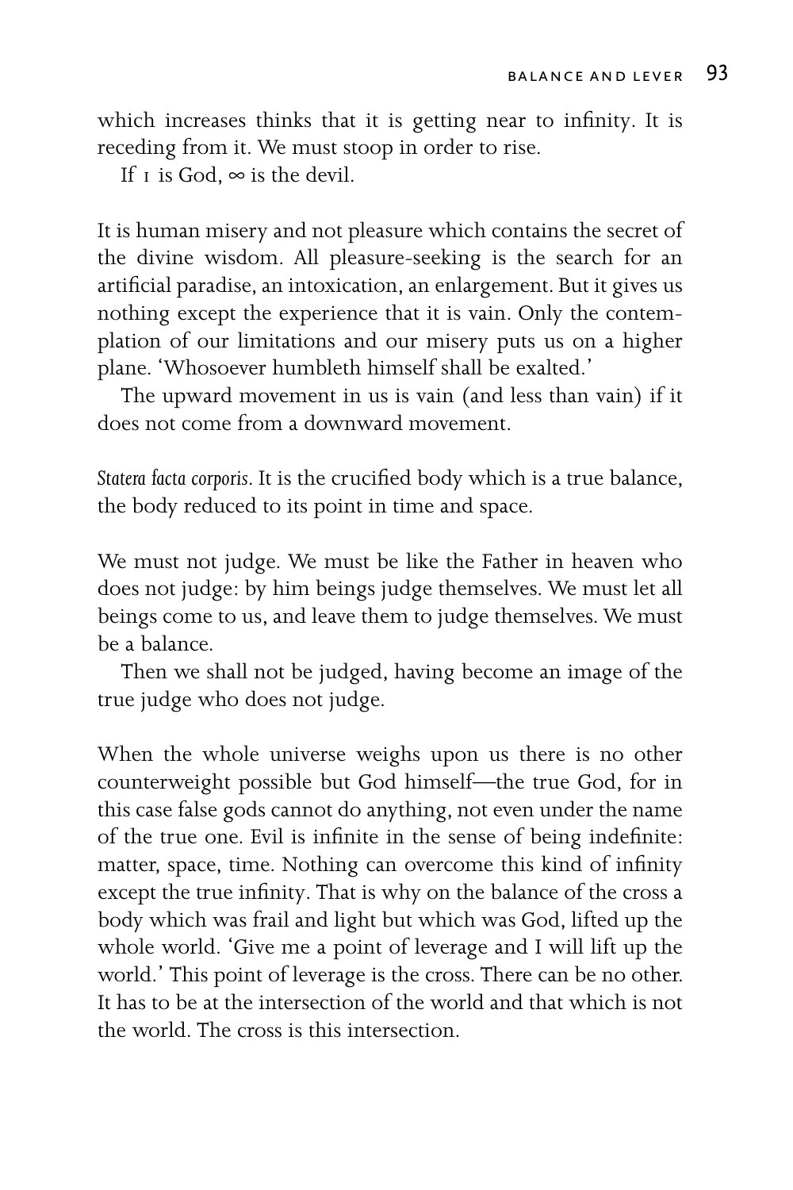which increases thinks that it is getting near to infinity. It is receding from it. We must stoop in order to rise.

If 1 is God, $\infty$ is the devil.

It is human misery and not pleasure which contains the secret of the divine wisdom. All pleasure-seeking is the search for an artificial paradise, an intoxication, an enlargement. But it gives us nothing except the experience that it is vain. Only the contemplation of our limitations and our misery puts us on a higher plane. 'Whosoever humbleth himself shall be exalted.'

The upward movement in us is vain (and less than vain) if it does not come from a downward movement.

*Statera facta corporis*. It is the crucified body which is a true balance, the body reduced to its point in time and space.

We must not judge. We must be like the Father in heaven who does not judge: by him beings judge themselves. We must let all beings come to us, and leave them to judge themselves. We must be a balance.

Then we shall not be judged, having become an image of the true judge who does not judge.

When the whole universe weighs upon us there is no other counterweight possible but God himself—the true God, for in this case false gods cannot do anything, not even under the name of the true one. Evil is infinite in the sense of being indefinite: matter, space, time. Nothing can overcome this kind of infinity except the true infinity. That is why on the balance of the cross a body which was frail and light but which was God, lifted up the whole world. 'Give me a point of leverage and I will lift up the world.' This point of leverage is the cross. There can be no other. It has to be at the intersection of the world and that which is not the world. The cross is this intersection.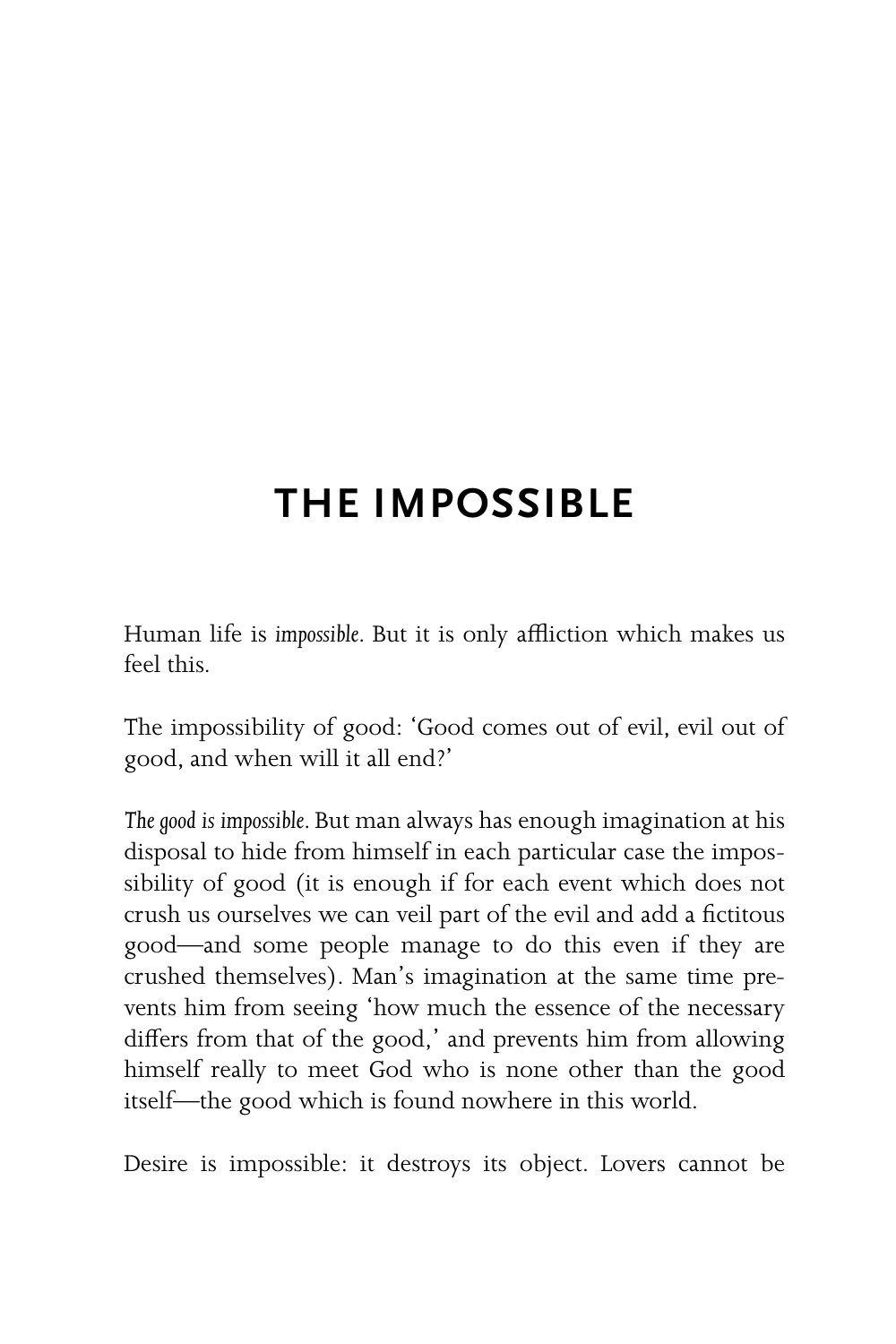# THE IMPOSSIBLE

Human life is *impossible*. But it is only affliction which makes us feel this.

The impossibility of good: 'Good comes out of evil, evil out of good, and when will it all end?'

*The good is impossible*. But man always has enough imagination at his disposal to hide from himself in each particular case the impossibility of good (it is enough if for each event which does not crush us ourselves we can veil part of the evil and add a fictitous good—and some people manage to do this even if they are crushed themselves). Man's imagination at the same time prevents him from seeing 'how much the essence of the necessary differs from that of the good,' and prevents him from allowing himself really to meet God who is none other than the good itself—the good which is found nowhere in this world.

Desire is impossible: it destroys its object. Lovers cannot be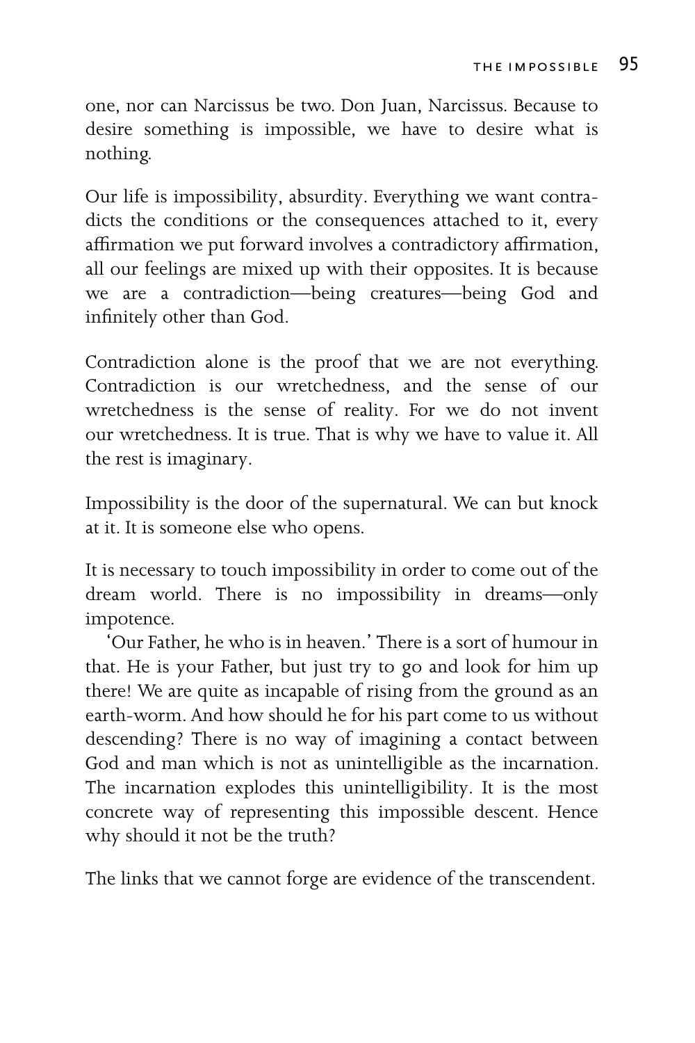one, nor can Narcissus be two. Don Juan, Narcissus. Because to desire something is impossible, we have to desire what is nothing.

Our life is impossibility, absurdity. Everything we want contradicts the conditions or the consequences attached to it, every affirmation we put forward involves a contradictory affirmation, all our feelings are mixed up with their opposites. It is because we are a contradiction—being creatures—being God and infinitely other than God.

Contradiction alone is the proof that we are not everything. Contradiction is our wretchedness, and the sense of our wretchedness is the sense of reality. For we do not invent our wretchedness. It is true. That is why we have to value it. All the rest is imaginary.

Impossibility is the door of the supernatural. We can but knock at it. It is someone else who opens.

It is necessary to touch impossibility in order to come out of the dream world. There is no impossibility in dreams—only impotence.

'Our Father, he who is in heaven.' There is a sort of humour in that. He is your Father, but just try to go and look for him up there! We are quite as incapable of rising from the ground as an earth-worm. And how should he for his part come to us without descending? There is no way of imagining a contact between God and man which is not as unintelligible as the incarnation. The incarnation explodes this unintelligibility. It is the most concrete way of representing this impossible descent. Hence why should it not be the truth?

The links that we cannot forge are evidence of the transcendent.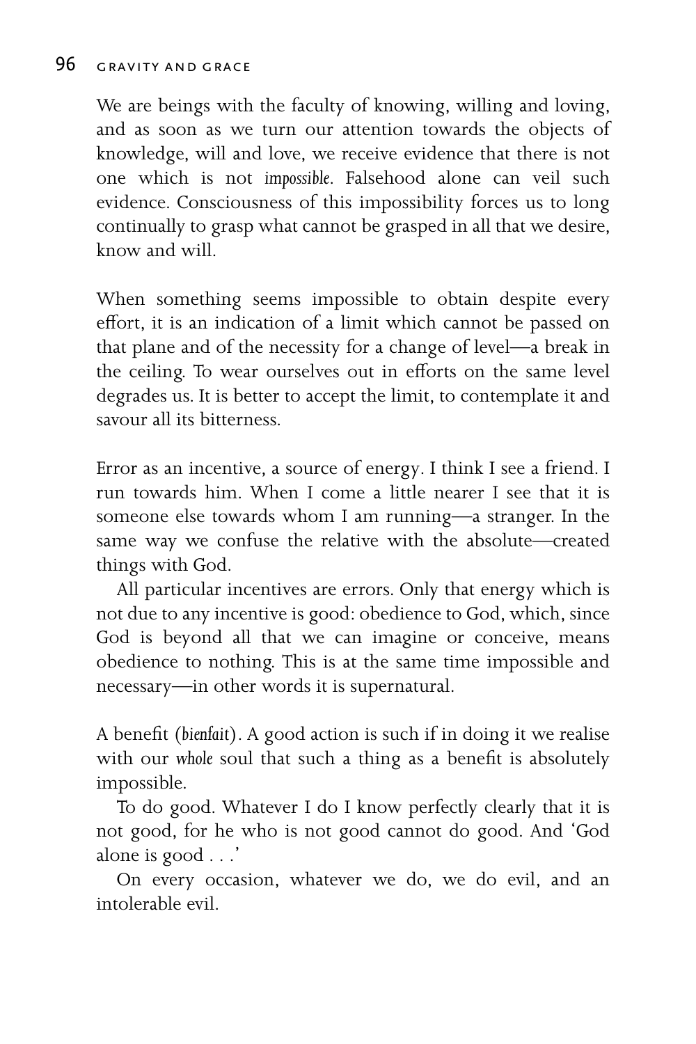We are beings with the faculty of knowing, willing and loving, and as soon as we turn our attention towards the objects of knowledge, will and love, we receive evidence that there is not one which is not *impossible*. Falsehood alone can veil such evidence. Consciousness of this impossibility forces us to long continually to grasp what cannot be grasped in all that we desire, know and will.

When something seems impossible to obtain despite every effort, it is an indication of a limit which cannot be passed on that plane and of the necessity for a change of level—a break in the ceiling. To wear ourselves out in efforts on the same level degrades us. It is better to accept the limit, to contemplate it and savour all its bitterness.

Error as an incentive, a source of energy. I think I see a friend. I run towards him. When I come a little nearer I see that it is someone else towards whom I am running—a stranger. In the same way we confuse the relative with the absolute—created things with God.

All particular incentives are errors. Only that energy which is not due to any incentive is good: obedience to God, which, since God is beyond all that we can imagine or conceive, means obedience to nothing. This is at the same time impossible and necessary—in other words it is supernatural.

A benefit (*bienfait*). A good action is such if in doing it we realise with our *whole* soul that such a thing as a benefit is absolutely impossible.

To do good. Whatever I do I know perfectly clearly that it is not good, for he who is not good cannot do good. And 'God alone is good . . .'

On every occasion, whatever we do, we do evil, and an intolerable evil.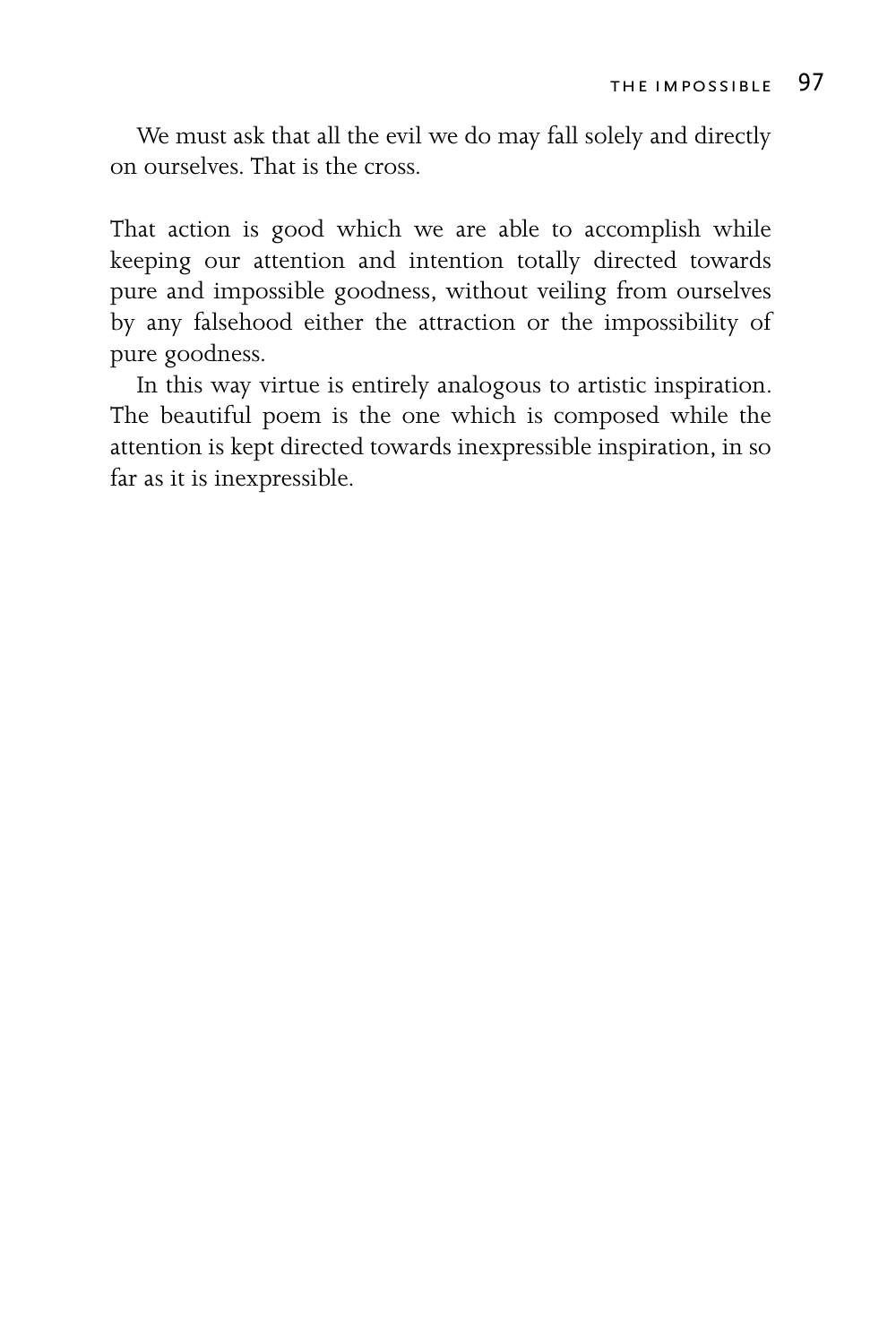We must ask that all the evil we do may fall solely and directly on ourselves. That is the cross.

That action is good which we are able to accomplish while keeping our attention and intention totally directed towards pure and impossible goodness, without veiling from ourselves by any falsehood either the attraction or the impossibility of pure goodness.

In this way virtue is entirely analogous to artistic inspiration. The beautiful poem is the one which is composed while the attention is kept directed towards inexpressible inspiration, in so far as it is inexpressible.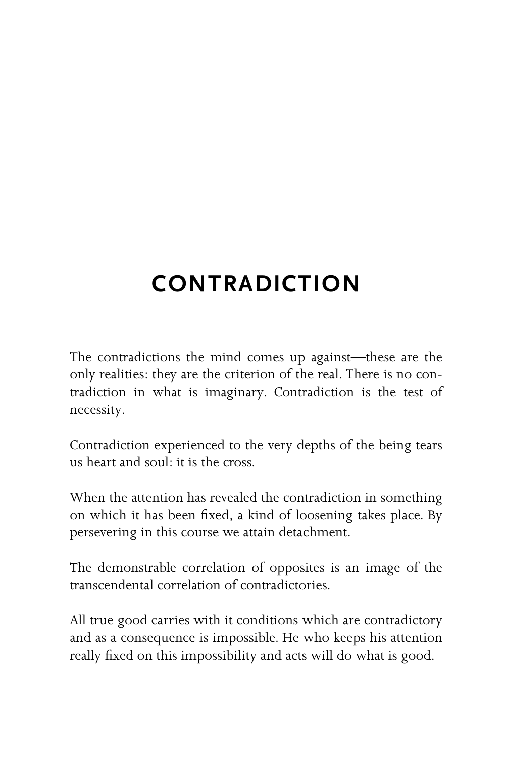# CONTRADICTION

The contradictions the mind comes up against—these are the only realities: they are the criterion of the real. There is no contradiction in what is imaginary. Contradiction is the test of necessity.

Contradiction experienced to the very depths of the being tears us heart and soul: it is the cross.

When the attention has revealed the contradiction in something on which it has been fixed, a kind of loosening takes place. By persevering in this course we attain detachment.

The demonstrable correlation of opposites is an image of the transcendental correlation of contradictories.

All true good carries with it conditions which are contradictory and as a consequence is impossible. He who keeps his attention really fixed on this impossibility and acts will do what is good.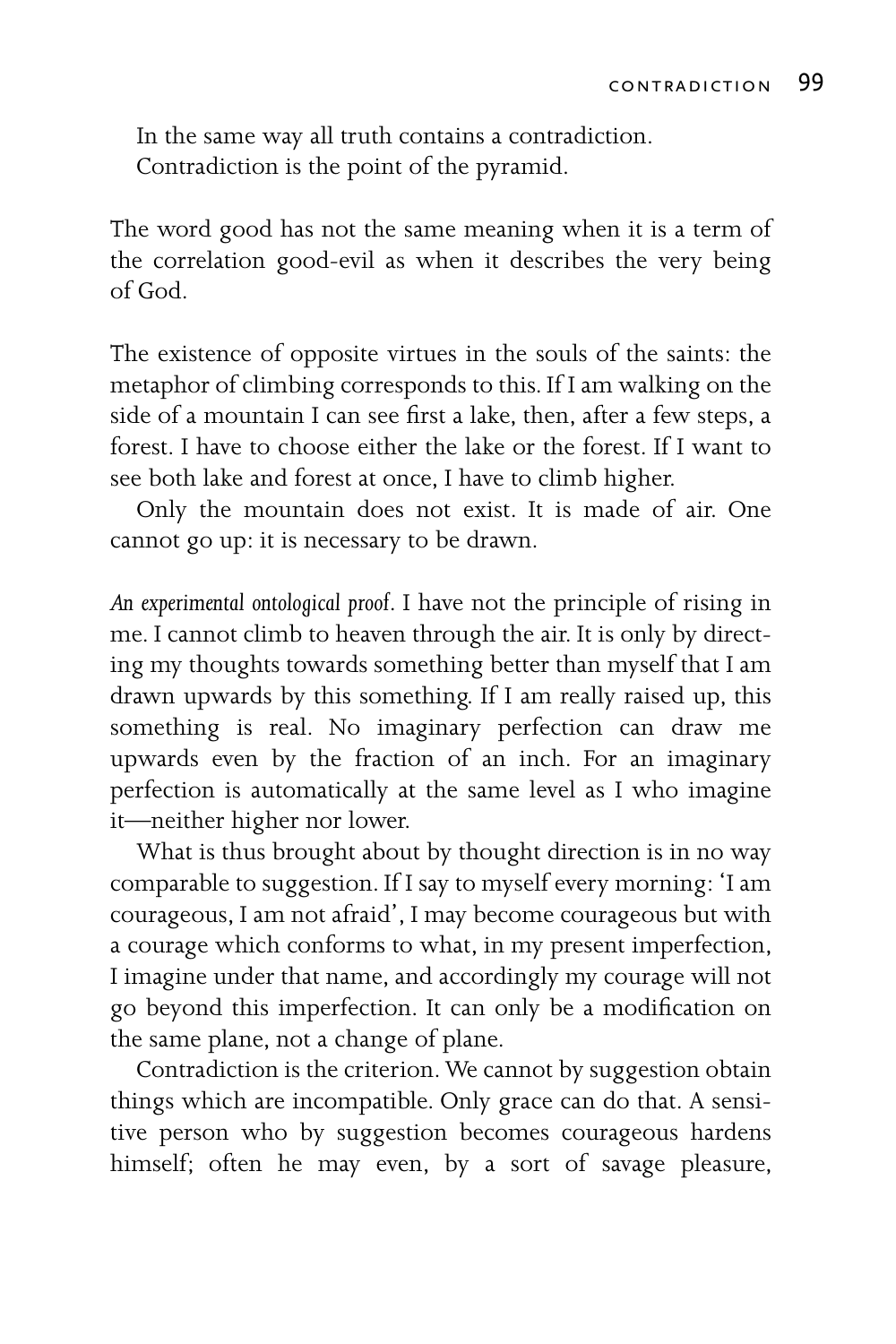In the same way all truth contains a contradiction.
Contradiction is the point of the pyramid.

The word good has not the same meaning when it is a term of the correlation good-evil as when it describes the very being of God.

The existence of opposite virtues in the souls of the saints: the metaphor of climbing corresponds to this. If I am walking on the side of a mountain I can see first a lake, then, after a few steps, a forest. I have to choose either the lake or the forest. If I want to see both lake and forest at once, I have to climb higher.

Only the mountain does not exist. It is made of air. One cannot go up: it is necessary to be drawn.

*An experimental ontological proof*. I have not the principle of rising in me. I cannot climb to heaven through the air. It is only by directing my thoughts towards something better than myself that I am drawn upwards by this something. If I am really raised up, this something is real. No imaginary perfection can draw me upwards even by the fraction of an inch. For an imaginary perfection is automatically at the same level as I who imagine it—neither higher nor lower.

What is thus brought about by thought direction is in no way comparable to suggestion. If I say to myself every morning: 'I am courageous, I am not afraid', I may become courageous but with a courage which conforms to what, in my present imperfection, I imagine under that name, and accordingly my courage will not go beyond this imperfection. It can only be a modification on the same plane, not a change of plane.

Contradiction is the criterion. We cannot by suggestion obtain things which are incompatible. Only grace can do that. A sensitive person who by suggestion becomes courageous hardens himself; often he may even, by a sort of savage pleasure,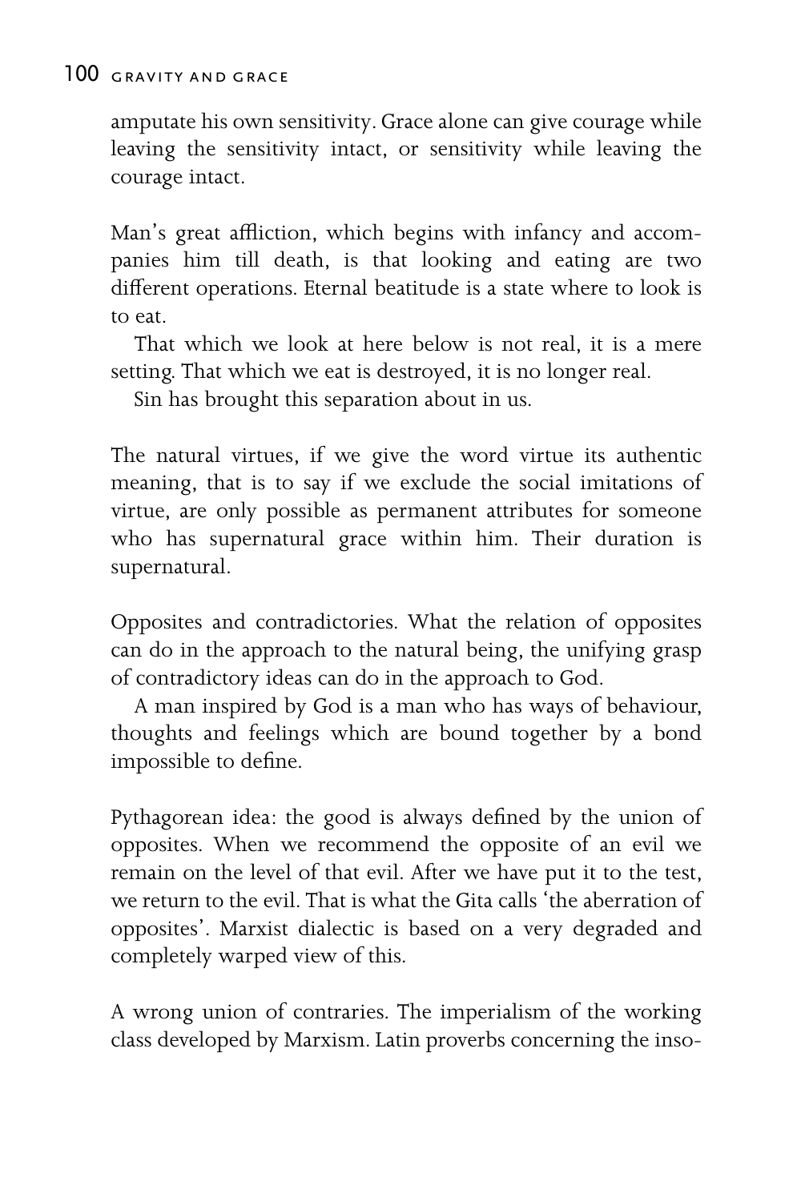amputate his own sensitivity. Grace alone can give courage while leaving the sensitivity intact, or sensitivity while leaving the courage intact.

Man's great affliction, which begins with infancy and accompanies him till death, is that looking and eating are two different operations. Eternal beatitude is a state where to look is to eat.

That which we look at here below is not real, it is a mere setting. That which we eat is destroyed, it is no longer real.

Sin has brought this separation about in us.

The natural virtues, if we give the word virtue its authentic meaning, that is to say if we exclude the social imitations of virtue, are only possible as permanent attributes for someone who has supernatural grace within him. Their duration is supernatural.

Opposites and contradictories. What the relation of opposites can do in the approach to the natural being, the unifying grasp of contradictory ideas can do in the approach to God.

A man inspired by God is a man who has ways of behaviour, thoughts and feelings which are bound together by a bond impossible to define.

Pythagorean idea: the good is always defined by the union of opposites. When we recommend the opposite of an evil we remain on the level of that evil. After we have put it to the test, we return to the evil. That is what the Gita calls 'the aberration of opposites'. Marxist dialectic is based on a very degraded and completely warped view of this.

A wrong union of contraries. The imperialism of the working class developed by Marxism. Latin proverbs concerning the inso-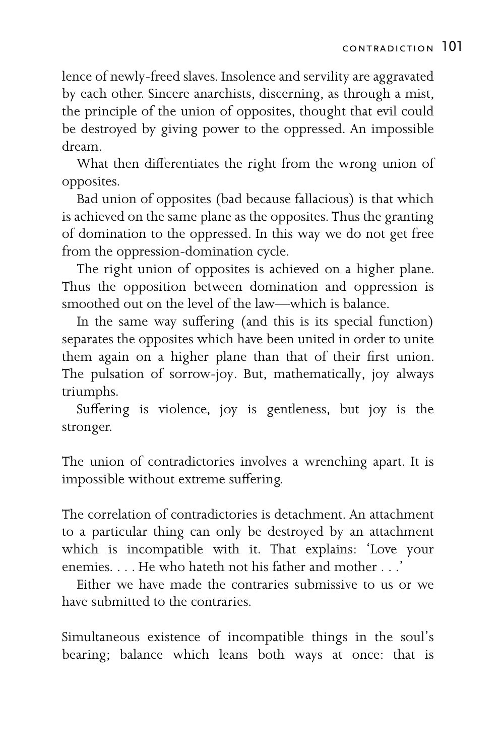lence of newly-freed slaves. Insolence and servility are aggravated by each other. Sincere anarchists, discerning, as through a mist, the principle of the union of opposites, thought that evil could be destroyed by giving power to the oppressed. An impossible dream.

What then differentiates the right from the wrong union of opposites.

Bad union of opposites (bad because fallacious) is that which is achieved on the same plane as the opposites. Thus the granting of domination to the oppressed. In this way we do not get free from the oppression-domination cycle.

The right union of opposites is achieved on a higher plane. Thus the opposition between domination and oppression is smoothed out on the level of the law—which is balance.

In the same way suffering (and this is its special function) separates the opposites which have been united in order to unite them again on a higher plane than that of their first union. The pulsation of sorrow-joy. But, mathematically, joy always triumphs.

Suffering is violence, joy is gentleness, but joy is the stronger.

The union of contradictories involves a wrenching apart. It is impossible without extreme suffering.

The correlation of contradictories is detachment. An attachment to a particular thing can only be destroyed by an attachment which is incompatible with it. That explains: 'Love your enemies. . . . He who hateth not his father and mother . . .'

Either we have made the contraries submissive to us or we have submitted to the contraries.

Simultaneous existence of incompatible things in the soul's bearing; balance which leans both ways at once: that is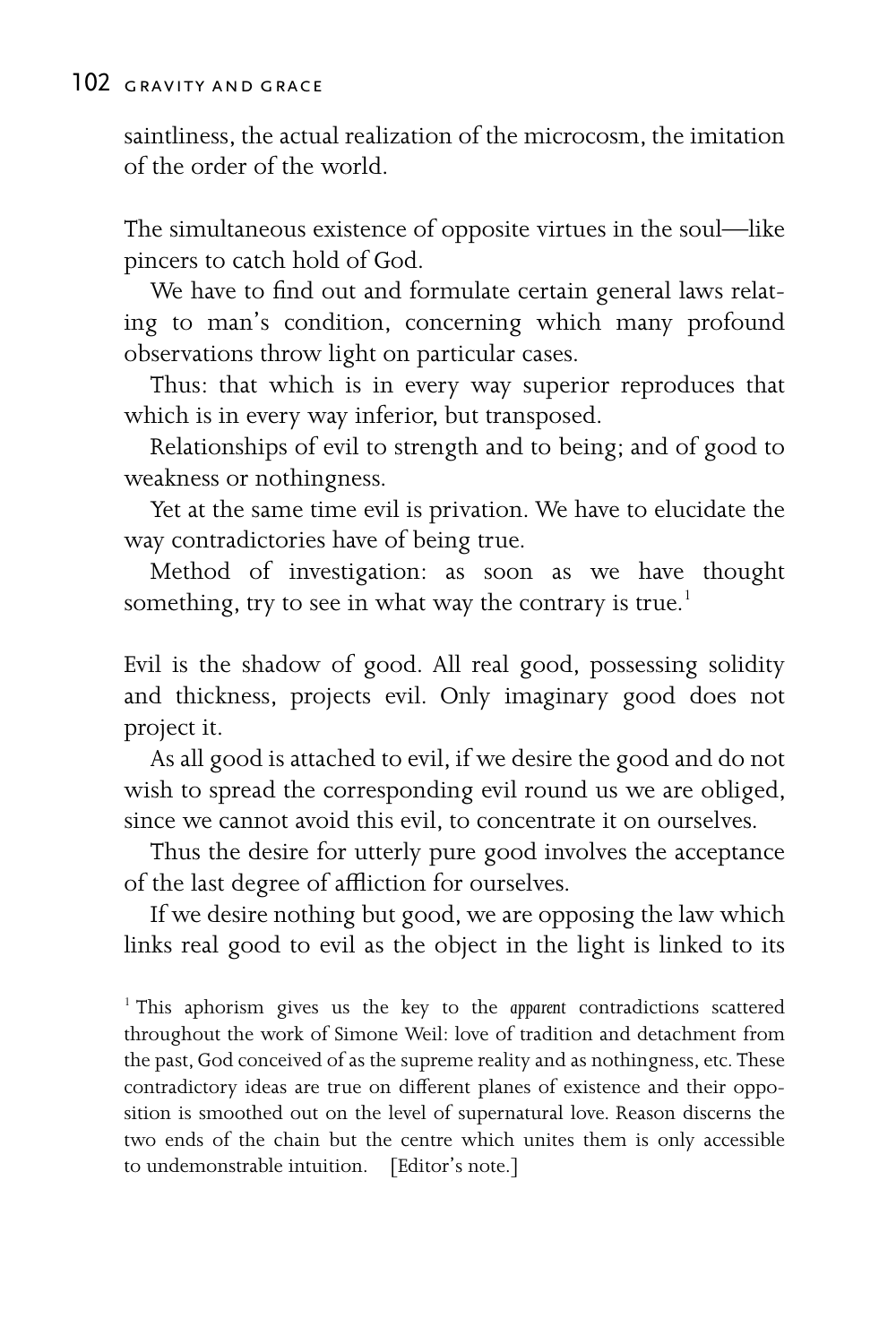saintliness, the actual realization of the microcosm, the imitation of the order of the world.

The simultaneous existence of opposite virtues in the soul—like pincers to catch hold of God.

We have to find out and formulate certain general laws relating to man's condition, concerning which many profound observations throw light on particular cases.

Thus: that which is in every way superior reproduces that which is in every way inferior, but transposed.

Relationships of evil to strength and to being; and of good to weakness or nothingness.

Yet at the same time evil is privation. We have to elucidate the way contradictories have of being true.

Method of investigation: as soon as we have thought something, try to see in what way the contrary is true.[1]

Evil is the shadow of good. All real good, possessing solidity and thickness, projects evil. Only imaginary good does not project it.

As all good is attached to evil, if we desire the good and do not wish to spread the corresponding evil round us we are obliged, since we cannot avoid this evil, to concentrate it on ourselves.

Thus the desire for utterly pure good involves the acceptance of the last degree of affliction for ourselves.

If we desire nothing but good, we are opposing the law which links real good to evil as the object in the light is linked to its

[1] This aphorism gives us the key to the *apparent* contradictions scattered throughout the work of Simone Weil: love of tradition and detachment from the past, God conceived of as the supreme reality and as nothingness, etc. These contradictory ideas are true on different planes of existence and their opposition is smoothed out on the level of supernatural love. Reason discerns the two ends of the chain but the centre which unites them is only accessible to undemonstrable intuition. [Editor's note.]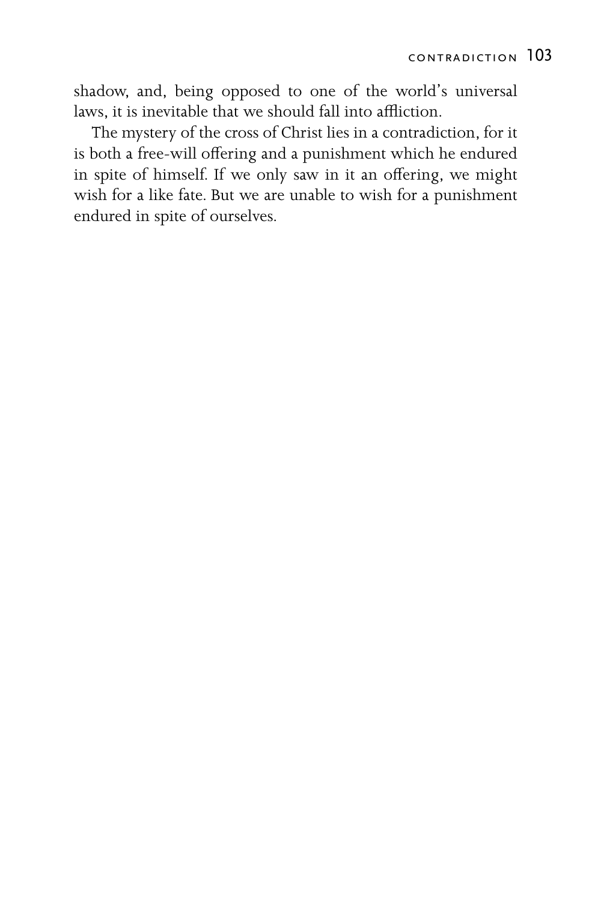shadow, and, being opposed to one of the world's universal laws, it is inevitable that we should fall into affliction.

The mystery of the cross of Christ lies in a contradiction, for it is both a free-will offering and a punishment which he endured in spite of himself. If we only saw in it an offering, we might wish for a like fate. But we are unable to wish for a punishment endured in spite of ourselves.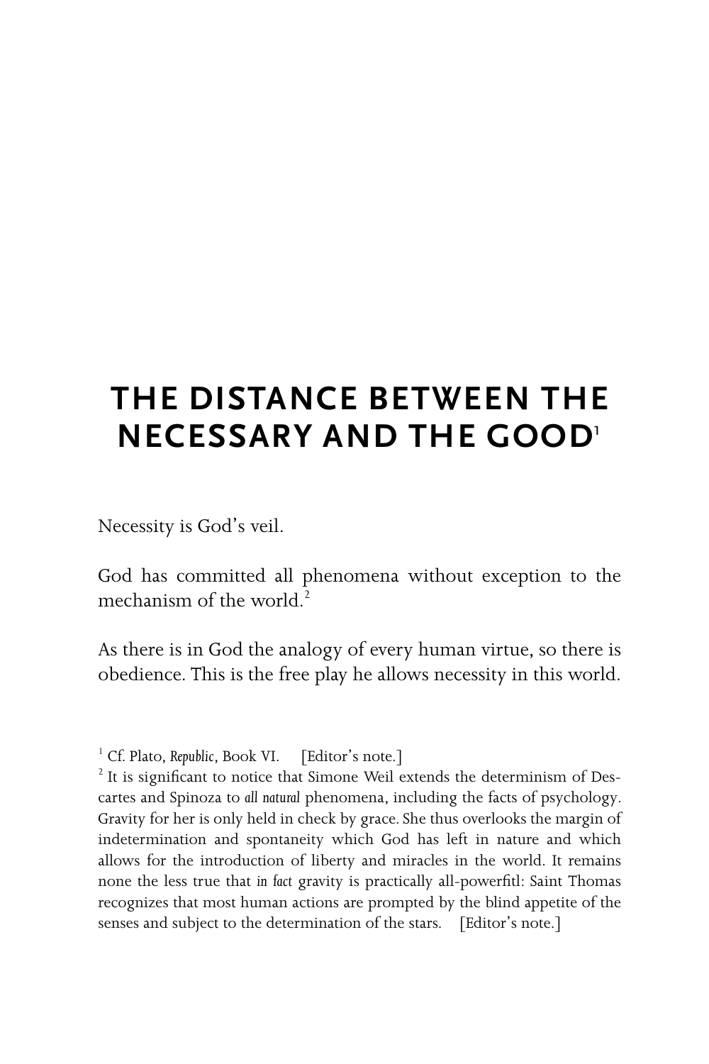# THE DISTANCE BETWEEN THE NECESSARY AND THE GOOD[1]

Necessity is God's veil.

God has committed all phenomena without exception to the mechanism of the world.[2]

As there is in God the analogy of every human virtue, so there is obedience. This is the free play he allows necessity in this world.

---

[1] Cf. Plato, *Republic*, Book VI. [Editor's note.]

[2] It is significant to notice that Simone Weil extends the determinism of Descartes and Spinoza to *all natural* phenomena, including the facts of psychology. Gravity for her is only held in check by grace. She thus overlooks the margin of indetermination and spontaneity which God has left in nature and which allows for the introduction of liberty and miracles in the world. It remains none the less true that *in fact* gravity is practically all-powerfitl: Saint Thomas recognizes that most human actions are prompted by the blind appetite of the senses and subject to the determination of the stars. [Editor's note.]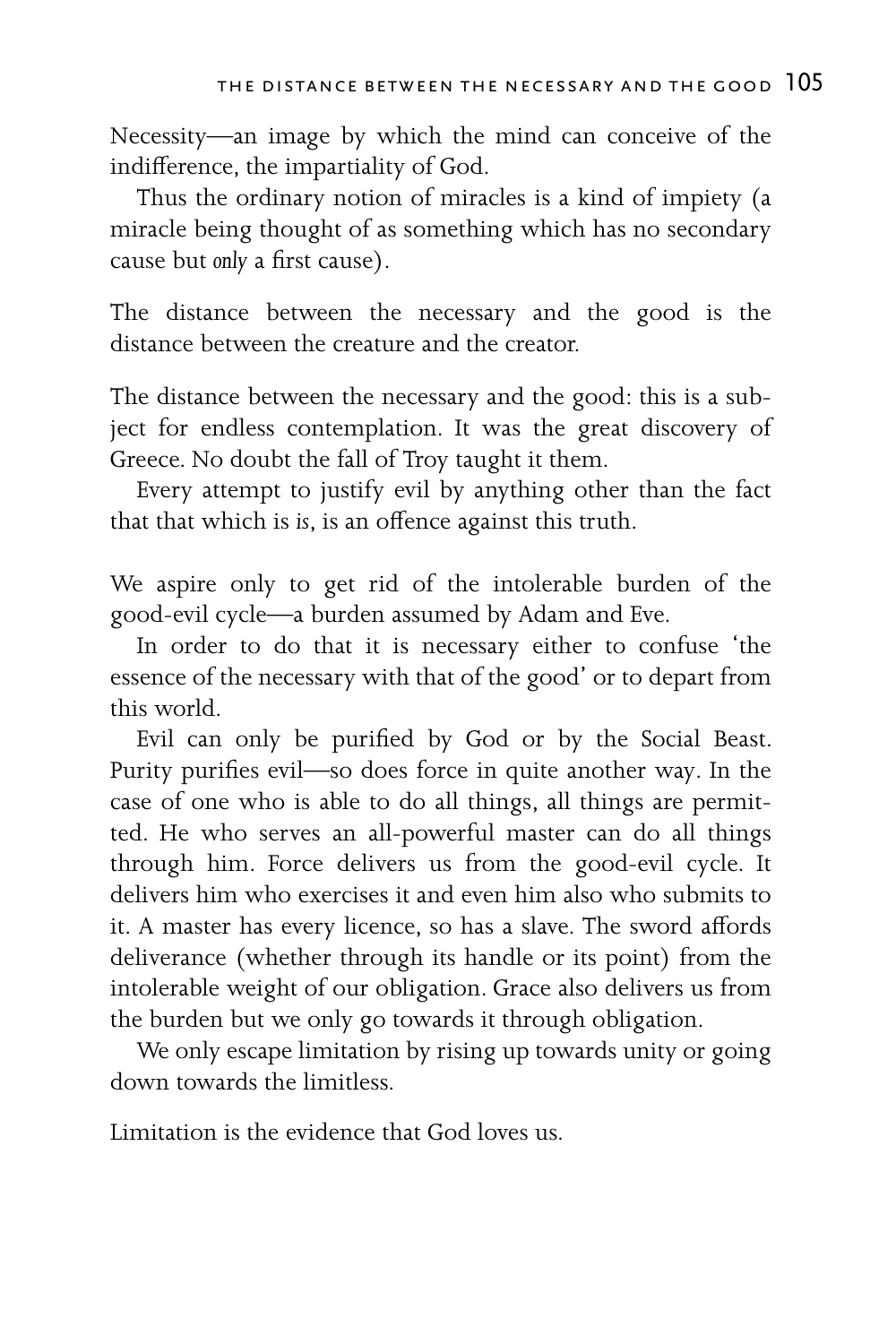Necessity—an image by which the mind can conceive of the indifference, the impartiality of God.

Thus the ordinary notion of miracles is a kind of impiety (a miracle being thought of as something which has no secondary cause but *only* a first cause).

The distance between the necessary and the good is the distance between the creature and the creator.

The distance between the necessary and the good: this is a subject for endless contemplation. It was the great discovery of Greece. No doubt the fall of Troy taught it them.

Every attempt to justify evil by anything other than the fact that that which is *is*, is an offence against this truth.

We aspire only to get rid of the intolerable burden of the good-evil cycle—a burden assumed by Adam and Eve.

In order to do that it is necessary either to confuse 'the essence of the necessary with that of the good' or to depart from this world.

Evil can only be purified by God or by the Social Beast. Purity purifies evil—so does force in quite another way. In the case of one who is able to do all things, all things are permitted. He who serves an all-powerful master can do all things through him. Force delivers us from the good-evil cycle. It delivers him who exercises it and even him also who submits to it. A master has every licence, so has a slave. The sword affords deliverance (whether through its handle or its point) from the intolerable weight of our obligation. Grace also delivers us from the burden but we only go towards it through obligation.

We only escape limitation by rising up towards unity or going down towards the limitless.

Limitation is the evidence that God loves us.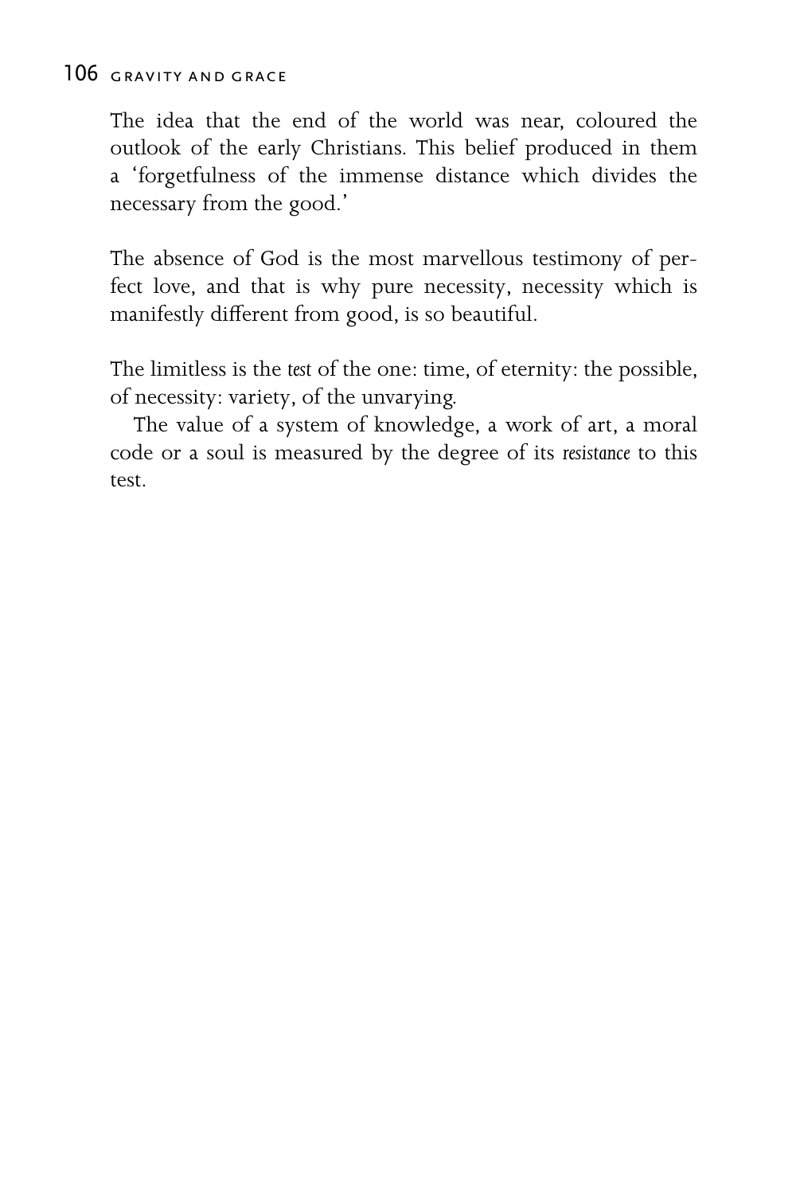The idea that the end of the world was near, coloured the outlook of the early Christians. This belief produced in them a 'forgetfulness of the immense distance which divides the necessary from the good.'

The absence of God is the most marvellous testimony of perfect love, and that is why pure necessity, necessity which is manifestly different from good, is so beautiful.

The limitless is the *test* of the one: time, of eternity: the possible, of necessity: variety, of the unvarying.

The value of a system of knowledge, a work of art, a moral code or a soul is measured by the degree of its *resistance* to this test.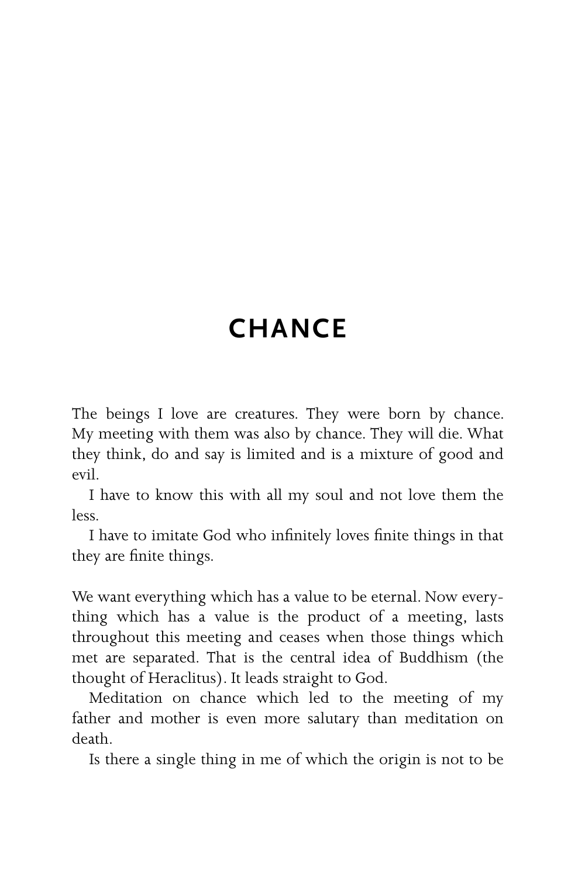# CHANCE

The beings I love are creatures. They were born by chance. My meeting with them was also by chance. They will die. What they think, do and say is limited and is a mixture of good and evil.

I have to know this with all my soul and not love them the less.

I have to imitate God who infinitely loves finite things in that they are finite things.

We want everything which has a value to be eternal. Now everything which has a value is the product of a meeting, lasts throughout this meeting and ceases when those things which met are separated. That is the central idea of Buddhism (the thought of Heraclitus). It leads straight to God.

Meditation on chance which led to the meeting of my father and mother is even more salutary than meditation on death.

Is there a single thing in me of which the origin is not to be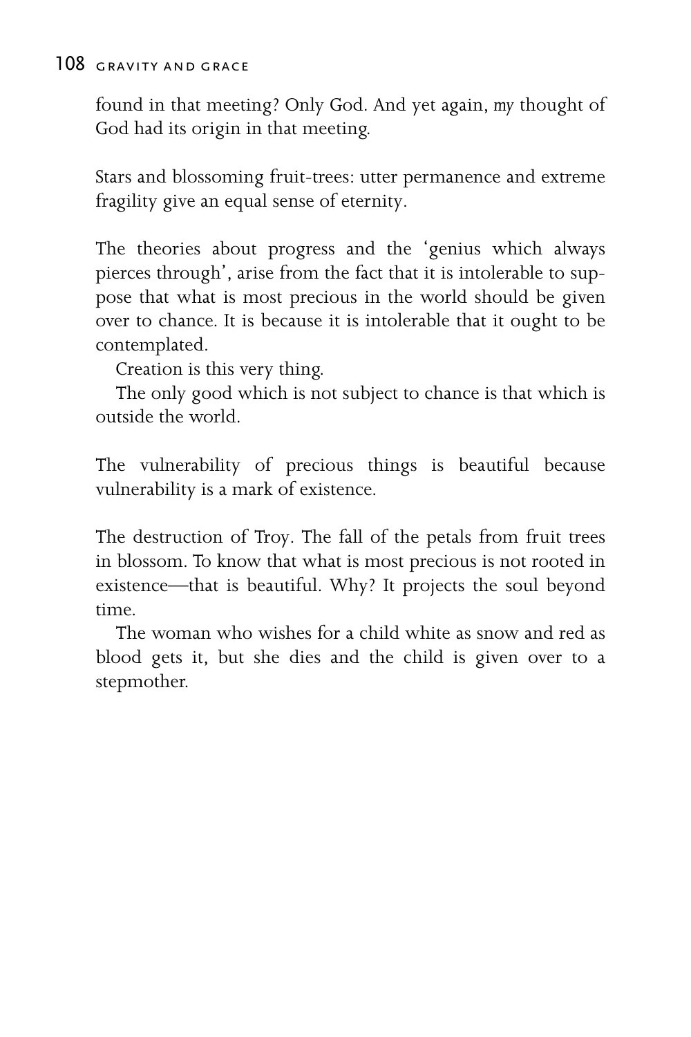found in that meeting? Only God. And yet again, *my* thought of God had its origin in that meeting.

Stars and blossoming fruit-trees: utter permanence and extreme fragility give an equal sense of eternity.

The theories about progress and the 'genius which always pierces through', arise from the fact that it is intolerable to suppose that what is most precious in the world should be given over to chance. It is because it is intolerable that it ought to be contemplated.

Creation is this very thing.

The only good which is not subject to chance is that which is outside the world.

The vulnerability of precious things is beautiful because vulnerability is a mark of existence.

The destruction of Troy. The fall of the petals from fruit trees in blossom. To know that what is most precious is not rooted in existence—that is beautiful. Why? It projects the soul beyond time.

The woman who wishes for a child white as snow and red as blood gets it, but she dies and the child is given over to a stepmother.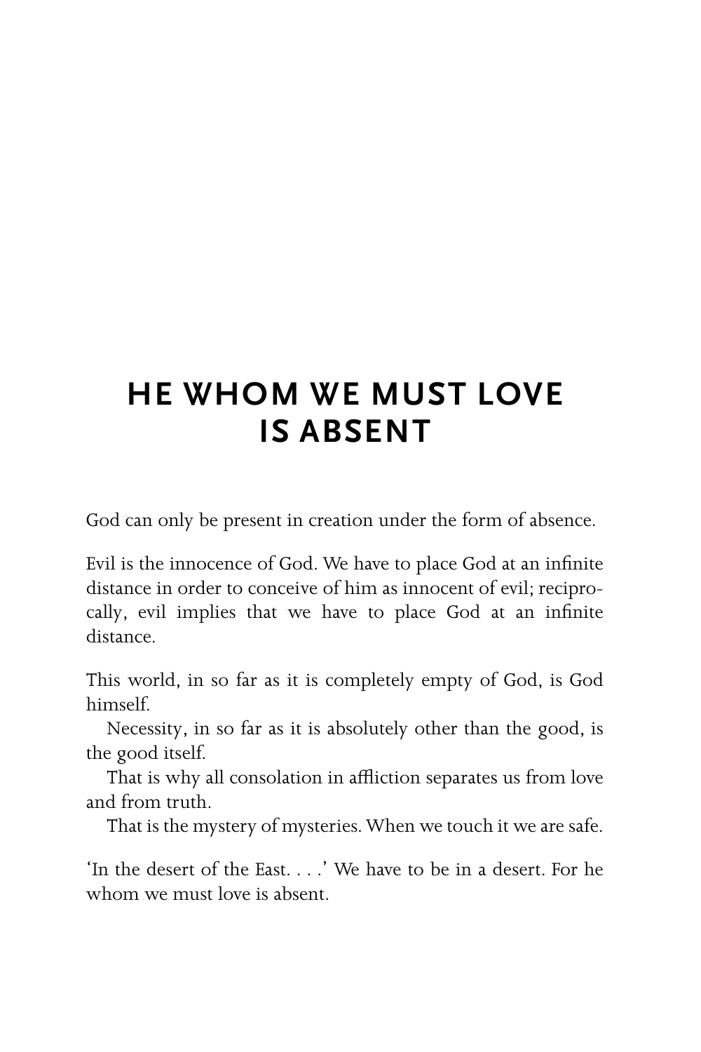# HE WHOM WE MUST LOVE IS ABSENT

God can only be present in creation under the form of absence.

Evil is the innocence of God. We have to place God at an infinite distance in order to conceive of him as innocent of evil; reciprocally, evil implies that we have to place God at an infinite distance.

This world, in so far as it is completely empty of God, is God himself.

Necessity, in so far as it is absolutely other than the good, is the good itself.

That is why all consolation in affliction separates us from love and from truth.

That is the mystery of mysteries. When we touch it we are safe.

'In the desert of the East. . . .' We have to be in a desert. For he whom we must love is absent.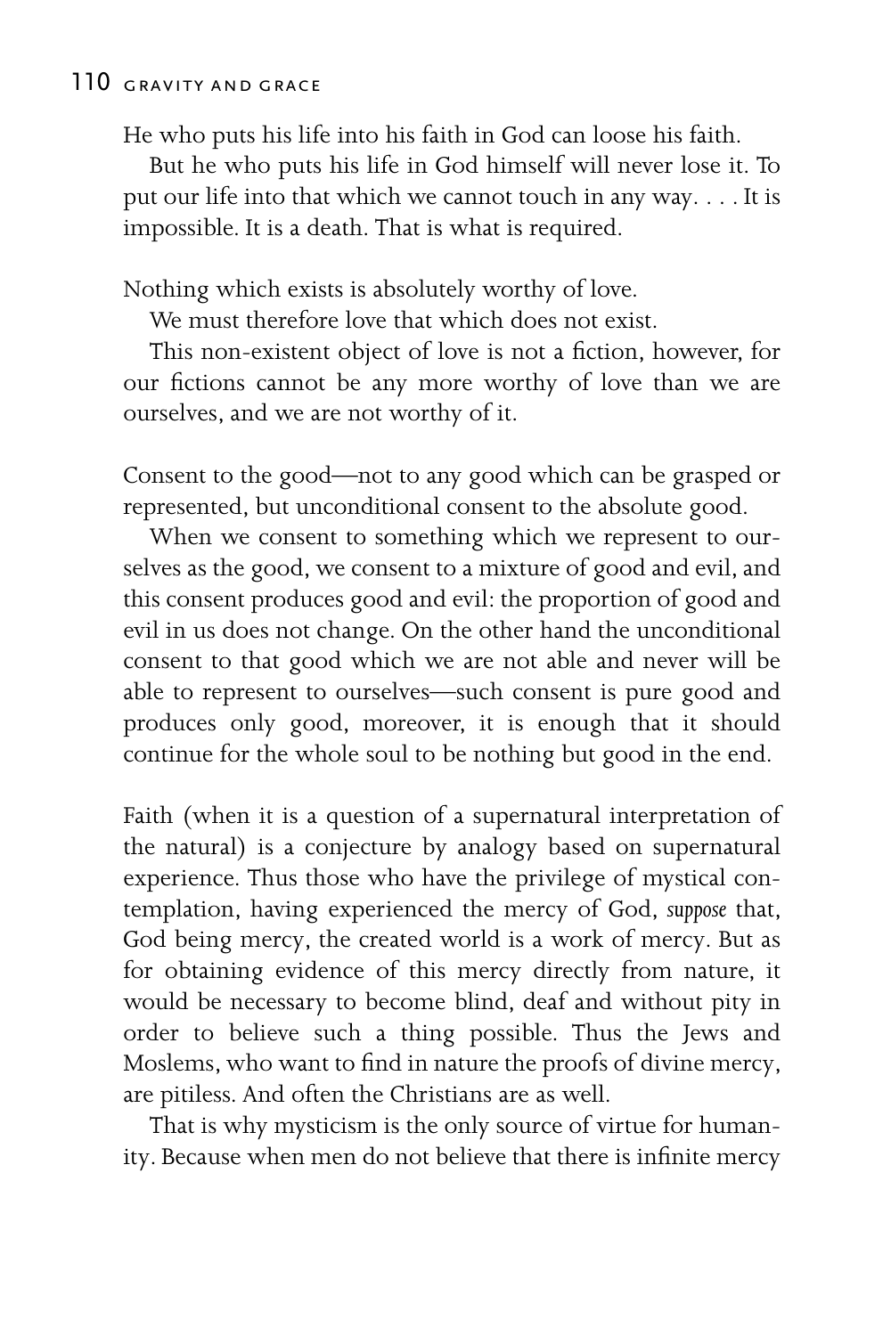He who puts his life into his faith in God can loose his faith.

But he who puts his life in God himself will never lose it. To put our life into that which we cannot touch in any way. . . . It is impossible. It is a death. That is what is required.

Nothing which exists is absolutely worthy of love.

We must therefore love that which does not exist.

This non-existent object of love is not a fiction, however, for our fictions cannot be any more worthy of love than we are ourselves, and we are not worthy of it.

Consent to the good—not to any good which can be grasped or represented, but unconditional consent to the absolute good.

When we consent to something which we represent to ourselves as the good, we consent to a mixture of good and evil, and this consent produces good and evil: the proportion of good and evil in us does not change. On the other hand the unconditional consent to that good which we are not able and never will be able to represent to ourselves—such consent is pure good and produces only good, moreover, it is enough that it should continue for the whole soul to be nothing but good in the end.

Faith (when it is a question of a supernatural interpretation of the natural) is a conjecture by analogy based on supernatural experience. Thus those who have the privilege of mystical contemplation, having experienced the mercy of God, *suppose* that, God being mercy, the created world is a work of mercy. But as for obtaining evidence of this mercy directly from nature, it would be necessary to become blind, deaf and without pity in order to believe such a thing possible. Thus the Jews and Moslems, who want to find in nature the proofs of divine mercy, are pitiless. And often the Christians are as well.

That is why mysticism is the only source of virtue for humanity. Because when men do not believe that there is infinite mercy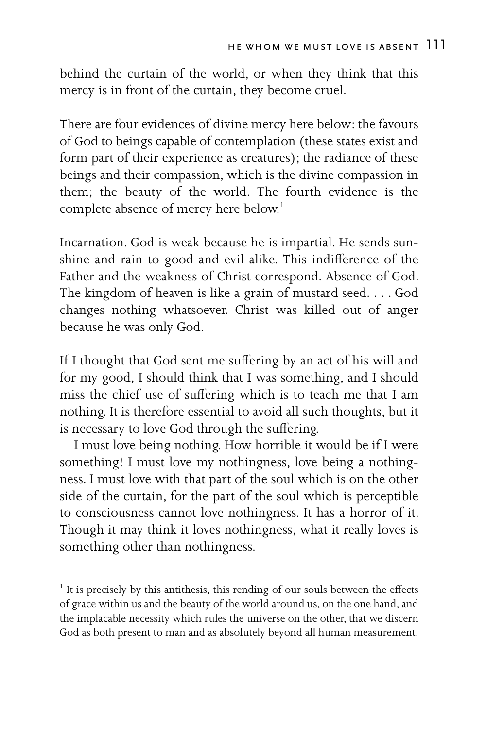behind the curtain of the world, or when they think that this mercy is in front of the curtain, they become cruel.

There are four evidences of divine mercy here below: the favours of God to beings capable of contemplation (these states exist and form part of their experience as creatures); the radiance of these beings and their compassion, which is the divine compassion in them; the beauty of the world. The fourth evidence is the complete absence of mercy here below.[1]

Incarnation. God is weak because he is impartial. He sends sunshine and rain to good and evil alike. This indifference of the Father and the weakness of Christ correspond. Absence of God. The kingdom of heaven is like a grain of mustard seed. . . . God changes nothing whatsoever. Christ was killed out of anger because he was only God.

If I thought that God sent me suffering by an act of his will and for my good, I should think that I was something, and I should miss the chief use of suffering which is to teach me that I am nothing. It is therefore essential to avoid all such thoughts, but it is necessary to love God through the suffering.

I must love being nothing. How horrible it would be if I were something! I must love my nothingness, love being a nothingness. I must love with that part of the soul which is on the other side of the curtain, for the part of the soul which is perceptible to consciousness cannot love nothingness. It has a horror of it. Though it may think it loves nothingness, what it really loves is something other than nothingness.

[1] It is precisely by this antithesis, this rending of our souls between the effects of grace within us and the beauty of the world around us, on the one hand, and the implacable necessity which rules the universe on the other, that we discern God as both present to man and as absolutely beyond all human measurement.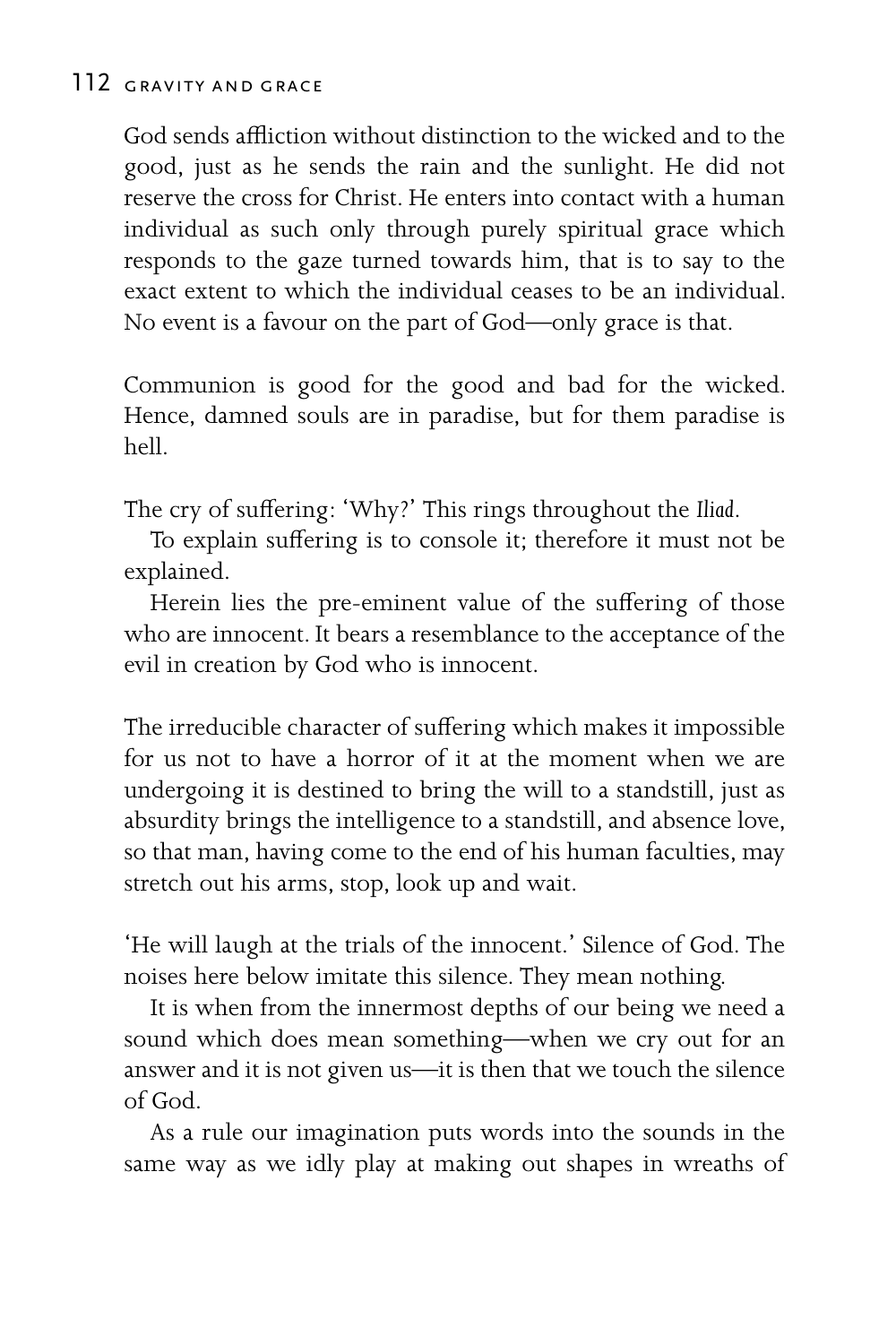God sends affliction without distinction to the wicked and to the good, just as he sends the rain and the sunlight. He did not reserve the cross for Christ. He enters into contact with a human individual as such only through purely spiritual grace which responds to the gaze turned towards him, that is to say to the exact extent to which the individual ceases to be an individual. No event is a favour on the part of God—only grace is that.

Communion is good for the good and bad for the wicked. Hence, damned souls are in paradise, but for them paradise is hell.

The cry of suffering: 'Why?' This rings throughout the *Iliad*.

To explain suffering is to console it; therefore it must not be explained.

Herein lies the pre-eminent value of the suffering of those who are innocent. It bears a resemblance to the acceptance of the evil in creation by God who is innocent.

The irreducible character of suffering which makes it impossible for us not to have a horror of it at the moment when we are undergoing it is destined to bring the will to a standstill, just as absurdity brings the intelligence to a standstill, and absence love, so that man, having come to the end of his human faculties, may stretch out his arms, stop, look up and wait.

'He will laugh at the trials of the innocent.' Silence of God. The noises here below imitate this silence. They mean nothing.

It is when from the innermost depths of our being we need a sound which does mean something—when we cry out for an answer and it is not given us—it is then that we touch the silence of God.

As a rule our imagination puts words into the sounds in the same way as we idly play at making out shapes in wreaths of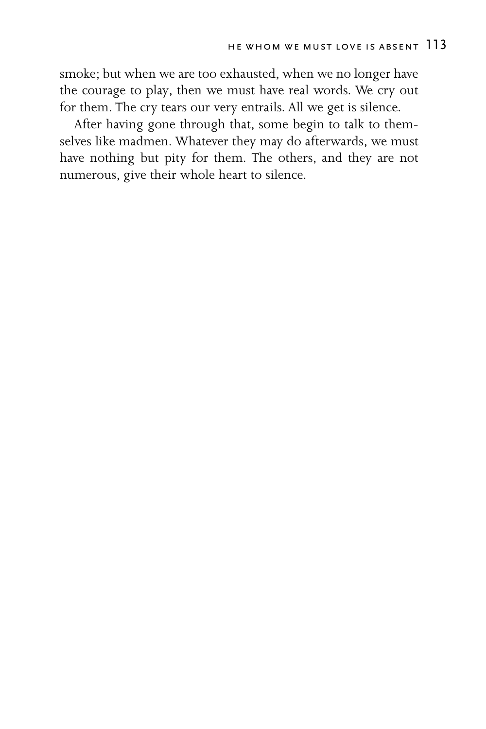smoke; but when we are too exhausted, when we no longer have the courage to play, then we must have real words. We cry out for them. The cry tears our very entrails. All we get is silence.

After having gone through that, some begin to talk to themselves like madmen. Whatever they may do afterwards, we must have nothing but pity for them. The others, and they are not numerous, give their whole heart to silence.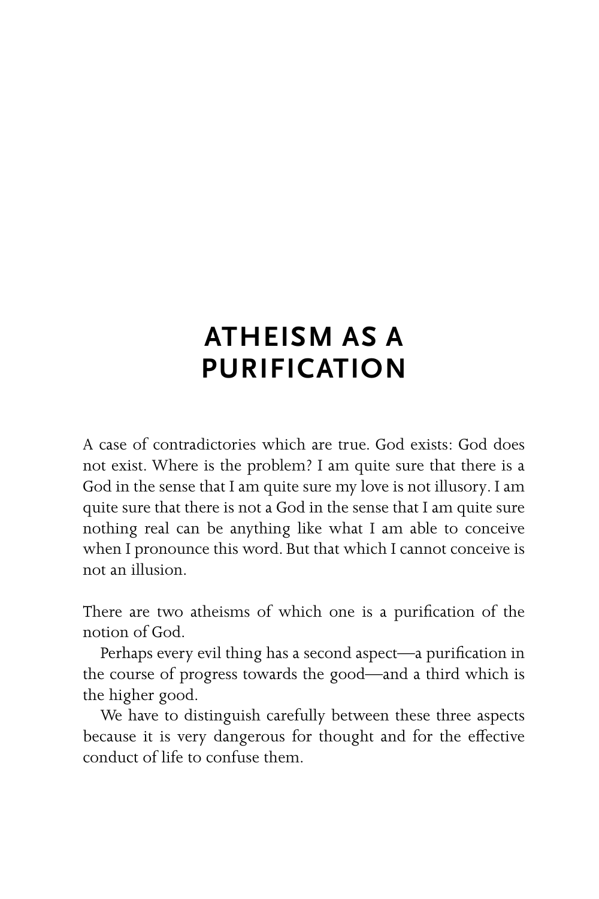# ATHEISM AS A PURIFICATION

A case of contradictories which are true. God exists: God does not exist. Where is the problem? I am quite sure that there is a God in the sense that I am quite sure my love is not illusory. I am quite sure that there is not a God in the sense that I am quite sure nothing real can be anything like what I am able to conceive when I pronounce this word. But that which I cannot conceive is not an illusion.

There are two atheisms of which one is a purification of the notion of God.

Perhaps every evil thing has a second aspect—a purification in the course of progress towards the good—and a third which is the higher good.

We have to distinguish carefully between these three aspects because it is very dangerous for thought and for the effective conduct of life to confuse them.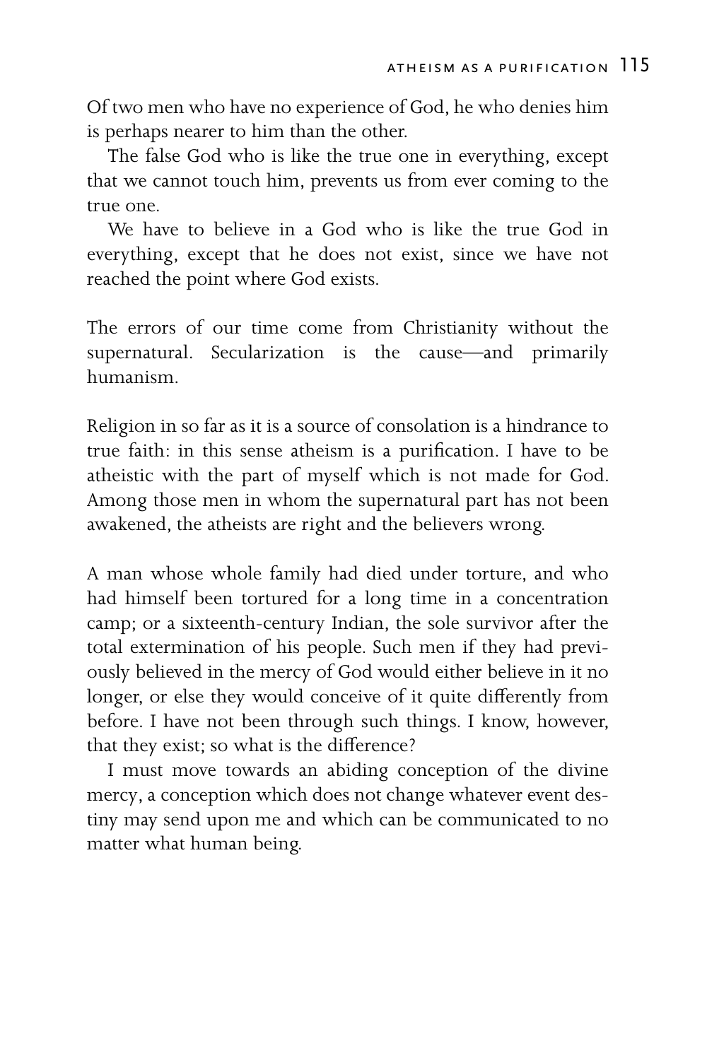Of two men who have no experience of God, he who denies him is perhaps nearer to him than the other.

The false God who is like the true one in everything, except that we cannot touch him, prevents us from ever coming to the true one.

We have to believe in a God who is like the true God in everything, except that he does not exist, since we have not reached the point where God exists.

The errors of our time come from Christianity without the supernatural. Secularization is the cause—and primarily humanism.

Religion in so far as it is a source of consolation is a hindrance to true faith: in this sense atheism is a purification. I have to be atheistic with the part of myself which is not made for God. Among those men in whom the supernatural part has not been awakened, the atheists are right and the believers wrong.

A man whose whole family had died under torture, and who had himself been tortured for a long time in a concentration camp; or a sixteenth-century Indian, the sole survivor after the total extermination of his people. Such men if they had previously believed in the mercy of God would either believe in it no longer, or else they would conceive of it quite differently from before. I have not been through such things. I know, however, that they exist; so what is the difference?

I must move towards an abiding conception of the divine mercy, a conception which does not change whatever event destiny may send upon me and which can be communicated to no matter what human being.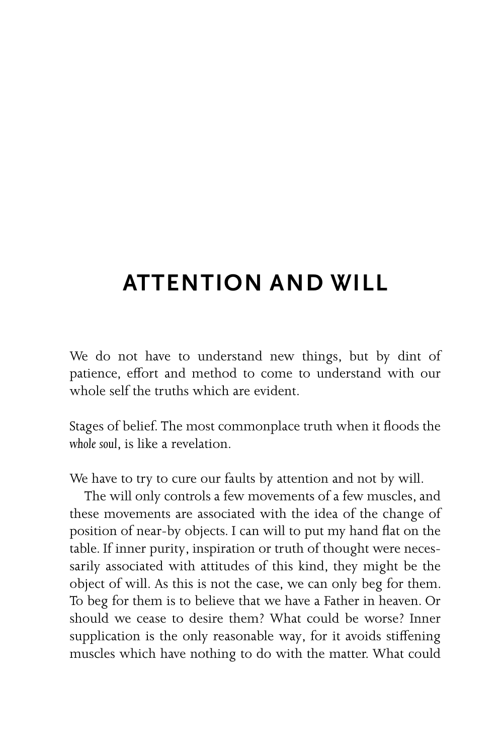# ATTENTION AND WILL

We do not have to understand new things, but by dint of patience, effort and method to come to understand with our whole self the truths which are evident.

Stages of belief. The most commonplace truth when it floods the *whole soul*, is like a revelation.

We have to try to cure our faults by attention and not by will.

The will only controls a few movements of a few muscles, and these movements are associated with the idea of the change of position of near-by objects. I can will to put my hand flat on the table. If inner purity, inspiration or truth of thought were necessarily associated with attitudes of this kind, they might be the object of will. As this is not the case, we can only beg for them. To beg for them is to believe that we have a Father in heaven. Or should we cease to desire them? What could be worse? Inner supplication is the only reasonable way, for it avoids stiffening muscles which have nothing to do with the matter. What could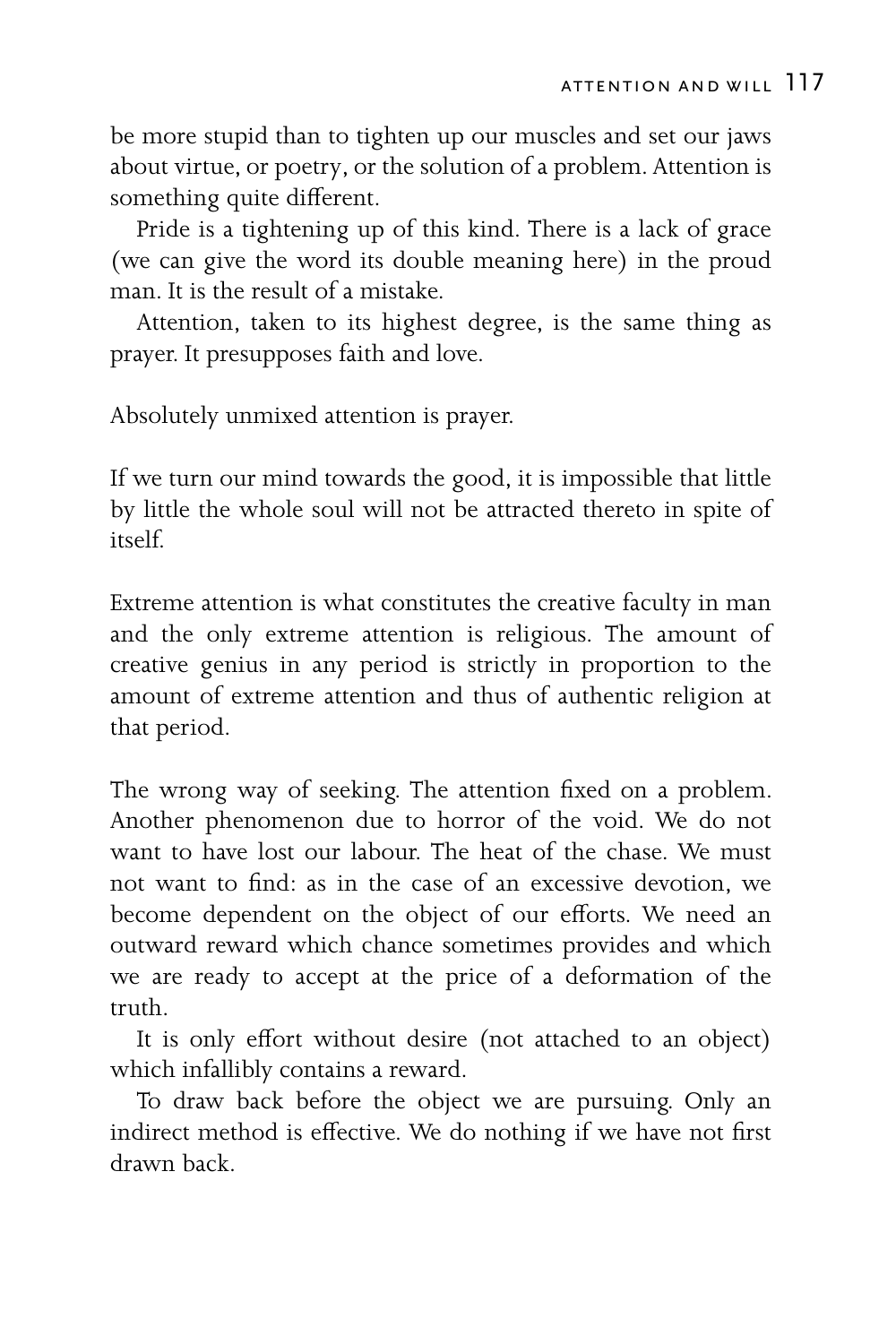be more stupid than to tighten up our muscles and set our jaws about virtue, or poetry, or the solution of a problem. Attention is something quite different.

Pride is a tightening up of this kind. There is a lack of grace (we can give the word its double meaning here) in the proud man. It is the result of a mistake.

Attention, taken to its highest degree, is the same thing as prayer. It presupposes faith and love.

Absolutely unmixed attention is prayer.

If we turn our mind towards the good, it is impossible that little by little the whole soul will not be attracted thereto in spite of itself.

Extreme attention is what constitutes the creative faculty in man and the only extreme attention is religious. The amount of creative genius in any period is strictly in proportion to the amount of extreme attention and thus of authentic religion at that period.

The wrong way of seeking. The attention fixed on a problem. Another phenomenon due to horror of the void. We do not want to have lost our labour. The heat of the chase. We must not want to find: as in the case of an excessive devotion, we become dependent on the object of our efforts. We need an outward reward which chance sometimes provides and which we are ready to accept at the price of a deformation of the truth.

It is only effort without desire (not attached to an object) which infallibly contains a reward.

To draw back before the object we are pursuing. Only an indirect method is effective. We do nothing if we have not first drawn back.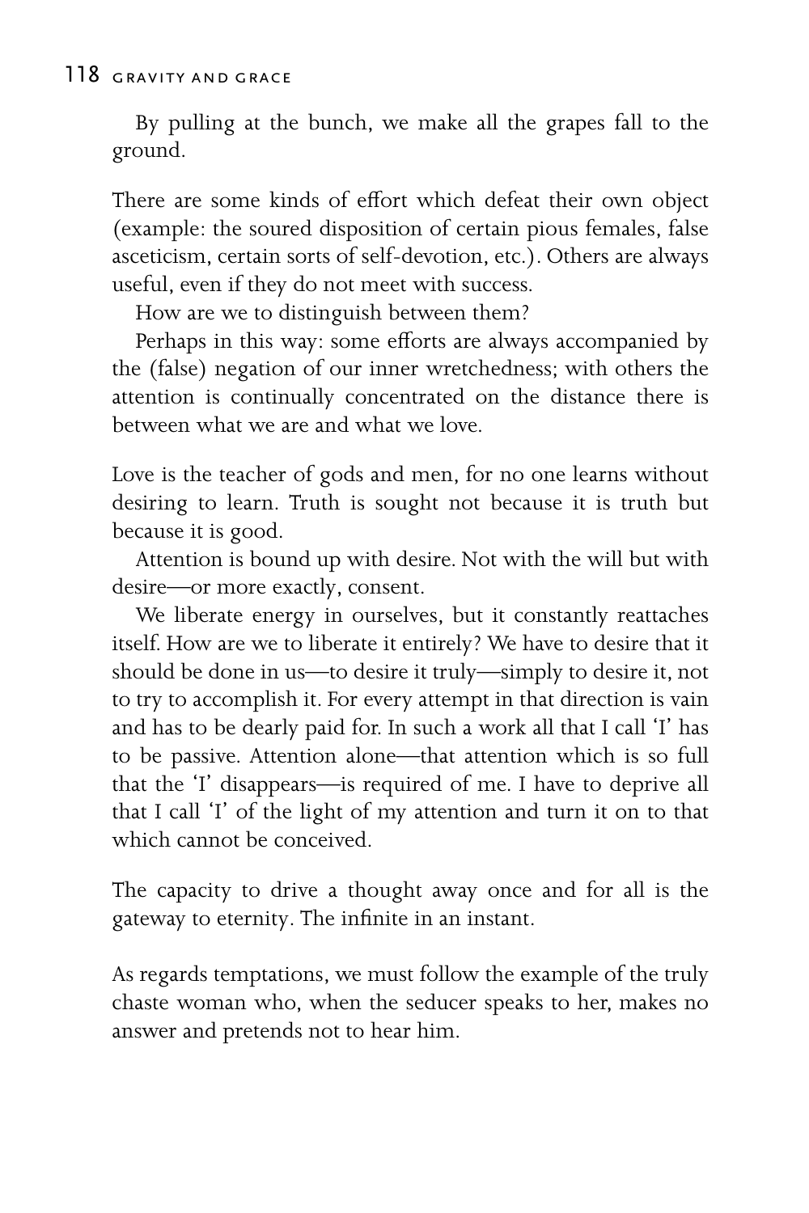By pulling at the bunch, we make all the grapes fall to the ground.

There are some kinds of effort which defeat their own object (example: the soured disposition of certain pious females, false asceticism, certain sorts of self-devotion, etc.). Others are always useful, even if they do not meet with success.

How are we to distinguish between them?

Perhaps in this way: some efforts are always accompanied by the (false) negation of our inner wretchedness; with others the attention is continually concentrated on the distance there is between what we are and what we love.

Love is the teacher of gods and men, for no one learns without desiring to learn. Truth is sought not because it is truth but because it is good.

Attention is bound up with desire. Not with the will but with desire—or more exactly, consent.

We liberate energy in ourselves, but it constantly reattaches itself. How are we to liberate it entirely? We have to desire that it should be done in us—to desire it truly—simply to desire it, not to try to accomplish it. For every attempt in that direction is vain and has to be dearly paid for. In such a work all that I call 'I' has to be passive. Attention alone—that attention which is so full that the 'I' disappears—is required of me. I have to deprive all that I call 'I' of the light of my attention and turn it on to that which cannot be conceived.

The capacity to drive a thought away once and for all is the gateway to eternity. The infinite in an instant.

As regards temptations, we must follow the example of the truly chaste woman who, when the seducer speaks to her, makes no answer and pretends not to hear him.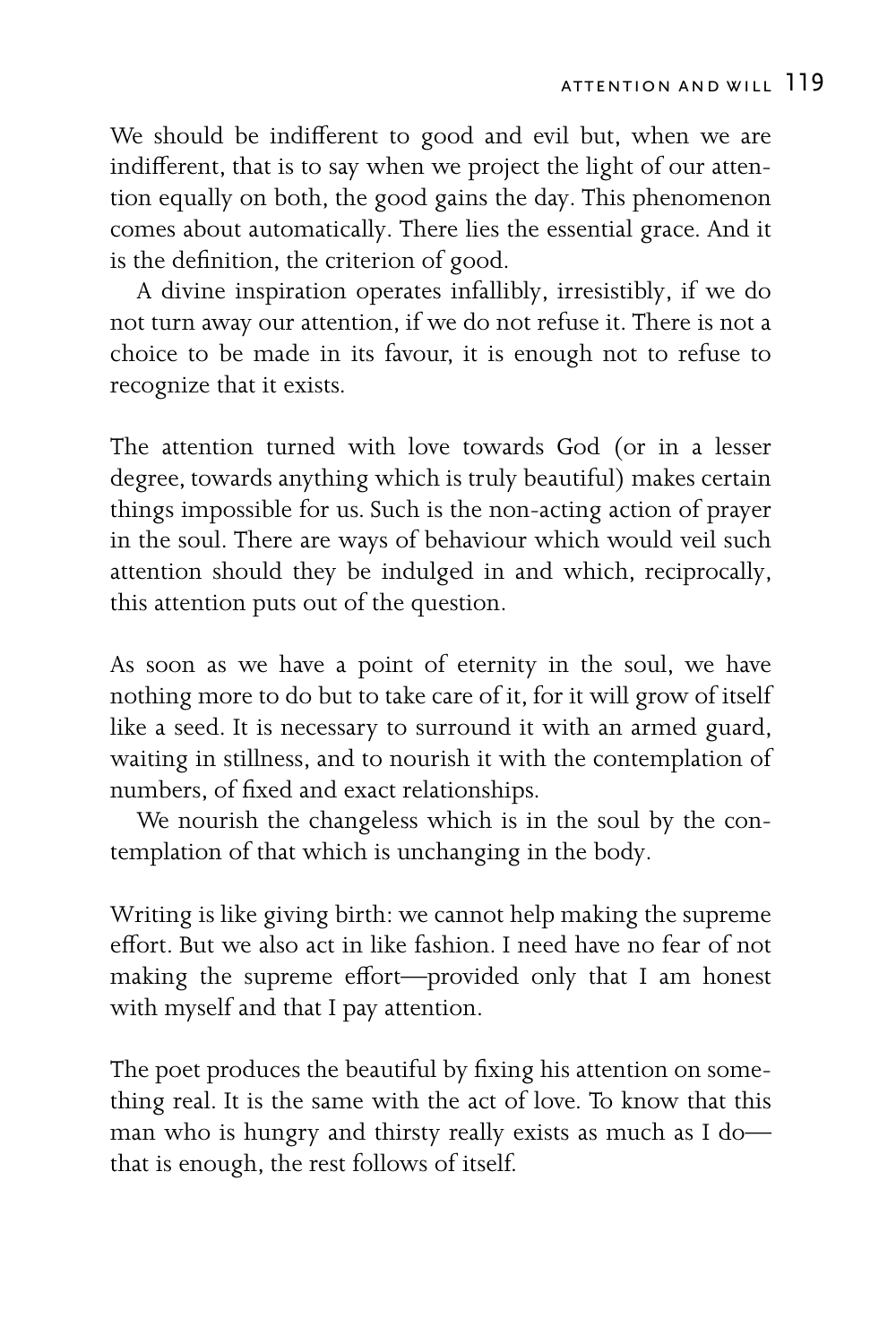We should be indifferent to good and evil but, when we are indifferent, that is to say when we project the light of our attention equally on both, the good gains the day. This phenomenon comes about automatically. There lies the essential grace. And it is the definition, the criterion of good.

A divine inspiration operates infallibly, irresistibly, if we do not turn away our attention, if we do not refuse it. There is not a choice to be made in its favour, it is enough not to refuse to recognize that it exists.

The attention turned with love towards God (or in a lesser degree, towards anything which is truly beautiful) makes certain things impossible for us. Such is the non-acting action of prayer in the soul. There are ways of behaviour which would veil such attention should they be indulged in and which, reciprocally, this attention puts out of the question.

As soon as we have a point of eternity in the soul, we have nothing more to do but to take care of it, for it will grow of itself like a seed. It is necessary to surround it with an armed guard, waiting in stillness, and to nourish it with the contemplation of numbers, of fixed and exact relationships.

We nourish the changeless which is in the soul by the contemplation of that which is unchanging in the body.

Writing is like giving birth: we cannot help making the supreme effort. But we also act in like fashion. I need have no fear of not making the supreme effort—provided only that I am honest with myself and that I pay attention.

The poet produces the beautiful by fixing his attention on something real. It is the same with the act of love. To know that this man who is hungry and thirsty really exists as much as I do—that is enough, the rest follows of itself.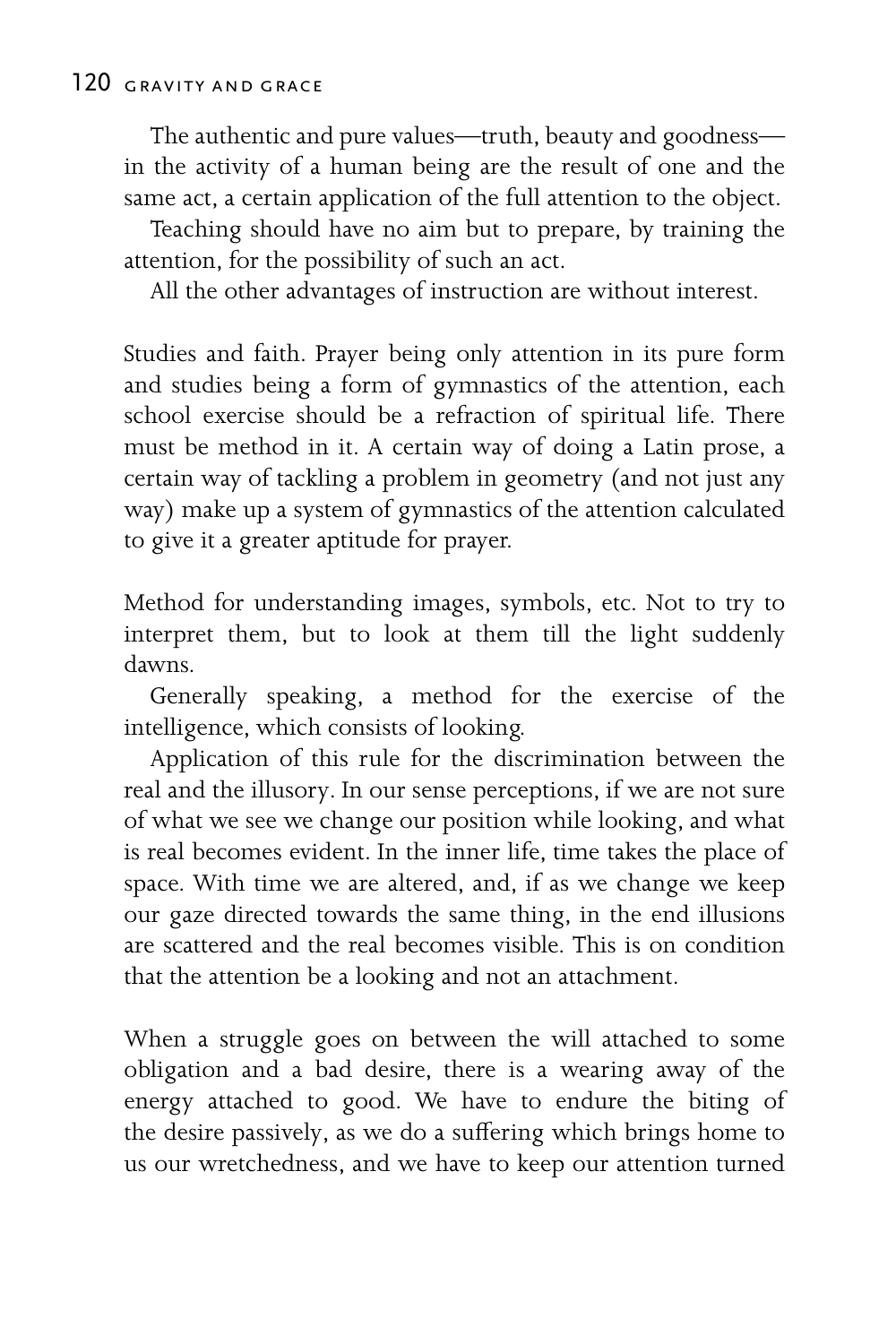The authentic and pure values—truth, beauty and goodness—in the activity of a human being are the result of one and the same act, a certain application of the full attention to the object.

Teaching should have no aim but to prepare, by training the attention, for the possibility of such an act.

All the other advantages of instruction are without interest.

Studies and faith. Prayer being only attention in its pure form and studies being a form of gymnastics of the attention, each school exercise should be a refraction of spiritual life. There must be method in it. A certain way of doing a Latin prose, a certain way of tackling a problem in geometry (and not just any way) make up a system of gymnastics of the attention calculated to give it a greater aptitude for prayer.

Method for understanding images, symbols, etc. Not to try to interpret them, but to look at them till the light suddenly dawns.

Generally speaking, a method for the exercise of the intelligence, which consists of looking.

Application of this rule for the discrimination between the real and the illusory. In our sense perceptions, if we are not sure of what we see we change our position while looking, and what is real becomes evident. In the inner life, time takes the place of space. With time we are altered, and, if as we change we keep our gaze directed towards the same thing, in the end illusions are scattered and the real becomes visible. This is on condition that the attention be a looking and not an attachment.

When a struggle goes on between the will attached to some obligation and a bad desire, there is a wearing away of the energy attached to good. We have to endure the biting of the desire passively, as we do a suffering which brings home to us our wretchedness, and we have to keep our attention turned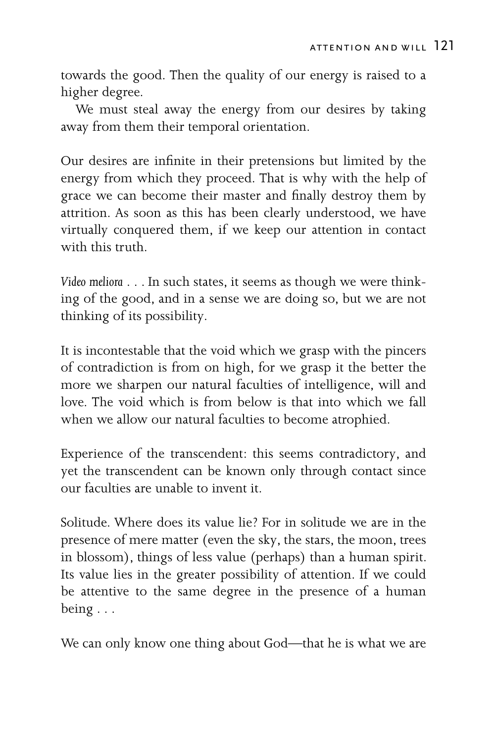towards the good. Then the quality of our energy is raised to a higher degree.

We must steal away the energy from our desires by taking away from them their temporal orientation.

Our desires are infinite in their pretensions but limited by the energy from which they proceed. That is why with the help of grace we can become their master and finally destroy them by attrition. As soon as this has been clearly understood, we have virtually conquered them, if we keep our attention in contact with this truth.

*Video meliora* . . . In such states, it seems as though we were thinking of the good, and in a sense we are doing so, but we are not thinking of its possibility.

It is incontestable that the void which we grasp with the pincers of contradiction is from on high, for we grasp it the better the more we sharpen our natural faculties of intelligence, will and love. The void which is from below is that into which we fall when we allow our natural faculties to become atrophied.

Experience of the transcendent: this seems contradictory, and yet the transcendent can be known only through contact since our faculties are unable to invent it.

Solitude. Where does its value lie? For in solitude we are in the presence of mere matter (even the sky, the stars, the moon, trees in blossom), things of less value (perhaps) than a human spirit. Its value lies in the greater possibility of attention. If we could be attentive to the same degree in the presence of a human being . . .

We can only know one thing about God—that he is what we are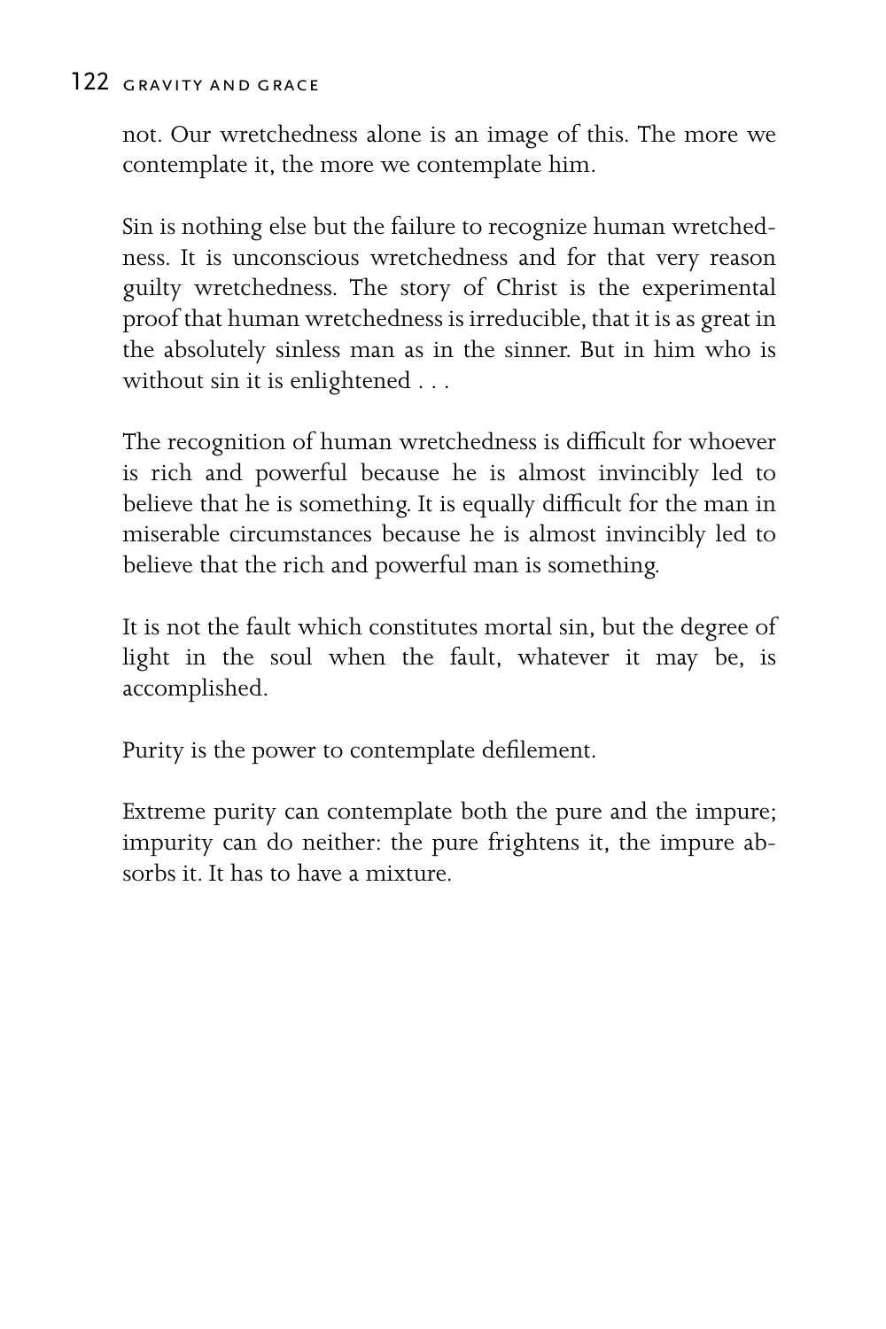not. Our wretchedness alone is an image of this. The more we contemplate it, the more we contemplate him.

Sin is nothing else but the failure to recognize human wretchedness. It is unconscious wretchedness and for that very reason guilty wretchedness. The story of Christ is the experimental proof that human wretchedness is irreducible, that it is as great in the absolutely sinless man as in the sinner. But in him who is without sin it is enlightened . . .

The recognition of human wretchedness is difficult for whoever is rich and powerful because he is almost invincibly led to believe that he is something. It is equally difficult for the man in miserable circumstances because he is almost invincibly led to believe that the rich and powerful man is something.

It is not the fault which constitutes mortal sin, but the degree of light in the soul when the fault, whatever it may be, is accomplished.

Purity is the power to contemplate defilement.

Extreme purity can contemplate both the pure and the impure; impurity can do neither: the pure frightens it, the impure absorbs it. It has to have a mixture.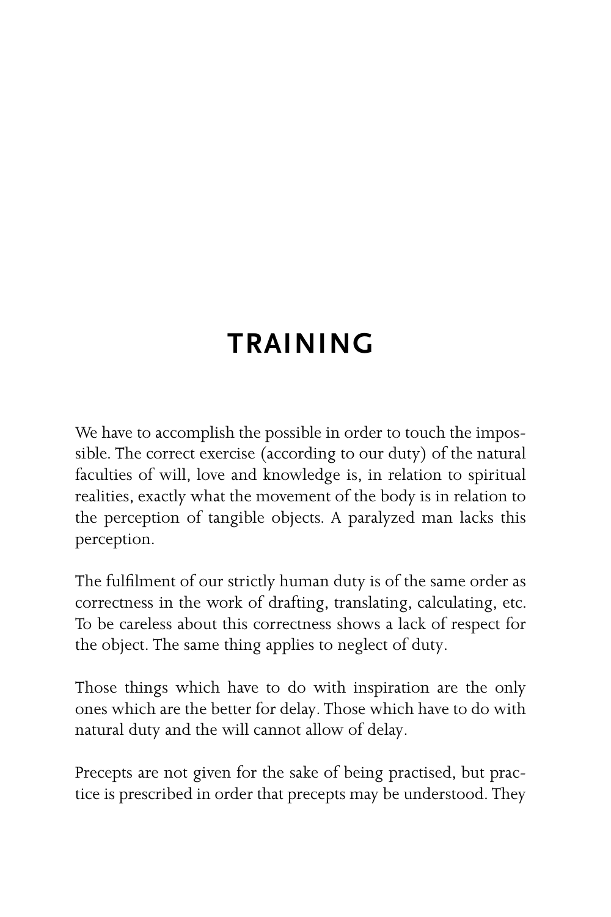# TRAINING

We have to accomplish the possible in order to touch the impossible. The correct exercise (according to our duty) of the natural faculties of will, love and knowledge is, in relation to spiritual realities, exactly what the movement of the body is in relation to the perception of tangible objects. A paralyzed man lacks this perception.

The fulfilment of our strictly human duty is of the same order as correctness in the work of drafting, translating, calculating, etc. To be careless about this correctness shows a lack of respect for the object. The same thing applies to neglect of duty.

Those things which have to do with inspiration are the only ones which are the better for delay. Those which have to do with natural duty and the will cannot allow of delay.

Precepts are not given for the sake of being practised, but practice is prescribed in order that precepts may be understood. They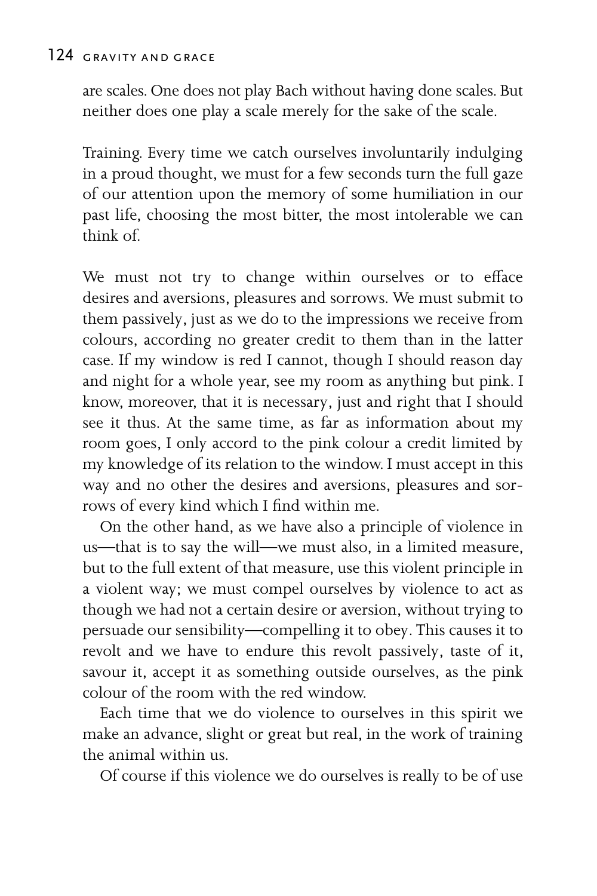are scales. One does not play Bach without having done scales. But neither does one play a scale merely for the sake of the scale.

Training. Every time we catch ourselves involuntarily indulging in a proud thought, we must for a few seconds turn the full gaze of our attention upon the memory of some humiliation in our past life, choosing the most bitter, the most intolerable we can think of.

We must not try to change within ourselves or to efface desires and aversions, pleasures and sorrows. We must submit to them passively, just as we do to the impressions we receive from colours, according no greater credit to them than in the latter case. If my window is red I cannot, though I should reason day and night for a whole year, see my room as anything but pink. I know, moreover, that it is necessary, just and right that I should see it thus. At the same time, as far as information about my room goes, I only accord to the pink colour a credit limited by my knowledge of its relation to the window. I must accept in this way and no other the desires and aversions, pleasures and sorrows of every kind which I find within me.

On the other hand, as we have also a principle of violence in us—that is to say the will—we must also, in a limited measure, but to the full extent of that measure, use this violent principle in a violent way; we must compel ourselves by violence to act as though we had not a certain desire or aversion, without trying to persuade our sensibility—compelling it to obey. This causes it to revolt and we have to endure this revolt passively, taste of it, savour it, accept it as something outside ourselves, as the pink colour of the room with the red window.

Each time that we do violence to ourselves in this spirit we make an advance, slight or great but real, in the work of training the animal within us.

Of course if this violence we do ourselves is really to be of use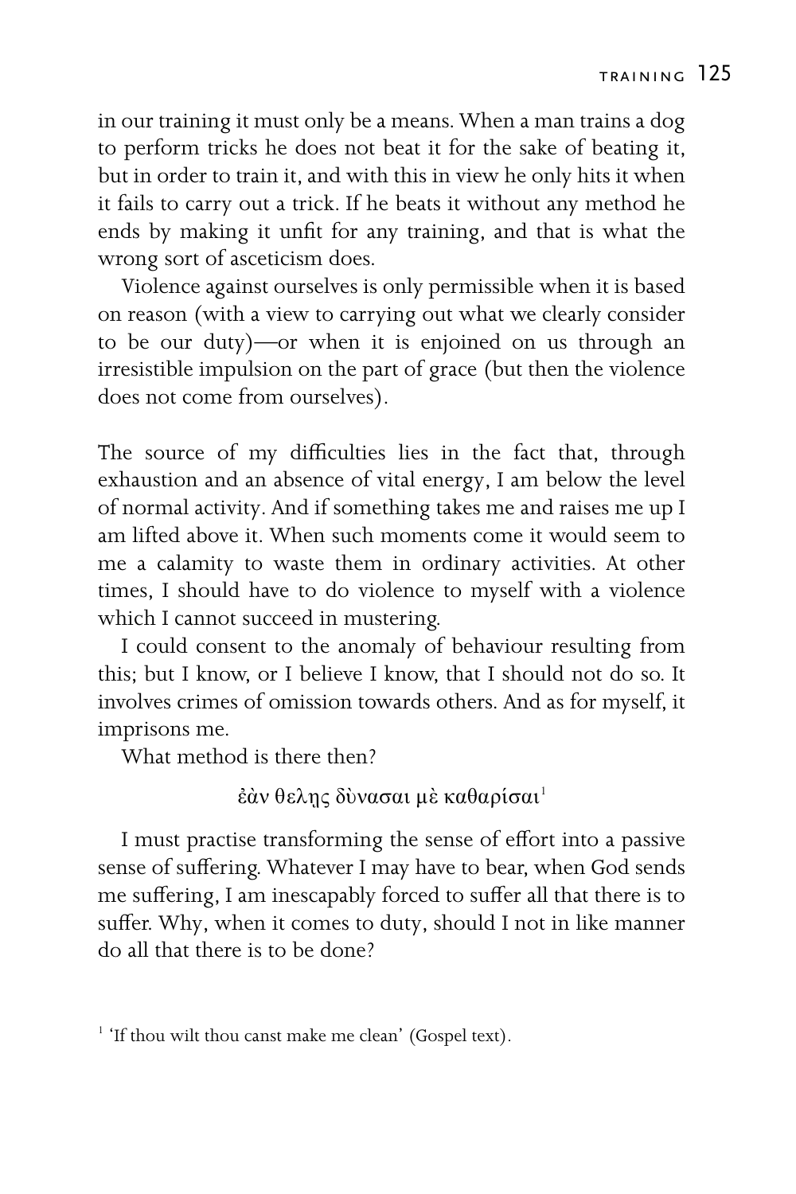in our training it must only be a means. When a man trains a dog to perform tricks he does not beat it for the sake of beating it, but in order to train it, and with this in view he only hits it when it fails to carry out a trick. If he beats it without any method he ends by making it unfit for any training, and that is what the wrong sort of asceticism does.

Violence against ourselves is only permissible when it is based on reason (with a view to carrying out what we clearly consider to be our duty)—or when it is enjoined on us through an irresistible impulsion on the part of grace (but then the violence does not come from ourselves).

The source of my difficulties lies in the fact that, through exhaustion and an absence of vital energy, I am below the level of normal activity. And if something takes me and raises me up I am lifted above it. When such moments come it would seem to me a calamity to waste them in ordinary activities. At other times, I should have to do violence to myself with a violence which I cannot succeed in mustering.

I could consent to the anomaly of behaviour resulting from this; but I know, or I believe I know, that I should not do so. It involves crimes of omission towards others. And as for myself, it imprisons me.

What method is there then?

ἐὰν θελης δὺνασαι μὲ καθαρίσαι[1]

I must practise transforming the sense of effort into a passive sense of suffering. Whatever I may have to bear, when God sends me suffering, I am inescapably forced to suffer all that there is to suffer. Why, when it comes to duty, should I not in like manner do all that there is to be done?

[1] 'If thou wilt thou canst make me clean' (Gospel text).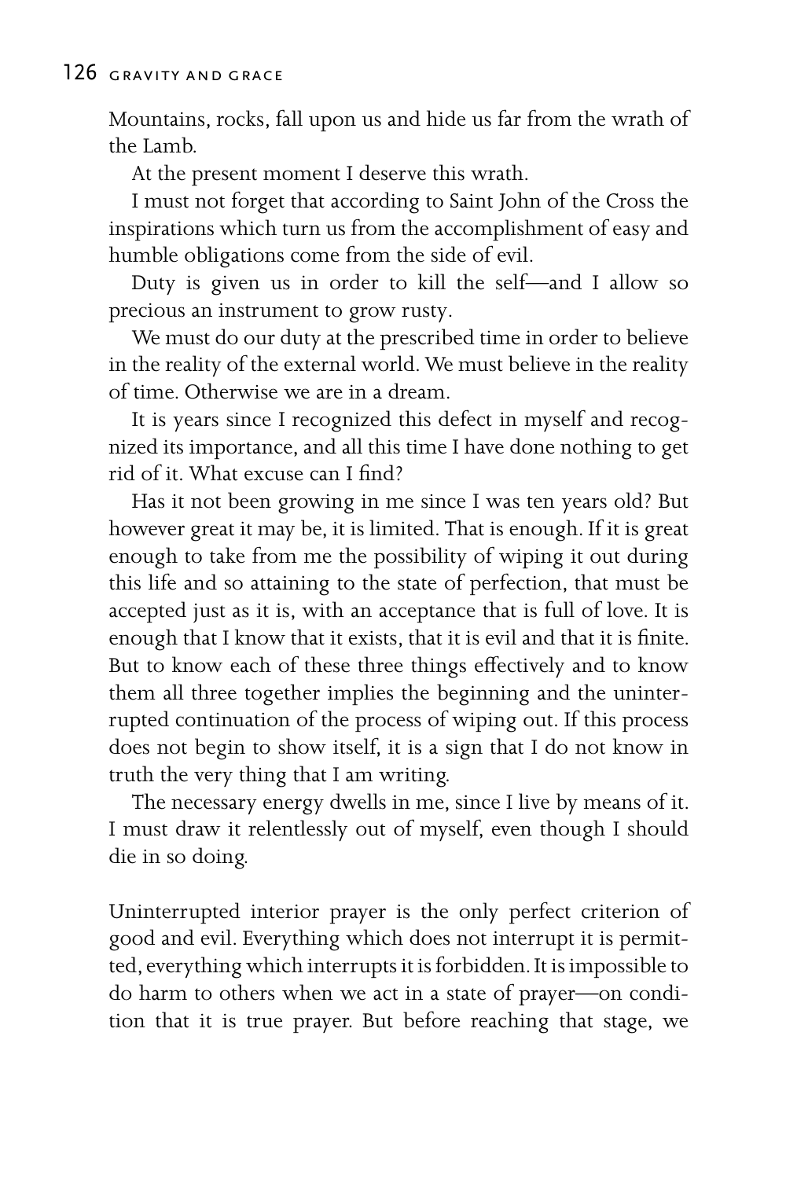Mountains, rocks, fall upon us and hide us far from the wrath of the Lamb.

At the present moment I deserve this wrath.

I must not forget that according to Saint John of the Cross the inspirations which turn us from the accomplishment of easy and humble obligations come from the side of evil.

Duty is given us in order to kill the self—and I allow so precious an instrument to grow rusty.

We must do our duty at the prescribed time in order to believe in the reality of the external world. We must believe in the reality of time. Otherwise we are in a dream.

It is years since I recognized this defect in myself and recognized its importance, and all this time I have done nothing to get rid of it. What excuse can I find?

Has it not been growing in me since I was ten years old? But however great it may be, it is limited. That is enough. If it is great enough to take from me the possibility of wiping it out during this life and so attaining to the state of perfection, that must be accepted just as it is, with an acceptance that is full of love. It is enough that I know that it exists, that it is evil and that it is finite. But to know each of these three things effectively and to know them all three together implies the beginning and the uninterrupted continuation of the process of wiping out. If this process does not begin to show itself, it is a sign that I do not know in truth the very thing that I am writing.

The necessary energy dwells in me, since I live by means of it. I must draw it relentlessly out of myself, even though I should die in so doing.

Uninterrupted interior prayer is the only perfect criterion of good and evil. Everything which does not interrupt it is permitted, everything which interrupts it is forbidden. It is impossible to do harm to others when we act in a state of prayer—on condition that it is true prayer. But before reaching that stage, we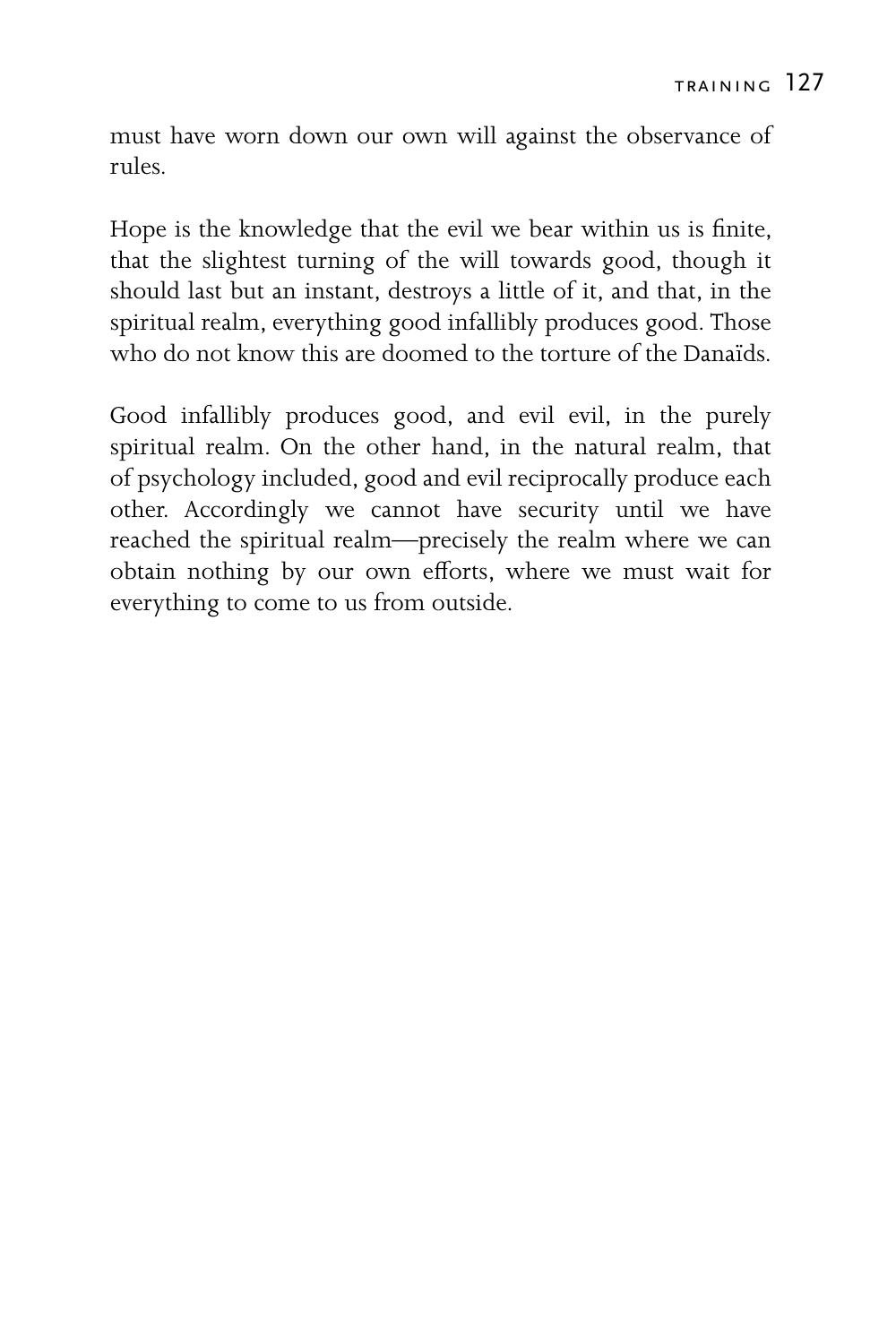must have worn down our own will against the observance of rules.

Hope is the knowledge that the evil we bear within us is finite, that the slightest turning of the will towards good, though it should last but an instant, destroys a little of it, and that, in the spiritual realm, everything good infallibly produces good. Those who do not know this are doomed to the torture of the Danaïds.

Good infallibly produces good, and evil evil, in the purely spiritual realm. On the other hand, in the natural realm, that of psychology included, good and evil reciprocally produce each other. Accordingly we cannot have security until we have reached the spiritual realm—precisely the realm where we can obtain nothing by our own efforts, where we must wait for everything to come to us from outside.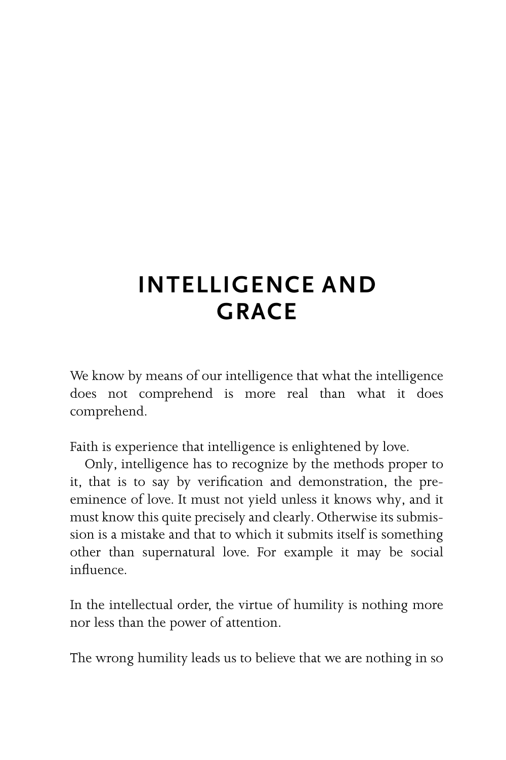# INTELLIGENCE AND GRACE

We know by means of our intelligence that what the intelligence does not comprehend is more real than what it does comprehend.

Faith is experience that intelligence is enlightened by love.

Only, intelligence has to recognize by the methods proper to it, that is to say by verification and demonstration, the pre-eminence of love. It must not yield unless it knows why, and it must know this quite precisely and clearly. Otherwise its submission is a mistake and that to which it submits itself is something other than supernatural love. For example it may be social influence.

In the intellectual order, the virtue of humility is nothing more nor less than the power of attention.

The wrong humility leads us to believe that we are nothing in so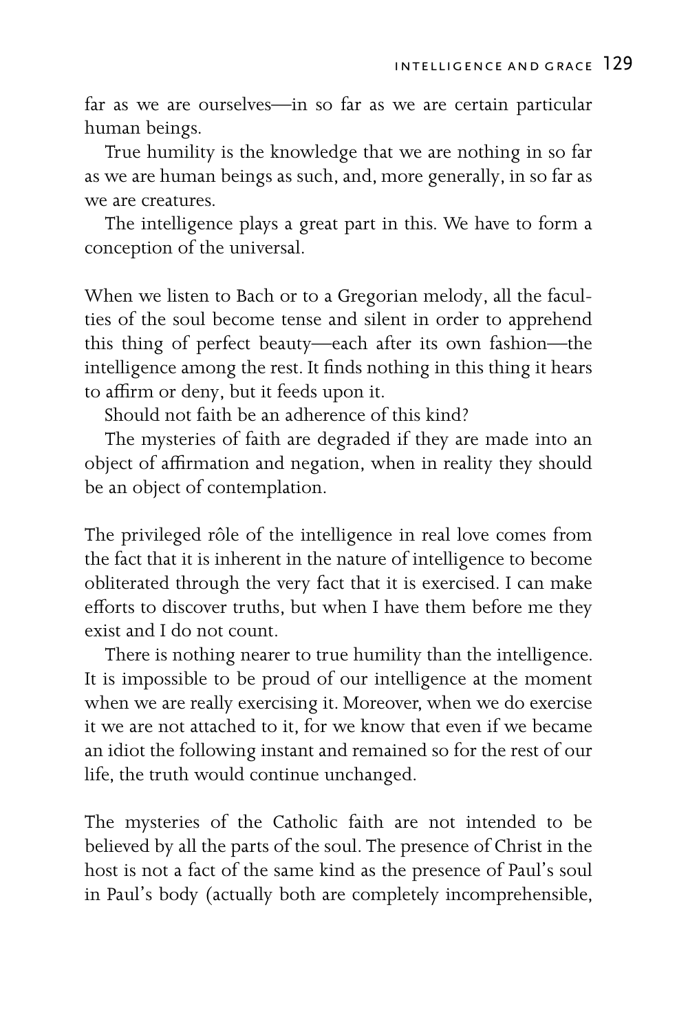far as we are ourselves—in so far as we are certain particular human beings.

True humility is the knowledge that we are nothing in so far as we are human beings as such, and, more generally, in so far as we are creatures.

The intelligence plays a great part in this. We have to form a conception of the universal.

When we listen to Bach or to a Gregorian melody, all the faculties of the soul become tense and silent in order to apprehend this thing of perfect beauty—each after its own fashion—the intelligence among the rest. It finds nothing in this thing it hears to affirm or deny, but it feeds upon it.

Should not faith be an adherence of this kind?

The mysteries of faith are degraded if they are made into an object of affirmation and negation, when in reality they should be an object of contemplation.

The privileged rôle of the intelligence in real love comes from the fact that it is inherent in the nature of intelligence to become obliterated through the very fact that it is exercised. I can make efforts to discover truths, but when I have them before me they exist and I do not count.

There is nothing nearer to true humility than the intelligence. It is impossible to be proud of our intelligence at the moment when we are really exercising it. Moreover, when we do exercise it we are not attached to it, for we know that even if we became an idiot the following instant and remained so for the rest of our life, the truth would continue unchanged.

The mysteries of the Catholic faith are not intended to be believed by all the parts of the soul. The presence of Christ in the host is not a fact of the same kind as the presence of Paul's soul in Paul's body (actually both are completely incomprehensible,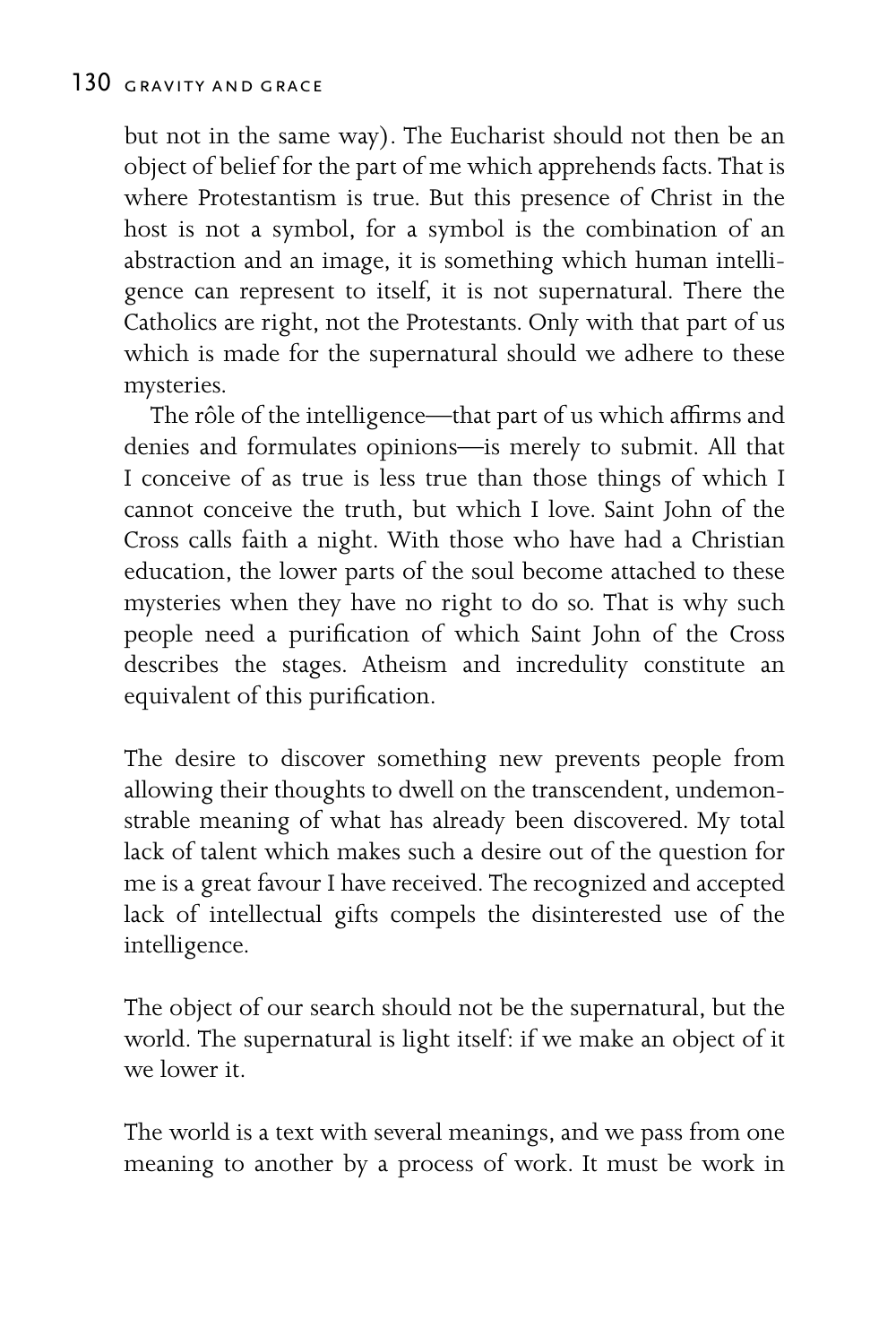but not in the same way). The Eucharist should not then be an object of belief for the part of me which apprehends facts. That is where Protestantism is true. But this presence of Christ in the host is not a symbol, for a symbol is the combination of an abstraction and an image, it is something which human intelligence can represent to itself, it is not supernatural. There the Catholics are right, not the Protestants. Only with that part of us which is made for the supernatural should we adhere to these mysteries.

The rôle of the intelligence—that part of us which affirms and denies and formulates opinions—is merely to submit. All that I conceive of as true is less true than those things of which I cannot conceive the truth, but which I love. Saint John of the Cross calls faith a night. With those who have had a Christian education, the lower parts of the soul become attached to these mysteries when they have no right to do so. That is why such people need a purification of which Saint John of the Cross describes the stages. Atheism and incredulity constitute an equivalent of this purification.

The desire to discover something new prevents people from allowing their thoughts to dwell on the transcendent, undemonstrable meaning of what has already been discovered. My total lack of talent which makes such a desire out of the question for me is a great favour I have received. The recognized and accepted lack of intellectual gifts compels the disinterested use of the intelligence.

The object of our search should not be the supernatural, but the world. The supernatural is light itself: if we make an object of it we lower it.

The world is a text with several meanings, and we pass from one meaning to another by a process of work. It must be work in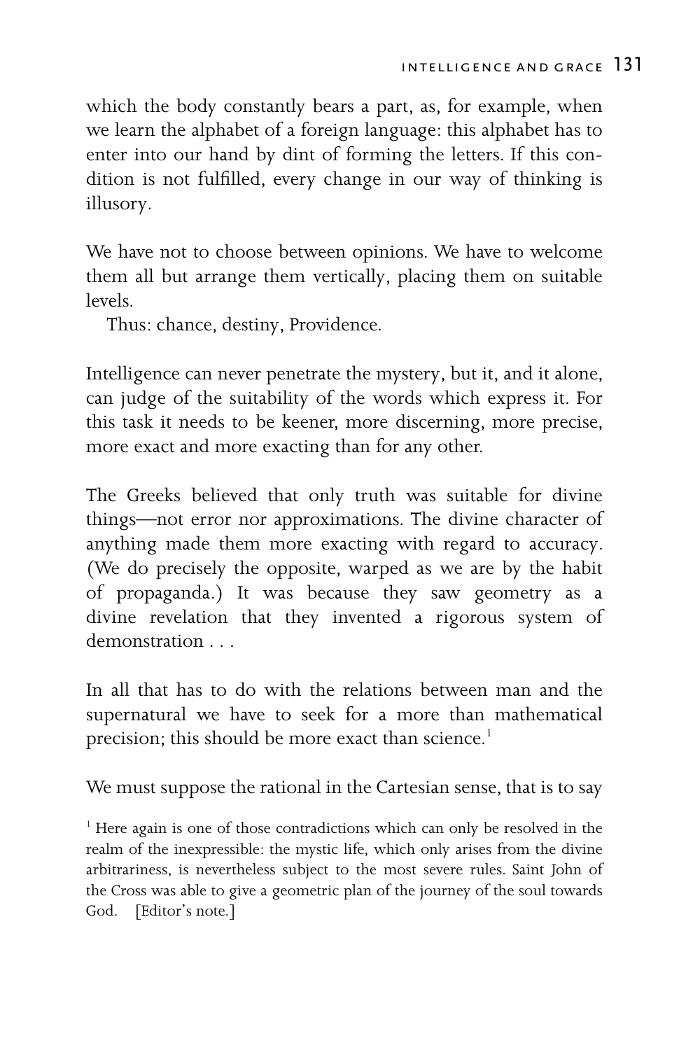which the body constantly bears a part, as, for example, when we learn the alphabet of a foreign language: this alphabet has to enter into our hand by dint of forming the letters. If this condition is not fulfilled, every change in our way of thinking is illusory.

We have not to choose between opinions. We have to welcome them all but arrange them vertically, placing them on suitable levels.

Thus: chance, destiny, Providence.

Intelligence can never penetrate the mystery, but it, and it alone, can judge of the suitability of the words which express it. For this task it needs to be keener, more discerning, more precise, more exact and more exacting than for any other.

The Greeks believed that only truth was suitable for divine things—not error nor approximations. The divine character of anything made them more exacting with regard to accuracy. (We do precisely the opposite, warped as we are by the habit of propaganda.) It was because they saw geometry as a divine revelation that they invented a rigorous system of demonstration . . .

In all that has to do with the relations between man and the supernatural we have to seek for a more than mathematical precision; this should be more exact than science.[1]

We must suppose the rational in the Cartesian sense, that is to say

[1] Here again is one of those contradictions which can only be resolved in the realm of the inexpressible: the mystic life, which only arises from the divine arbitrariness, is nevertheless subject to the most severe rules. Saint John of the Cross was able to give a geometric plan of the journey of the soul towards God. [Editor's note.]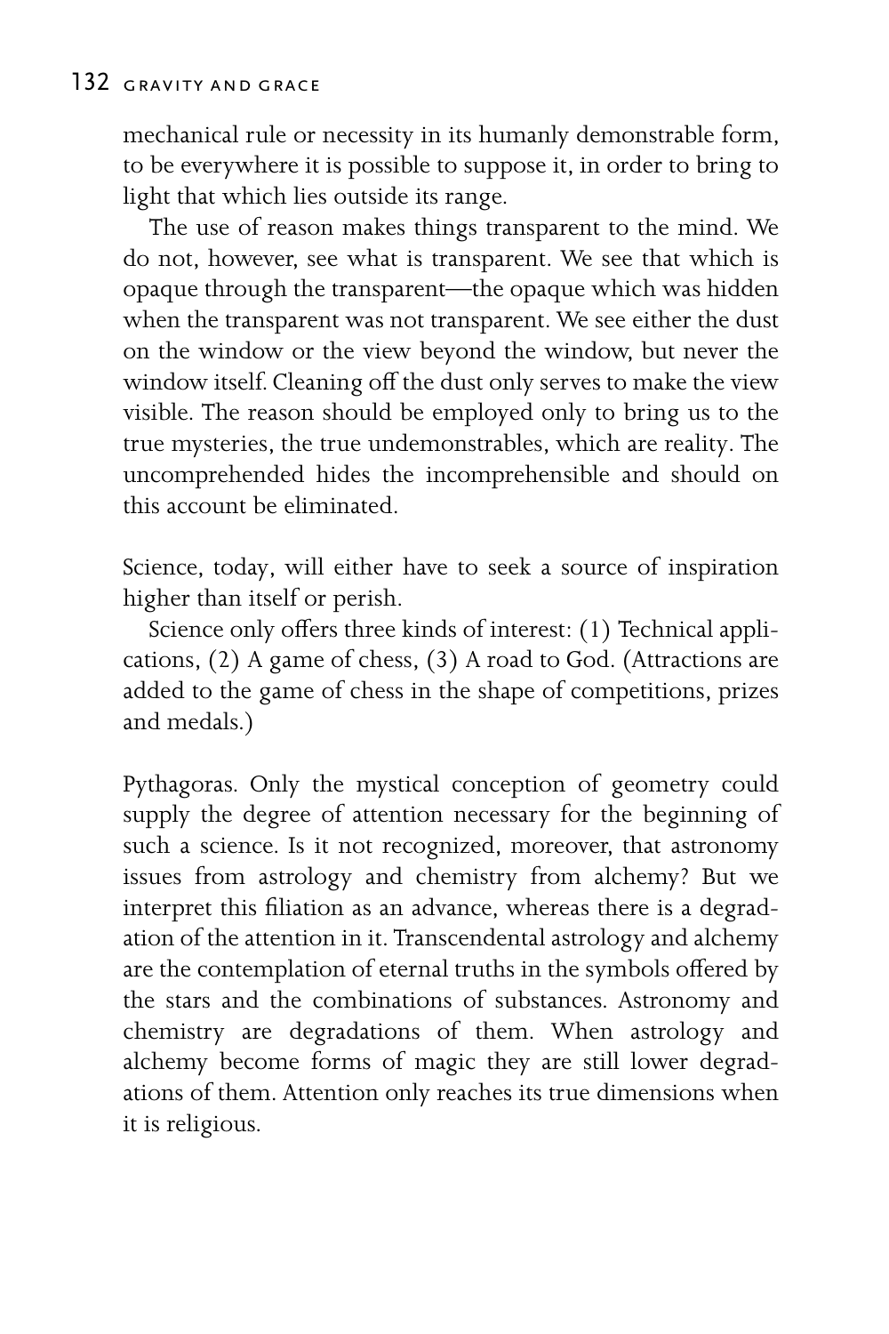mechanical rule or necessity in its humanly demonstrable form, to be everywhere it is possible to suppose it, in order to bring to light that which lies outside its range.

The use of reason makes things transparent to the mind. We do not, however, see what is transparent. We see that which is opaque through the transparent—the opaque which was hidden when the transparent was not transparent. We see either the dust on the window or the view beyond the window, but never the window itself. Cleaning off the dust only serves to make the view visible. The reason should be employed only to bring us to the true mysteries, the true undemonstrables, which are reality. The uncomprehended hides the incomprehensible and should on this account be eliminated.

Science, today, will either have to seek a source of inspiration higher than itself or perish.

Science only offers three kinds of interest: (1) Technical applications, (2) A game of chess, (3) A road to God. (Attractions are added to the game of chess in the shape of competitions, prizes and medals.)

Pythagoras. Only the mystical conception of geometry could supply the degree of attention necessary for the beginning of such a science. Is it not recognized, moreover, that astronomy issues from astrology and chemistry from alchemy? But we interpret this filiation as an advance, whereas there is a degradation of the attention in it. Transcendental astrology and alchemy are the contemplation of eternal truths in the symbols offered by the stars and the combinations of substances. Astronomy and chemistry are degradations of them. When astrology and alchemy become forms of magic they are still lower degradations of them. Attention only reaches its true dimensions when it is religious.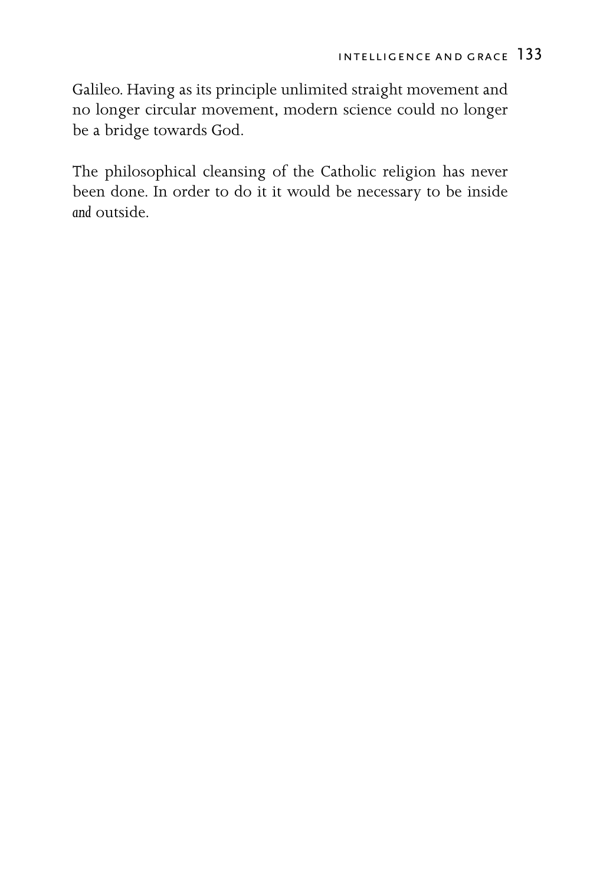Galileo. Having as its principle unlimited straight movement and no longer circular movement, modern science could no longer be a bridge towards God.

The philosophical cleansing of the Catholic religion has never been done. In order to do it it would be necessary to be inside *and* outside.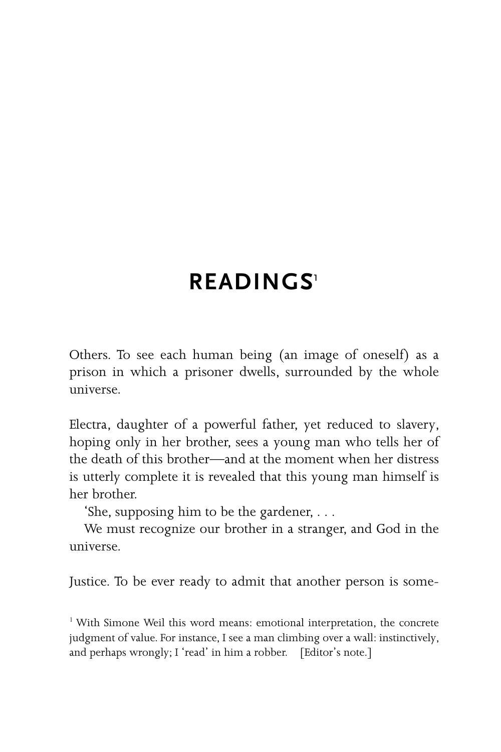# READINGS[1]

Others. To see each human being (an image of oneself) as a prison in which a prisoner dwells, surrounded by the whole universe.

Electra, daughter of a powerful father, yet reduced to slavery, hoping only in her brother, sees a young man who tells her of the death of this brother—and at the moment when her distress is utterly complete it is revealed that this young man himself is her brother.

'She, supposing him to be the gardener, . . .

We must recognize our brother in a stranger, and God in the universe.

Justice. To be ever ready to admit that another person is some-

[1] With Simone Weil this word means: emotional interpretation, the concrete judgment of value. For instance, I see a man climbing over a wall: instinctively, and perhaps wrongly; I 'read' in him a robber. [Editor's note.]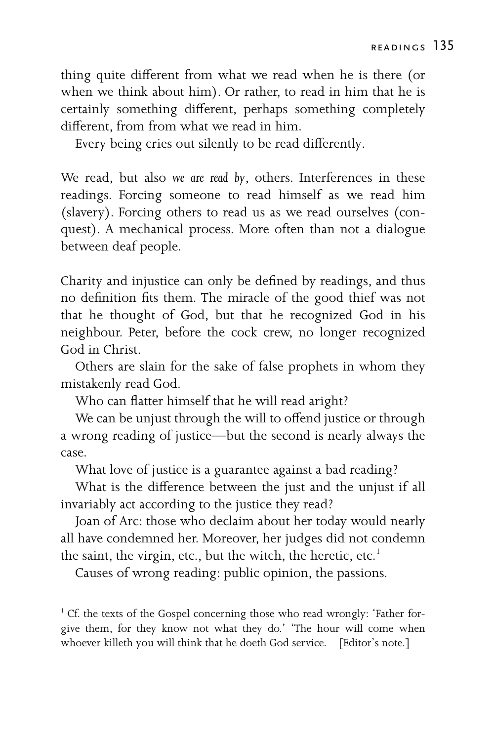thing quite different from what we read when he is there (or when we think about him). Or rather, to read in him that he is certainly something different, perhaps something completely different, from from what we read in him.

Every being cries out silently to be read differently.

We read, but also *we are read by*, others. Interferences in these readings. Forcing someone to read himself as we read him (slavery). Forcing others to read us as we read ourselves (conquest). A mechanical process. More often than not a dialogue between deaf people.

Charity and injustice can only be defined by readings, and thus no definition fits them. The miracle of the good thief was not that he thought of God, but that he recognized God in his neighbour. Peter, before the cock crew, no longer recognized God in Christ.

Others are slain for the sake of false prophets in whom they mistakenly read God.

Who can flatter himself that he will read aright?

We can be unjust through the will to offend justice or through a wrong reading of justice—but the second is nearly always the case.

What love of justice is a guarantee against a bad reading?

What is the difference between the just and the unjust if all invariably act according to the justice they read?

Joan of Arc: those who declaim about her today would nearly all have condemned her. Moreover, her judges did not condemn the saint, the virgin, etc., but the witch, the heretic, etc.[1]

Causes of wrong reading: public opinion, the passions.

[1] Cf. the texts of the Gospel concerning those who read wrongly: 'Father forgive them, for they know not what they do.' 'The hour will come when whoever killeth you will think that he doeth God service. [Editor's note.]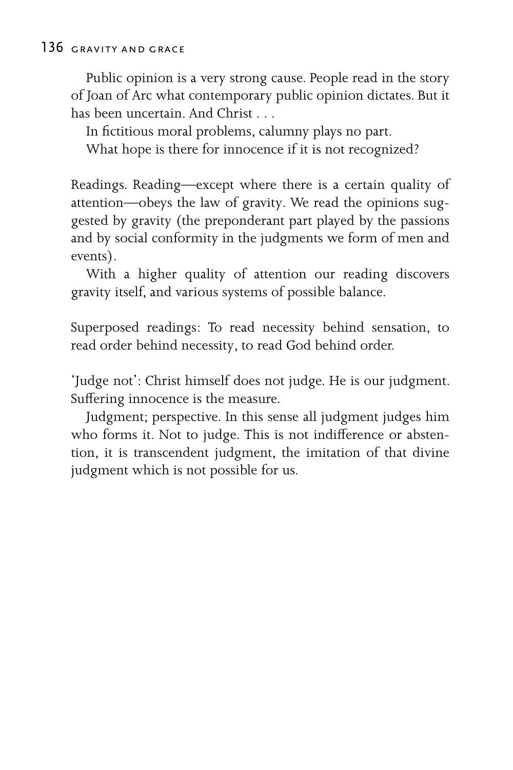Public opinion is a very strong cause. People read in the story of Joan of Arc what contemporary public opinion dictates. But it has been uncertain. And Christ . . .

In fictitious moral problems, calumny plays no part.

What hope is there for innocence if it is not recognized?

Readings. Reading—except where there is a certain quality of attention—obeys the law of gravity. We read the opinions suggested by gravity (the preponderant part played by the passions and by social conformity in the judgments we form of men and events).

With a higher quality of attention our reading discovers gravity itself, and various systems of possible balance.

Superposed readings: To read necessity behind sensation, to read order behind necessity, to read God behind order.

'Judge not': Christ himself does not judge. He is our judgment. Suffering innocence is the measure.

Judgment; perspective. In this sense all judgment judges him who forms it. Not to judge. This is not indifference or abstention, it is transcendent judgment, the imitation of that divine judgment which is not possible for us.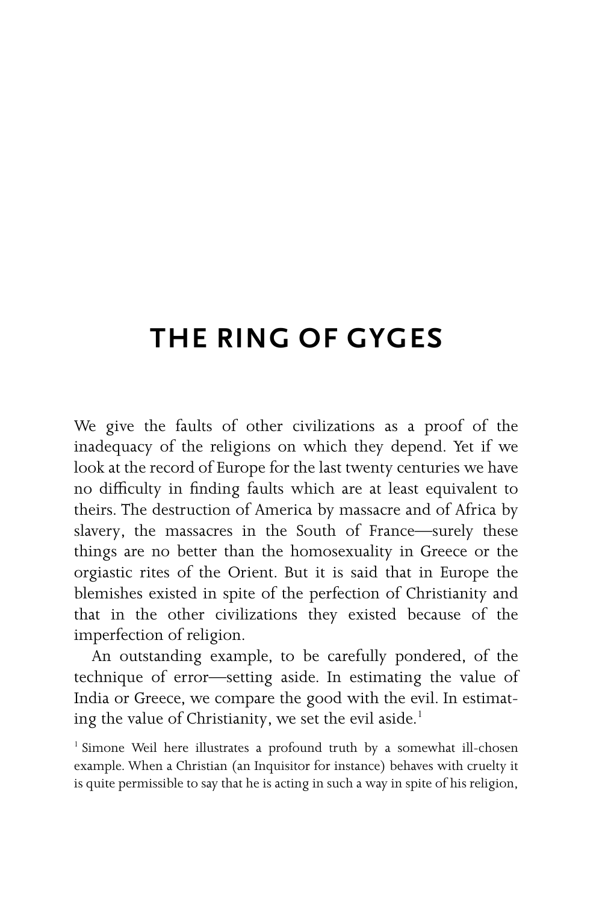# THE RING OF GYGES

We give the faults of other civilizations as a proof of the inadequacy of the religions on which they depend. Yet if we look at the record of Europe for the last twenty centuries we have no difficulty in finding faults which are at least equivalent to theirs. The destruction of America by massacre and of Africa by slavery, the massacres in the South of France—surely these things are no better than the homosexuality in Greece or the orgiastic rites of the Orient. But it is said that in Europe the blemishes existed in spite of the perfection of Christianity and that in the other civilizations they existed because of the imperfection of religion.

An outstanding example, to be carefully pondered, of the technique of error—setting aside. In estimating the value of India or Greece, we compare the good with the evil. In estimating the value of Christianity, we set the evil aside.[1]

[1] Simone Weil here illustrates a profound truth by a somewhat ill-chosen example. When a Christian (an Inquisitor for instance) behaves with cruelty it is quite permissible to say that he is acting in such a way in spite of his religion,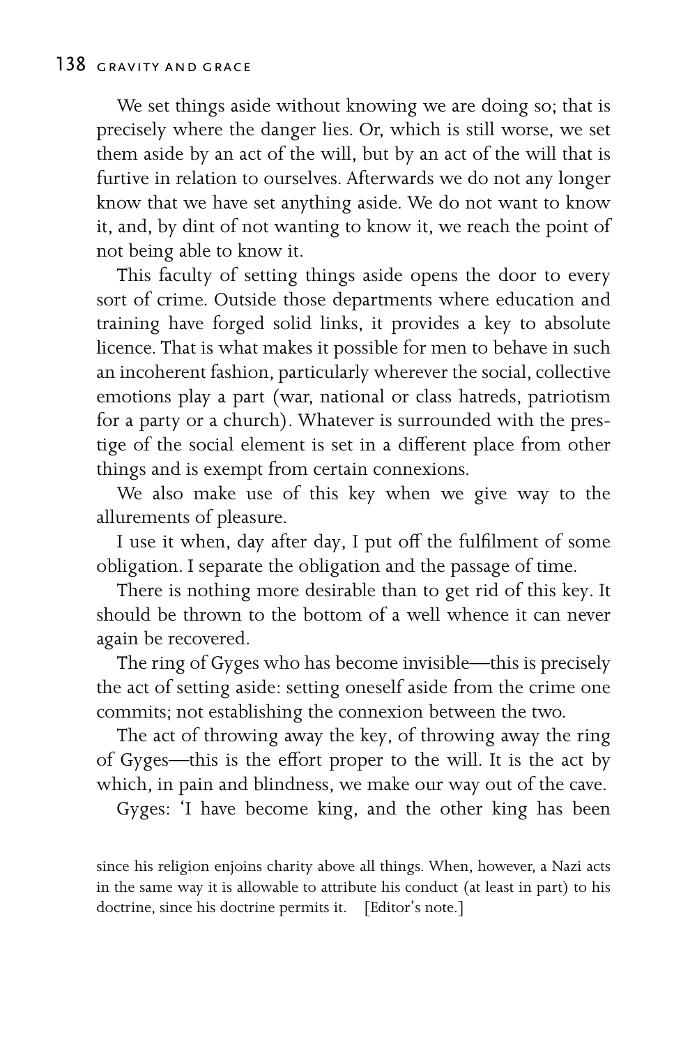We set things aside without knowing we are doing so; that is precisely where the danger lies. Or, which is still worse, we set them aside by an act of the will, but by an act of the will that is furtive in relation to ourselves. Afterwards we do not any longer know that we have set anything aside. We do not want to know it, and, by dint of not wanting to know it, we reach the point of not being able to know it.

This faculty of setting things aside opens the door to every sort of crime. Outside those departments where education and training have forged solid links, it provides a key to absolute licence. That is what makes it possible for men to behave in such an incoherent fashion, particularly wherever the social, collective emotions play a part (war, national or class hatreds, patriotism for a party or a church). Whatever is surrounded with the prestige of the social element is set in a different place from other things and is exempt from certain connexions.

We also make use of this key when we give way to the allurements of pleasure.

I use it when, day after day, I put off the fulfilment of some obligation. I separate the obligation and the passage of time.

There is nothing more desirable than to get rid of this key. It should be thrown to the bottom of a well whence it can never again be recovered.

The ring of Gyges who has become invisible—this is precisely the act of setting aside: setting oneself aside from the crime one commits; not establishing the connexion between the two.

The act of throwing away the key, of throwing away the ring of Gyges—this is the effort proper to the will. It is the act by which, in pain and blindness, we make our way out of the cave.

Gyges: 'I have become king, and the other king has been

since his religion enjoins charity above all things. When, however, a Nazi acts in the same way it is allowable to attribute his conduct (at least in part) to his doctrine, since his doctrine permits it. [Editor's note.]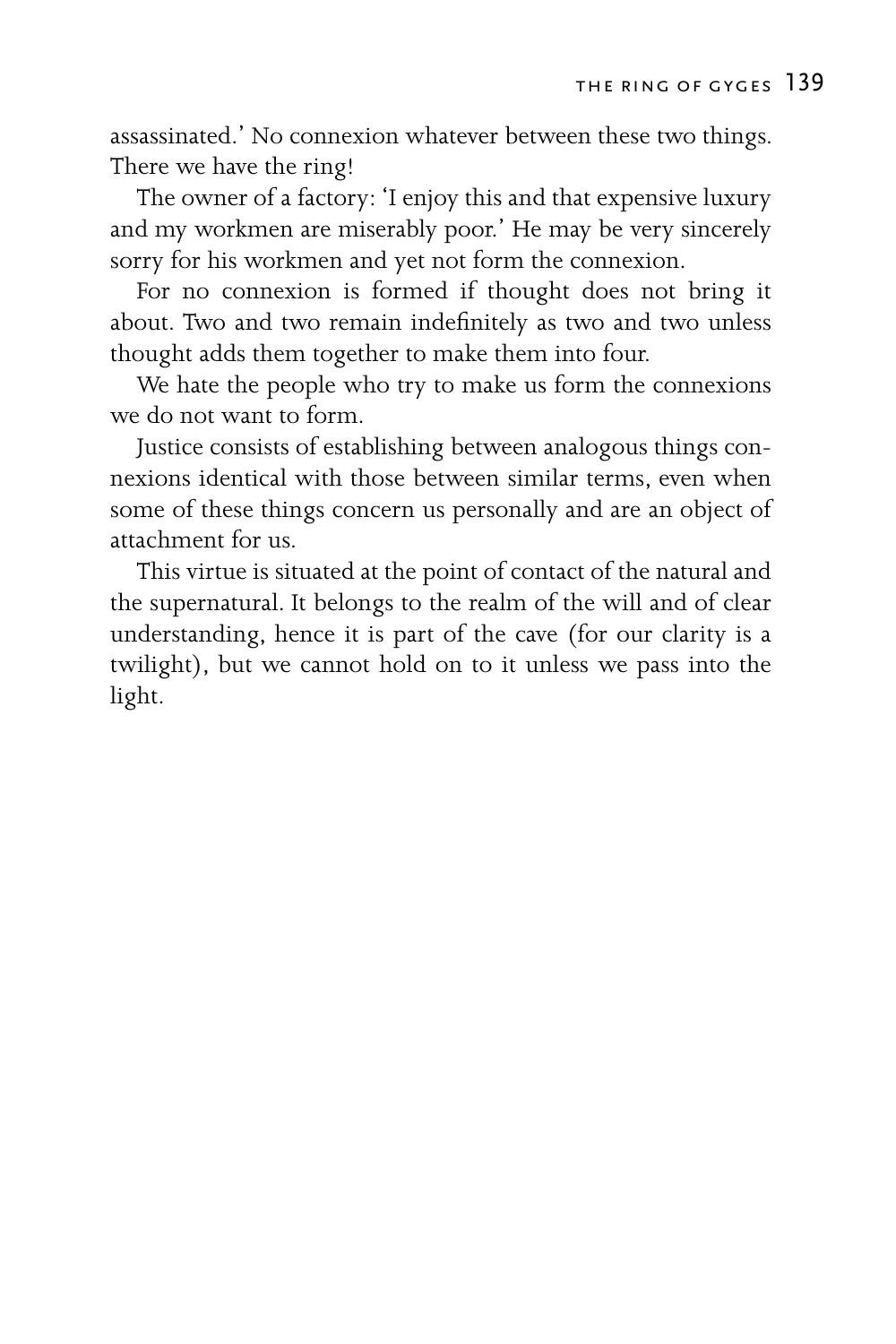assassinated.' No connexion whatever between these two things. There we have the ring!

The owner of a factory: 'I enjoy this and that expensive luxury and my workmen are miserably poor.' He may be very sincerely sorry for his workmen and yet not form the connexion.

For no connexion is formed if thought does not bring it about. Two and two remain indefinitely as two and two unless thought adds them together to make them into four.

We hate the people who try to make us form the connexions we do not want to form.

Justice consists of establishing between analogous things connexions identical with those between similar terms, even when some of these things concern us personally and are an object of attachment for us.

This virtue is situated at the point of contact of the natural and the supernatural. It belongs to the realm of the will and of clear understanding, hence it is part of the cave (for our clarity is a twilight), but we cannot hold on to it unless we pass into the light.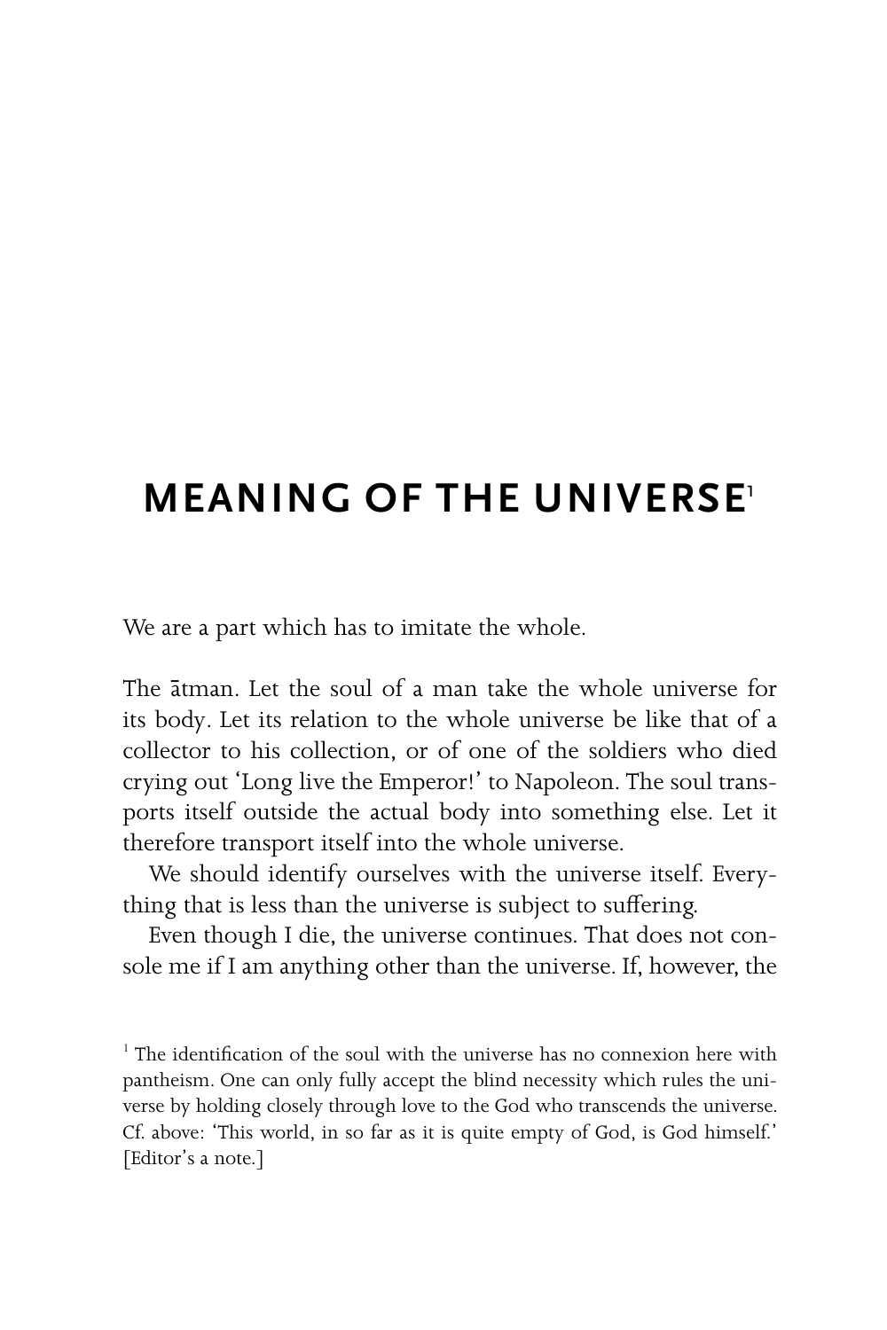# MEANING OF THE UNIVERSE[1]

We are a part which has to imitate the whole.

The ātman. Let the soul of a man take the whole universe for its body. Let its relation to the whole universe be like that of a collector to his collection, or of one of the soldiers who died crying out 'Long live the Emperor!' to Napoleon. The soul transports itself outside the actual body into something else. Let it therefore transport itself into the whole universe.

We should identify ourselves with the universe itself. Everything that is less than the universe is subject to suffering.

Even though I die, the universe continues. That does not console me if I am anything other than the universe. If, however, the

---

[1] The identification of the soul with the universe has no connexion here with pantheism. One can only fully accept the blind necessity which rules the universe by holding closely through love to the God who transcends the universe. Cf. above: 'This world, in so far as it is quite empty of God, is God himself.' [Editor's a note.]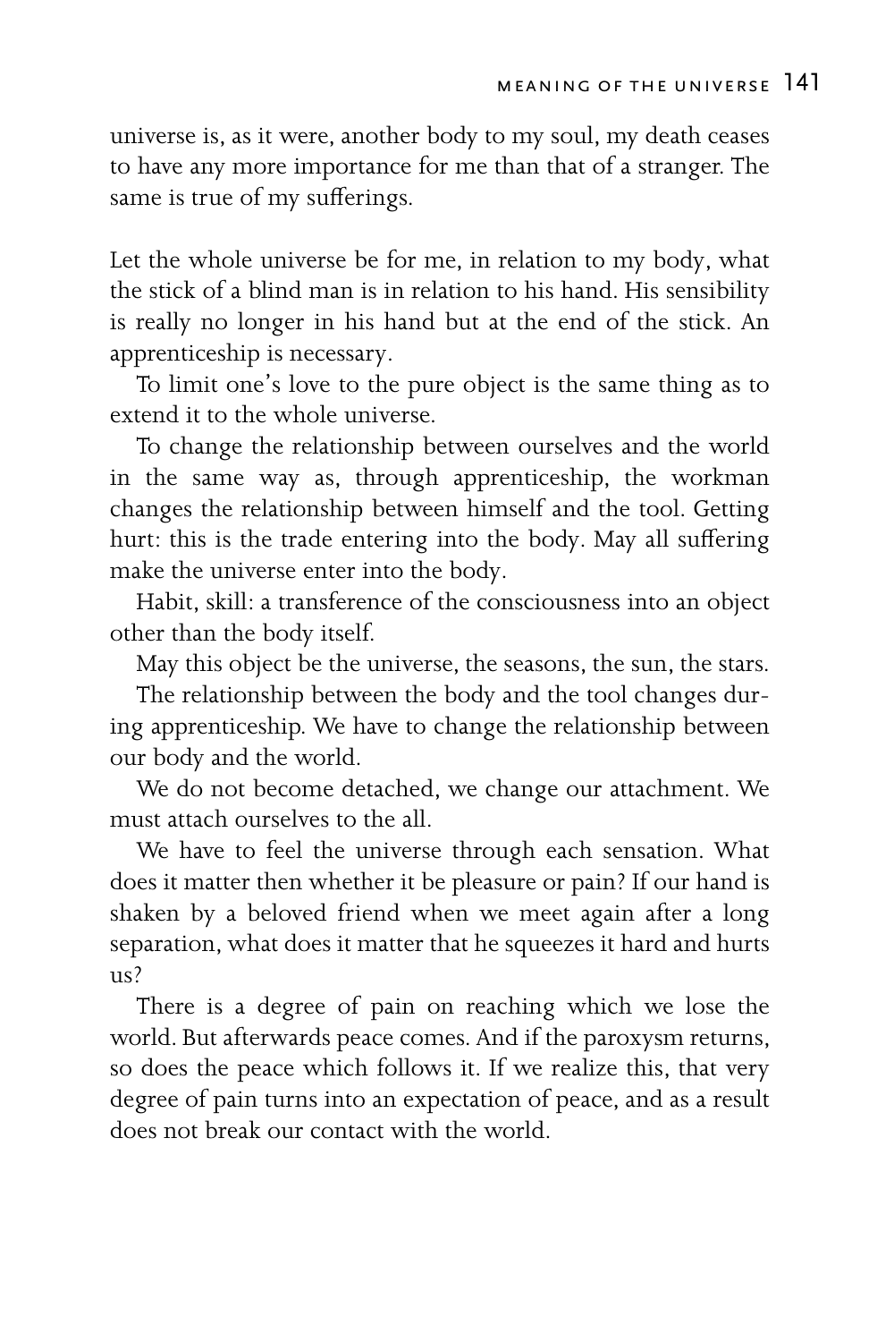universe is, as it were, another body to my soul, my death ceases to have any more importance for me than that of a stranger. The same is true of my sufferings.

Let the whole universe be for me, in relation to my body, what the stick of a blind man is in relation to his hand. His sensibility is really no longer in his hand but at the end of the stick. An apprenticeship is necessary.

To limit one's love to the pure object is the same thing as to extend it to the whole universe.

To change the relationship between ourselves and the world in the same way as, through apprenticeship, the workman changes the relationship between himself and the tool. Getting hurt: this is the trade entering into the body. May all suffering make the universe enter into the body.

Habit, skill: a transference of the consciousness into an object other than the body itself.

May this object be the universe, the seasons, the sun, the stars.

The relationship between the body and the tool changes during apprenticeship. We have to change the relationship between our body and the world.

We do not become detached, we change our attachment. We must attach ourselves to the all.

We have to feel the universe through each sensation. What does it matter then whether it be pleasure or pain? If our hand is shaken by a beloved friend when we meet again after a long separation, what does it matter that he squeezes it hard and hurts us?

There is a degree of pain on reaching which we lose the world. But afterwards peace comes. And if the paroxysm returns, so does the peace which follows it. If we realize this, that very degree of pain turns into an expectation of peace, and as a result does not break our contact with the world.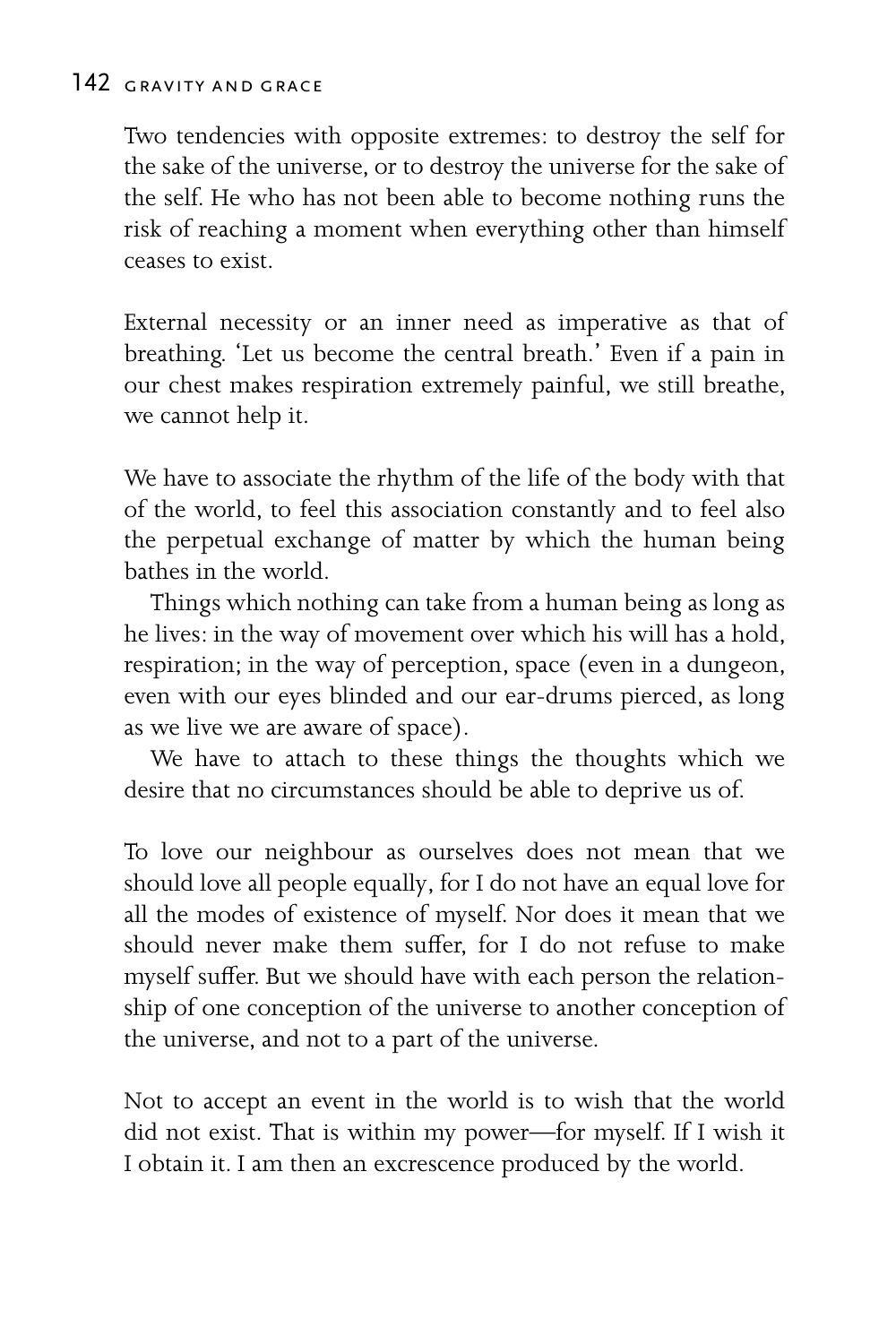Two tendencies with opposite extremes: to destroy the self for the sake of the universe, or to destroy the universe for the sake of the self. He who has not been able to become nothing runs the risk of reaching a moment when everything other than himself ceases to exist.

External necessity or an inner need as imperative as that of breathing. 'Let us become the central breath.' Even if a pain in our chest makes respiration extremely painful, we still breathe, we cannot help it.

We have to associate the rhythm of the life of the body with that of the world, to feel this association constantly and to feel also the perpetual exchange of matter by which the human being bathes in the world.

Things which nothing can take from a human being as long as he lives: in the way of movement over which his will has a hold, respiration; in the way of perception, space (even in a dungeon, even with our eyes blinded and our ear-drums pierced, as long as we live we are aware of space).

We have to attach to these things the thoughts which we desire that no circumstances should be able to deprive us of.

To love our neighbour as ourselves does not mean that we should love all people equally, for I do not have an equal love for all the modes of existence of myself. Nor does it mean that we should never make them suffer, for I do not refuse to make myself suffer. But we should have with each person the relationship of one conception of the universe to another conception of the universe, and not to a part of the universe.

Not to accept an event in the world is to wish that the world did not exist. That is within my power—for myself. If I wish it I obtain it. I am then an excrescence produced by the world.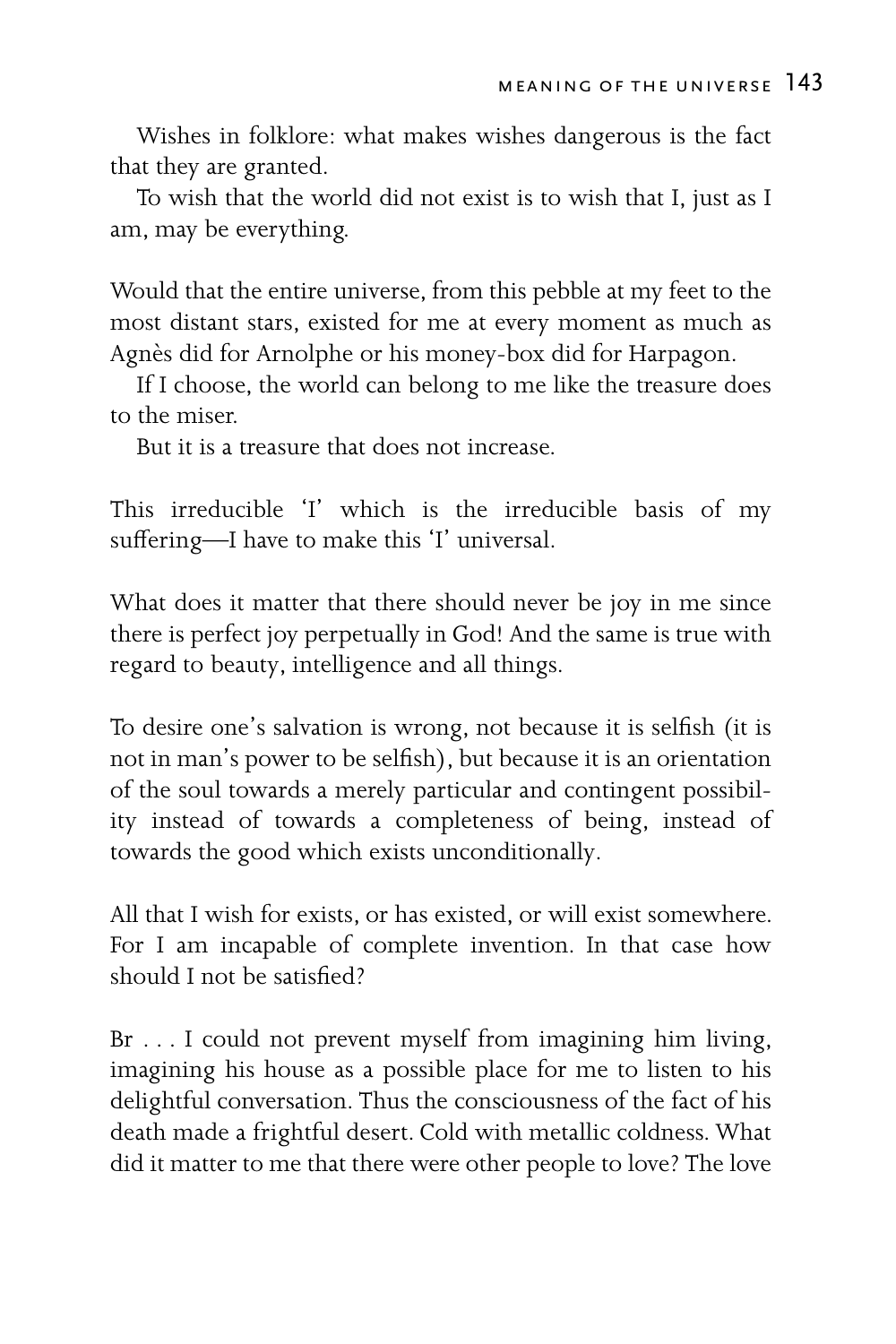Wishes in folklore: what makes wishes dangerous is the fact that they are granted.

To wish that the world did not exist is to wish that I, just as I am, may be everything.

Would that the entire universe, from this pebble at my feet to the most distant stars, existed for me at every moment as much as Agnès did for Arnolphe or his money-box did for Harpagon.

If I choose, the world can belong to me like the treasure does to the miser.

But it is a treasure that does not increase.

This irreducible 'I' which is the irreducible basis of my suffering—I have to make this 'I' universal.

What does it matter that there should never be joy in me since there is perfect joy perpetually in God! And the same is true with regard to beauty, intelligence and all things.

To desire one's salvation is wrong, not because it is selfish (it is not in man's power to be selfish), but because it is an orientation of the soul towards a merely particular and contingent possibility instead of towards a completeness of being, instead of towards the good which exists unconditionally.

All that I wish for exists, or has existed, or will exist somewhere. For I am incapable of complete invention. In that case how should I not be satisfied?

Br . . . I could not prevent myself from imagining him living, imagining his house as a possible place for me to listen to his delightful conversation. Thus the consciousness of the fact of his death made a frightful desert. Cold with metallic coldness. What did it matter to me that there were other people to love? The love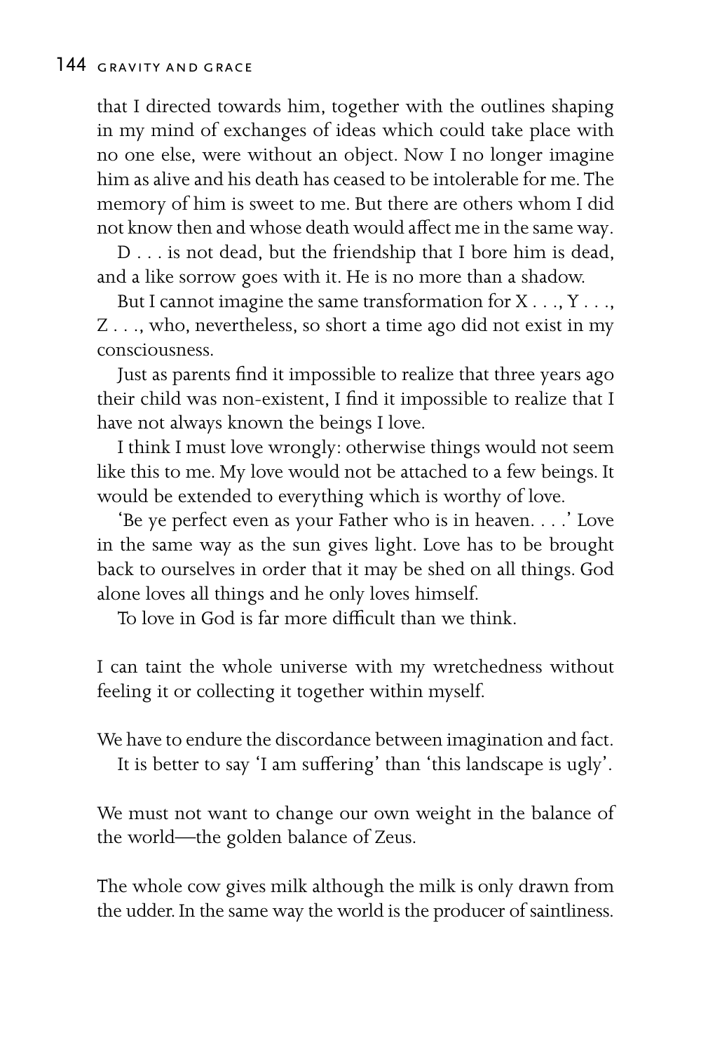that I directed towards him, together with the outlines shaping in my mind of exchanges of ideas which could take place with no one else, were without an object. Now I no longer imagine him as alive and his death has ceased to be intolerable for me. The memory of him is sweet to me. But there are others whom I did not know then and whose death would affect me in the same way.

D . . . is not dead, but the friendship that I bore him is dead, and a like sorrow goes with it. He is no more than a shadow.

But I cannot imagine the same transformation for X . . ., Y . . ., Z . . ., who, nevertheless, so short a time ago did not exist in my consciousness.

Just as parents find it impossible to realize that three years ago their child was non-existent, I find it impossible to realize that I have not always known the beings I love.

I think I must love wrongly: otherwise things would not seem like this to me. My love would not be attached to a few beings. It would be extended to everything which is worthy of love.

'Be ye perfect even as your Father who is in heaven. . . .' Love in the same way as the sun gives light. Love has to be brought back to ourselves in order that it may be shed on all things. God alone loves all things and he only loves himself.

To love in God is far more difficult than we think.

I can taint the whole universe with my wretchedness without feeling it or collecting it together within myself.

We have to endure the discordance between imagination and fact.

It is better to say 'I am suffering' than 'this landscape is ugly'.

We must not want to change our own weight in the balance of the world—the golden balance of Zeus.

The whole cow gives milk although the milk is only drawn from the udder. In the same way the world is the producer of saintliness.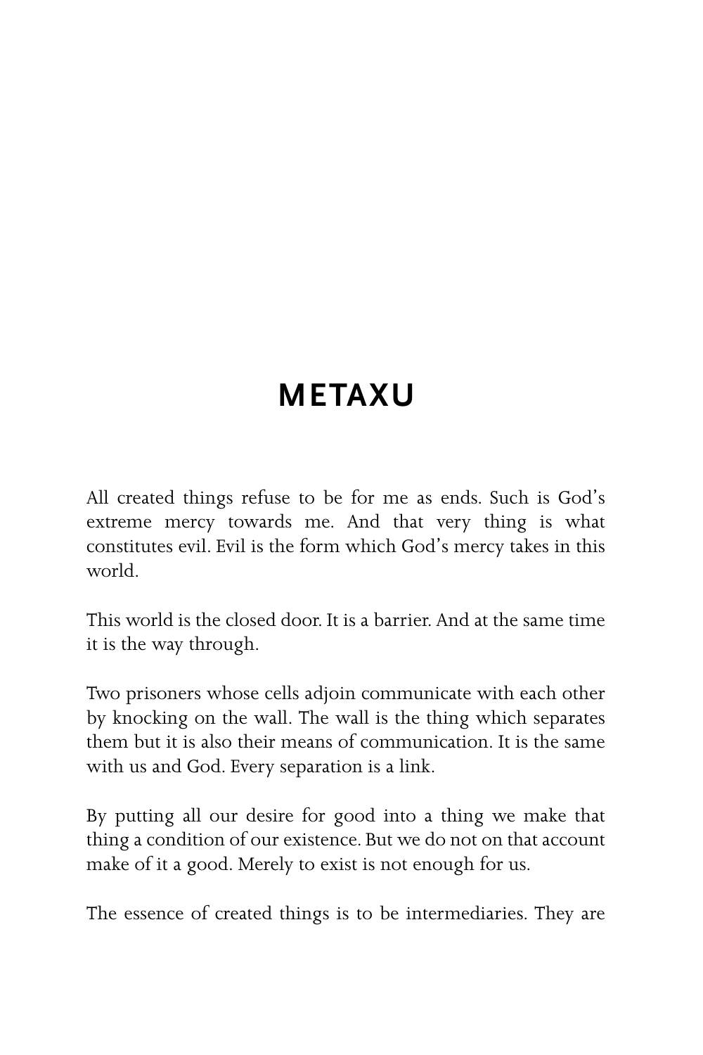# METAXU

All created things refuse to be for me as ends. Such is God's extreme mercy towards me. And that very thing is what constitutes evil. Evil is the form which God's mercy takes in this world.

This world is the closed door. It is a barrier. And at the same time it is the way through.

Two prisoners whose cells adjoin communicate with each other by knocking on the wall. The wall is the thing which separates them but it is also their means of communication. It is the same with us and God. Every separation is a link.

By putting all our desire for good into a thing we make that thing a condition of our existence. But we do not on that account make of it a good. Merely to exist is not enough for us.

The essence of created things is to be intermediaries. They are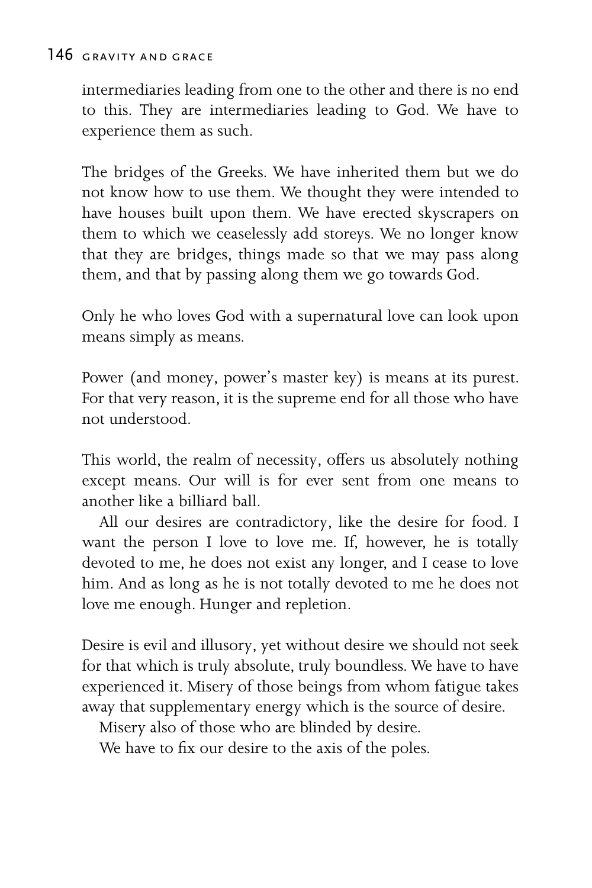intermediaries leading from one to the other and there is no end to this. They are intermediaries leading to God. We have to experience them as such.

The bridges of the Greeks. We have inherited them but we do not know how to use them. We thought they were intended to have houses built upon them. We have erected skyscrapers on them to which we ceaselessly add storeys. We no longer know that they are bridges, things made so that we may pass along them, and that by passing along them we go towards God.

Only he who loves God with a supernatural love can look upon means simply as means.

Power (and money, power's master key) is means at its purest. For that very reason, it is the supreme end for all those who have not understood.

This world, the realm of necessity, offers us absolutely nothing except means. Our will is for ever sent from one means to another like a billiard ball.

All our desires are contradictory, like the desire for food. I want the person I love to love me. If, however, he is totally devoted to me, he does not exist any longer, and I cease to love him. And as long as he is not totally devoted to me he does not love me enough. Hunger and repletion.

Desire is evil and illusory, yet without desire we should not seek for that which is truly absolute, truly boundless. We have to have experienced it. Misery of those beings from whom fatigue takes away that supplementary energy which is the source of desire.

Misery also of those who are blinded by desire.

We have to fix our desire to the axis of the poles.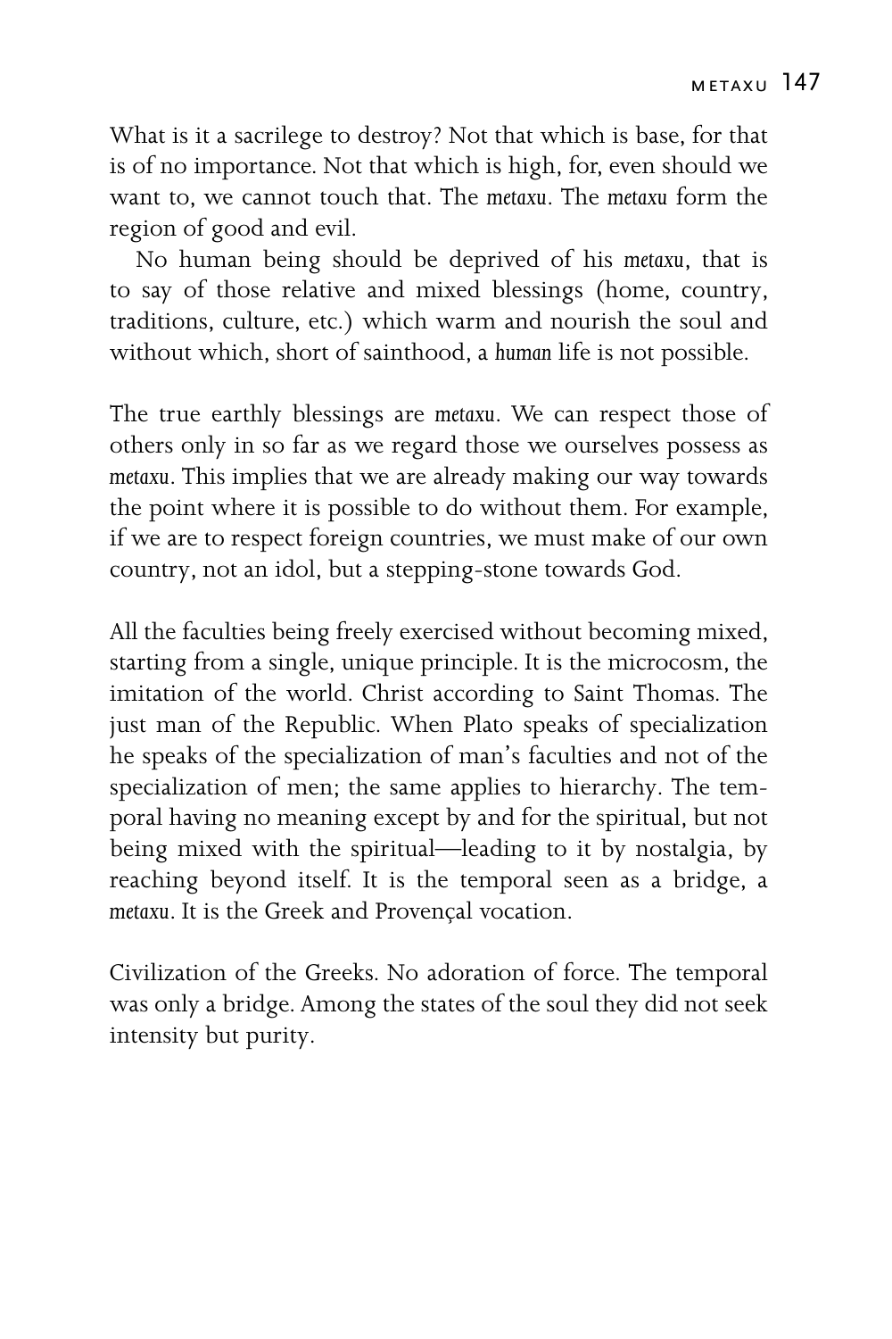What is it a sacrilege to destroy? Not that which is base, for that is of no importance. Not that which is high, for, even should we want to, we cannot touch that. The *metaxu*. The *metaxu* form the region of good and evil.

No human being should be deprived of his *metaxu*, that is to say of those relative and mixed blessings (home, country, traditions, culture, etc.) which warm and nourish the soul and without which, short of sainthood, a *human* life is not possible.

The true earthly blessings are *metaxu*. We can respect those of others only in so far as we regard those we ourselves possess as *metaxu*. This implies that we are already making our way towards the point where it is possible to do without them. For example, if we are to respect foreign countries, we must make of our own country, not an idol, but a stepping-stone towards God.

All the faculties being freely exercised without becoming mixed, starting from a single, unique principle. It is the microcosm, the imitation of the world. Christ according to Saint Thomas. The just man of the Republic. When Plato speaks of specialization he speaks of the specialization of man's faculties and not of the specialization of men; the same applies to hierarchy. The temporal having no meaning except by and for the spiritual, but not being mixed with the spiritual—leading to it by nostalgia, by reaching beyond itself. It is the temporal seen as a bridge, a *metaxu*. It is the Greek and Provençal vocation.

Civilization of the Greeks. No adoration of force. The temporal was only a bridge. Among the states of the soul they did not seek intensity but purity.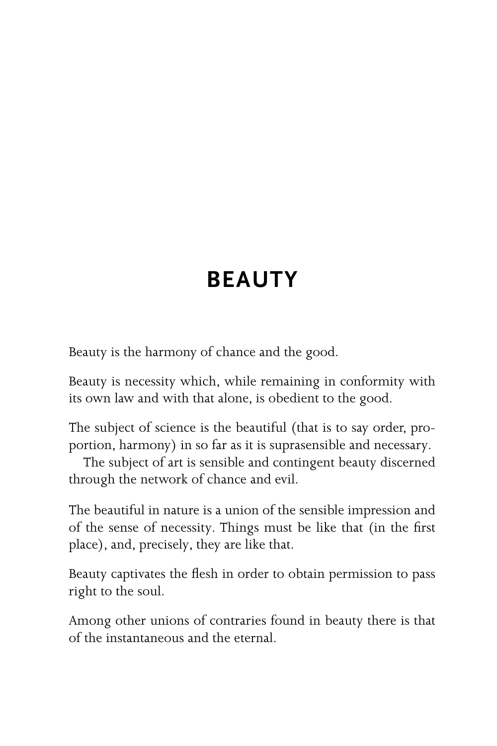# BEAUTY

Beauty is the harmony of chance and the good.

Beauty is necessity which, while remaining in conformity with its own law and with that alone, is obedient to the good.

The subject of science is the beautiful (that is to say order, proportion, harmony) in so far as it is suprasensible and necessary.
The subject of art is sensible and contingent beauty discerned through the network of chance and evil.

The beautiful in nature is a union of the sensible impression and of the sense of necessity. Things must be like that (in the first place), and, precisely, they are like that.

Beauty captivates the flesh in order to obtain permission to pass right to the soul.

Among other unions of contraries found in beauty there is that of the instantaneous and the eternal.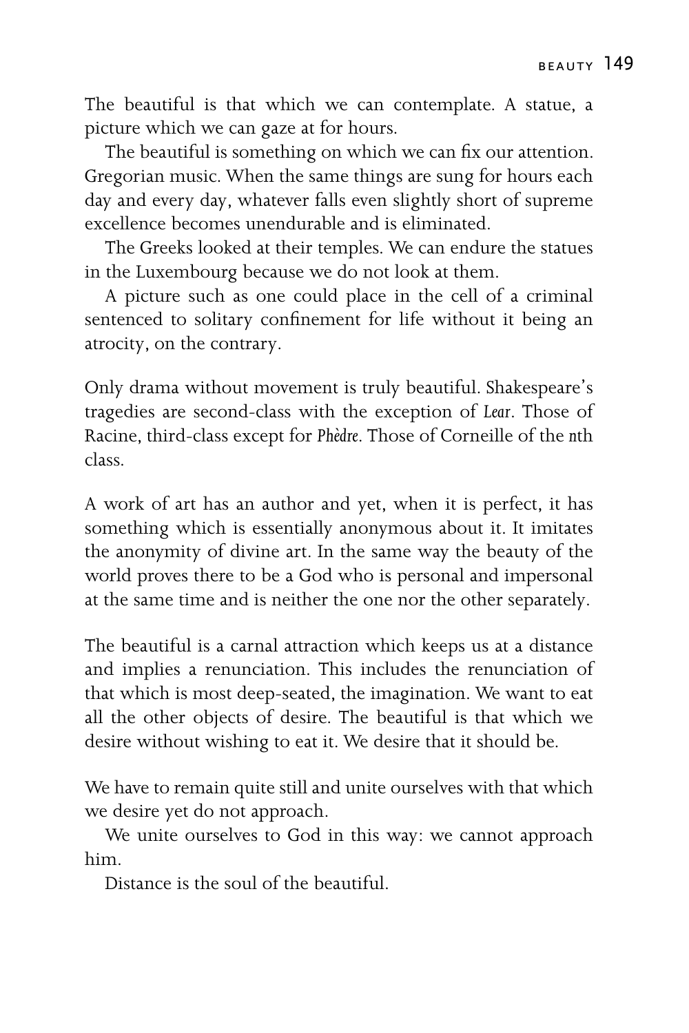The beautiful is that which we can contemplate. A statue, a picture which we can gaze at for hours.

The beautiful is something on which we can fix our attention. Gregorian music. When the same things are sung for hours each day and every day, whatever falls even slightly short of supreme excellence becomes unendurable and is eliminated.

The Greeks looked at their temples. We can endure the statues in the Luxembourg because we do not look at them.

A picture such as one could place in the cell of a criminal sentenced to solitary confinement for life without it being an atrocity, on the contrary.

Only drama without movement is truly beautiful. Shakespeare's tragedies are second-class with the exception of *Lear*. Those of Racine, third-class except for *Phèdre*. Those of Corneille of the *n*th class.

A work of art has an author and yet, when it is perfect, it has something which is essentially anonymous about it. It imitates the anonymity of divine art. In the same way the beauty of the world proves there to be a God who is personal and impersonal at the same time and is neither the one nor the other separately.

The beautiful is a carnal attraction which keeps us at a distance and implies a renunciation. This includes the renunciation of that which is most deep-seated, the imagination. We want to eat all the other objects of desire. The beautiful is that which we desire without wishing to eat it. We desire that it should be.

We have to remain quite still and unite ourselves with that which we desire yet do not approach.

We unite ourselves to God in this way: we cannot approach him.

Distance is the soul of the beautiful.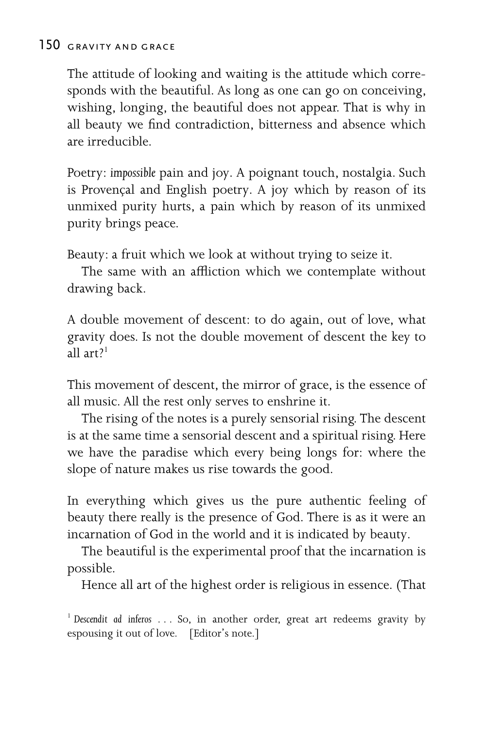The attitude of looking and waiting is the attitude which corresponds with the beautiful. As long as one can go on conceiving, wishing, longing, the beautiful does not appear. That is why in all beauty we find contradiction, bitterness and absence which are irreducible.

Poetry: *impossible* pain and joy. A poignant touch, nostalgia. Such is Provençal and English poetry. A joy which by reason of its unmixed purity hurts, a pain which by reason of its unmixed purity brings peace.

Beauty: a fruit which we look at without trying to seize it.

The same with an affliction which we contemplate without drawing back.

A double movement of descent: to do again, out of love, what gravity does. Is not the double movement of descent the key to all art?[1]

This movement of descent, the mirror of grace, is the essence of all music. All the rest only serves to enshrine it.

The rising of the notes is a purely sensorial rising. The descent is at the same time a sensorial descent and a spiritual rising. Here we have the paradise which every being longs for: where the slope of nature makes us rise towards the good.

In everything which gives us the pure authentic feeling of beauty there really is the presence of God. There is as it were an incarnation of God in the world and it is indicated by beauty.

The beautiful is the experimental proof that the incarnation is possible.

Hence all art of the highest order is religious in essence. (That

[1] *Descendit ad inferos* . . . So, in another order, great art redeems gravity by espousing it out of love. [Editor's note.]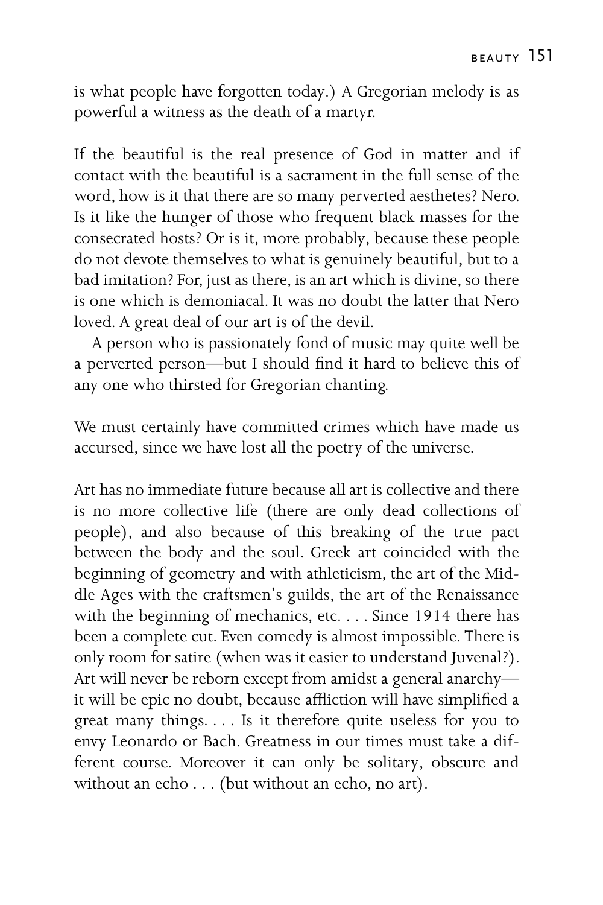is what people have forgotten today.) A Gregorian melody is as powerful a witness as the death of a martyr.

If the beautiful is the real presence of God in matter and if contact with the beautiful is a sacrament in the full sense of the word, how is it that there are so many perverted aesthetes? Nero. Is it like the hunger of those who frequent black masses for the consecrated hosts? Or is it, more probably, because these people do not devote themselves to what is genuinely beautiful, but to a bad imitation? For, just as there, is an art which is divine, so there is one which is demoniacal. It was no doubt the latter that Nero loved. A great deal of our art is of the devil.

A person who is passionately fond of music may quite well be a perverted person—but I should find it hard to believe this of any one who thirsted for Gregorian chanting.

We must certainly have committed crimes which have made us accursed, since we have lost all the poetry of the universe.

Art has no immediate future because all art is collective and there is no more collective life (there are only dead collections of people), and also because of this breaking of the true pact between the body and the soul. Greek art coincided with the beginning of geometry and with athleticism, the art of the Middle Ages with the craftsmen's guilds, the art of the Renaissance with the beginning of mechanics, etc. . . . Since 1914 there has been a complete cut. Even comedy is almost impossible. There is only room for satire (when was it easier to understand Juvenal?). Art will never be reborn except from amidst a general anarchy—it will be epic no doubt, because affliction will have simplified a great many things. . . . Is it therefore quite useless for you to envy Leonardo or Bach. Greatness in our times must take a different course. Moreover it can only be solitary, obscure and without an echo . . . (but without an echo, no art).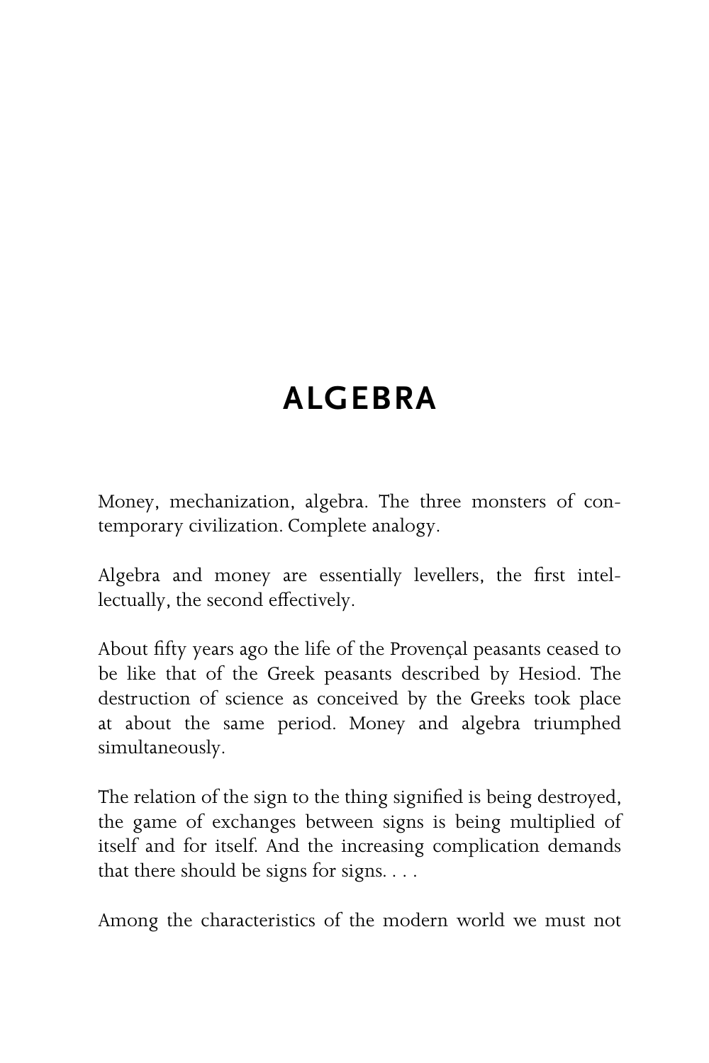# ALGEBRA

Money, mechanization, algebra. The three monsters of contemporary civilization. Complete analogy.

Algebra and money are essentially levellers, the first intellectually, the second effectively.

About fifty years ago the life of the Provençal peasants ceased to be like that of the Greek peasants described by Hesiod. The destruction of science as conceived by the Greeks took place at about the same period. Money and algebra triumphed simultaneously.

The relation of the sign to the thing signified is being destroyed, the game of exchanges between signs is being multiplied of itself and for itself. And the increasing complication demands that there should be signs for signs. . . .

Among the characteristics of the modern world we must not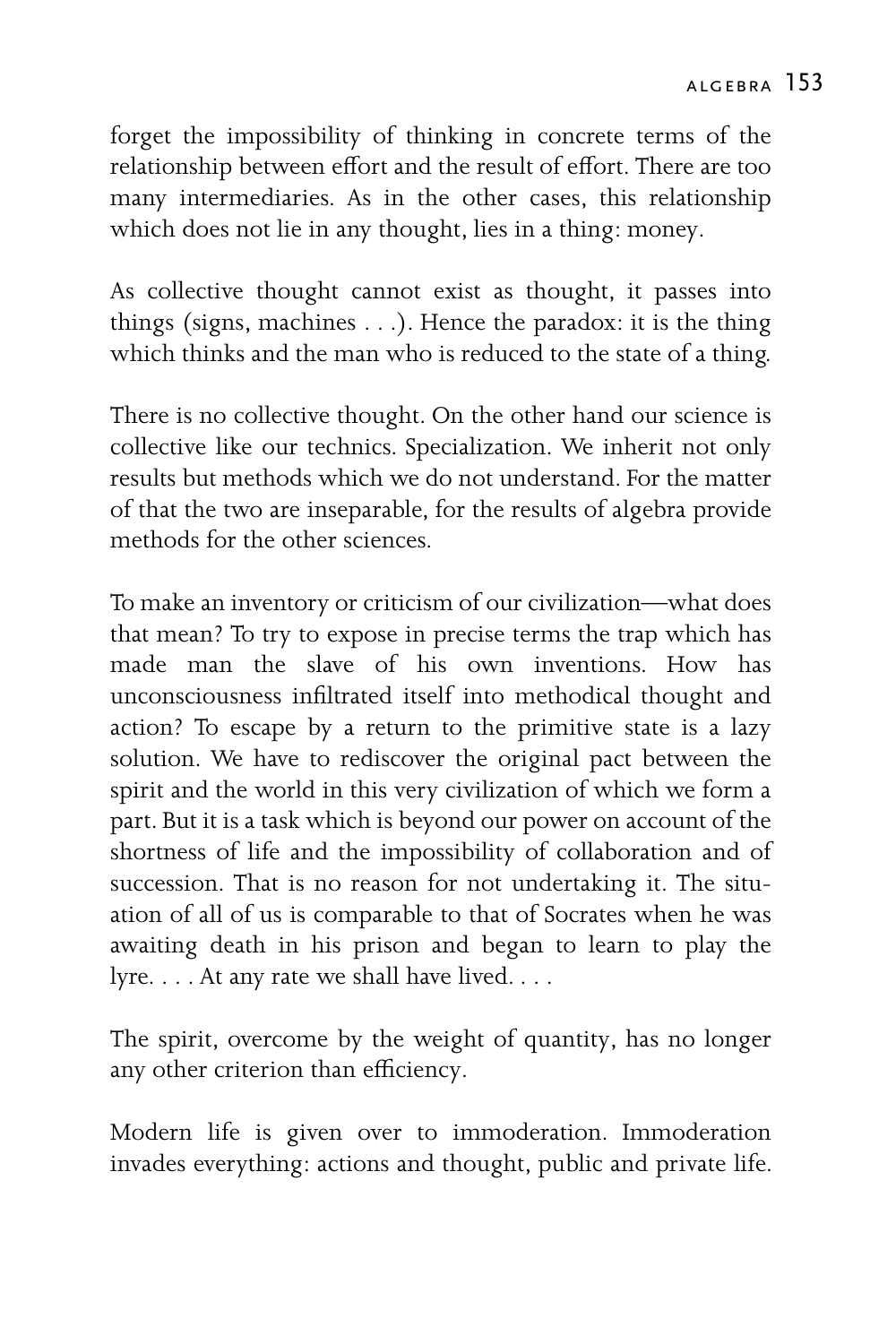forget the impossibility of thinking in concrete terms of the relationship between effort and the result of effort. There are too many intermediaries. As in the other cases, this relationship which does not lie in any thought, lies in a thing: money.

As collective thought cannot exist as thought, it passes into things (signs, machines . . .). Hence the paradox: it is the thing which thinks and the man who is reduced to the state of a thing.

There is no collective thought. On the other hand our science is collective like our technics. Specialization. We inherit not only results but methods which we do not understand. For the matter of that the two are inseparable, for the results of algebra provide methods for the other sciences.

To make an inventory or criticism of our civilization—what does that mean? To try to expose in precise terms the trap which has made man the slave of his own inventions. How has unconsciousness infiltrated itself into methodical thought and action? To escape by a return to the primitive state is a lazy solution. We have to rediscover the original pact between the spirit and the world in this very civilization of which we form a part. But it is a task which is beyond our power on account of the shortness of life and the impossibility of collaboration and of succession. That is no reason for not undertaking it. The situation of all of us is comparable to that of Socrates when he was awaiting death in his prison and began to learn to play the lyre. . . . At any rate we shall have lived. . . .

The spirit, overcome by the weight of quantity, has no longer any other criterion than efficiency.

Modern life is given over to immoderation. Immoderation invades everything: actions and thought, public and private life.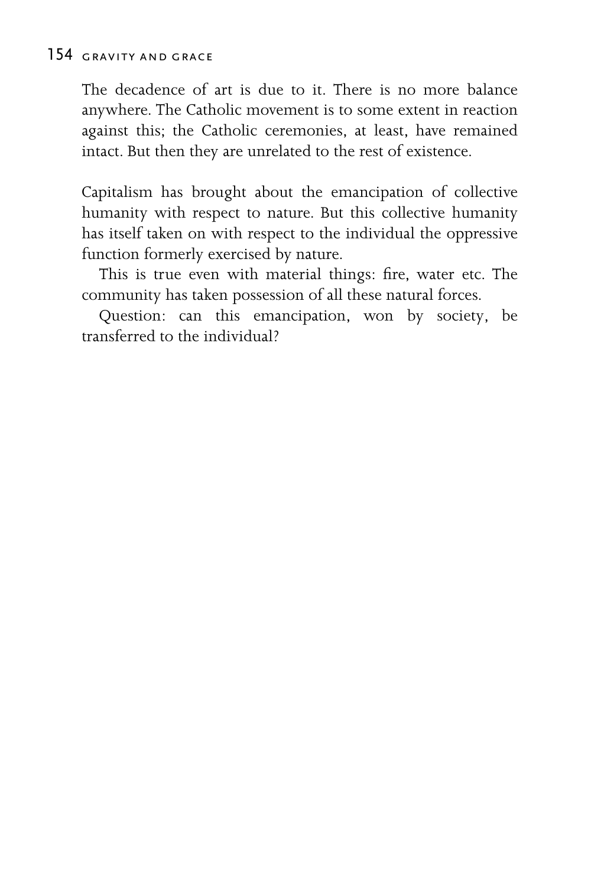The decadence of art is due to it. There is no more balance anywhere. The Catholic movement is to some extent in reaction against this; the Catholic ceremonies, at least, have remained intact. But then they are unrelated to the rest of existence.

Capitalism has brought about the emancipation of collective humanity with respect to nature. But this collective humanity has itself taken on with respect to the individual the oppressive function formerly exercised by nature.

This is true even with material things: fire, water etc. The community has taken possession of all these natural forces.

Question: can this emancipation, won by society, be transferred to the individual?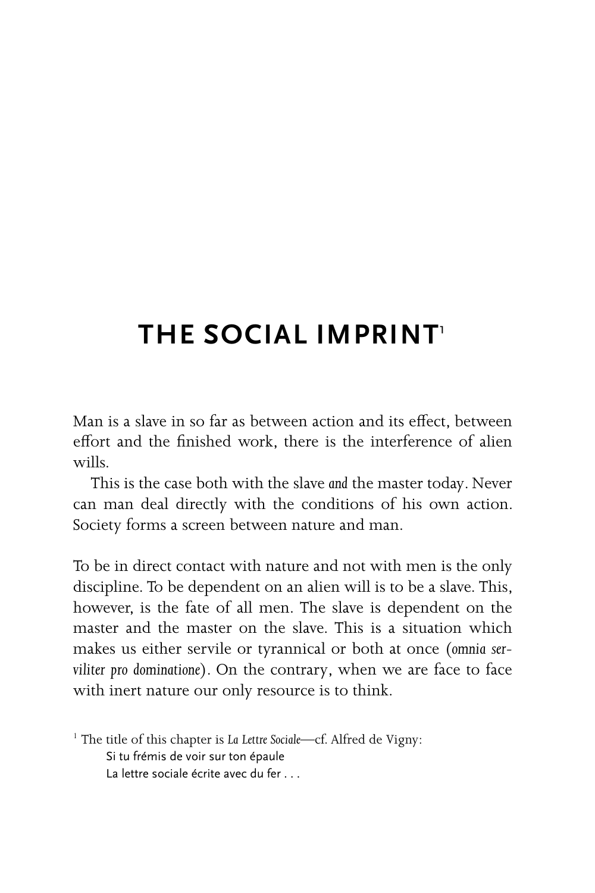# THE SOCIAL IMPRINT[1]

Man is a slave in so far as between action and its effect, between effort and the finished work, there is the interference of alien wills.

This is the case both with the slave *and* the master today. Never can man deal directly with the conditions of his own action. Society forms a screen between nature and man.

To be in direct contact with nature and not with men is the only discipline. To be dependent on an alien will is to be a slave. This, however, is the fate of all men. The slave is dependent on the master and the master on the slave. This is a situation which makes us either servile or tyrannical or both at once (*omnia serviliter pro dominatione*). On the contrary, when we are face to face with inert nature our only resource is to think.

[1] The title of this chapter is *La Lettre Sociale*—cf. Alfred de Vigny:

Si tu frémis de voir sur ton épaule
La lettre sociale écrite avec du fer . . .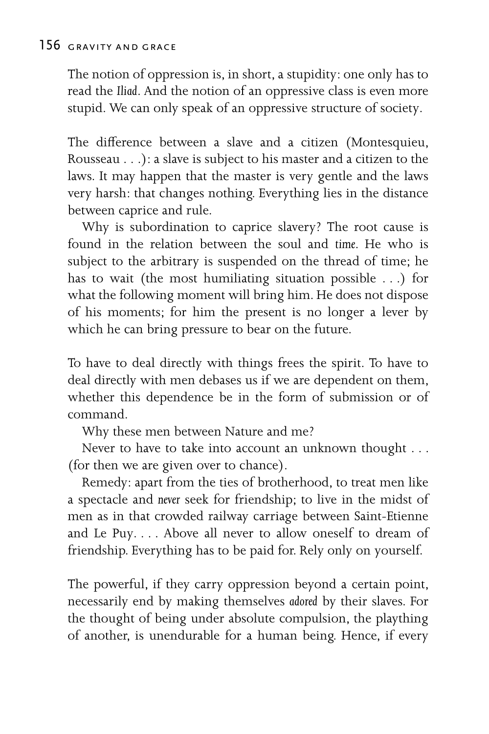The notion of oppression is, in short, a stupidity: one only has to read the *Iliad*. And the notion of an oppressive class is even more stupid. We can only speak of an oppressive structure of society.

The difference between a slave and a citizen (Montesquieu, Rousseau . . .): a slave is subject to his master and a citizen to the laws. It may happen that the master is very gentle and the laws very harsh: that changes nothing. Everything lies in the distance between caprice and rule.

Why is subordination to caprice slavery? The root cause is found in the relation between the soul and *time*. He who is subject to the arbitrary is suspended on the thread of time; he has to wait (the most humiliating situation possible . . .) for what the following moment will bring him. He does not dispose of his moments; for him the present is no longer a lever by which he can bring pressure to bear on the future.

To have to deal directly with things frees the spirit. To have to deal directly with men debases us if we are dependent on them, whether this dependence be in the form of submission or of command.

Why these men between Nature and me?

Never to have to take into account an unknown thought . . . (for then we are given over to chance).

Remedy: apart from the ties of brotherhood, to treat men like a spectacle and *never* seek for friendship; to live in the midst of men as in that crowded railway carriage between Saint-Etienne and Le Puy. . . . Above all never to allow oneself to dream of friendship. Everything has to be paid for. Rely only on yourself.

The powerful, if they carry oppression beyond a certain point, necessarily end by making themselves *adored* by their slaves. For the thought of being under absolute compulsion, the plaything of another, is unendurable for a human being. Hence, if every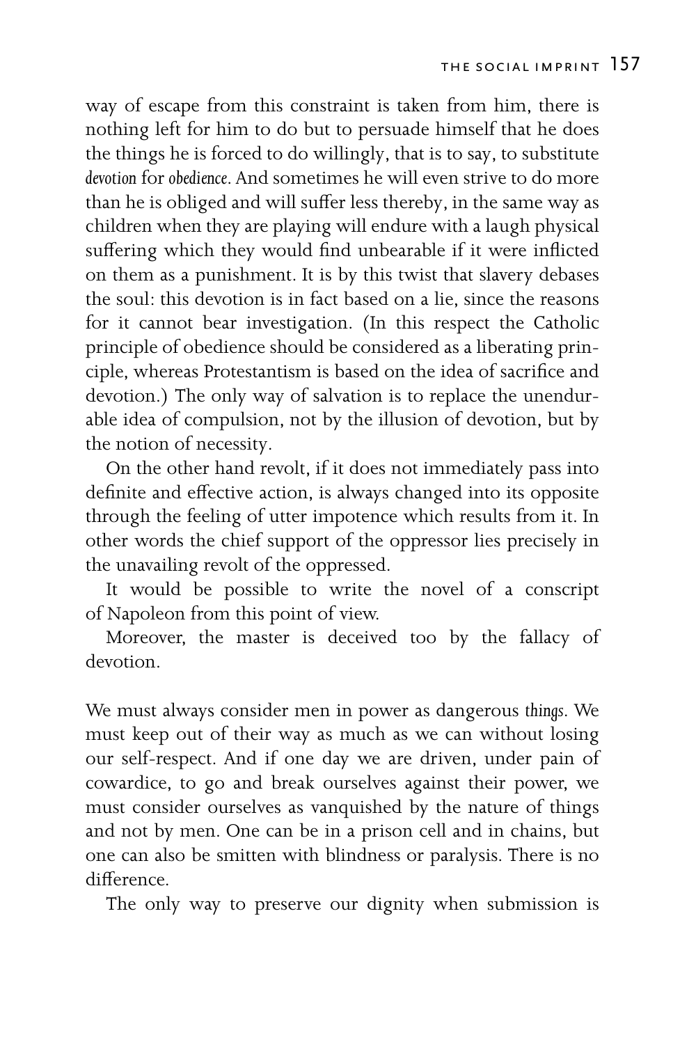way of escape from this constraint is taken from him, there is nothing left for him to do but to persuade himself that he does the things he is forced to do willingly, that is to say, to substitute *devotion* for *obedience*. And sometimes he will even strive to do more than he is obliged and will suffer less thereby, in the same way as children when they are playing will endure with a laugh physical suffering which they would find unbearable if it were inflicted on them as a punishment. It is by this twist that slavery debases the soul: this devotion is in fact based on a lie, since the reasons for it cannot bear investigation. (In this respect the Catholic principle of obedience should be considered as a liberating principle, whereas Protestantism is based on the idea of sacrifice and devotion.) The only way of salvation is to replace the unendurable idea of compulsion, not by the illusion of devotion, but by the notion of necessity.

On the other hand revolt, if it does not immediately pass into definite and effective action, is always changed into its opposite through the feeling of utter impotence which results from it. In other words the chief support of the oppressor lies precisely in the unavailing revolt of the oppressed.

It would be possible to write the novel of a conscript of Napoleon from this point of view.

Moreover, the master is deceived too by the fallacy of devotion.

We must always consider men in power as dangerous *things*. We must keep out of their way as much as we can without losing our self-respect. And if one day we are driven, under pain of cowardice, to go and break ourselves against their power, we must consider ourselves as vanquished by the nature of things and not by men. One can be in a prison cell and in chains, but one can also be smitten with blindness or paralysis. There is no difference.

The only way to preserve our dignity when submission is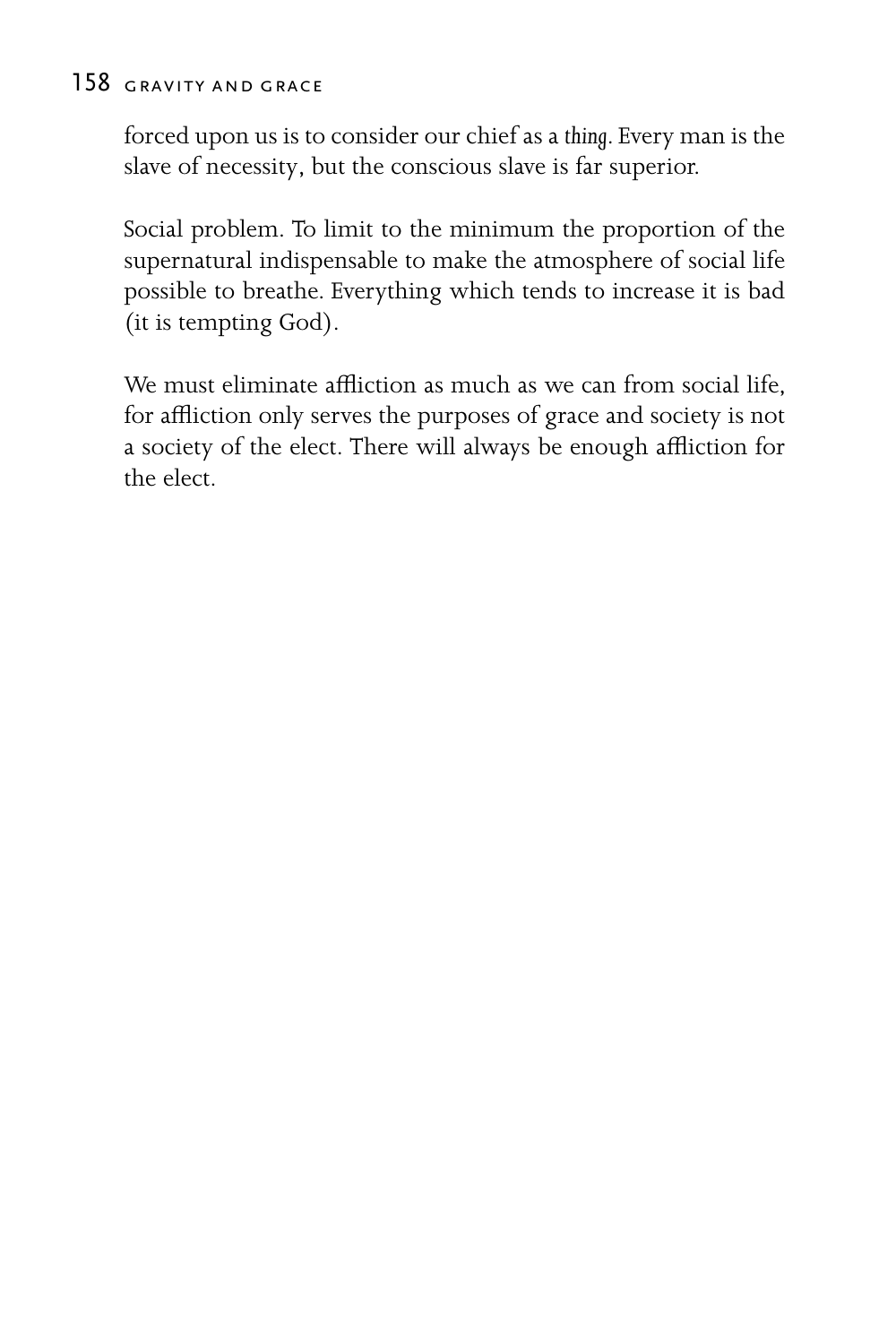forced upon us is to consider our chief as a *thing*. Every man is the slave of necessity, but the conscious slave is far superior.

Social problem. To limit to the minimum the proportion of the supernatural indispensable to make the atmosphere of social life possible to breathe. Everything which tends to increase it is bad (it is tempting God).

We must eliminate affliction as much as we can from social life, for affliction only serves the purposes of grace and society is not a society of the elect. There will always be enough affliction for the elect.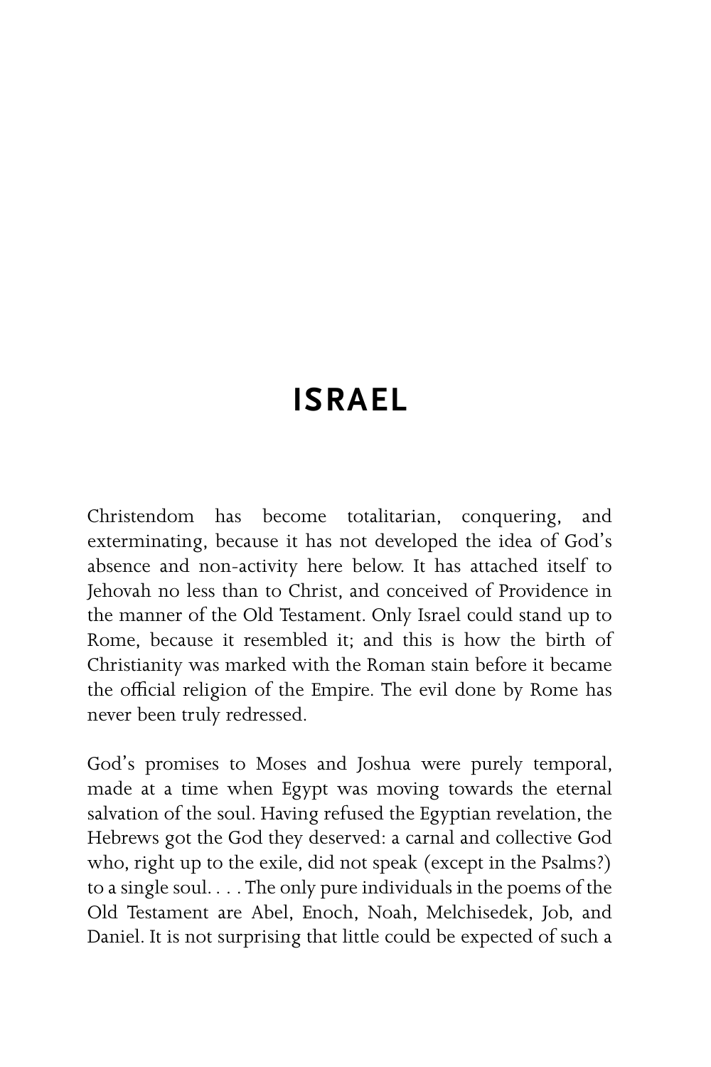# ISRAEL

Christendom has become totalitarian, conquering, and exterminating, because it has not developed the idea of God's absence and non-activity here below. It has attached itself to Jehovah no less than to Christ, and conceived of Providence in the manner of the Old Testament. Only Israel could stand up to Rome, because it resembled it; and this is how the birth of Christianity was marked with the Roman stain before it became the official religion of the Empire. The evil done by Rome has never been truly redressed.

God's promises to Moses and Joshua were purely temporal, made at a time when Egypt was moving towards the eternal salvation of the soul. Having refused the Egyptian revelation, the Hebrews got the God they deserved: a carnal and collective God who, right up to the exile, did not speak (except in the Psalms?) to a single soul. . . . The only pure individuals in the poems of the Old Testament are Abel, Enoch, Noah, Melchisedek, Job, and Daniel. It is not surprising that little could be expected of such a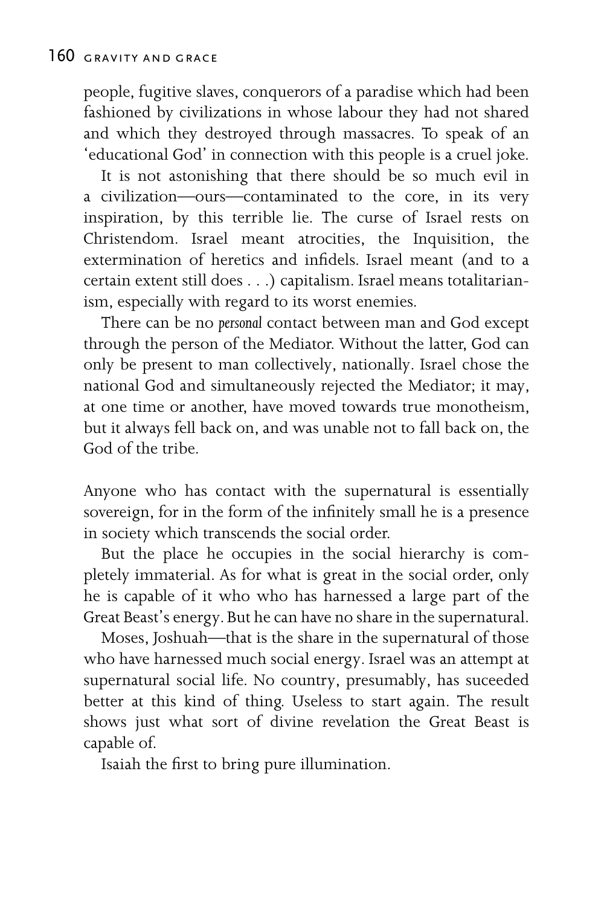people, fugitive slaves, conquerors of a paradise which had been fashioned by civilizations in whose labour they had not shared and which they destroyed through massacres. To speak of an 'educational God' in connection with this people is a cruel joke.

It is not astonishing that there should be so much evil in a civilization—ours—contaminated to the core, in its very inspiration, by this terrible lie. The curse of Israel rests on Christendom. Israel meant atrocities, the Inquisition, the extermination of heretics and infidels. Israel meant (and to a certain extent still does . . .) capitalism. Israel means totalitarianism, especially with regard to its worst enemies.

There can be no *personal* contact between man and God except through the person of the Mediator. Without the latter, God can only be present to man collectively, nationally. Israel chose the national God and simultaneously rejected the Mediator; it may, at one time or another, have moved towards true monotheism, but it always fell back on, and was unable not to fall back on, the God of the tribe.

Anyone who has contact with the supernatural is essentially sovereign, for in the form of the infinitely small he is a presence in society which transcends the social order.

But the place he occupies in the social hierarchy is completely immaterial. As for what is great in the social order, only he is capable of it who who has harnessed a large part of the Great Beast's energy. But he can have no share in the supernatural.

Moses, Joshuah—that is the share in the supernatural of those who have harnessed much social energy. Israel was an attempt at supernatural social life. No country, presumably, has suceeded better at this kind of thing. Useless to start again. The result shows just what sort of divine revelation the Great Beast is capable of.

Isaiah the first to bring pure illumination.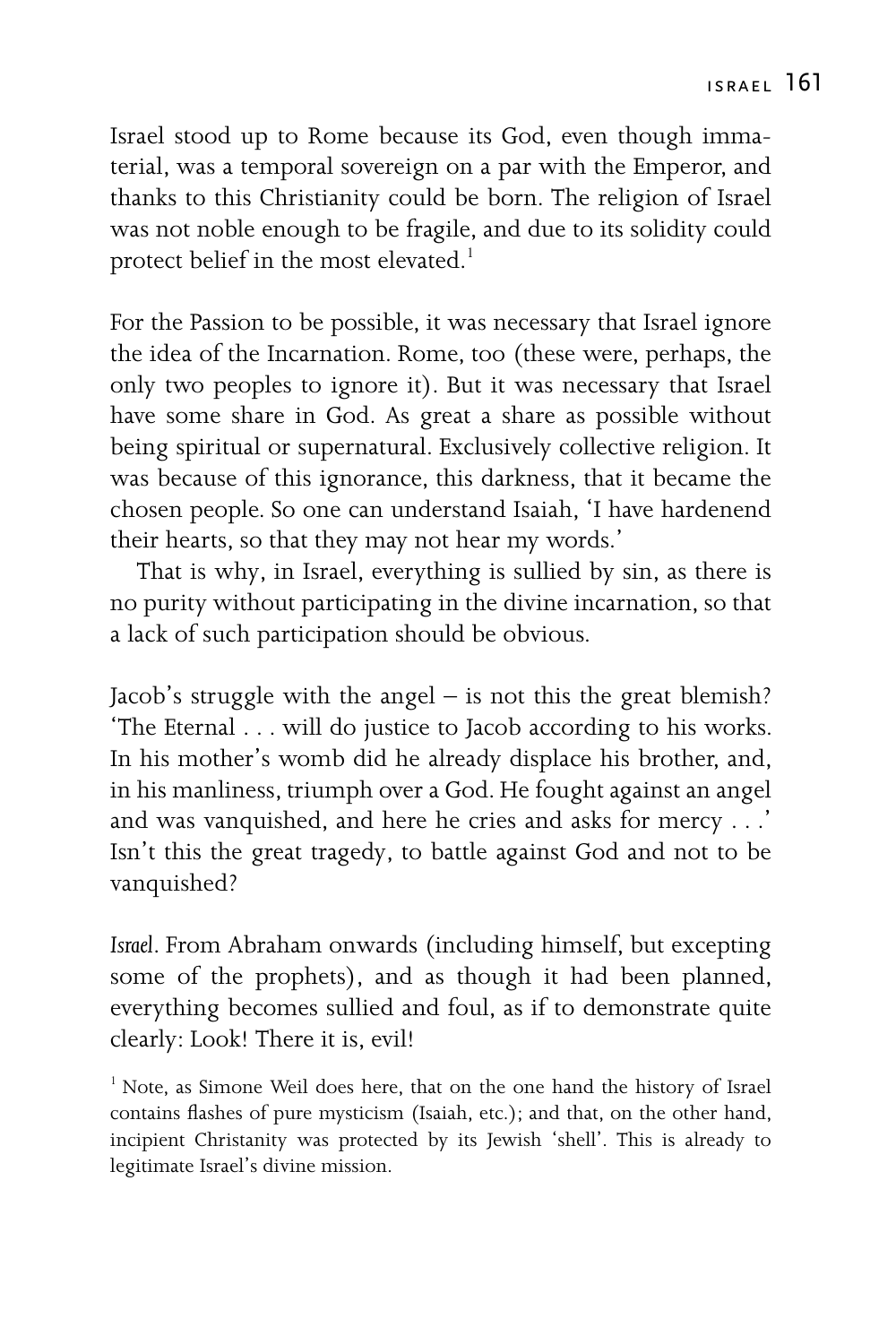Israel stood up to Rome because its God, even though immaterial, was a temporal sovereign on a par with the Emperor, and thanks to this Christianity could be born. The religion of Israel was not noble enough to be fragile, and due to its solidity could protect belief in the most elevated.[1]

For the Passion to be possible, it was necessary that Israel ignore the idea of the Incarnation. Rome, too (these were, perhaps, the only two peoples to ignore it). But it was necessary that Israel have some share in God. As great a share as possible without being spiritual or supernatural. Exclusively collective religion. It was because of this ignorance, this darkness, that it became the chosen people. So one can understand Isaiah, 'I have hardenend their hearts, so that they may not hear my words.'

That is why, in Israel, everything is sullied by sin, as there is no purity without participating in the divine incarnation, so that a lack of such participation should be obvious.

Jacob's struggle with the angel – is not this the great blemish? 'The Eternal . . . will do justice to Jacob according to his works. In his mother's womb did he already displace his brother, and, in his manliness, triumph over a God. He fought against an angel and was vanquished, and here he cries and asks for mercy . . .' Isn't this the great tragedy, to battle against God and not to be vanquished?

*Israel*. From Abraham onwards (including himself, but excepting some of the prophets), and as though it had been planned, everything becomes sullied and foul, as if to demonstrate quite clearly: Look! There it is, evil!

[1] Note, as Simone Weil does here, that on the one hand the history of Israel contains flashes of pure mysticism (Isaiah, etc.); and that, on the other hand, incipient Christanity was protected by its Jewish 'shell'. This is already to legitimate Israel's divine mission.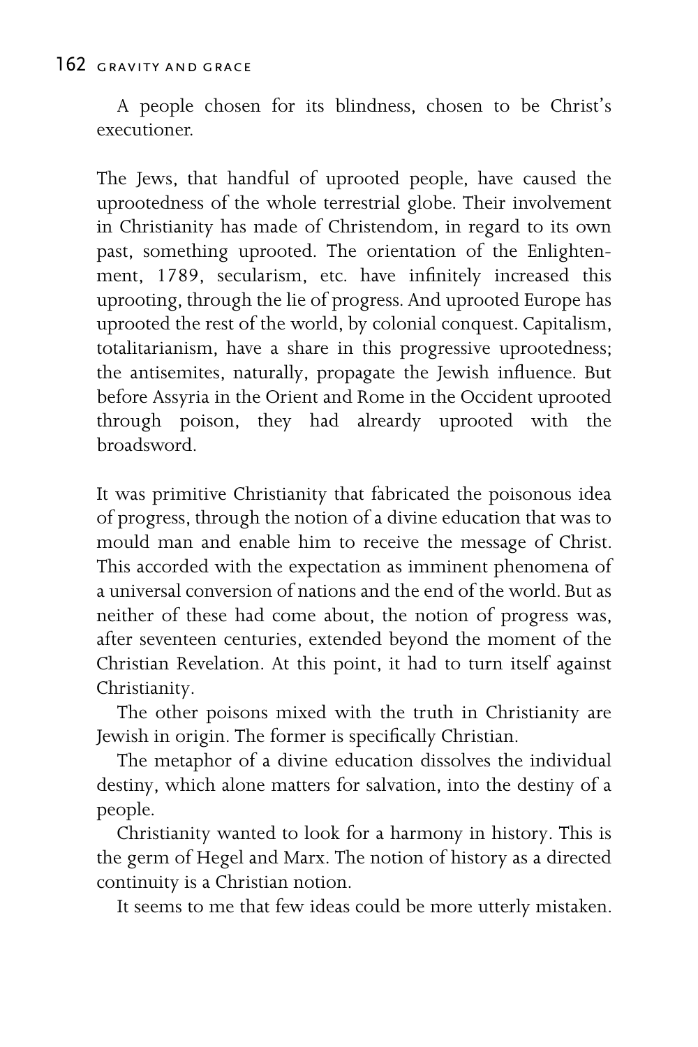A people chosen for its blindness, chosen to be Christ's executioner.

The Jews, that handful of uprooted people, have caused the uprootedness of the whole terrestrial globe. Their involvement in Christianity has made of Christendom, in regard to its own past, something uprooted. The orientation of the Enlightenment, 1789, secularism, etc. have infinitely increased this uprooting, through the lie of progress. And uprooted Europe has uprooted the rest of the world, by colonial conquest. Capitalism, totalitarianism, have a share in this progressive uprootedness; the antisemites, naturally, propagate the Jewish influence. But before Assyria in the Orient and Rome in the Occident uprooted through poison, they had alreardy uprooted with the broadsword.

It was primitive Christianity that fabricated the poisonous idea of progress, through the notion of a divine education that was to mould man and enable him to receive the message of Christ. This accorded with the expectation as imminent phenomena of a universal conversion of nations and the end of the world. But as neither of these had come about, the notion of progress was, after seventeen centuries, extended beyond the moment of the Christian Revelation. At this point, it had to turn itself against Christianity.

The other poisons mixed with the truth in Christianity are Jewish in origin. The former is specifically Christian.

The metaphor of a divine education dissolves the individual destiny, which alone matters for salvation, into the destiny of a people.

Christianity wanted to look for a harmony in history. This is the germ of Hegel and Marx. The notion of history as a directed continuity is a Christian notion.

It seems to me that few ideas could be more utterly mistaken.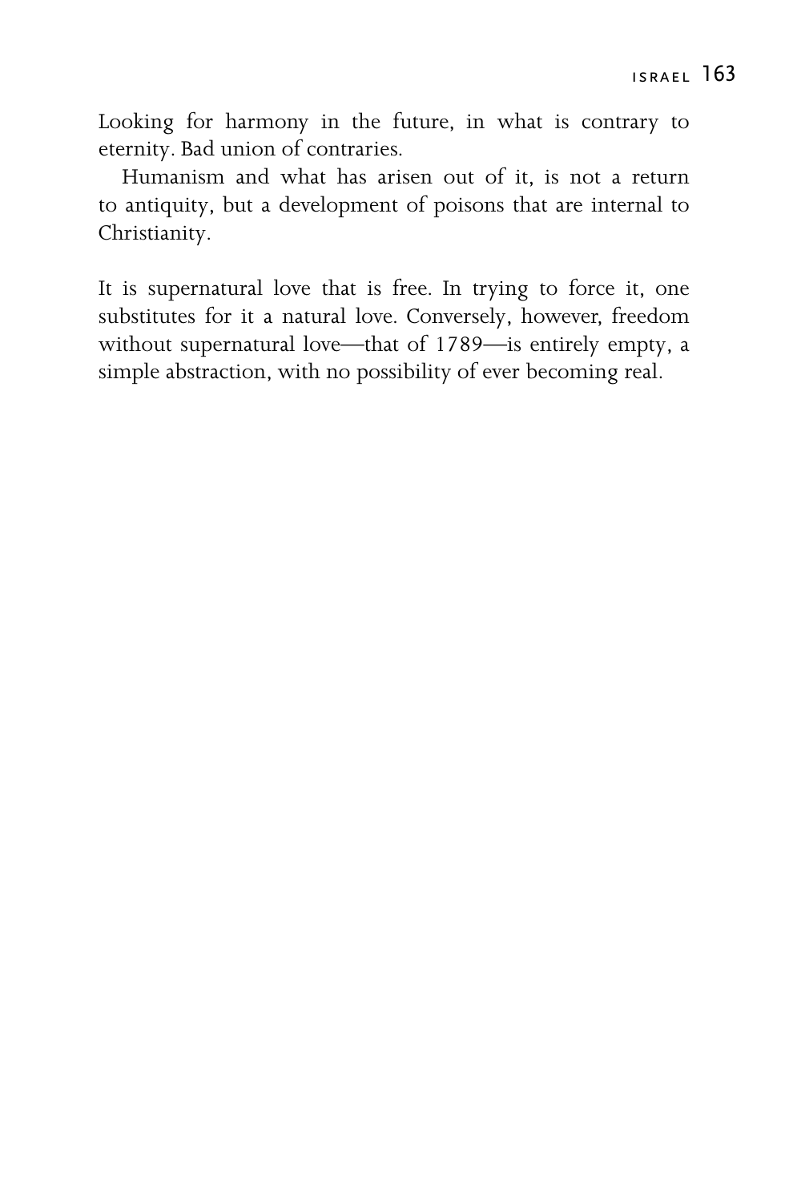Looking for harmony in the future, in what is contrary to eternity. Bad union of contraries.

Humanism and what has arisen out of it, is not a return to antiquity, but a development of poisons that are internal to Christianity.

It is supernatural love that is free. In trying to force it, one substitutes for it a natural love. Conversely, however, freedom without supernatural love—that of 1789—is entirely empty, a simple abstraction, with no possibility of ever becoming real.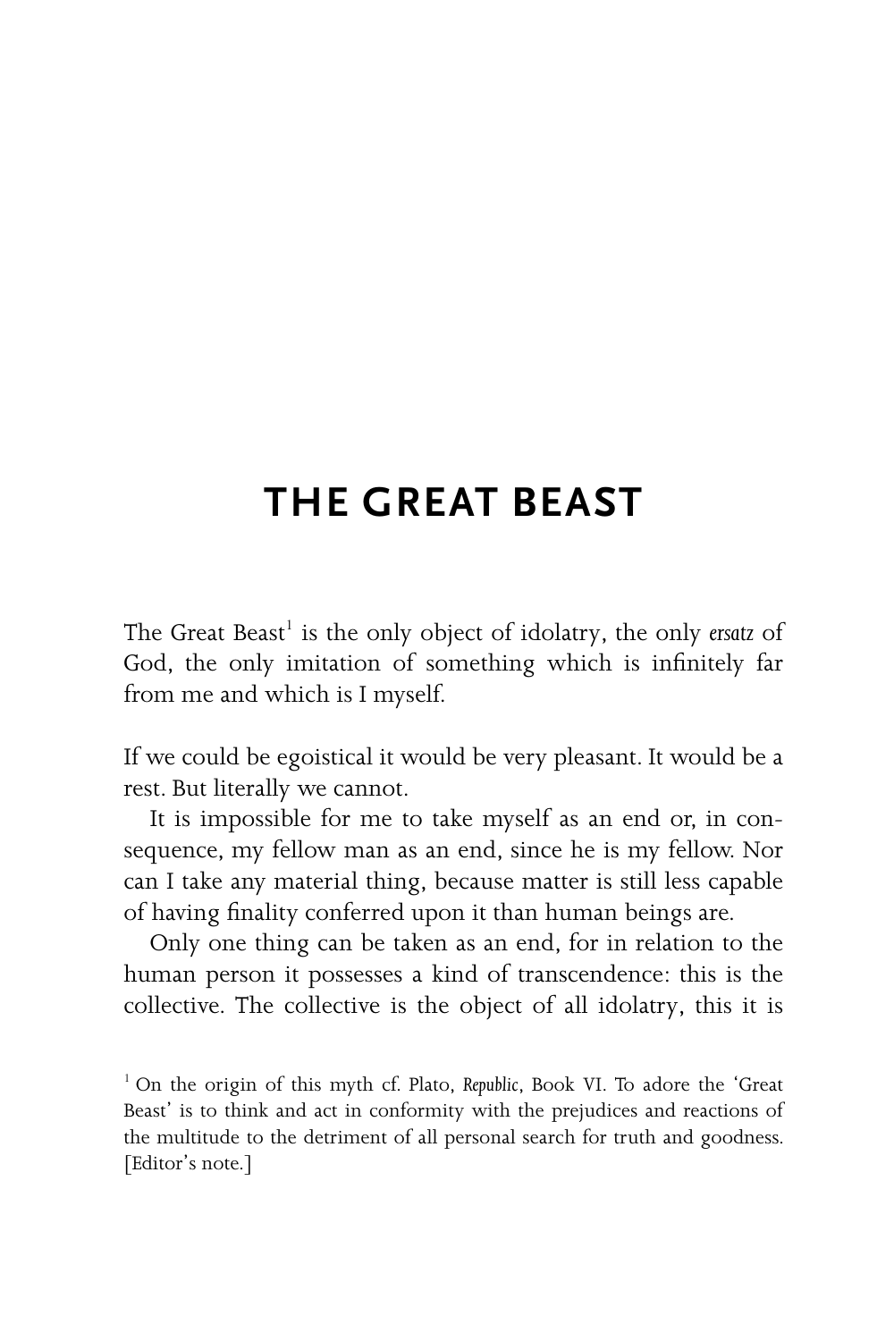# THE GREAT BEAST

The Great Beast[1] is the only object of idolatry, the only *ersatz* of God, the only imitation of something which is infinitely far from me and which is I myself.

If we could be egoistical it would be very pleasant. It would be a rest. But literally we cannot.

It is impossible for me to take myself as an end or, in consequence, my fellow man as an end, since he is my fellow. Nor can I take any material thing, because matter is still less capable of having finality conferred upon it than human beings are.

Only one thing can be taken as an end, for in relation to the human person it possesses a kind of transcendence: this is the collective. The collective is the object of all idolatry, this it is

[1] On the origin of this myth cf. Plato, *Republic*, Book VI. To adore the 'Great Beast' is to think and act in conformity with the prejudices and reactions of the multitude to the detriment of all personal search for truth and goodness. [Editor's note.]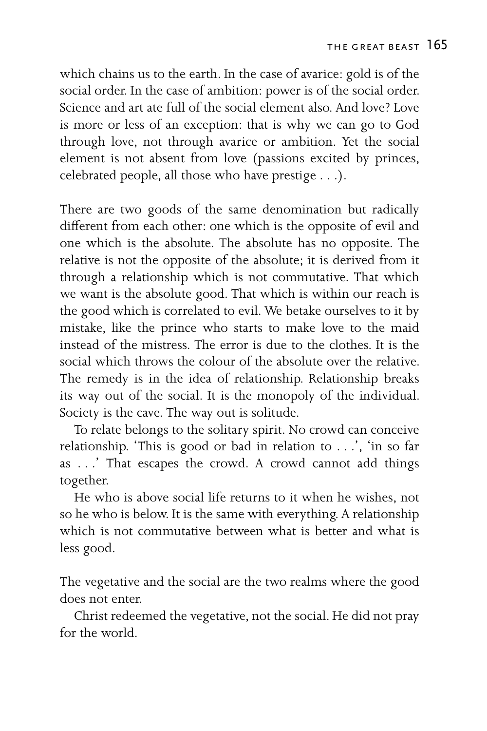which chains us to the earth. In the case of avarice: gold is of the social order. In the case of ambition: power is of the social order. Science and art ate full of the social element also. And love? Love is more or less of an exception: that is why we can go to God through love, not through avarice or ambition. Yet the social element is not absent from love (passions excited by princes, celebrated people, all those who have prestige . . .).

There are two goods of the same denomination but radically different from each other: one which is the opposite of evil and one which is the absolute. The absolute has no opposite. The relative is not the opposite of the absolute; it is derived from it through a relationship which is not commutative. That which we want is the absolute good. That which is within our reach is the good which is correlated to evil. We betake ourselves to it by mistake, like the prince who starts to make love to the maid instead of the mistress. The error is due to the clothes. It is the social which throws the colour of the absolute over the relative. The remedy is in the idea of relationship. Relationship breaks its way out of the social. It is the monopoly of the individual. Society is the cave. The way out is solitude.

To relate belongs to the solitary spirit. No crowd can conceive relationship. 'This is good or bad in relation to . . .', 'in so far as . . .' That escapes the crowd. A crowd cannot add things together.

He who is above social life returns to it when he wishes, not so he who is below. It is the same with everything. A relationship which is not commutative between what is better and what is less good.

The vegetative and the social are the two realms where the good does not enter.

Christ redeemed the vegetative, not the social. He did not pray for the world.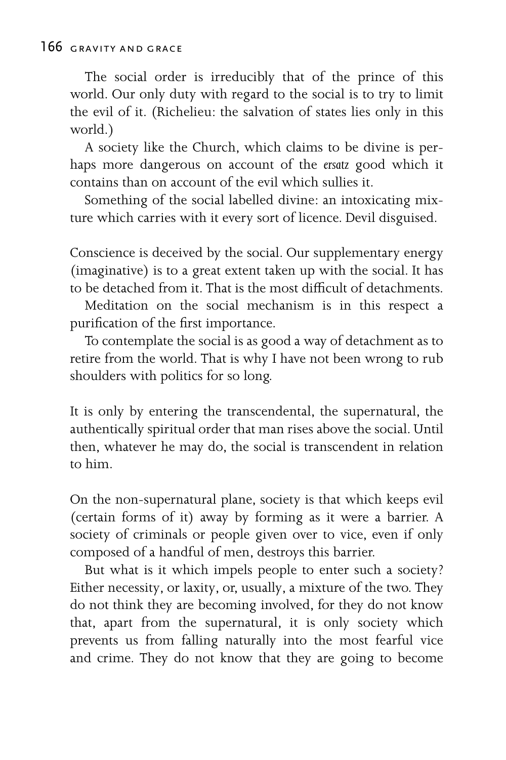The social order is irreducibly that of the prince of this world. Our only duty with regard to the social is to try to limit the evil of it. (Richelieu: the salvation of states lies only in this world.)

A society like the Church, which claims to be divine is perhaps more dangerous on account of the *ersatz* good which it contains than on account of the evil which sullies it.

Something of the social labelled divine: an intoxicating mixture which carries with it every sort of licence. Devil disguised.

Conscience is deceived by the social. Our supplementary energy (imaginative) is to a great extent taken up with the social. It has to be detached from it. That is the most difficult of detachments.

Meditation on the social mechanism is in this respect a purification of the first importance.

To contemplate the social is as good a way of detachment as to retire from the world. That is why I have not been wrong to rub shoulders with politics for so long.

It is only by entering the transcendental, the supernatural, the authentically spiritual order that man rises above the social. Until then, whatever he may do, the social is transcendent in relation to him.

On the non-supernatural plane, society is that which keeps evil (certain forms of it) away by forming as it were a barrier. A society of criminals or people given over to vice, even if only composed of a handful of men, destroys this barrier.

But what is it which impels people to enter such a society? Either necessity, or laxity, or, usually, a mixture of the two. They do not think they are becoming involved, for they do not know that, apart from the supernatural, it is only society which prevents us from falling naturally into the most fearful vice and crime. They do not know that they are going to become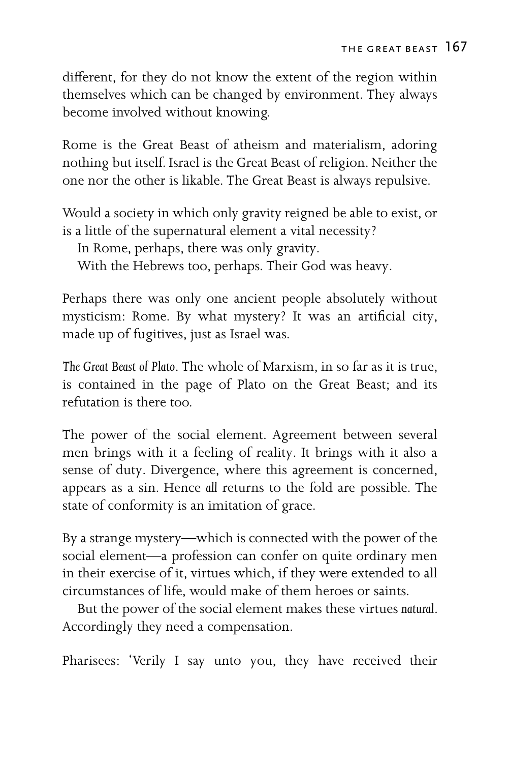different, for they do not know the extent of the region within themselves which can be changed by environment. They always become involved without knowing.

Rome is the Great Beast of atheism and materialism, adoring nothing but itself. Israel is the Great Beast of religion. Neither the one nor the other is likable. The Great Beast is always repulsive.

Would a society in which only gravity reigned be able to exist, or is a little of the supernatural element a vital necessity?

In Rome, perhaps, there was only gravity.

With the Hebrews too, perhaps. Their God was heavy.

Perhaps there was only one ancient people absolutely without mysticism: Rome. By what mystery? It was an artificial city, made up of fugitives, just as Israel was.

*The Great Beast of Plato*. The whole of Marxism, in so far as it is true, is contained in the page of Plato on the Great Beast; and its refutation is there too.

The power of the social element. Agreement between several men brings with it a feeling of reality. It brings with it also a sense of duty. Divergence, where this agreement is concerned, appears as a sin. Hence *all* returns to the fold are possible. The state of conformity is an imitation of grace.

By a strange mystery—which is connected with the power of the social element—a profession can confer on quite ordinary men in their exercise of it, virtues which, if they were extended to all circumstances of life, would make of them heroes or saints.

But the power of the social element makes these virtues *natural*. Accordingly they need a compensation.

Pharisees: 'Verily I say unto you, they have received their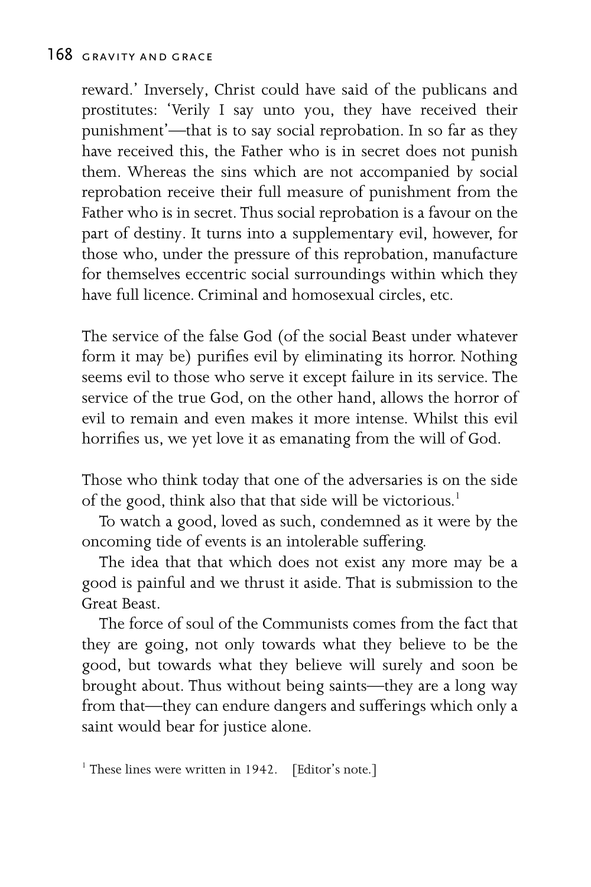reward.' Inversely, Christ could have said of the publicans and prostitutes: 'Verily I say unto you, they have received their punishment'—that is to say social reprobation. In so far as they have received this, the Father who is in secret does not punish them. Whereas the sins which are not accompanied by social reprobation receive their full measure of punishment from the Father who is in secret. Thus social reprobation is a favour on the part of destiny. It turns into a supplementary evil, however, for those who, under the pressure of this reprobation, manufacture for themselves eccentric social surroundings within which they have full licence. Criminal and homosexual circles, etc.

The service of the false God (of the social Beast under whatever form it may be) purifies evil by eliminating its horror. Nothing seems evil to those who serve it except failure in its service. The service of the true God, on the other hand, allows the horror of evil to remain and even makes it more intense. Whilst this evil horrifies us, we yet love it as emanating from the will of God.

Those who think today that one of the adversaries is on the side of the good, think also that that side will be victorious.[1]

To watch a good, loved as such, condemned as it were by the oncoming tide of events is an intolerable suffering.

The idea that that which does not exist any more may be a good is painful and we thrust it aside. That is submission to the Great Beast.

The force of soul of the Communists comes from the fact that they are going, not only towards what they believe to be the good, but towards what they believe will surely and soon be brought about. Thus without being saints—they are a long way from that—they can endure dangers and sufferings which only a saint would bear for justice alone.

[1] These lines were written in 1942. [Editor's note.]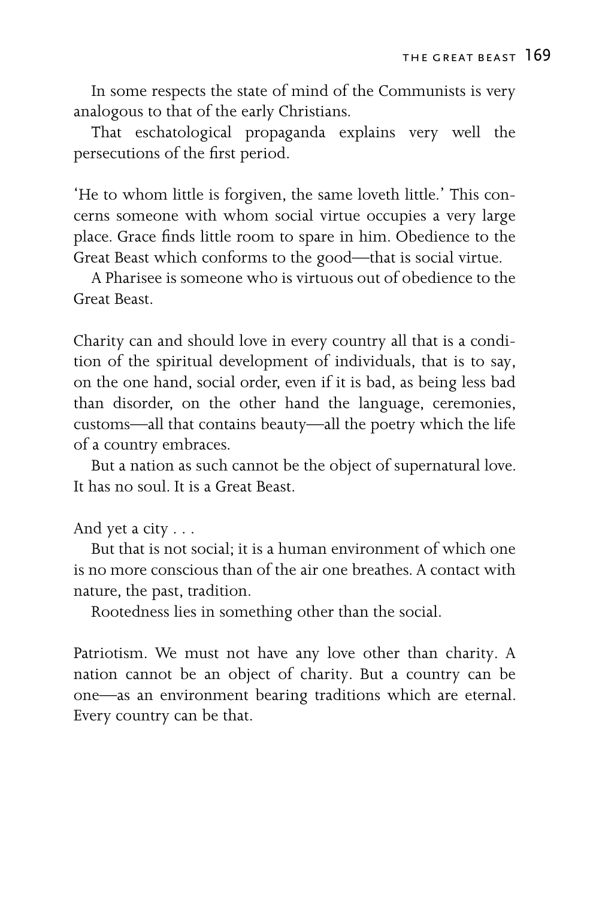In some respects the state of mind of the Communists is very analogous to that of the early Christians.

That eschatological propaganda explains very well the persecutions of the first period.

'He to whom little is forgiven, the same loveth little.' This concerns someone with whom social virtue occupies a very large place. Grace finds little room to spare in him. Obedience to the Great Beast which conforms to the good—that is social virtue.

A Pharisee is someone who is virtuous out of obedience to the Great Beast.

Charity can and should love in every country all that is a condition of the spiritual development of individuals, that is to say, on the one hand, social order, even if it is bad, as being less bad than disorder, on the other hand the language, ceremonies, customs—all that contains beauty—all the poetry which the life of a country embraces.

But a nation as such cannot be the object of supernatural love. It has no soul. It is a Great Beast.

And yet a city . . .

But that is not social; it is a human environment of which one is no more conscious than of the air one breathes. A contact with nature, the past, tradition.

Rootedness lies in something other than the social.

Patriotism. We must not have any love other than charity. A nation cannot be an object of charity. But a country can be one—as an environment bearing traditions which are eternal. Every country can be that.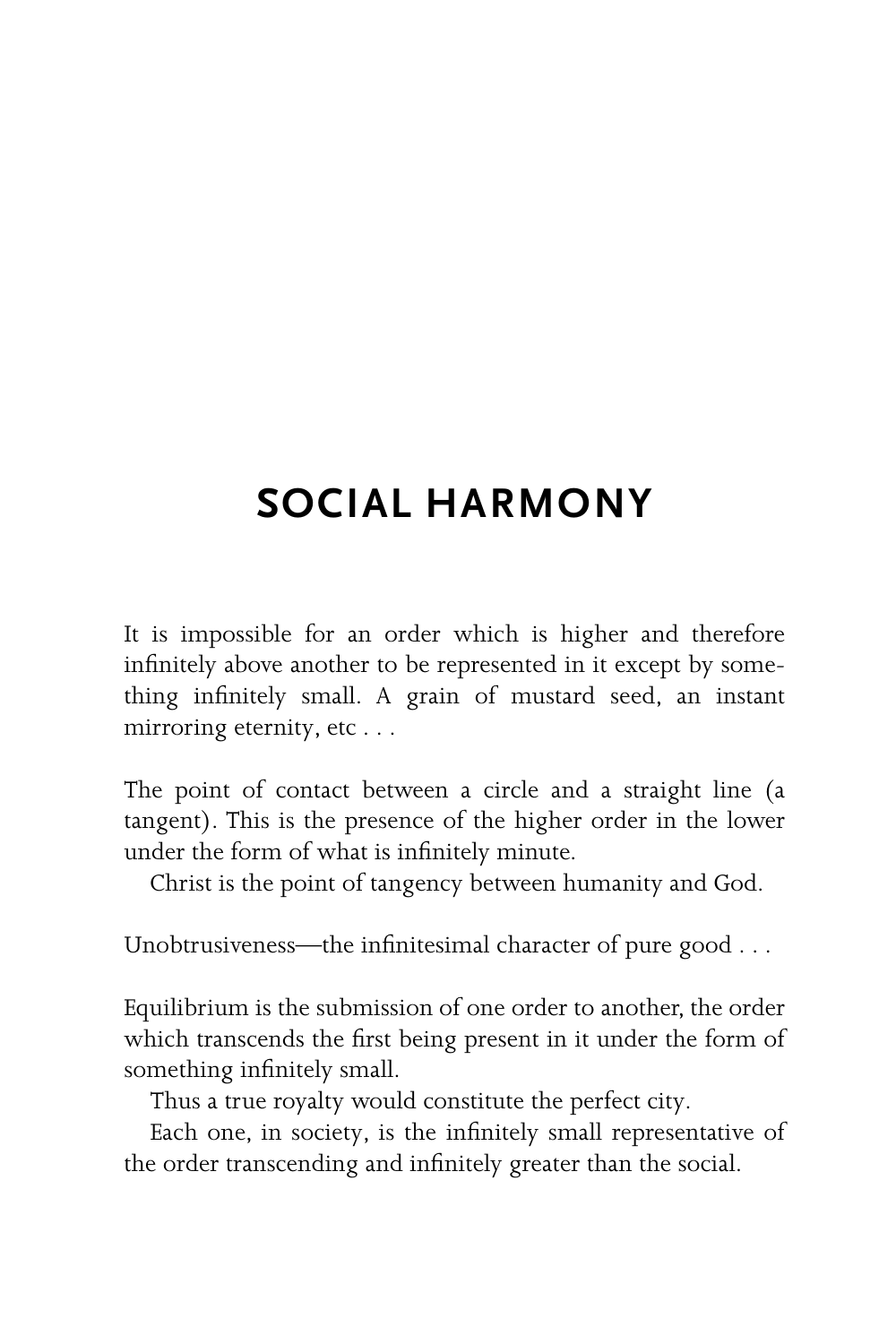# SOCIAL HARMONY

It is impossible for an order which is higher and therefore infinitely above another to be represented in it except by something infinitely small. A grain of mustard seed, an instant mirroring eternity, etc . . .

The point of contact between a circle and a straight line (a tangent). This is the presence of the higher order in the lower under the form of what is infinitely minute.

Christ is the point of tangency between humanity and God.

Unobtrusiveness—the infinitesimal character of pure good . . .

Equilibrium is the submission of one order to another, the order which transcends the first being present in it under the form of something infinitely small.

Thus a true royalty would constitute the perfect city.

Each one, in society, is the infinitely small representative of the order transcending and infinitely greater than the social.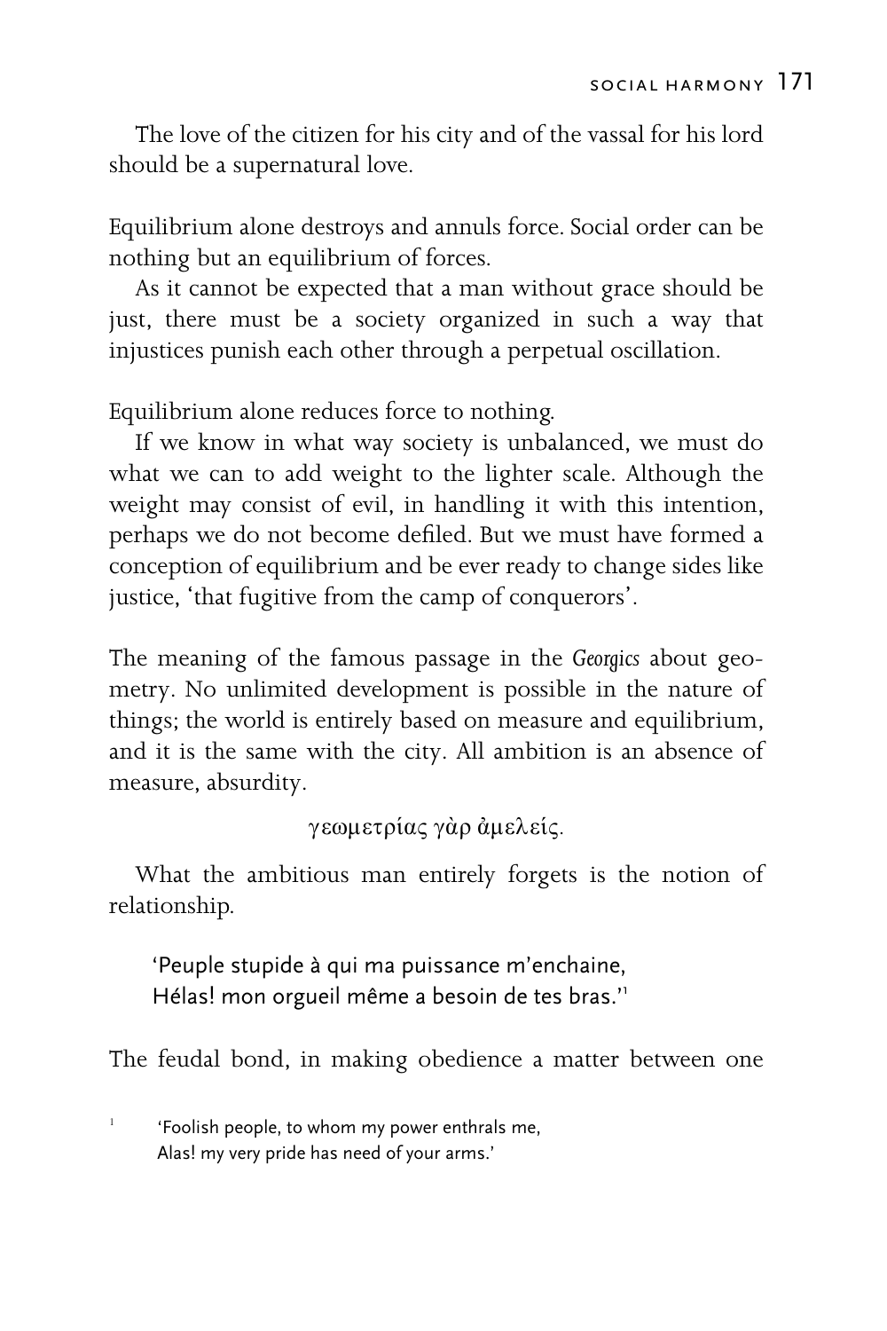The love of the citizen for his city and of the vassal for his lord should be a supernatural love.

Equilibrium alone destroys and annuls force. Social order can be nothing but an equilibrium of forces.

As it cannot be expected that a man without grace should be just, there must be a society organized in such a way that injustices punish each other through a perpetual oscillation.

Equilibrium alone reduces force to nothing.

If we know in what way society is unbalanced, we must do what we can to add weight to the lighter scale. Although the weight may consist of evil, in handling it with this intention, perhaps we do not become defiled. But we must have formed a conception of equilibrium and be ever ready to change sides like justice, 'that fugitive from the camp of conquerors'.

The meaning of the famous passage in the *Georgics* about geometry. No unlimited development is possible in the nature of things; the world is entirely based on measure and equilibrium, and it is the same with the city. All ambition is an absence of measure, absurdity.

γεωμετρίας γὰρ ἀμελεῖς.

What the ambitious man entirely forgets is the notion of relationship.

> 'Peuple stupide à qui ma puissance m'enchaine,
> Hélas! mon orgueil même a besoin de tes bras.'[1]

The feudal bond, in making obedience a matter between one

[1] 'Foolish people, to whom my power enthrals me,
Alas! my very pride has need of your arms.'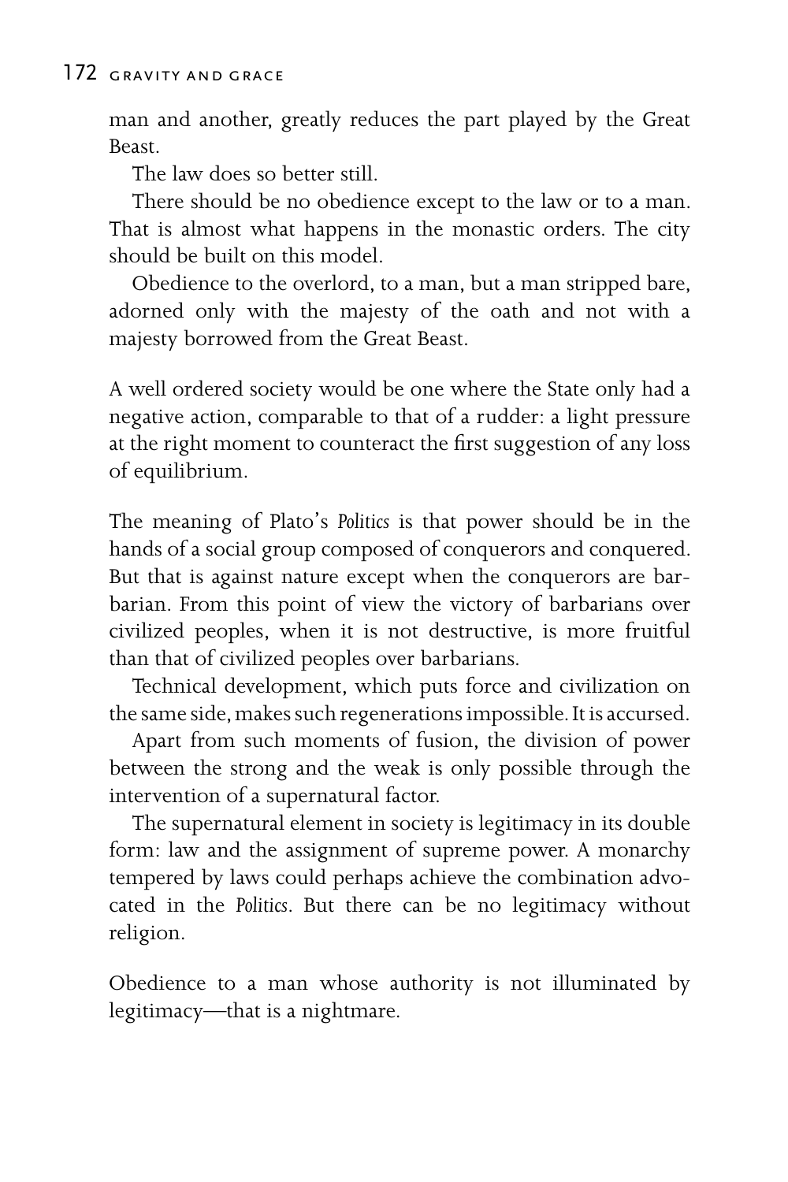man and another, greatly reduces the part played by the Great Beast.

The law does so better still.

There should be no obedience except to the law or to a man. That is almost what happens in the monastic orders. The city should be built on this model.

Obedience to the overlord, to a man, but a man stripped bare, adorned only with the majesty of the oath and not with a majesty borrowed from the Great Beast.

A well ordered society would be one where the State only had a negative action, comparable to that of a rudder: a light pressure at the right moment to counteract the first suggestion of any loss of equilibrium.

The meaning of Plato's *Politics* is that power should be in the hands of a social group composed of conquerors and conquered. But that is against nature except when the conquerors are barbarian. From this point of view the victory of barbarians over civilized peoples, when it is not destructive, is more fruitful than that of civilized peoples over barbarians.

Technical development, which puts force and civilization on the same side, makes such regenerations impossible. It is accursed.

Apart from such moments of fusion, the division of power between the strong and the weak is only possible through the intervention of a supernatural factor.

The supernatural element in society is legitimacy in its double form: law and the assignment of supreme power. A monarchy tempered by laws could perhaps achieve the combination advocated in the *Politics*. But there can be no legitimacy without religion.

Obedience to a man whose authority is not illuminated by legitimacy—that is a nightmare.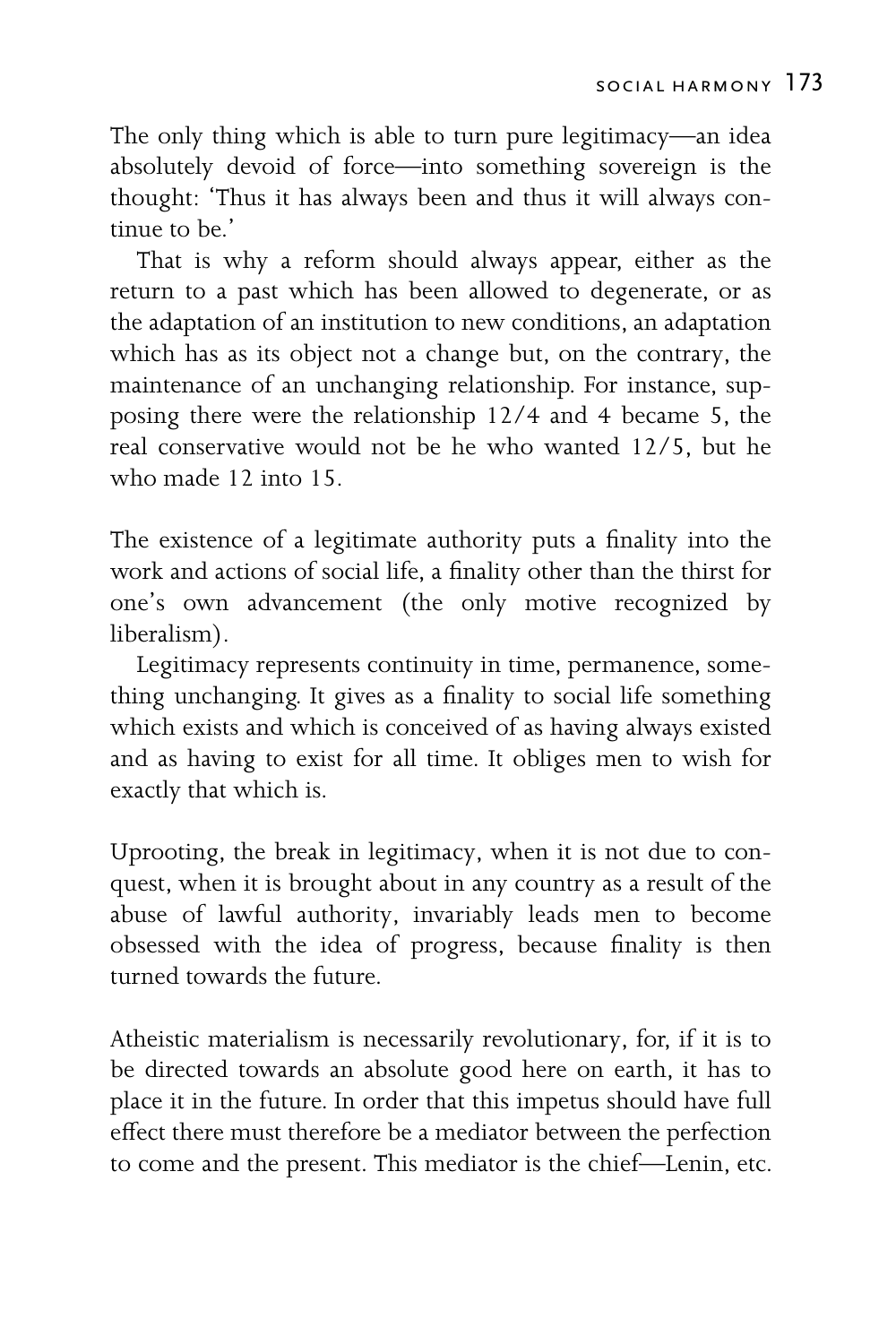The only thing which is able to turn pure legitimacy—an idea absolutely devoid of force—into something sovereign is the thought: 'Thus it has always been and thus it will always continue to be.'

That is why a reform should always appear, either as the return to a past which has been allowed to degenerate, or as the adaptation of an institution to new conditions, an adaptation which has as its object not a change but, on the contrary, the maintenance of an unchanging relationship. For instance, supposing there were the relationship 12/4 and 4 became 5, the real conservative would not be he who wanted 12/5, but he who made 12 into 15.

The existence of a legitimate authority puts a finality into the work and actions of social life, a finality other than the thirst for one's own advancement (the only motive recognized by liberalism).

Legitimacy represents continuity in time, permanence, something unchanging. It gives as a finality to social life something which exists and which is conceived of as having always existed and as having to exist for all time. It obliges men to wish for exactly that which is.

Uprooting, the break in legitimacy, when it is not due to conquest, when it is brought about in any country as a result of the abuse of lawful authority, invariably leads men to become obsessed with the idea of progress, because finality is then turned towards the future.

Atheistic materialism is necessarily revolutionary, for, if it is to be directed towards an absolute good here on earth, it has to place it in the future. In order that this impetus should have full effect there must therefore be a mediator between the perfection to come and the present. This mediator is the chief—Lenin, etc.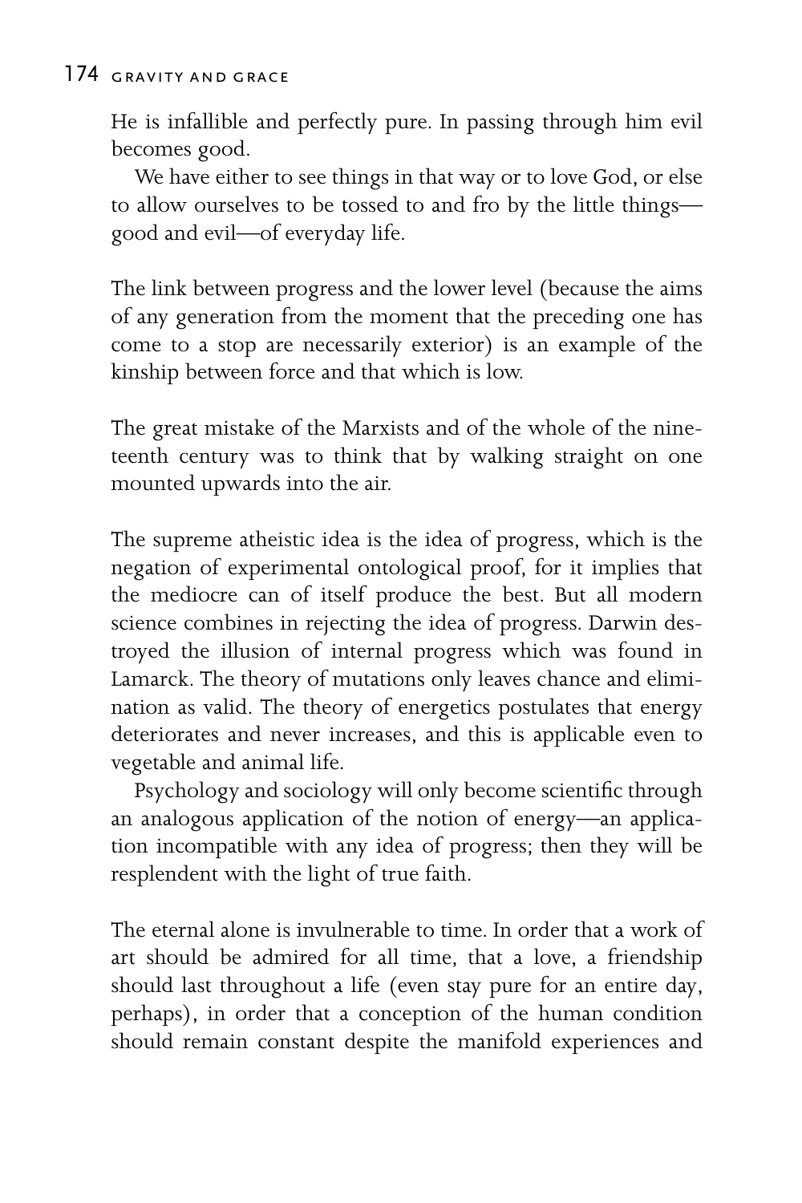He is infallible and perfectly pure. In passing through him evil becomes good.

We have either to see things in that way or to love God, or else to allow ourselves to be tossed to and fro by the little things—good and evil—of everyday life.

The link between progress and the lower level (because the aims of any generation from the moment that the preceding one has come to a stop are necessarily exterior) is an example of the kinship between force and that which is low.

The great mistake of the Marxists and of the whole of the nineteenth century was to think that by walking straight on one mounted upwards into the air.

The supreme atheistic idea is the idea of progress, which is the negation of experimental ontological proof, for it implies that the mediocre can of itself produce the best. But all modern science combines in rejecting the idea of progress. Darwin destroyed the illusion of internal progress which was found in Lamarck. The theory of mutations only leaves chance and elimination as valid. The theory of energetics postulates that energy deteriorates and never increases, and this is applicable even to vegetable and animal life.

Psychology and sociology will only become scientific through an analogous application of the notion of energy—an application incompatible with any idea of progress; then they will be resplendent with the light of true faith.

The eternal alone is invulnerable to time. In order that a work of art should be admired for all time, that a love, a friendship should last throughout a life (even stay pure for an entire day, perhaps), in order that a conception of the human condition should remain constant despite the manifold experiences and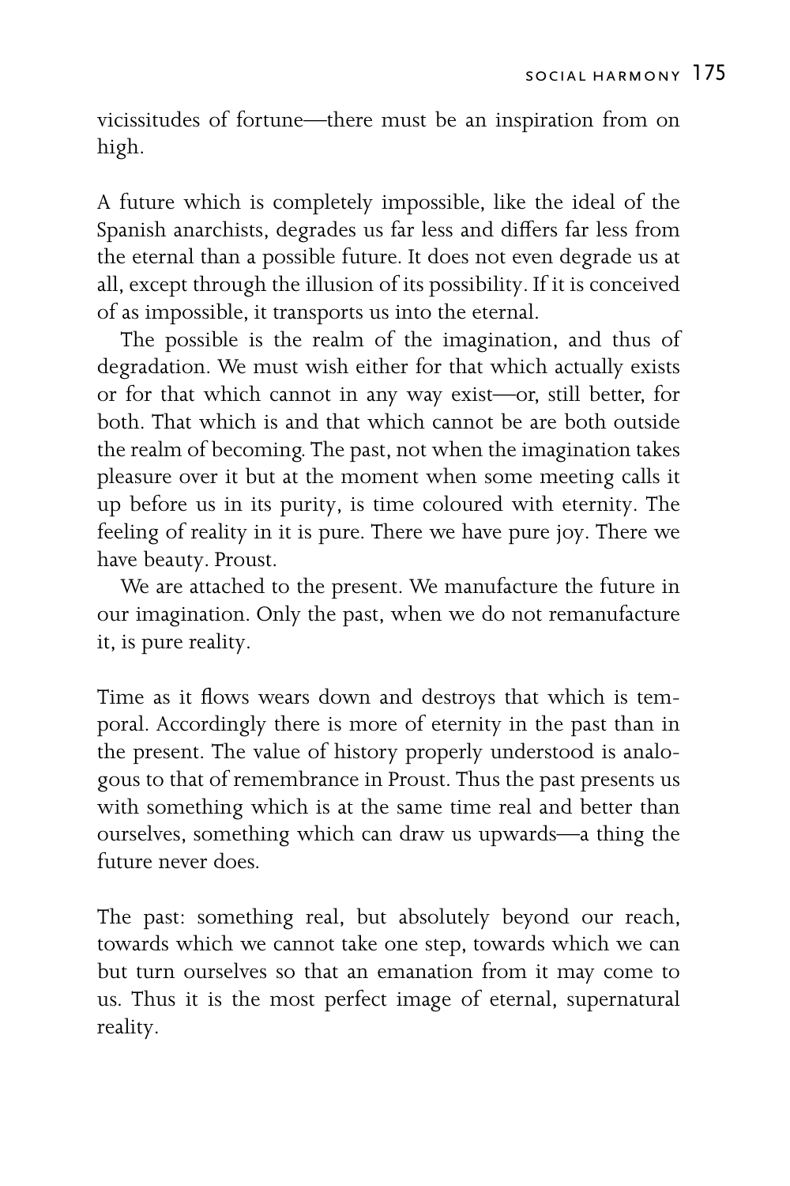vicissitudes of fortune—there must be an inspiration from on high.

A future which is completely impossible, like the ideal of the Spanish anarchists, degrades us far less and differs far less from the eternal than a possible future. It does not even degrade us at all, except through the illusion of its possibility. If it is conceived of as impossible, it transports us into the eternal.

The possible is the realm of the imagination, and thus of degradation. We must wish either for that which actually exists or for that which cannot in any way exist—or, still better, for both. That which is and that which cannot be are both outside the realm of becoming. The past, not when the imagination takes pleasure over it but at the moment when some meeting calls it up before us in its purity, is time coloured with eternity. The feeling of reality in it is pure. There we have pure joy. There we have beauty. Proust.

We are attached to the present. We manufacture the future in our imagination. Only the past, when we do not remanufacture it, is pure reality.

Time as it flows wears down and destroys that which is temporal. Accordingly there is more of eternity in the past than in the present. The value of history properly understood is analogous to that of remembrance in Proust. Thus the past presents us with something which is at the same time real and better than ourselves, something which can draw us upwards—a thing the future never does.

The past: something real, but absolutely beyond our reach, towards which we cannot take one step, towards which we can but turn ourselves so that an emanation from it may come to us. Thus it is the most perfect image of eternal, supernatural reality.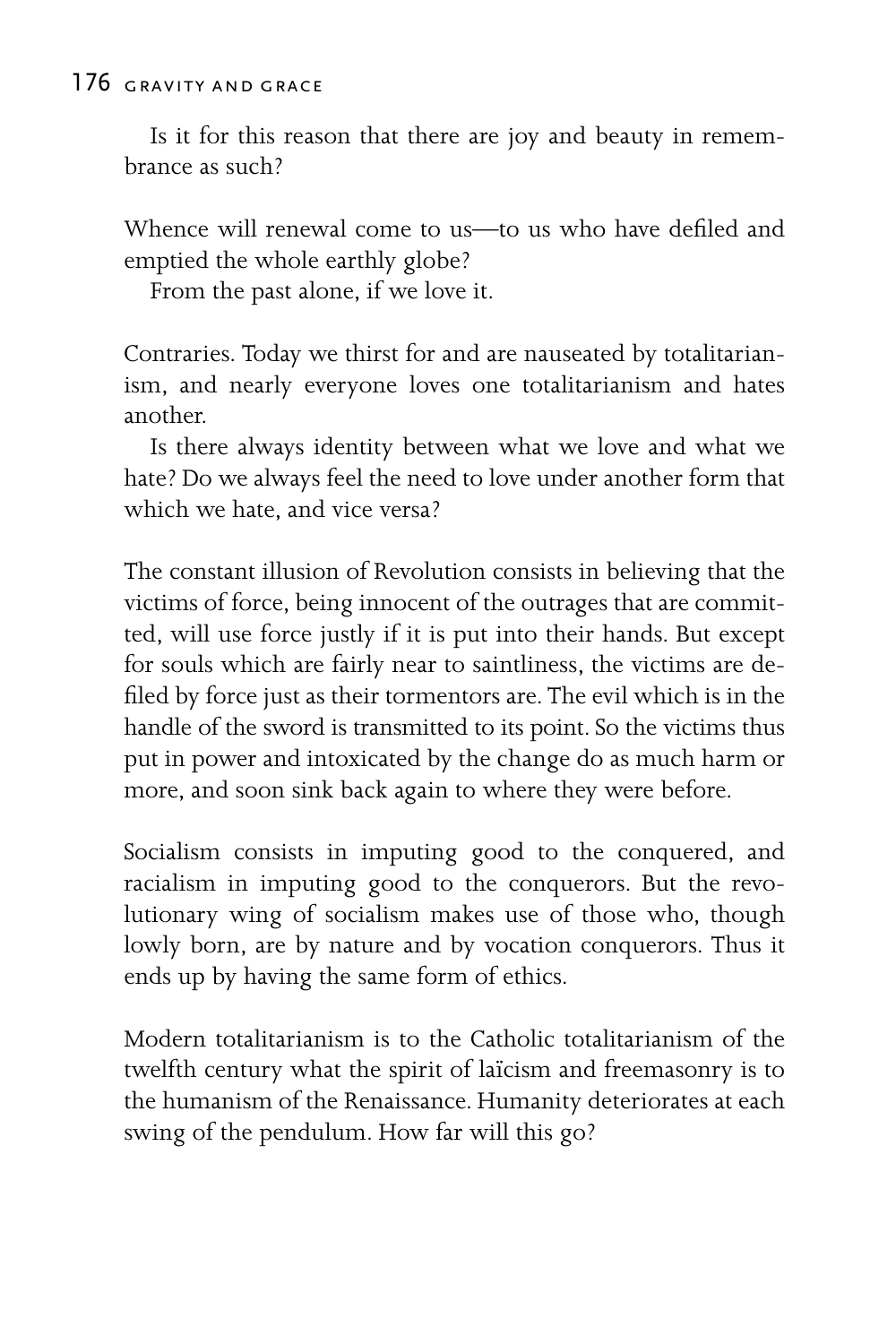Is it for this reason that there are joy and beauty in remembrance as such?

Whence will renewal come to us—to us who have defiled and emptied the whole earthly globe?

From the past alone, if we love it.

Contraries. Today we thirst for and are nauseated by totalitarianism, and nearly everyone loves one totalitarianism and hates another.

Is there always identity between what we love and what we hate? Do we always feel the need to love under another form that which we hate, and vice versa?

The constant illusion of Revolution consists in believing that the victims of force, being innocent of the outrages that are committed, will use force justly if it is put into their hands. But except for souls which are fairly near to saintliness, the victims are defiled by force just as their tormentors are. The evil which is in the handle of the sword is transmitted to its point. So the victims thus put in power and intoxicated by the change do as much harm or more, and soon sink back again to where they were before.

Socialism consists in imputing good to the conquered, and racialism in imputing good to the conquerors. But the revolutionary wing of socialism makes use of those who, though lowly born, are by nature and by vocation conquerors. Thus it ends up by having the same form of ethics.

Modern totalitarianism is to the Catholic totalitarianism of the twelfth century what the spirit of laïcism and freemasonry is to the humanism of the Renaissance. Humanity deteriorates at each swing of the pendulum. How far will this go?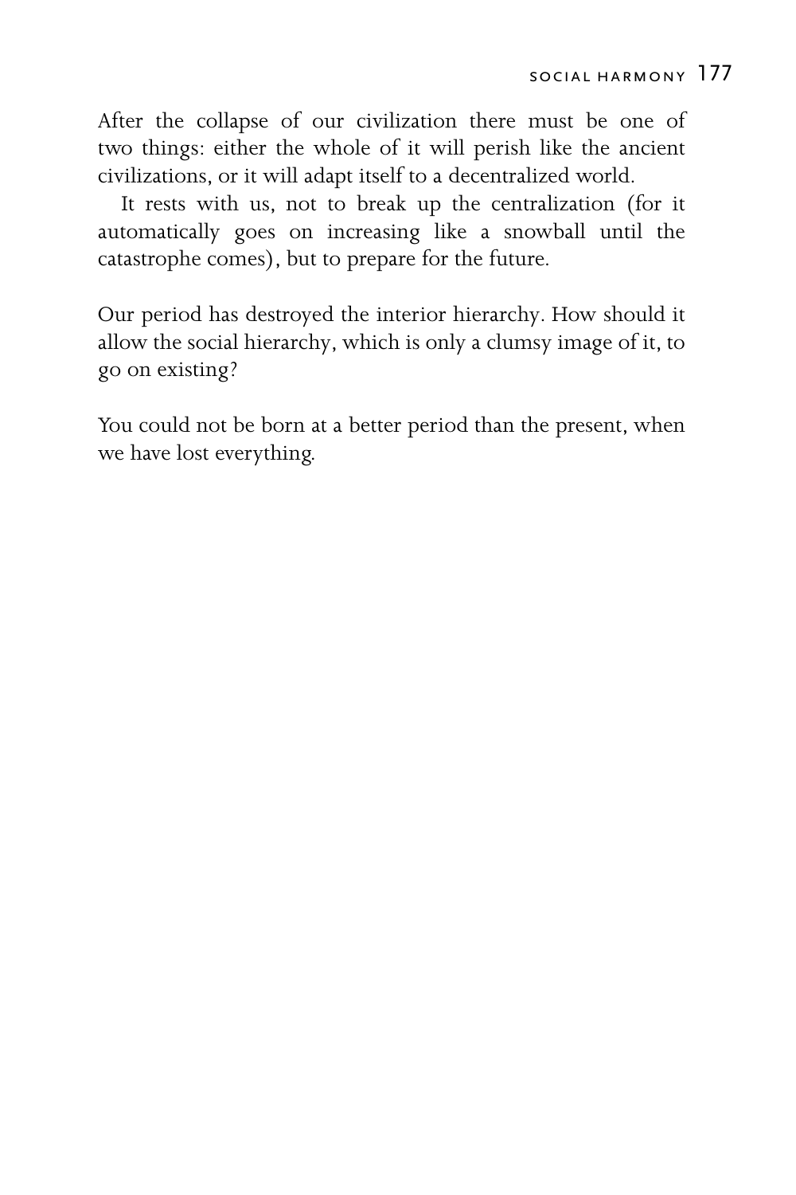After the collapse of our civilization there must be one of two things: either the whole of it will perish like the ancient civilizations, or it will adapt itself to a decentralized world.

It rests with us, not to break up the centralization (for it automatically goes on increasing like a snowball until the catastrophe comes), but to prepare for the future.

Our period has destroyed the interior hierarchy. How should it allow the social hierarchy, which is only a clumsy image of it, to go on existing?

You could not be born at a better period than the present, when we have lost everything.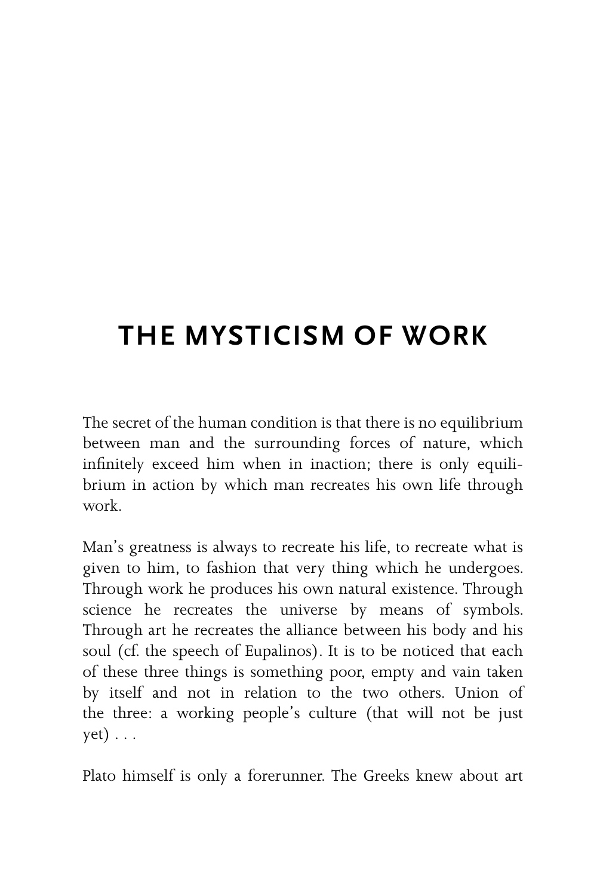# THE MYSTICISM OF WORK

The secret of the human condition is that there is no equilibrium between man and the surrounding forces of nature, which infinitely exceed him when in inaction; there is only equilibrium in action by which man recreates his own life through work.

Man's greatness is always to recreate his life, to recreate what is given to him, to fashion that very thing which he undergoes. Through work he produces his own natural existence. Through science he recreates the universe by means of symbols. Through art he recreates the alliance between his body and his soul (cf. the speech of Eupalinos). It is to be noticed that each of these three things is something poor, empty and vain taken by itself and not in relation to the two others. Union of the three: a working people's culture (that will not be just yet) . . .

Plato himself is only a forerunner. The Greeks knew about art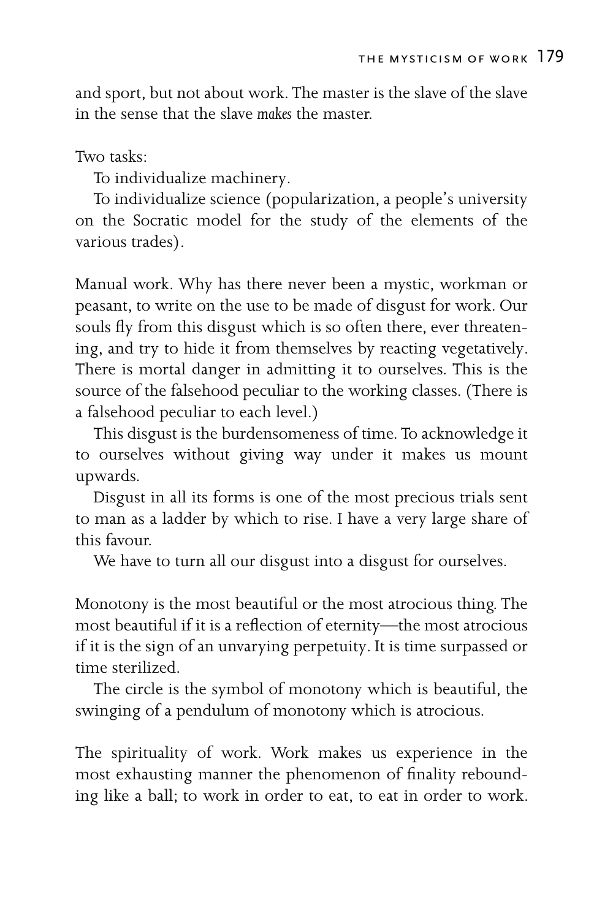and sport, but not about work. The master is the slave of the slave in the sense that the slave *makes* the master.

Two tasks:

To individualize machinery.

To individualize science (popularization, a people's university on the Socratic model for the study of the elements of the various trades).

Manual work. Why has there never been a mystic, workman or peasant, to write on the use to be made of disgust for work. Our souls fly from this disgust which is so often there, ever threatening, and try to hide it from themselves by reacting vegetatively. There is mortal danger in admitting it to ourselves. This is the source of the falsehood peculiar to the working classes. (There is a falsehood peculiar to each level.)

This disgust is the burdensomeness of time. To acknowledge it to ourselves without giving way under it makes us mount upwards.

Disgust in all its forms is one of the most precious trials sent to man as a ladder by which to rise. I have a very large share of this favour.

We have to turn all our disgust into a disgust for ourselves.

Monotony is the most beautiful or the most atrocious thing. The most beautiful if it is a reflection of eternity—the most atrocious if it is the sign of an unvarying perpetuity. It is time surpassed or time sterilized.

The circle is the symbol of monotony which is beautiful, the swinging of a pendulum of monotony which is atrocious.

The spirituality of work. Work makes us experience in the most exhausting manner the phenomenon of finality rebounding like a ball; to work in order to eat, to eat in order to work.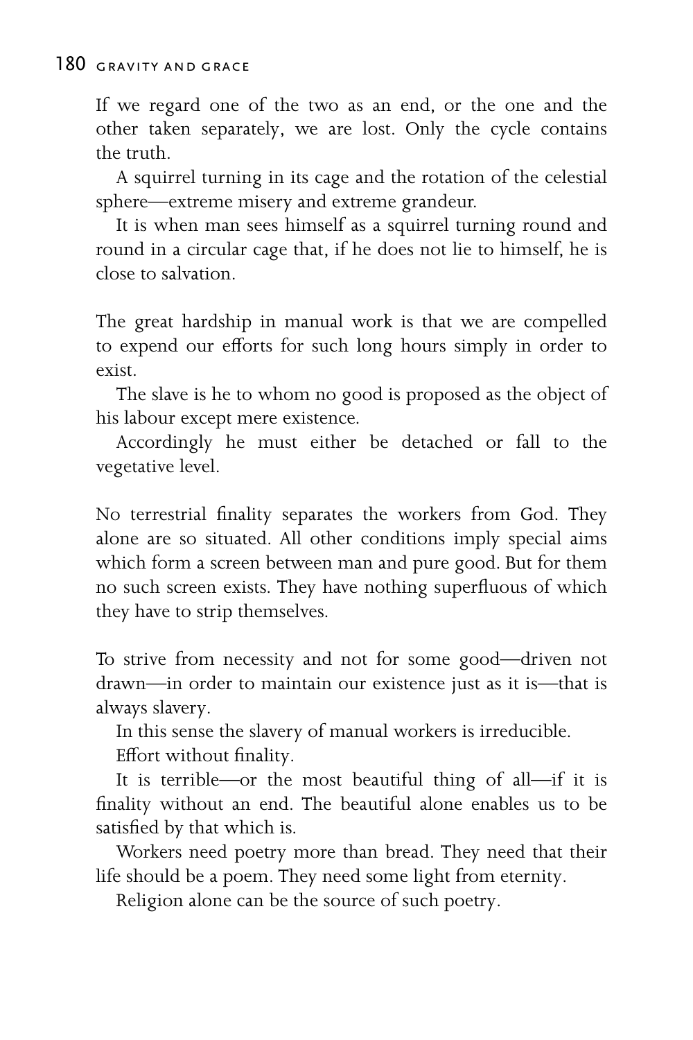If we regard one of the two as an end, or the one and the other taken separately, we are lost. Only the cycle contains the truth.

A squirrel turning in its cage and the rotation of the celestial sphere—extreme misery and extreme grandeur.

It is when man sees himself as a squirrel turning round and round in a circular cage that, if he does not lie to himself, he is close to salvation.

The great hardship in manual work is that we are compelled to expend our efforts for such long hours simply in order to exist.

The slave is he to whom no good is proposed as the object of his labour except mere existence.

Accordingly he must either be detached or fall to the vegetative level.

No terrestrial finality separates the workers from God. They alone are so situated. All other conditions imply special aims which form a screen between man and pure good. But for them no such screen exists. They have nothing superfluous of which they have to strip themselves.

To strive from necessity and not for some good—driven not drawn—in order to maintain our existence just as it is—that is always slavery.

In this sense the slavery of manual workers is irreducible.

Effort without finality.

It is terrible—or the most beautiful thing of all—if it is finality without an end. The beautiful alone enables us to be satisfied by that which is.

Workers need poetry more than bread. They need that their life should be a poem. They need some light from eternity.

Religion alone can be the source of such poetry.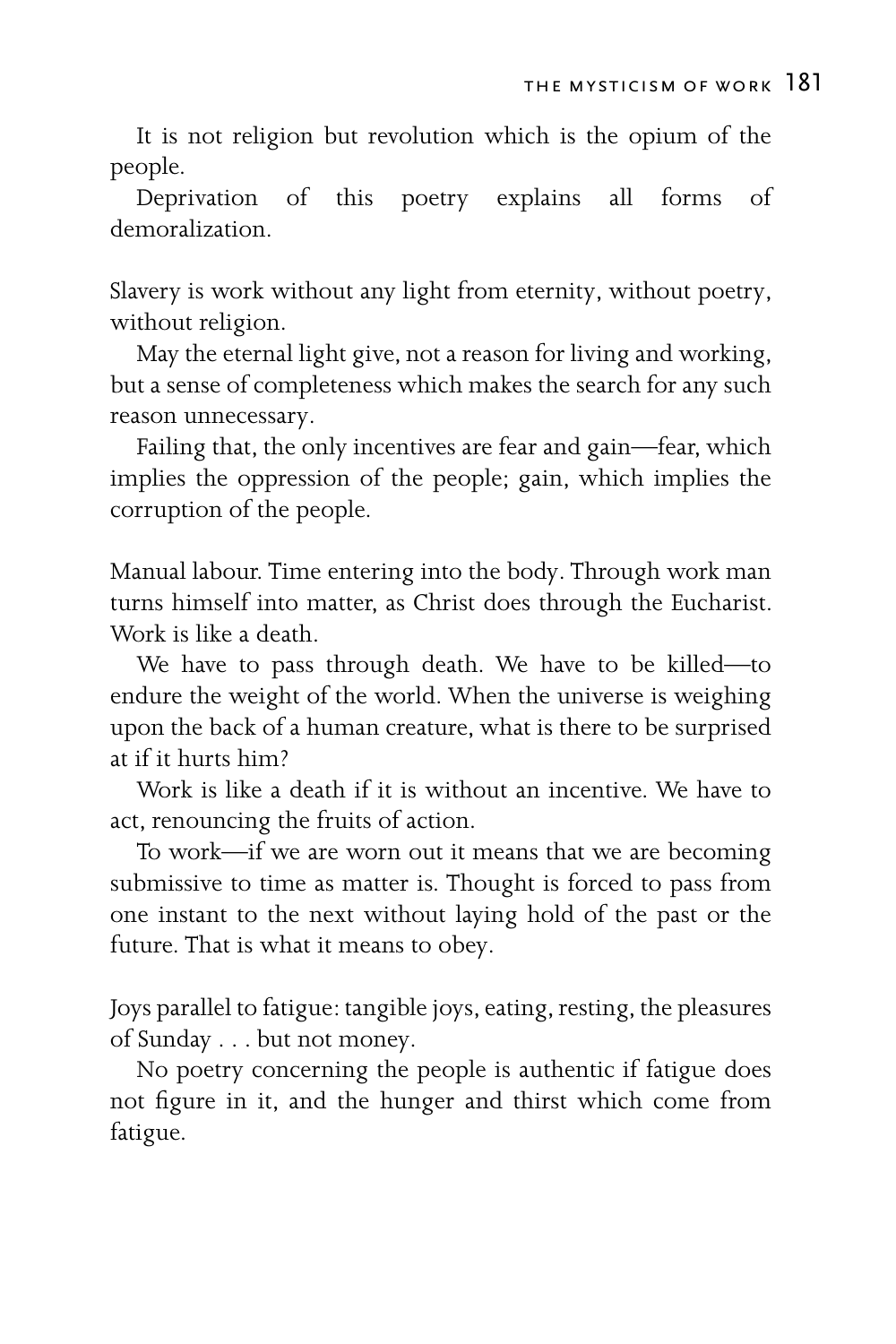It is not religion but revolution which is the opium of the people.

Deprivation of this poetry explains all forms of demoralization.

Slavery is work without any light from eternity, without poetry, without religion.

May the eternal light give, not a reason for living and working, but a sense of completeness which makes the search for any such reason unnecessary.

Failing that, the only incentives are fear and gain—fear, which implies the oppression of the people; gain, which implies the corruption of the people.

Manual labour. Time entering into the body. Through work man turns himself into matter, as Christ does through the Eucharist. Work is like a death.

We have to pass through death. We have to be killed—to endure the weight of the world. When the universe is weighing upon the back of a human creature, what is there to be surprised at if it hurts him?

Work is like a death if it is without an incentive. We have to act, renouncing the fruits of action.

To work—if we are worn out it means that we are becoming submissive to time as matter is. Thought is forced to pass from one instant to the next without laying hold of the past or the future. That is what it means to obey.

Joys parallel to fatigue: tangible joys, eating, resting, the pleasures of Sunday . . . but not money.

No poetry concerning the people is authentic if fatigue does not figure in it, and the hunger and thirst which come from fatigue.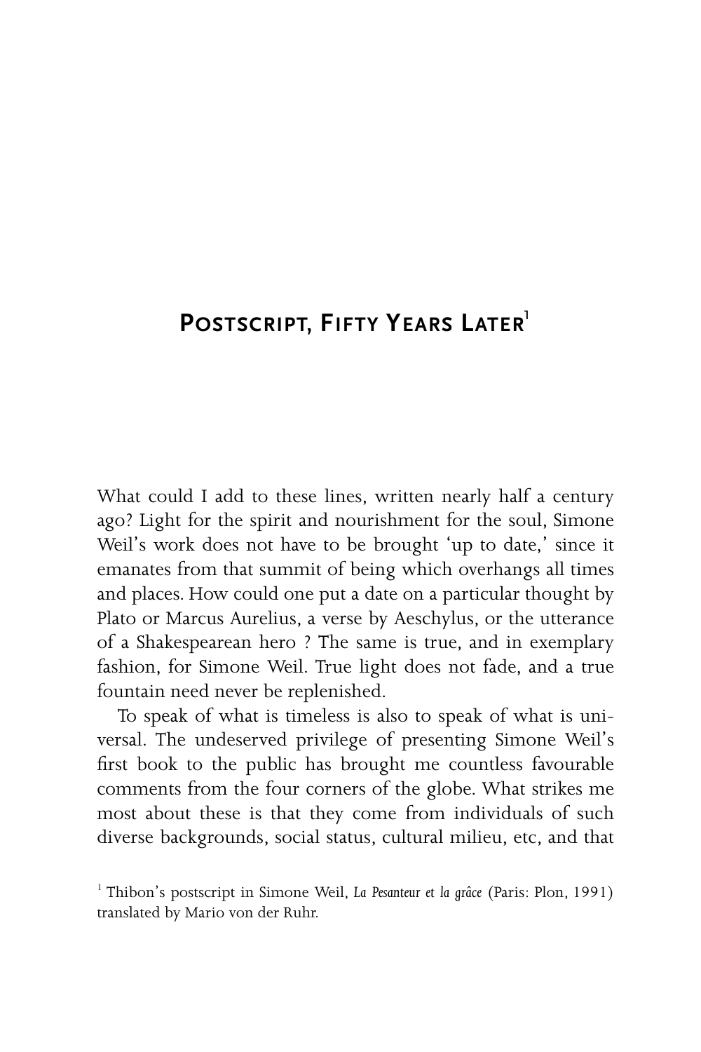# Postscript, Fifty Years Later[1]

What could I add to these lines, written nearly half a century ago? Light for the spirit and nourishment for the soul, Simone Weil's work does not have to be brought 'up to date,' since it emanates from that summit of being which overhangs all times and places. How could one put a date on a particular thought by Plato or Marcus Aurelius, a verse by Aeschylus, or the utterance of a Shakespearean hero ? The same is true, and in exemplary fashion, for Simone Weil. True light does not fade, and a true fountain need never be replenished.

To speak of what is timeless is also to speak of what is universal. The undeserved privilege of presenting Simone Weil's first book to the public has brought me countless favourable comments from the four corners of the globe. What strikes me most about these is that they come from individuals of such diverse backgrounds, social status, cultural milieu, etc, and that

[1] Thibon's postscript in Simone Weil, *La Pesanteur et la grâce* (Paris: Plon, 1991) translated by Mario von der Ruhr.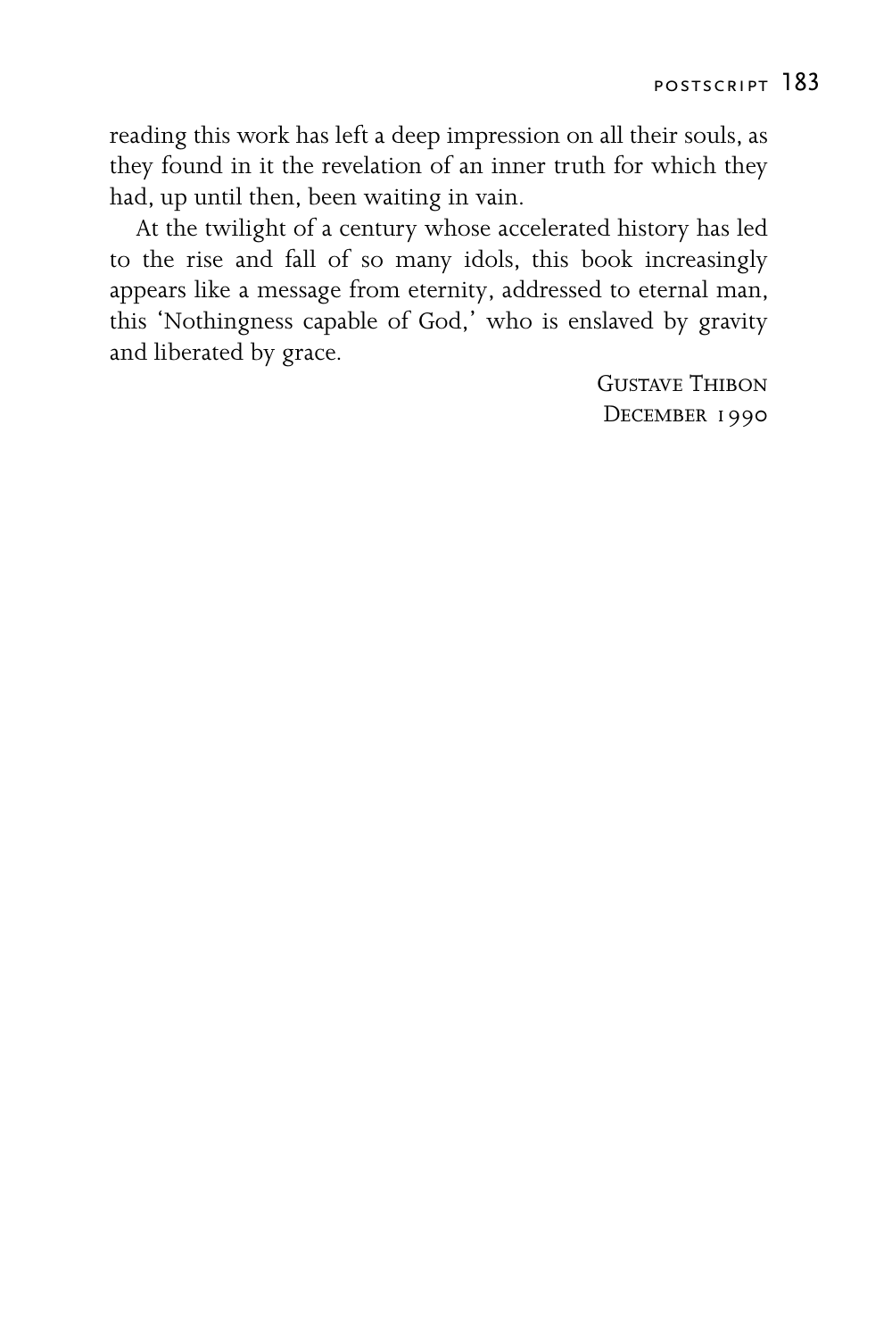reading this work has left a deep impression on all their souls, as they found in it the revelation of an inner truth for which they had, up until then, been waiting in vain.

At the twilight of a century whose accelerated history has led to the rise and fall of so many idols, this book increasingly appears like a message from eternity, addressed to eternal man, this 'Nothingness capable of God,' who is enslaved by gravity and liberated by grace.

GUSTAVE THIBON  
DECEMBER 1990